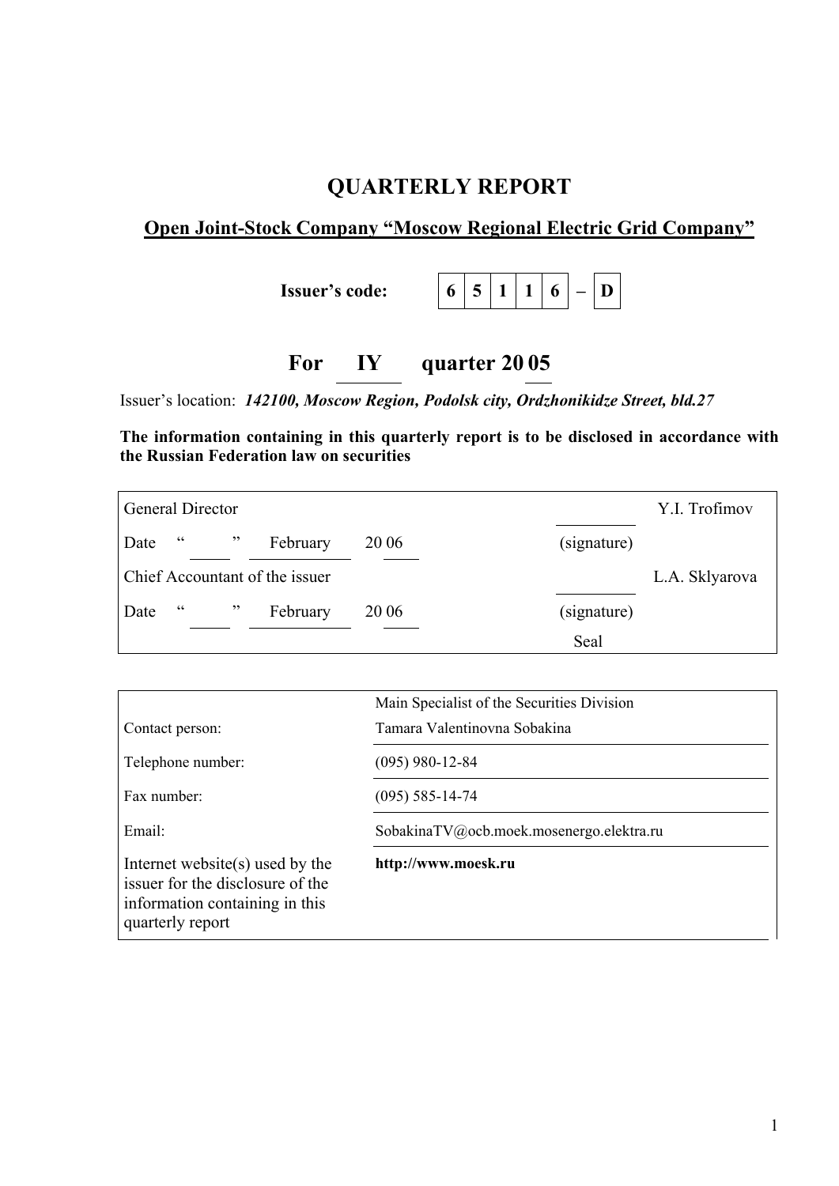# QUARTERLY REPORT

## Open Joint-Stock Company "Moscow Regional Electric Grid Company"

**Issuer's code:** | 6 | 5 | 1 | 1 | 6 | – | D |

## For IY quarter 2005

Issuer's location: ***142100, Moscow Region, Podolsk city, Ordzhonikidze Street, bld.27***

**The information containing in this quarterly report is to be disclosed in accordance with the Russian Federation law on securities**

| | | |
|---|---|---|
| General Director | | Y.I. Trofimov |
| Date " " February 20 06 | (signature) | |
| Chief Accountant of the issuer | | L.A. Sklyarova |
| Date " " February 20 06 | (signature) | |
| | Seal | |

| | |
|---|---|
| Contact person: | Main Specialist of the Securities Division<br>Tamara Valentinovna Sobakina |
| Telephone number: | (095) 980-12-84 |
| Fax number: | (095) 585-14-74 |
| Email: | SobakinaTV@ocb.moek.mosenergo.elektra.ru |
| Internet website(s) used by the issuer for the disclosure of the information containing in this quarterly report | **http://www.moesk.ru** |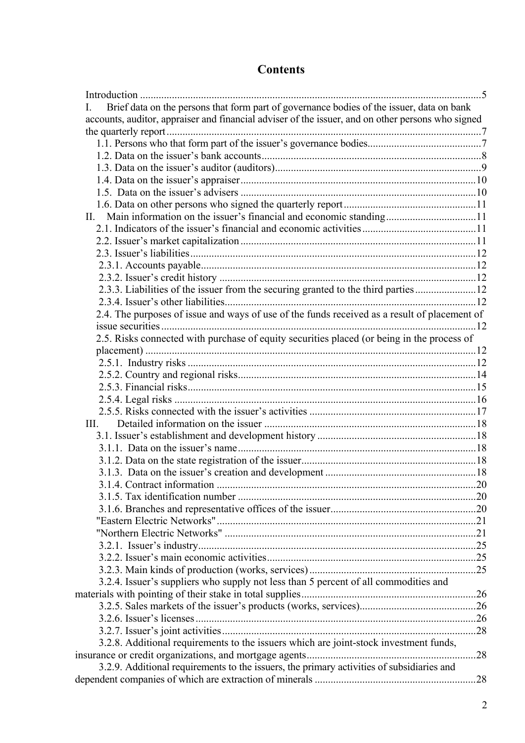# Contents

Introduction ....................................................................................................................5

I. Brief data on the persons that form part of governance bodies of the issuer, data on bank accounts, auditor, appraiser and financial adviser of the issuer, and on other persons who signed the quarterly report......................................................................................................................7

1.1. Persons who that form part of the issuer's governance bodies...........................................7

1.2. Data on the issuer's bank accounts...................................................................................8

1.3. Data on the issuer's auditor (auditors).............................................................................9

1.4. Data on the issuer's appraiser.........................................................................................10

1.5. Data on the issuer's advisers .........................................................................................10

1.6. Data on other persons who signed the quarterly report..................................................11

II. Main information on the issuer's financial and economic standing..................................11

2.1. Indicators of the issuer's financial and economic activities...........................................11

2.2. Issuer's market capitalization.........................................................................................11

2.3. Issuer's liabilities............................................................................................................12

2.3.1. Accounts payable........................................................................................................12

2.3.2. Issuer's credit history .................................................................................................12

2.3.3. Liabilities of the issuer from the securing granted to the third parties.......................12

2.3.4. Issuer's other liabilities...............................................................................................12

2.4. The purposes of issue and ways of use of the funds received as a result of placement of issue securities.......................................................................................................................12

2.5. Risks connected with purchase of equity securities placed (or being in the process of placement) .............................................................................................................................12

2.5.1. Industry risks .............................................................................................................12

2.5.2. Country and regional risks..........................................................................................14

2.5.3. Financial risks.............................................................................................................15

2.5.4. Legal risks ..................................................................................................................16

2.5.5. Risks connected with the issuer's activities ...............................................................17

III. Detailed information on the issuer ...............................................................................18

3.1. Issuer's establishment and development history ............................................................18

3.1.1. Data on the issuer's name..........................................................................................18

3.1.2. Data on the state registration of the issuer..................................................................18

3.1.3. Data on the issuer's creation and development .........................................................18

3.1.4. Contract information ..................................................................................................20

3.1.5. Tax identification number ..........................................................................................20

3.1.6. Branches and representative offices of the issuer.......................................................20

"Eastern Electric Networks"..................................................................................................21

"Northern Electric Networks" ...............................................................................................21

3.2.1. Issuer's industry.........................................................................................................25

3.2.2. Issuer's main economic activities...............................................................................25

3.2.3. Main kinds of production (works, services)...............................................................25

3.2.4. Issuer's suppliers who supply not less than 5 percent of all commodities and materials with pointing of their stake in total supplies..................................................................26

3.2.5. Sales markets of the issuer's products (works, services)............................................26

3.2.6. Issuer's licenses..........................................................................................................26

3.2.7. Issuer's joint activities...............................................................................................28

3.2.8. Additional requirements to the issuers which are joint-stock investment funds, insurance or credit organizations, and mortgage agents................................................................28

3.2.9. Additional requirements to the issuers, the primary activities of subsidiaries and dependent companies of which are extraction of minerals .............................................................28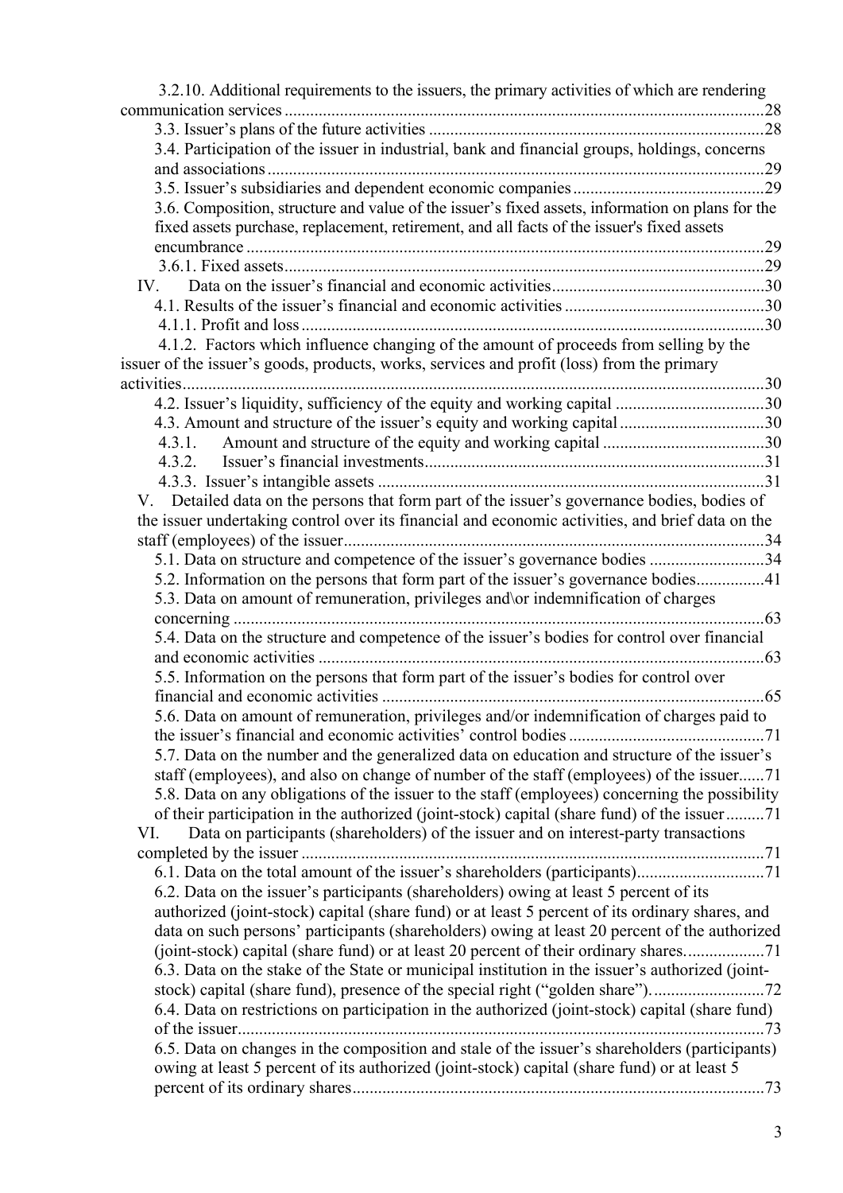3.2.10. Additional requirements to the issuers, the primary activities of which are rendering communication services ....28

3.3. Issuer's plans of the future activities ....28

3.4. Participation of the issuer in industrial, bank and financial groups, holdings, concerns and associations ....29

3.5. Issuer's subsidiaries and dependent economic companies ....29

3.6. Composition, structure and value of the issuer's fixed assets, information on plans for the fixed assets purchase, replacement, retirement, and all facts of the issuer's fixed assets encumbrance ....29

3.6.1. Fixed assets ....29

IV. Data on the issuer's financial and economic activities ....30

4.1. Results of the issuer's financial and economic activities ....30

4.1.1. Profit and loss ....30

4.1.2. Factors which influence changing of the amount of proceeds from selling by the issuer of the issuer's goods, products, works, services and profit (loss) from the primary activities ....30

4.2. Issuer's liquidity, sufficiency of the equity and working capital ....30

4.3. Amount and structure of the issuer's equity and working capital ....30

4.3.1. Amount and structure of the equity and working capital ....30

4.3.2. Issuer's financial investments ....31

4.3.3. Issuer's intangible assets ....31

V. Detailed data on the persons that form part of the issuer's governance bodies, bodies of the issuer undertaking control over its financial and economic activities, and brief data on the staff (employees) of the issuer ....34

5.1. Data on structure and competence of the issuer's governance bodies ....34

5.2. Information on the persons that form part of the issuer's governance bodies ....41

5.3. Data on amount of remuneration, privileges and\or indemnification of charges concerning ....63

5.4. Data on the structure and competence of the issuer's bodies for control over financial and economic activities ....63

5.5. Information on the persons that form part of the issuer's bodies for control over financial and economic activities ....65

5.6. Data on amount of remuneration, privileges and/or indemnification of charges paid to the issuer's financial and economic activities' control bodies ....71

5.7. Data on the number and the generalized data on education and structure of the issuer's staff (employees), and also on change of number of the staff (employees) of the issuer ....71

5.8. Data on any obligations of the issuer to the staff (employees) concerning the possibility of their participation in the authorized (joint-stock) capital (share fund) of the issuer ....71

VI. Data on participants (shareholders) of the issuer and on interest-party transactions completed by the issuer ....71

6.1. Data on the total amount of the issuer's shareholders (participants) ....71

6.2. Data on the issuer's participants (shareholders) owing at least 5 percent of its authorized (joint-stock) capital (share fund) or at least 5 percent of its ordinary shares, and data on such persons' participants (shareholders) owing at least 20 percent of the authorized (joint-stock) capital (share fund) or at least 20 percent of their ordinary shares ....71

6.3. Data on the stake of the State or municipal institution in the issuer's authorized (joint-stock) capital (share fund), presence of the special right ("golden share") ....72

6.4. Data on restrictions on participation in the authorized (joint-stock) capital (share fund) of the issuer ....73

6.5. Data on changes in the composition and stale of the issuer's shareholders (participants) owing at least 5 percent of its authorized (joint-stock) capital (share fund) or at least 5 percent of its ordinary shares ....73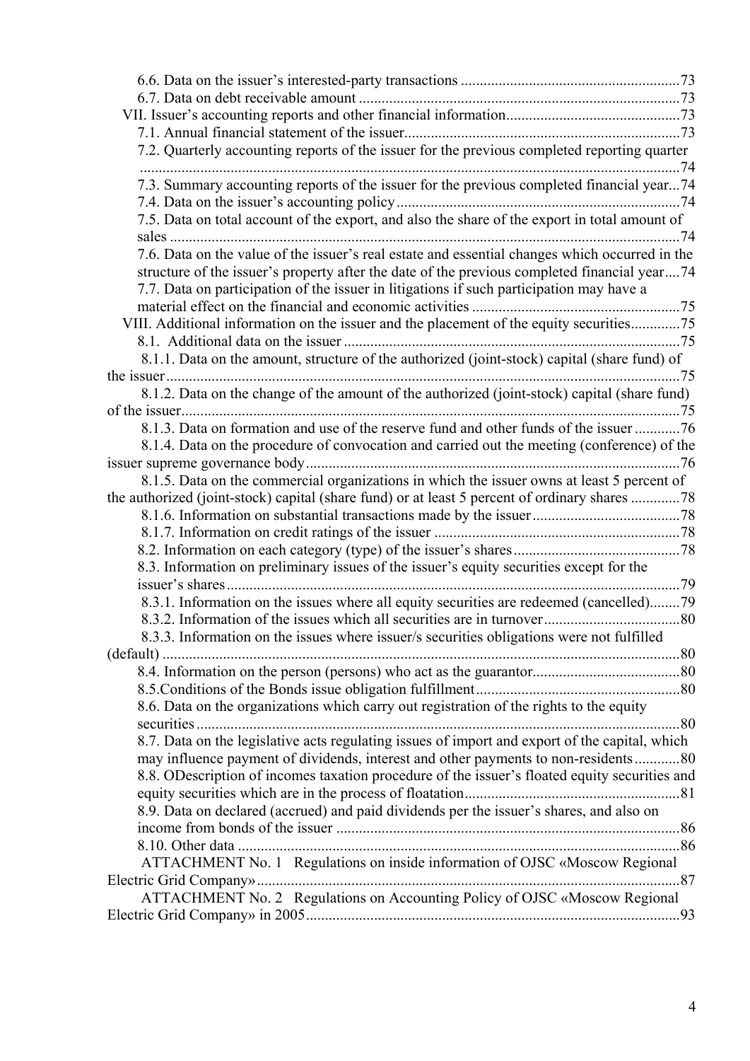6.6. Data on the issuer's interested-party transactions ........................................................73
6.7. Data on debt receivable amount ....................................................................................73
VII. Issuer's accounting reports and other financial information.............................................73
7.1. Annual financial statement of the issuer........................................................................73
7.2. Quarterly accounting reports of the issuer for the previous completed reporting quarter .............................................................................................................................................74
7.3. Summary accounting reports of the issuer for the previous completed financial year...74
7.4. Data on the issuer's accounting policy...........................................................................74
7.5. Data on total account of the export, and also the share of the export in total amount of sales ......................................................................................................................................74
7.6. Data on the value of the issuer's real estate and essential changes which occurred in the structure of the issuer's property after the date of the previous completed financial year....74
7.7. Data on participation of the issuer in litigations if such participation may have a material effect on the financial and economic activities ......................................................75
VIII. Additional information on the issuer and the placement of the equity securities.............75
8.1. Additional data on the issuer ........................................................................................75
8.1.1. Data on the amount, structure of the authorized (joint-stock) capital (share fund) of the issuer.......................................................................................................................................75
8.1.2. Data on the change of the amount of the authorized (joint-stock) capital (share fund) of the issuer...................................................................................................................................75
8.1.3. Data on formation and use of the reserve fund and other funds of the issuer ............76
8.1.4. Data on the procedure of convocation and carried out the meeting (conference) of the issuer supreme governance body..................................................................................................76
8.1.5. Data on the commercial organizations in which the issuer owns at least 5 percent of the authorized (joint-stock) capital (share fund) or at least 5 percent of ordinary shares .............78
8.1.6. Information on substantial transactions made by the issuer.......................................78
8.1.7. Information on credit ratings of the issuer .................................................................78
8.2. Information on each category (type) of the issuer's shares...........................................78
8.3. Information on preliminary issues of the issuer's equity securities except for the issuer's shares.......................................................................................................................79
8.3.1. Information on the issues where all equity securities are redeemed (cancelled)........79
8.3.2. Information of the issues which all securities are in turnover....................................80
8.3.3. Information on the issues where issuer/s securities obligations were not fulfilled (default) .......................................................................................................................................80
8.4. Information on the person (persons) who act as the guarantor.......................................80
8.5.Conditions of the Bonds issue obligation fulfillment......................................................80
8.6. Data on the organizations which carry out registration of the rights to the equity securities...............................................................................................................................80
8.7. Data on the legislative acts regulating issues of import and export of the capital, which may influence payment of dividends, interest and other payments to non-residents............80
8.8. ODescription of incomes taxation procedure of the issuer's floated equity securities and equity securities which are in the process of floatation........................................................81
8.9. Data on declared (accrued) and paid dividends per the issuer's shares, and also on income from bonds of the issuer ..........................................................................................86
8.10. Other data ....................................................................................................................86
ATTACHMENT No. 1 Regulations on inside information of OJSC «Moscow Regional Electric Grid Company»...............................................................................................................87
ATTACHMENT No. 2 Regulations on Accounting Policy of OJSC «Moscow Regional Electric Grid Company» in 2005..................................................................................................93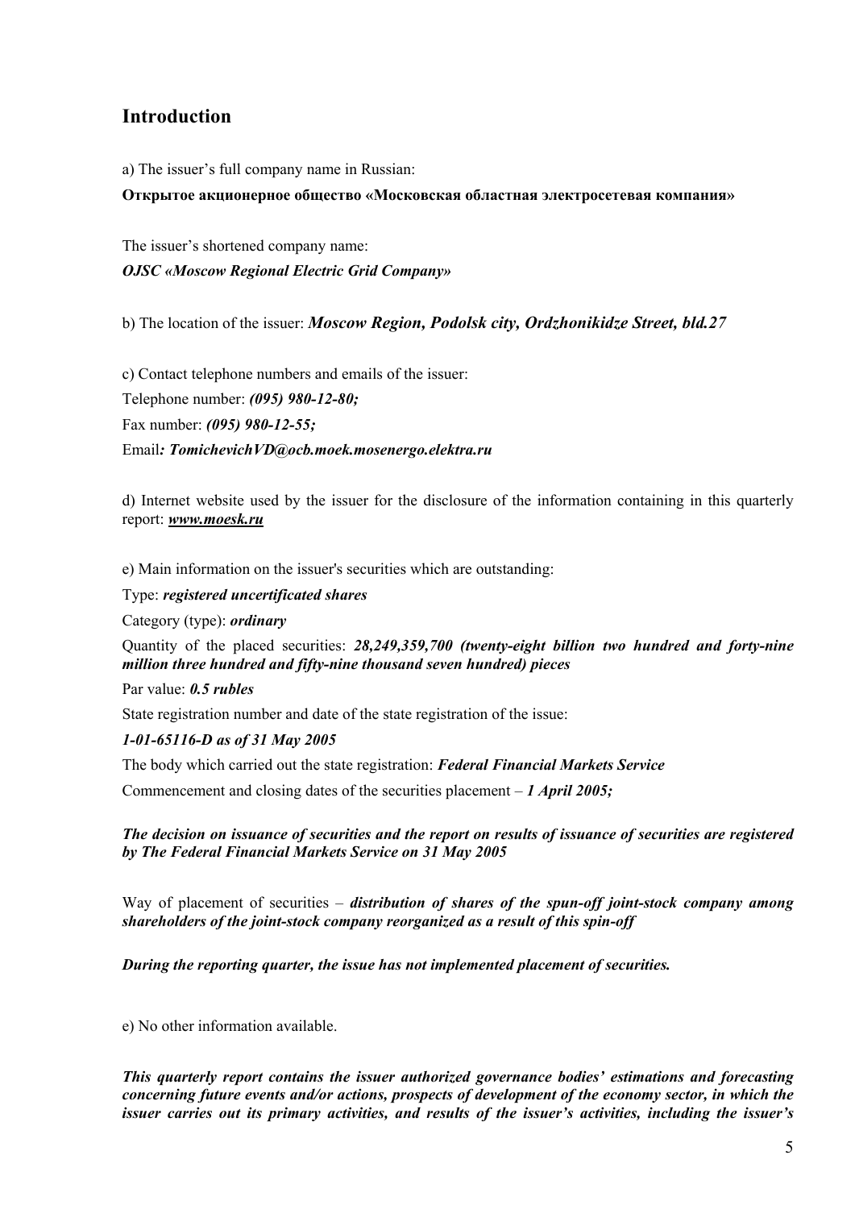## Introduction

a) The issuer's full company name in Russian:

**Открытое акционерное общество «Московская областная электросетевая компания»**

The issuer's shortened company name:

***OJSC «Moscow Regional Electric Grid Company»***

b) The location of the issuer: ***Moscow Region, Podolsk city, Ordzhonikidze Street, bld.27***

c) Contact telephone numbers and emails of the issuer:

Telephone number: ***(095) 980-12-80;***

Fax number: ***(095) 980-12-55;***

Email***: TomichevichVD@ocb.moek.mosenergo.elektra.ru***

d) Internet website used by the issuer for the disclosure of the information containing in this quarterly report: ***www.moesk.ru***

e) Main information on the issuer's securities which are outstanding:

Type: ***registered uncertificated shares***

Category (type): ***ordinary***

Quantity of the placed securities: ***28,249,359,700 (twenty-eight billion two hundred and forty-nine million three hundred and fifty-nine thousand seven hundred) pieces***

Par value: ***0.5 rubles***

State registration number and date of the state registration of the issue:

***1-01-65116-D as of 31 May 2005***

The body which carried out the state registration: ***Federal Financial Markets Service***

Commencement and closing dates of the securities placement – ***1 April 2005;***

***The decision on issuance of securities and the report on results of issuance of securities are registered by The Federal Financial Markets Service on 31 May 2005***

Way of placement of securities – ***distribution of shares of the spun-off joint-stock company among shareholders of the joint-stock company reorganized as a result of this spin-off***

***During the reporting quarter, the issue has not implemented placement of securities.***

e) No other information available.

***This quarterly report contains the issuer authorized governance bodies' estimations and forecasting concerning future events and/or actions, prospects of development of the economy sector, in which the issuer carries out its primary activities, and results of the issuer's activities, including the issuer's***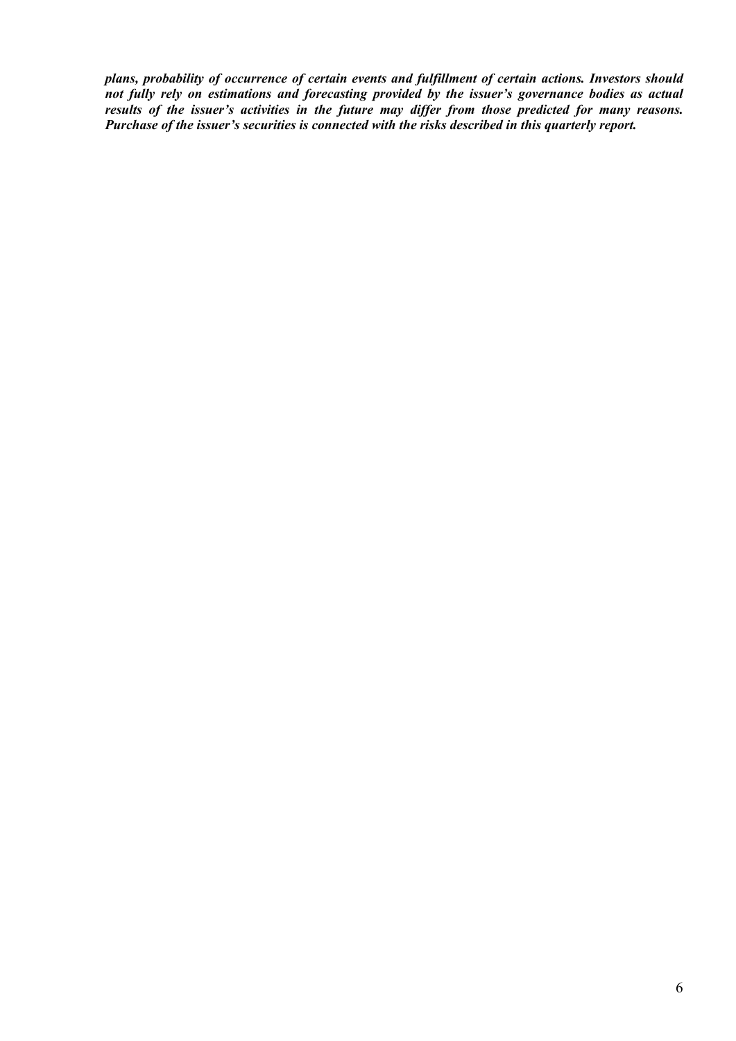***plans, probability of occurrence of certain events and fulfillment of certain actions. Investors should not fully rely on estimations and forecasting provided by the issuer's governance bodies as actual results of the issuer's activities in the future may differ from those predicted for many reasons. Purchase of the issuer's securities is connected with the risks described in this quarterly report.***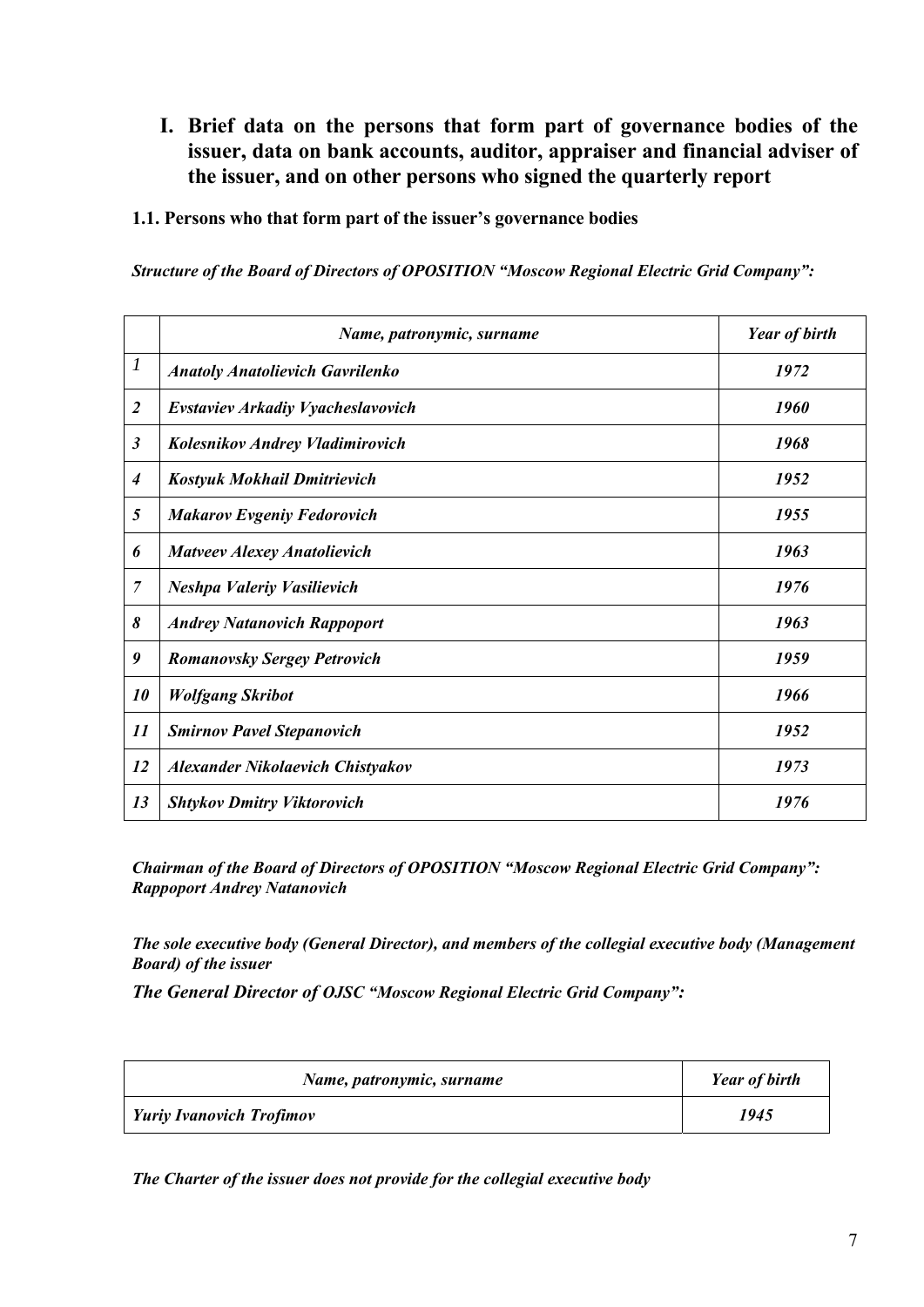# I. Brief data on the persons that form part of governance bodies of the issuer, data on bank accounts, auditor, appraiser and financial adviser of the issuer, and on other persons who signed the quarterly report

### 1.1. Persons who that form part of the issuer's governance bodies

***Structure of the Board of Directors of OPOSITION "Moscow Regional Electric Grid Company":***

| | *Name, patronymic, surname* | *Year of birth* |
|---|---|---|
| *1* | ***Anatoly Anatolievich Gavrilenko*** | ***1972*** |
| *2* | ***Evstaviev Arkadiy Vyacheslavovich*** | ***1960*** |
| *3* | ***Kolesnikov Andrey Vladimirovich*** | ***1968*** |
| *4* | ***Kostyuk Mokhail Dmitrievich*** | ***1952*** |
| *5* | ***Makarov Evgeniy Fedorovich*** | ***1955*** |
| *6* | ***Matveev Alexey Anatolievich*** | ***1963*** |
| *7* | ***Neshpa Valeriy Vasilievich*** | ***1976*** |
| *8* | ***Andrey Natanovich Rappoport*** | ***1963*** |
| *9* | ***Romanovsky Sergey Petrovich*** | ***1959*** |
| *10* | ***Wolfgang Skribot*** | ***1966*** |
| *11* | ***Smirnov Pavel Stepanovich*** | ***1952*** |
| *12* | ***Alexander Nikolaevich Chistyakov*** | ***1973*** |
| *13* | ***Shtykov Dmitry Viktorovich*** | ***1976*** |

***Chairman of the Board of Directors of OPOSITION "Moscow Regional Electric Grid Company": Rappoport Andrey Natanovich***

***The sole executive body (General Director), and members of the collegial executive body (Management Board) of the issuer***

***The General Director of OJSC "Moscow Regional Electric Grid Company":***

| *Name, patronymic, surname* | *Year of birth* |
|---|---|
| ***Yuriy Ivanovich Trofimov*** | ***1945*** |

***The Charter of the issuer does not provide for the collegial executive body***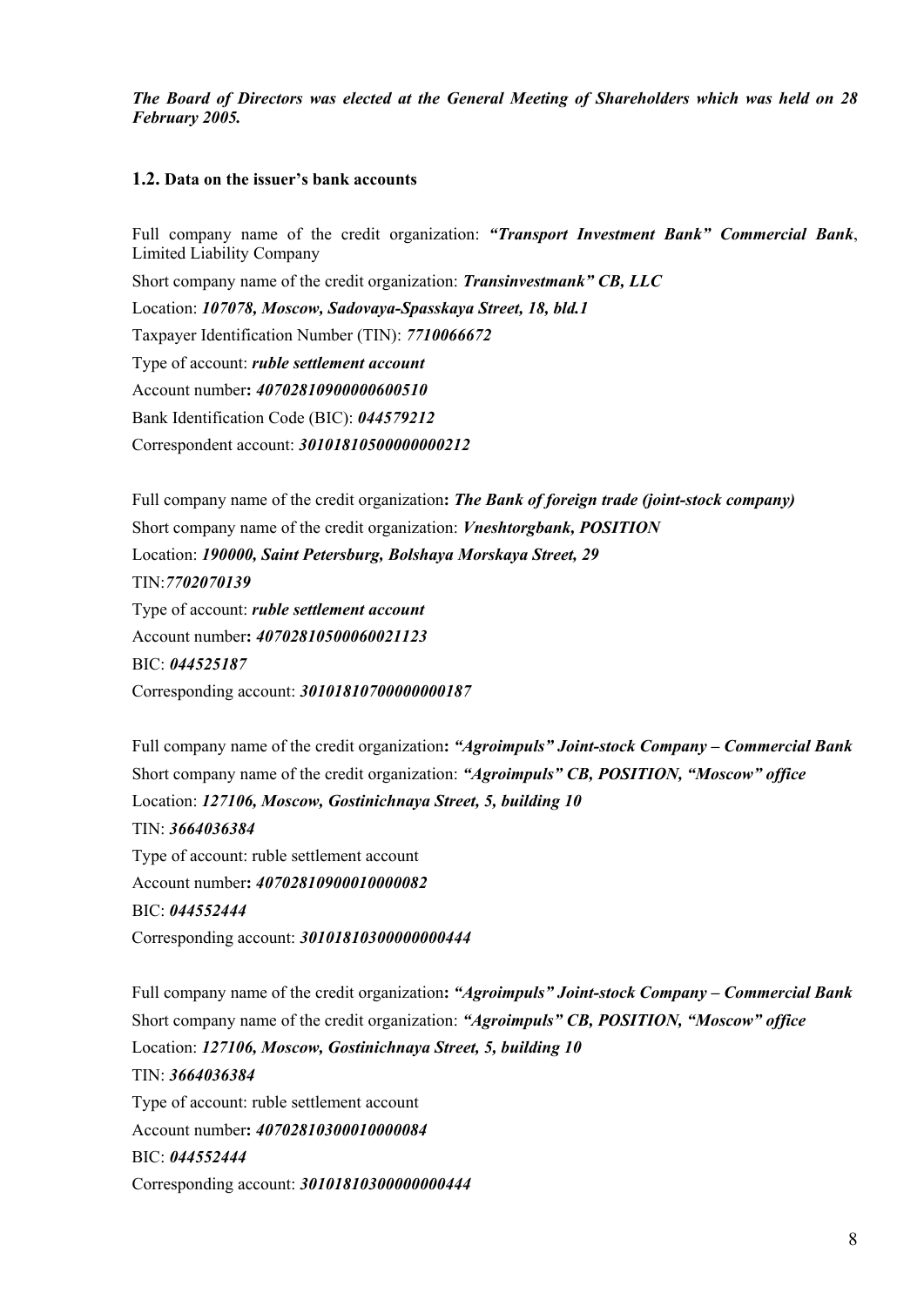***The Board of Directors was elected at the General Meeting of Shareholders which was held on 28 February 2005.***

### 1.2. Data on the issuer's bank accounts

Full company name of the credit organization: ***"Transport Investment Bank" Commercial Bank***, Limited Liability Company

Short company name of the credit organization: ***Transinvestmank" CB, LLC***

Location: ***107078, Moscow, Sadovaya-Spasskaya Street, 18, bld.1***

Taxpayer Identification Number (TIN): ***7710066672***

Type of account: ***ruble settlement account***

Account number**: *40702810900000600510***

Bank Identification Code (BIC): ***044579212***

Correspondent account: ***30101810500000000212***

Full company name of the credit organization**: *The Bank of foreign trade (joint-stock company)***

Short company name of the credit organization: ***Vneshtorgbank, POSITION***

Location: ***190000, Saint Petersburg, Bolshaya Morskaya Street, 29***

TIN:***7702070139***

Type of account: ***ruble settlement account***

Account number**: *40702810500060021123***

BIC: ***044525187***

Corresponding account: ***30101810700000000187***

Full company name of the credit organization**: *"Agroimpuls" Joint-stock Company – Commercial Bank***

Short company name of the credit organization: ***"Agroimpuls" CB, POSITION, "Moscow" office***

Location: ***127106, Moscow, Gostinichnaya Street, 5, building 10***

TIN: ***3664036384***

Type of account: ruble settlement account

Account number**: *40702810900010000082***

BIC: ***044552444***

Corresponding account: ***30101810300000000444***

Full company name of the credit organization**: *"Agroimpuls" Joint-stock Company – Commercial Bank***

Short company name of the credit organization: ***"Agroimpuls" CB, POSITION, "Moscow" office***

Location: ***127106, Moscow, Gostinichnaya Street, 5, building 10***

TIN: ***3664036384***

Type of account: ruble settlement account

Account number**: *40702810300010000084***

BIC: ***044552444***

Corresponding account: ***30101810300000000444***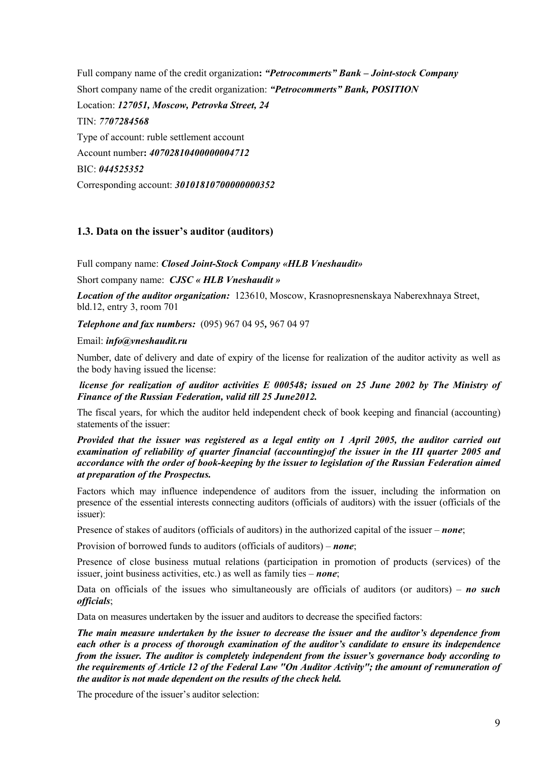Full company name of the credit organization**:** ***"Petrocommerts" Bank – Joint-stock Company***

Short company name of the credit organization: ***"Petrocommerts" Bank, POSITION***

Location: ***127051, Moscow, Petrovka Street, 24***

TIN: ***7707284568***

Type of account: ruble settlement account

Account number**:** ***40702810400000004712***

BIC: ***044525352***

Corresponding account: ***30101810700000000352***

### 1.3. Data on the issuer's auditor (auditors)

Full company name: ***Closed Joint-Stock Company «HLB Vneshaudit»***

Short company name: ***CJSC « HLB Vneshaudit »***

***Location of the auditor organization:*** 123610, Moscow, Krasnopresnenskaya Naberexhnaya Street, bld.12, entry 3, room 701

***Telephone and fax numbers:*** (095) 967 04 95**,** 967 04 97

Email: ***info@vneshaudit.ru***

Number, date of delivery and date of expiry of the license for realization of the auditor activity as well as the body having issued the license:

***license for realization of auditor activities E 000548; issued on 25 June 2002 by The Ministry of Finance of the Russian Federation, valid till 25 June2012.***

The fiscal years, for which the auditor held independent check of book keeping and financial (accounting) statements of the issuer:

***Provided that the issuer was registered as a legal entity on 1 April 2005, the auditor carried out examination of reliability of quarter financial (accounting)of the issuer in the III quarter 2005 and accordance with the order of book-keeping by the issuer to legislation of the Russian Federation aimed at preparation of the Prospectus.***

Factors which may influence independence of auditors from the issuer, including the information on presence of the essential interests connecting auditors (officials of auditors) with the issuer (officials of the issuer):

Presence of stakes of auditors (officials of auditors) in the authorized capital of the issuer – ***none***;

Provision of borrowed funds to auditors (officials of auditors) – ***none***;

Presence of close business mutual relations (participation in promotion of products (services) of the issuer, joint business activities, etc.) as well as family ties – ***none***;

Data on officials of the issues who simultaneously are officials of auditors (or auditors) – ***no such officials***;

Data on measures undertaken by the issuer and auditors to decrease the specified factors:

***The main measure undertaken by the issuer to decrease the issuer and the auditor's dependence from each other is a process of thorough examination of the auditor's candidate to ensure its independence from the issuer. The auditor is completely independent from the issuer's governance body according to the requirements of Article 12 of the Federal Law "On Auditor Activity"; the amount of remuneration of the auditor is not made dependent on the results of the check held.***

The procedure of the issuer's auditor selection: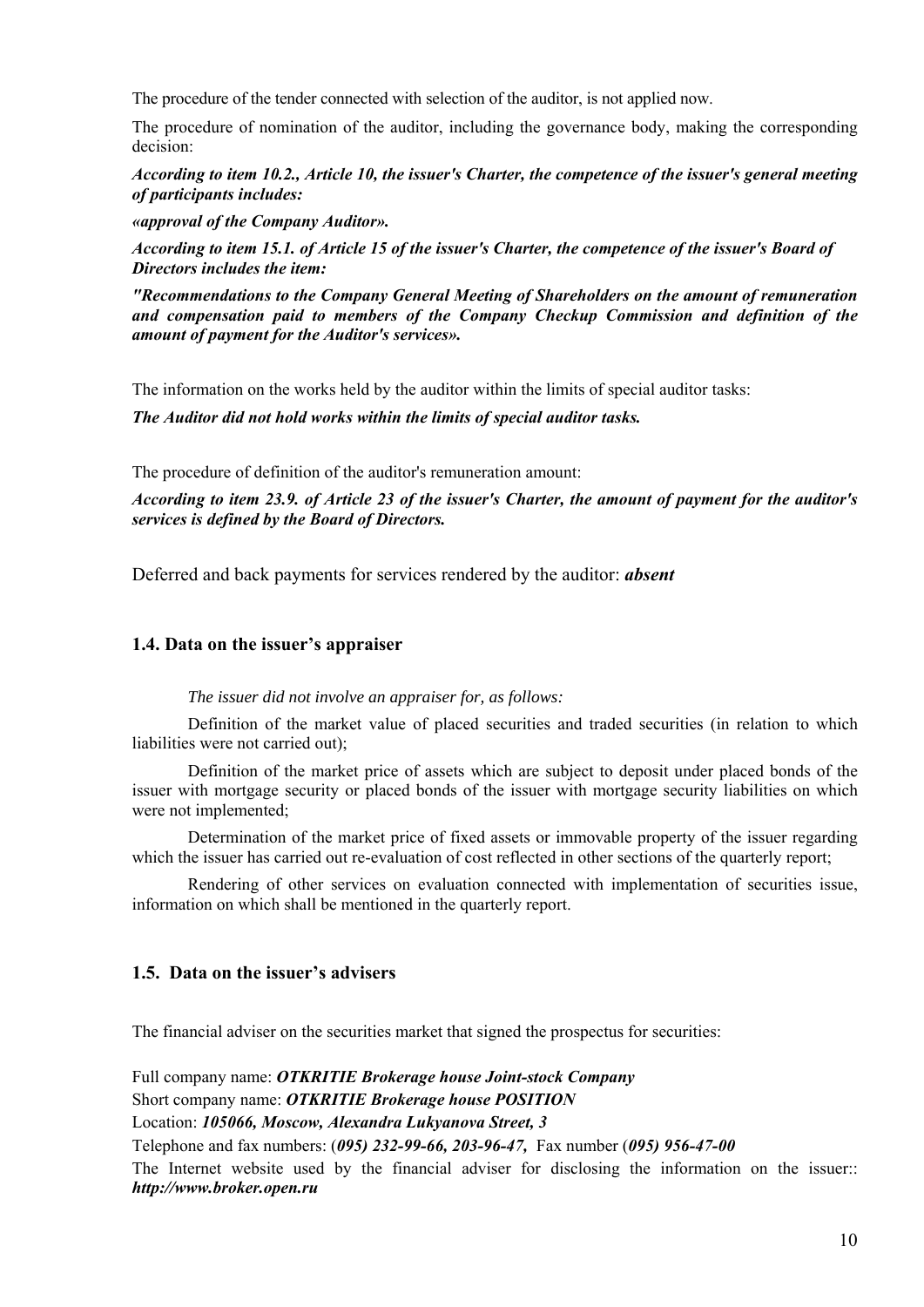The procedure of the tender connected with selection of the auditor, is not applied now.

The procedure of nomination of the auditor, including the governance body, making the corresponding decision:

***According to item 10.2., Article 10, the issuer's Charter, the competence of the issuer's general meeting of participants includes:***

***«approval of the Company Auditor».***

***According to item 15.1. of Article 15 of the issuer's Charter, the competence of the issuer's Board of Directors includes the item:***

***"Recommendations to the Company General Meeting of Shareholders on the amount of remuneration and compensation paid to members of the Company Checkup Commission and definition of the amount of payment for the Auditor's services».***

The information on the works held by the auditor within the limits of special auditor tasks:

***The Auditor did not hold works within the limits of special auditor tasks.***

The procedure of definition of the auditor's remuneration amount:

***According to item 23.9. of Article 23 of the issuer's Charter, the amount of payment for the auditor's services is defined by the Board of Directors.***

Deferred and back payments for services rendered by the auditor: ***absent***

### 1.4. Data on the issuer's appraiser

*The issuer did not involve an appraiser for, as follows:*

Definition of the market value of placed securities and traded securities (in relation to which liabilities were not carried out);

Definition of the market price of assets which are subject to deposit under placed bonds of the issuer with mortgage security or placed bonds of the issuer with mortgage security liabilities on which were not implemented;

Determination of the market price of fixed assets or immovable property of the issuer regarding which the issuer has carried out re-evaluation of cost reflected in other sections of the quarterly report;

Rendering of other services on evaluation connected with implementation of securities issue, information on which shall be mentioned in the quarterly report.

### 1.5. Data on the issuer's advisers

The financial adviser on the securities market that signed the prospectus for securities:

Full company name: ***OTKRITIE Brokerage house Joint-stock Company***
Short company name: ***OTKRITIE Brokerage house POSITION***
Location: ***105066, Moscow, Alexandra Lukyanova Street, 3***
Telephone and fax numbers: (***095) 232-99-66, 203-96-47,*** Fax number (***095) 956-47-00***
The Internet website used by the financial adviser for disclosing the information on the issuer:: ***http://www.broker.open.ru***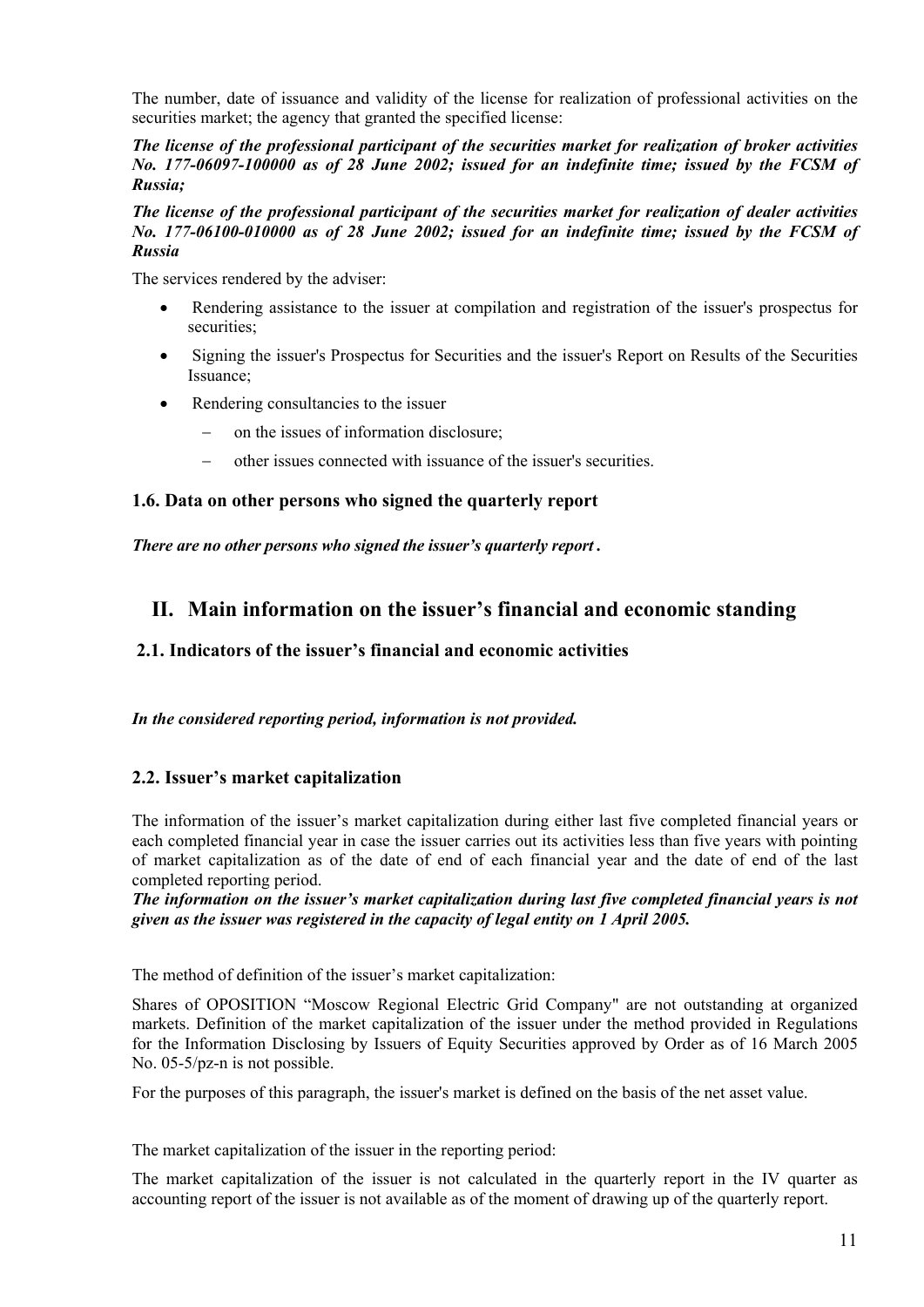The number, date of issuance and validity of the license for realization of professional activities on the securities market; the agency that granted the specified license:

***The license of the professional participant of the securities market for realization of broker activities No. 177-06097-100000 as of 28 June 2002; issued for an indefinite time; issued by the FCSM of Russia;***

***The license of the professional participant of the securities market for realization of dealer activities No. 177-06100-010000 as of 28 June 2002; issued for an indefinite time; issued by the FCSM of Russia***

The services rendered by the adviser:

- Rendering assistance to the issuer at compilation and registration of the issuer's prospectus for securities;
- Signing the issuer's Prospectus for Securities and the issuer's Report on Results of the Securities Issuance;
- Rendering consultancies to the issuer
  - on the issues of information disclosure;
  - other issues connected with issuance of the issuer's securities.

### 1.6. Data on other persons who signed the quarterly report

***There are no other persons who signed the issuer's quarterly report .***

## II. Main information on the issuer's financial and economic standing

### 2.1. Indicators of the issuer's financial and economic activities

***In the considered reporting period, information is not provided.***

### 2.2. Issuer's market capitalization

The information of the issuer's market capitalization during either last five completed financial years or each completed financial year in case the issuer carries out its activities less than five years with pointing of market capitalization as of the date of end of each financial year and the date of end of the last completed reporting period.
***The information on the issuer's market capitalization during last five completed financial years is not given as the issuer was registered in the capacity of legal entity on 1 April 2005.***

The method of definition of the issuer's market capitalization:

Shares of OPOSITION "Moscow Regional Electric Grid Company" are not outstanding at organized markets. Definition of the market capitalization of the issuer under the method provided in Regulations for the Information Disclosing by Issuers of Equity Securities approved by Order as of 16 March 2005 No. 05-5/pz-n is not possible.

For the purposes of this paragraph, the issuer's market is defined on the basis of the net asset value.

The market capitalization of the issuer in the reporting period:

The market capitalization of the issuer is not calculated in the quarterly report in the IV quarter as accounting report of the issuer is not available as of the moment of drawing up of the quarterly report.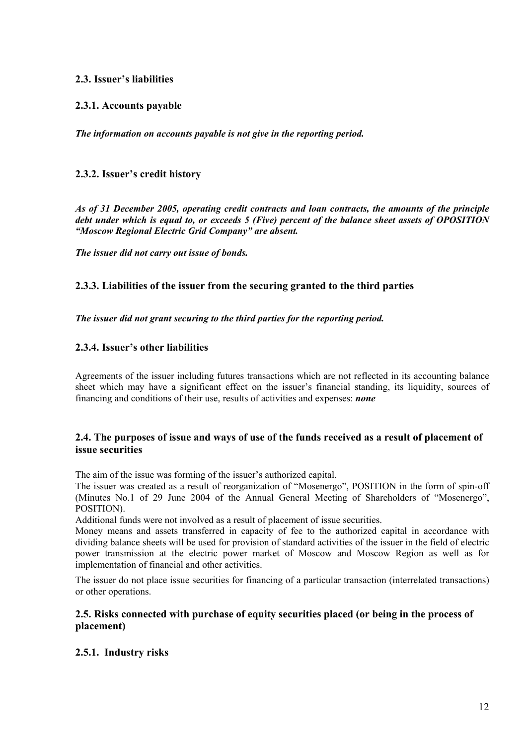## 2.3. Issuer's liabilities

### 2.3.1. Accounts payable

***The information on accounts payable is not give in the reporting period.***

### 2.3.2. Issuer's credit history

***As of 31 December 2005, operating credit contracts and loan contracts, the amounts of the principle debt under which is equal to, or exceeds 5 (Five) percent of the balance sheet assets of OPOSITION "Moscow Regional Electric Grid Company" are absent.***

***The issuer did not carry out issue of bonds.***

### 2.3.3. Liabilities of the issuer from the securing granted to the third parties

***The issuer did not grant securing to the third parties for the reporting period.***

### 2.3.4. Issuer's other liabilities

Agreements of the issuer including futures transactions which are not reflected in its accounting balance sheet which may have a significant effect on the issuer's financial standing, its liquidity, sources of financing and conditions of their use, results of activities and expenses: ***none***

## 2.4. The purposes of issue and ways of use of the funds received as a result of placement of issue securities

The aim of the issue was forming of the issuer's authorized capital.

The issuer was created as a result of reorganization of "Mosenergo", POSITION in the form of spin-off (Minutes No.1 of 29 June 2004 of the Annual General Meeting of Shareholders of "Mosenergo", POSITION).

Additional funds were not involved as a result of placement of issue securities.

Money means and assets transferred in capacity of fee to the authorized capital in accordance with dividing balance sheets will be used for provision of standard activities of the issuer in the field of electric power transmission at the electric power market of Moscow and Moscow Region as well as for implementation of financial and other activities.

The issuer do not place issue securities for financing of a particular transaction (interrelated transactions) or other operations.

## 2.5. Risks connected with purchase of equity securities placed (or being in the process of placement)

### 2.5.1. Industry risks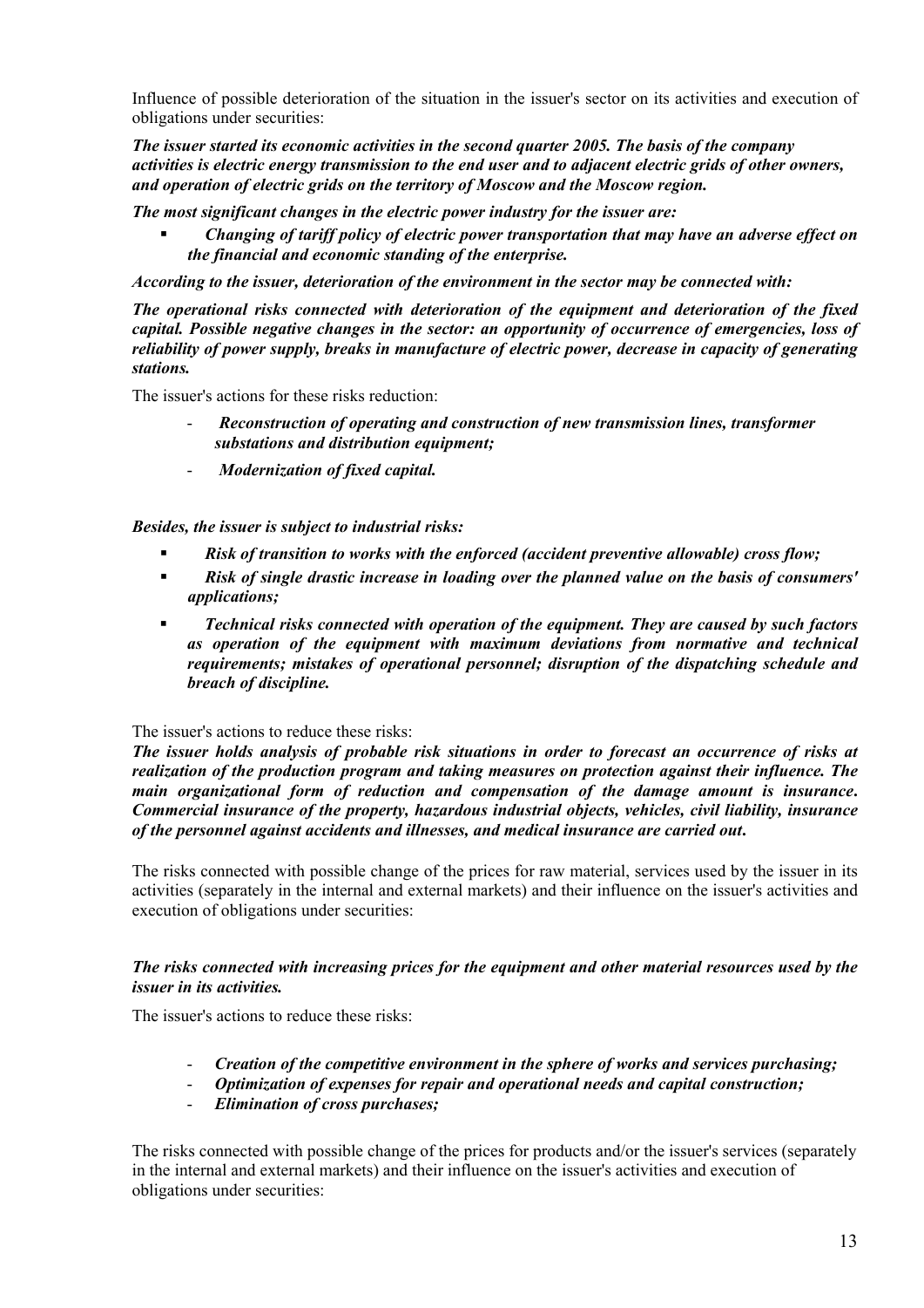Influence of possible deterioration of the situation in the issuer's sector on its activities and execution of obligations under securities:

***The issuer started its economic activities in the second quarter 2005. The basis of the company activities is electric energy transmission to the end user and to adjacent electric grids of other owners, and operation of electric grids on the territory of Moscow and the Moscow region.***

***The most significant changes in the electric power industry for the issuer are:***

- ***Changing of tariff policy of electric power transportation that may have an adverse effect on the financial and economic standing of the enterprise.***

***According to the issuer, deterioration of the environment in the sector may be connected with:***

***The operational risks connected with deterioration of the equipment and deterioration of the fixed capital. Possible negative changes in the sector: an opportunity of occurrence of emergencies, loss of reliability of power supply, breaks in manufacture of electric power, decrease in capacity of generating stations.***

The issuer's actions for these risks reduction:

- ***Reconstruction of operating and construction of new transmission lines, transformer substations and distribution equipment;***
- ***Modernization of fixed capital.***

***Besides, the issuer is subject to industrial risks:***

- ***Risk of transition to works with the enforced (accident preventive allowable) cross flow;***
- ***Risk of single drastic increase in loading over the planned value on the basis of consumers' applications;***
- ***Technical risks connected with operation of the equipment. They are caused by such factors as operation of the equipment with maximum deviations from normative and technical requirements; mistakes of operational personnel; disruption of the dispatching schedule and breach of discipline.***

The issuer's actions to reduce these risks:

***The issuer holds analysis of probable risk situations in order to forecast an occurrence of risks at realization of the production program and taking measures on protection against their influence. The main organizational form of reduction and compensation of the damage amount is insurance. Commercial insurance of the property, hazardous industrial objects, vehicles, civil liability, insurance of the personnel against accidents and illnesses, and medical insurance are carried out.***

The risks connected with possible change of the prices for raw material, services used by the issuer in its activities (separately in the internal and external markets) and their influence on the issuer's activities and execution of obligations under securities:

***The risks connected with increasing prices for the equipment and other material resources used by the issuer in its activities.***

The issuer's actions to reduce these risks:

- ***Creation of the competitive environment in the sphere of works and services purchasing;***
- ***Optimization of expenses for repair and operational needs and capital construction;***
- ***Elimination of cross purchases;***

The risks connected with possible change of the prices for products and/or the issuer's services (separately in the internal and external markets) and their influence on the issuer's activities and execution of obligations under securities: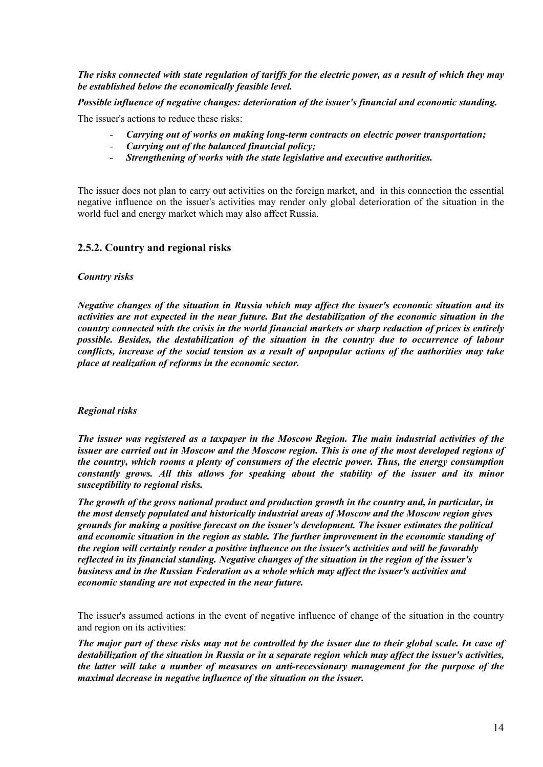***The risks connected with state regulation of tariffs for the electric power, as a result of which they may be established below the economically feasible level.***

***Possible influence of negative changes: deterioration of the issuer's financial and economic standing.***

The issuer's actions to reduce these risks:

- ***Carrying out of works on making long-term contracts on electric power transportation;***
- ***Carrying out of the balanced financial policy;***
- ***Strengthening of works with the state legislative and executive authorities.***

The issuer does not plan to carry out activities on the foreign market, and in this connection the essential negative influence on the issuer's activities may render only global deterioration of the situation in the world fuel and energy market which may also affect Russia.

## 2.5.2. Country and regional risks

***Country risks***

***Negative changes of the situation in Russia which may affect the issuer's economic situation and its activities are not expected in the near future. But the destabilization of the economic situation in the country connected with the crisis in the world financial markets or sharp reduction of prices is entirely possible. Besides, the destabilization of the situation in the country due to occurrence of labour conflicts, increase of the social tension as a result of unpopular actions of the authorities may take place at realization of reforms in the economic sector.***

***Regional risks***

***The issuer was registered as a taxpayer in the Moscow Region. The main industrial activities of the issuer are carried out in Moscow and the Moscow region. This is one of the most developed regions of the country, which rooms a plenty of consumers of the electric power. Thus, the energy consumption constantly grows. All this allows for speaking about the stability of the issuer and its minor susceptibility to regional risks.***

***The growth of the gross national product and production growth in the country and, in particular, in the most densely populated and historically industrial areas of Moscow and the Moscow region gives grounds for making a positive forecast on the issuer's development. The issuer estimates the political and economic situation in the region as stable. The further improvement in the economic standing of the region will certainly render a positive influence on the issuer's activities and will be favorably reflected in its financial standing. Negative changes of the situation in the region of the issuer's business and in the Russian Federation as a whole which may affect the issuer's activities and economic standing are not expected in the near future.***

The issuer's assumed actions in the event of negative influence of change of the situation in the country and region on its activities:

***The major part of these risks may not be controlled by the issuer due to their global scale. In case of destabilization of the situation in Russia or in a separate region which may affect the issuer's activities, the latter will take a number of measures on anti-recessionary management for the purpose of the maximal decrease in negative influence of the situation on the issuer.***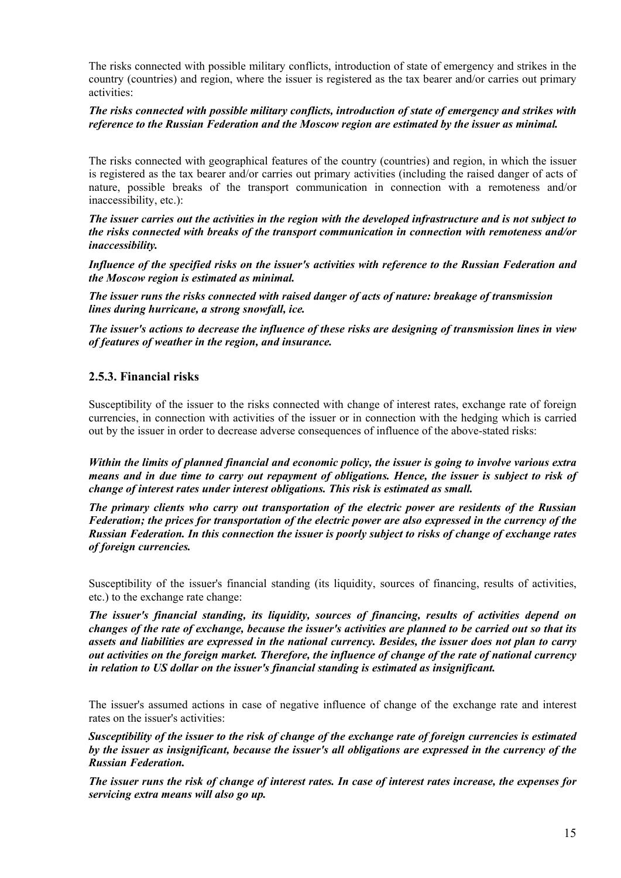The risks connected with possible military conflicts, introduction of state of emergency and strikes in the country (countries) and region, where the issuer is registered as the tax bearer and/or carries out primary activities:

***The risks connected with possible military conflicts, introduction of state of emergency and strikes with reference to the Russian Federation and the Moscow region are estimated by the issuer as minimal.***

The risks connected with geographical features of the country (countries) and region, in which the issuer is registered as the tax bearer and/or carries out primary activities (including the raised danger of acts of nature, possible breaks of the transport communication in connection with a remoteness and/or inaccessibility, etc.):

***The issuer carries out the activities in the region with the developed infrastructure and is not subject to the risks connected with breaks of the transport communication in connection with remoteness and/or inaccessibility.***

***Influence of the specified risks on the issuer's activities with reference to the Russian Federation and the Moscow region is estimated as minimal.***

***The issuer runs the risks connected with raised danger of acts of nature: breakage of transmission lines during hurricane, a strong snowfall, ice.***

***The issuer's actions to decrease the influence of these risks are designing of transmission lines in view of features of weather in the region, and insurance.***

### 2.5.3. Financial risks

Susceptibility of the issuer to the risks connected with change of interest rates, exchange rate of foreign currencies, in connection with activities of the issuer or in connection with the hedging which is carried out by the issuer in order to decrease adverse consequences of influence of the above-stated risks:

***Within the limits of planned financial and economic policy, the issuer is going to involve various extra means and in due time to carry out repayment of obligations. Hence, the issuer is subject to risk of change of interest rates under interest obligations. This risk is estimated as small.***

***The primary clients who carry out transportation of the electric power are residents of the Russian Federation; the prices for transportation of the electric power are also expressed in the currency of the Russian Federation. In this connection the issuer is poorly subject to risks of change of exchange rates of foreign currencies.***

Susceptibility of the issuer's financial standing (its liquidity, sources of financing, results of activities, etc.) to the exchange rate change:

***The issuer's financial standing, its liquidity, sources of financing, results of activities depend on changes of the rate of exchange, because the issuer's activities are planned to be carried out so that its assets and liabilities are expressed in the national currency. Besides, the issuer does not plan to carry out activities on the foreign market. Therefore, the influence of change of the rate of national currency in relation to US dollar on the issuer's financial standing is estimated as insignificant.***

The issuer's assumed actions in case of negative influence of change of the exchange rate and interest rates on the issuer's activities:

***Susceptibility of the issuer to the risk of change of the exchange rate of foreign currencies is estimated by the issuer as insignificant, because the issuer's all obligations are expressed in the currency of the Russian Federation.***

***The issuer runs the risk of change of interest rates. In case of interest rates increase, the expenses for servicing extra means will also go up.***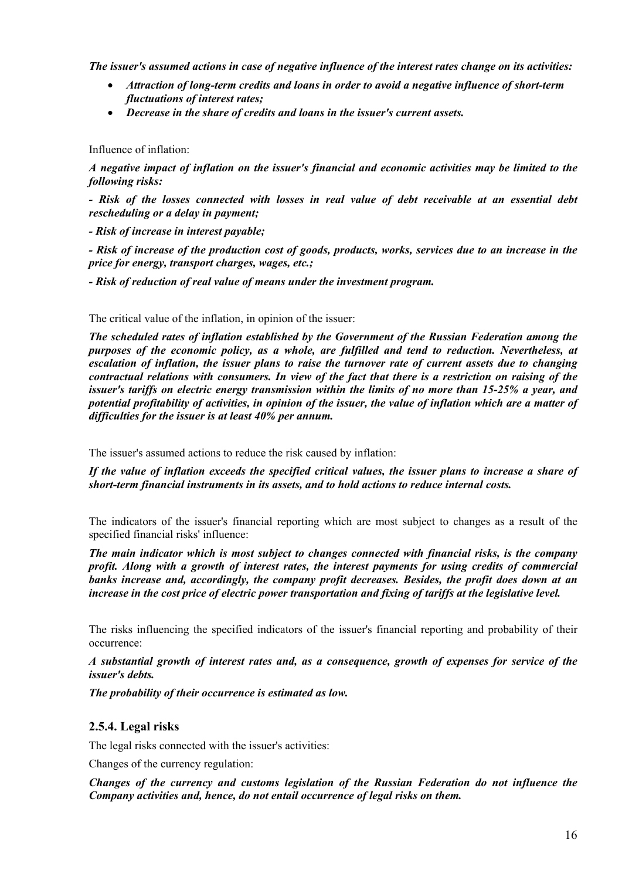***The issuer's assumed actions in case of negative influence of the interest rates change on its activities:***

- ***Attraction of long-term credits and loans in order to avoid a negative influence of short-term fluctuations of interest rates;***
- ***Decrease in the share of credits and loans in the issuer's current assets.***

Influence of inflation:

***A negative impact of inflation on the issuer's financial and economic activities may be limited to the following risks:***

***- Risk of the losses connected with losses in real value of debt receivable at an essential debt rescheduling or a delay in payment;***

***- Risk of increase in interest payable;***

***- Risk of increase of the production cost of goods, products, works, services due to an increase in the price for energy, transport charges, wages, etc.;***

***- Risk of reduction of real value of means under the investment program.***

The critical value of the inflation, in opinion of the issuer:

***The scheduled rates of inflation established by the Government of the Russian Federation among the purposes of the economic policy, as a whole, are fulfilled and tend to reduction. Nevertheless, at escalation of inflation, the issuer plans to raise the turnover rate of current assets due to changing contractual relations with consumers. In view of the fact that there is a restriction on raising of the issuer's tariffs on electric energy transmission within the limits of no more than 15-25% a year, and potential profitability of activities, in opinion of the issuer, the value of inflation which are a matter of difficulties for the issuer is at least 40% per annum.***

The issuer's assumed actions to reduce the risk caused by inflation:

***If the value of inflation exceeds the specified critical values, the issuer plans to increase a share of short-term financial instruments in its assets, and to hold actions to reduce internal costs.***

The indicators of the issuer's financial reporting which are most subject to changes as a result of the specified financial risks' influence:

***The main indicator which is most subject to changes connected with financial risks, is the company profit. Along with a growth of interest rates, the interest payments for using credits of commercial banks increase and, accordingly, the company profit decreases. Besides, the profit does down at an increase in the cost price of electric power transportation and fixing of tariffs at the legislative level.***

The risks influencing the specified indicators of the issuer's financial reporting and probability of their occurrence:

***A substantial growth of interest rates and, as a consequence, growth of expenses for service of the issuer's debts.***

***The probability of their occurrence is estimated as low.***

### 2.5.4. Legal risks

The legal risks connected with the issuer's activities:

Changes of the currency regulation:

***Changes of the currency and customs legislation of the Russian Federation do not influence the Company activities and, hence, do not entail occurrence of legal risks on them.***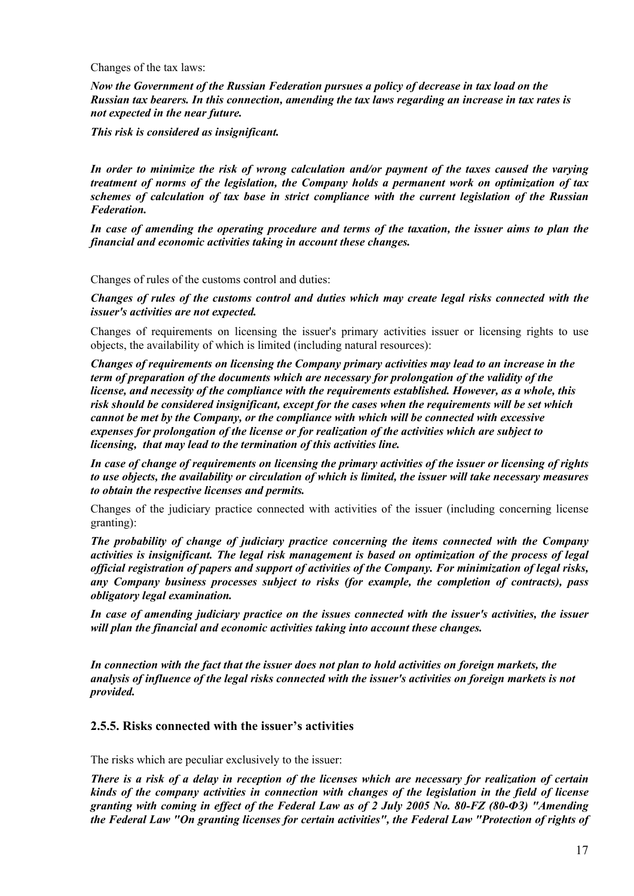Changes of the tax laws:

***Now the Government of the Russian Federation pursues a policy of decrease in tax load on the Russian tax bearers. In this connection, amending the tax laws regarding an increase in tax rates is not expected in the near future.***

***This risk is considered as insignificant.***

***In order to minimize the risk of wrong calculation and/or payment of the taxes caused the varying treatment of norms of the legislation, the Company holds a permanent work on optimization of tax schemes of calculation of tax base in strict compliance with the current legislation of the Russian Federation.***

***In case of amending the operating procedure and terms of the taxation, the issuer aims to plan the financial and economic activities taking in account these changes.***

Changes of rules of the customs control and duties:

***Changes of rules of the customs control and duties which may create legal risks connected with the issuer's activities are not expected.***

Changes of requirements on licensing the issuer's primary activities issuer or licensing rights to use objects, the availability of which is limited (including natural resources):

***Changes of requirements on licensing the Company primary activities may lead to an increase in the term of preparation of the documents which are necessary for prolongation of the validity of the license, and necessity of the compliance with the requirements established. However, as a whole, this risk should be considered insignificant, except for the cases when the requirements will be set which cannot be met by the Company, or the compliance with which will be connected with excessive expenses for prolongation of the license or for realization of the activities which are subject to licensing, that may lead to the termination of this activities line.***

***In case of change of requirements on licensing the primary activities of the issuer or licensing of rights to use objects, the availability or circulation of which is limited, the issuer will take necessary measures to obtain the respective licenses and permits.***

Changes of the judiciary practice connected with activities of the issuer (including concerning license granting):

***The probability of change of judiciary practice concerning the items connected with the Company activities is insignificant. The legal risk management is based on optimization of the process of legal official registration of papers and support of activities of the Company. For minimization of legal risks, any Company business processes subject to risks (for example, the completion of contracts), pass obligatory legal examination.***

***In case of amending judiciary practice on the issues connected with the issuer's activities, the issuer will plan the financial and economic activities taking into account these changes.***

***In connection with the fact that the issuer does not plan to hold activities on foreign markets, the analysis of influence of the legal risks connected with the issuer's activities on foreign markets is not provided.***

### 2.5.5. Risks connected with the issuer's activities

The risks which are peculiar exclusively to the issuer:

***There is a risk of a delay in reception of the licenses which are necessary for realization of certain kinds of the company activities in connection with changes of the legislation in the field of license granting with coming in effect of the Federal Law as of 2 July 2005 No. 80-FZ (80-ФЗ) "Amending the Federal Law "On granting licenses for certain activities", the Federal Law "Protection of rights of***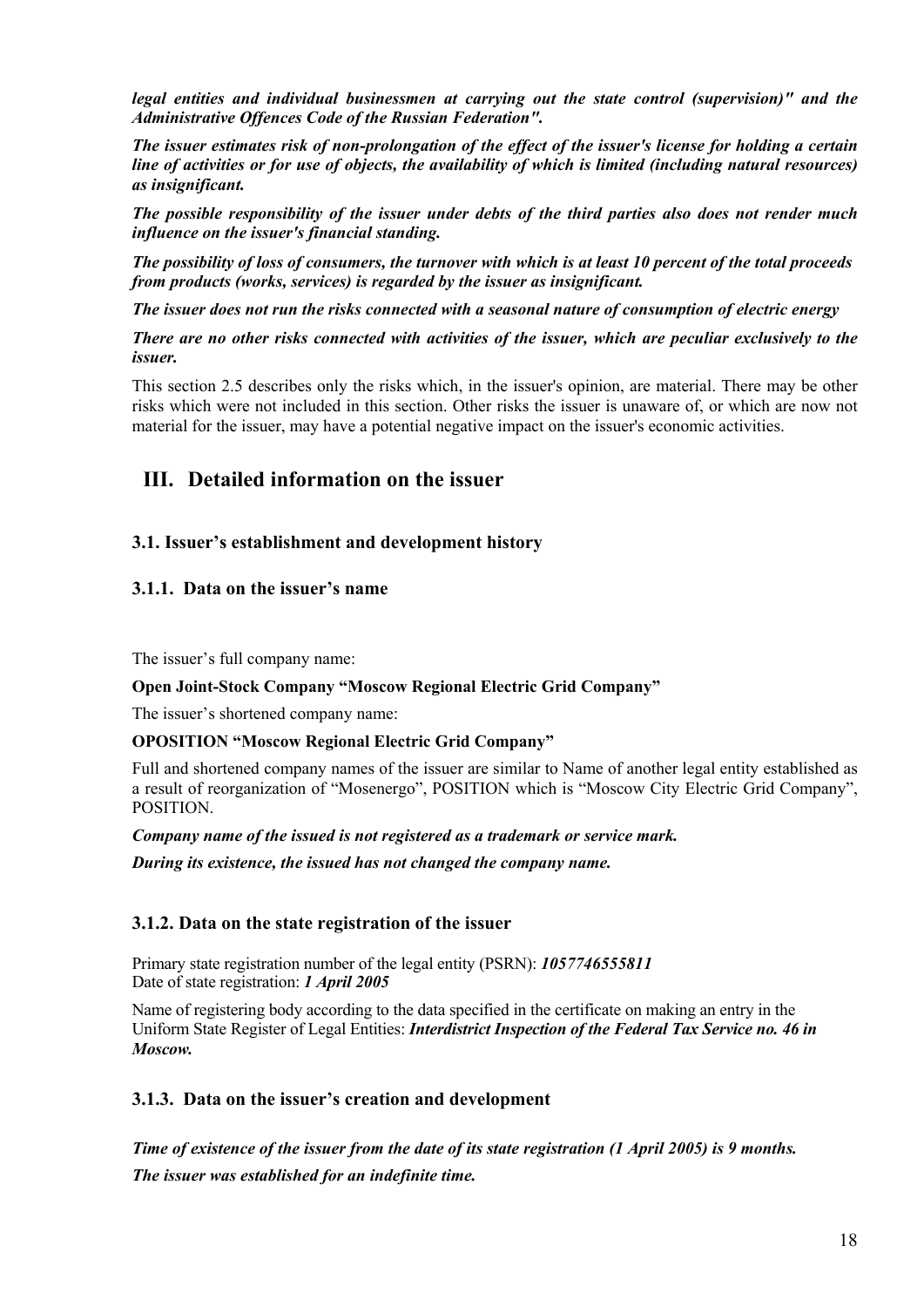***legal entities and individual businessmen at carrying out the state control (supervision)" and the Administrative Offences Code of the Russian Federation".***

***The issuer estimates risk of non-prolongation of the effect of the issuer's license for holding a certain line of activities or for use of objects, the availability of which is limited (including natural resources) as insignificant.***

***The possible responsibility of the issuer under debts of the third parties also does not render much influence on the issuer's financial standing.***

***The possibility of loss of consumers, the turnover with which is at least 10 percent of the total proceeds from products (works, services) is regarded by the issuer as insignificant.***

***The issuer does not run the risks connected with a seasonal nature of consumption of electric energy***

***There are no other risks connected with activities of the issuer, which are peculiar exclusively to the issuer.***

This section 2.5 describes only the risks which, in the issuer's opinion, are material. There may be other risks which were not included in this section. Other risks the issuer is unaware of, or which are now not material for the issuer, may have a potential negative impact on the issuer's economic activities.

# III. Detailed information on the issuer

## 3.1. Issuer's establishment and development history

### 3.1.1. Data on the issuer's name

The issuer's full company name:

**Open Joint-Stock Company "Moscow Regional Electric Grid Company"**

The issuer's shortened company name:

**OPOSITION "Moscow Regional Electric Grid Company"**

Full and shortened company names of the issuer are similar to Name of another legal entity established as a result of reorganization of "Mosenergo", POSITION which is "Moscow City Electric Grid Company", POSITION.

***Company name of the issued is not registered as a trademark or service mark.***

***During its existence, the issued has not changed the company name.***

### 3.1.2. Data on the state registration of the issuer

Primary state registration number of the legal entity (PSRN): ***1057746555811***
Date of state registration: ***1 April 2005***

Name of registering body according to the data specified in the certificate on making an entry in the Uniform State Register of Legal Entities: ***Interdistrict Inspection of the Federal Tax Service no. 46 in Moscow.***

### 3.1.3. Data on the issuer's creation and development

***Time of existence of the issuer from the date of its state registration (1 April 2005) is 9 months.***

***The issuer was established for an indefinite time.***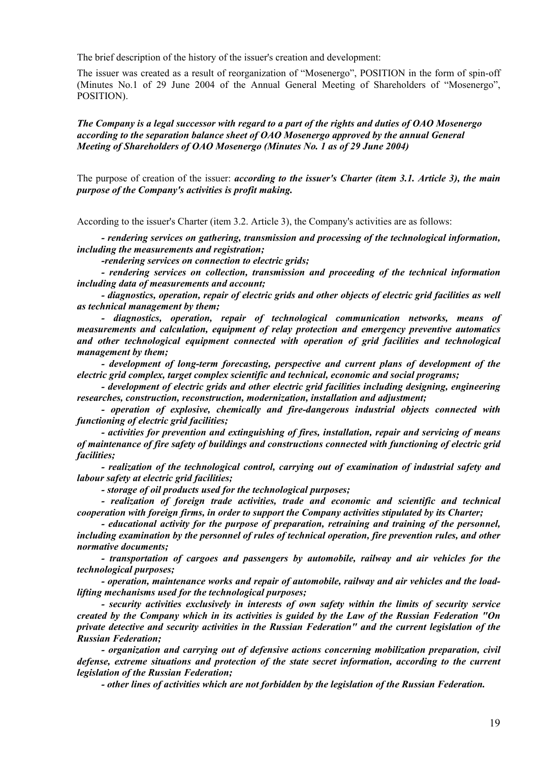The brief description of the history of the issuer's creation and development:

The issuer was created as a result of reorganization of "Mosenergo", POSITION in the form of spin-off (Minutes No.1 of 29 June 2004 of the Annual General Meeting of Shareholders of "Mosenergo", POSITION).

***The Company is a legal successor with regard to a part of the rights and duties of OAO Mosenergo according to the separation balance sheet of OAO Mosenergo approved by the annual General Meeting of Shareholders of OAO Mosenergo (Minutes No. 1 as of 29 June 2004)***

The purpose of creation of the issuer: ***according to the issuer's Charter (item 3.1. Article 3), the main purpose of the Company's activities is profit making.***

According to the issuer's Charter (item 3.2. Article 3), the Company's activities are as follows:

***- rendering services on gathering, transmission and processing of the technological information, including the measurements and registration;***

***-rendering services on connection to electric grids;***

***- rendering services on collection, transmission and proceeding of the technical information including data of measurements and account;***

***- diagnostics, operation, repair of electric grids and other objects of electric grid facilities as well as technical management by them;***

***- diagnostics, operation, repair of technological communication networks, means of measurements and calculation, equipment of relay protection and emergency preventive automatics and other technological equipment connected with operation of grid facilities and technological management by them;***

***- development of long-term forecasting, perspective and current plans of development of the electric grid complex, target complex scientific and technical, economic and social programs;***

***- development of electric grids and other electric grid facilities including designing, engineering researches, construction, reconstruction, modernization, installation and adjustment;***

***- operation of explosive, chemically and fire-dangerous industrial objects connected with functioning of electric grid facilities;***

***- activities for prevention and extinguishing of fires, installation, repair and servicing of means of maintenance of fire safety of buildings and constructions connected with functioning of electric grid facilities;***

***- realization of the technological control, carrying out of examination of industrial safety and labour safety at electric grid facilities;***

***- storage of oil products used for the technological purposes;***

***- realization of foreign trade activities, trade and economic and scientific and technical cooperation with foreign firms, in order to support the Company activities stipulated by its Charter;***

***- educational activity for the purpose of preparation, retraining and training of the personnel, including examination by the personnel of rules of technical operation, fire prevention rules, and other normative documents;***

***- transportation of cargoes and passengers by automobile, railway and air vehicles for the technological purposes;***

***- operation, maintenance works and repair of automobile, railway and air vehicles and the load-lifting mechanisms used for the technological purposes;***

***- security activities exclusively in interests of own safety within the limits of security service created by the Company which in its activities is guided by the Law of the Russian Federation "On private detective and security activities in the Russian Federation" and the current legislation of the Russian Federation;***

***- organization and carrying out of defensive actions concerning mobilization preparation, civil defense, extreme situations and protection of the state secret information, according to the current legislation of the Russian Federation;***

***- other lines of activities which are not forbidden by the legislation of the Russian Federation.***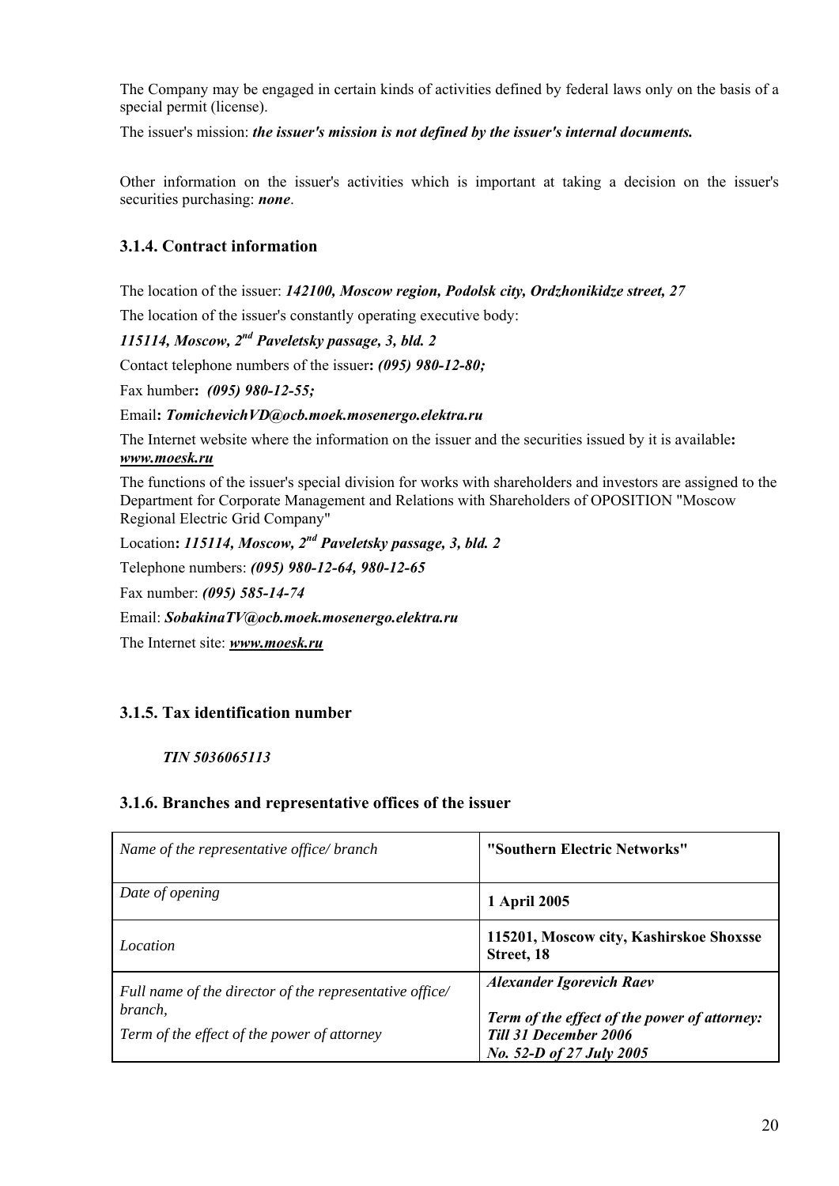The Company may be engaged in certain kinds of activities defined by federal laws only on the basis of a special permit (license).

The issuer's mission: ***the issuer's mission is not defined by the issuer's internal documents.***

Other information on the issuer's activities which is important at taking a decision on the issuer's securities purchasing: ***none***.

### 3.1.4. Contract information

The location of the issuer: ***142100, Moscow region, Podolsk city, Ordzhonikidze street, 27***

The location of the issuer's constantly operating executive body:

***115114, Moscow, 2nd Paveletsky passage, 3, bld. 2***

Contact telephone numbers of the issuer**:** ***(095) 980-12-80;***

Fax humber**:** ***(095) 980-12-55;***

Email**:** ***TomichevichVD@ocb.moek.mosenergo.elektra.ru***

The Internet website where the information on the issuer and the securities issued by it is available**:** ***www.moesk.ru***

The functions of the issuer's special division for works with shareholders and investors are assigned to the Department for Corporate Management and Relations with Shareholders of OPOSITION "Moscow Regional Electric Grid Company"

Location**:** ***115114, Moscow, 2nd Paveletsky passage, 3, bld. 2***

Telephone numbers: ***(095) 980-12-64, 980-12-65***

Fax number: ***(095) 585-14-74***

Email: ***SobakinaTV@ocb.moek.mosenergo.elektra.ru***

The Internet site: ***www.moesk.ru***

### 3.1.5. Tax identification number

***TIN 5036065113***

### 3.1.6. Branches and representative offices of the issuer

| *Name of the representative office/ branch* | **"Southern Electric Networks"** |
|---|---|
| *Date of opening* | **1 April 2005** |
| *Location* | **115201, Moscow city, Kashirskoe Shoxsse Street, 18** |
| *Full name of the director of the representative office/ branch,*<br>*Term of the effect of the power of attorney* | ***Alexander Igorevich Raev***<br>***Term of the effect of the power of attorney: Till 31 December 2006***<br>***No. 52-D of 27 July 2005*** |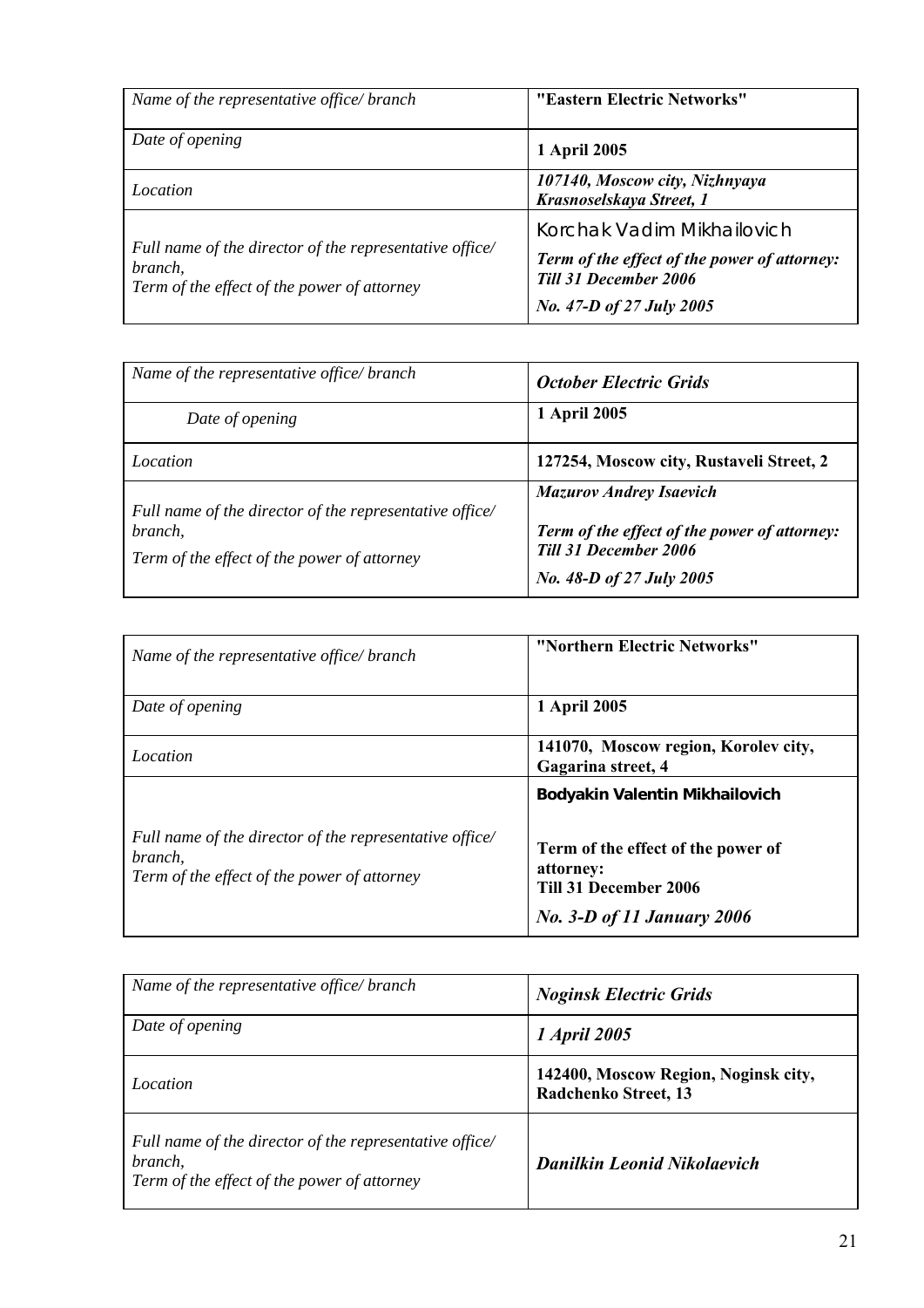| *Name of the representative office/ branch* | **"Eastern Electric Networks"** |
|---|---|
| *Date of opening* | **1 April 2005** |
| *Location* | ***107140, Moscow city, Nizhnyaya Krasnoselskaya Street, 1*** |
| *Full name of the director of the representative office/ branch,*<br>*Term of the effect of the power of attorney* | Korchak Vadim Mikhailovich<br>***Term of the effect of the power of attorney: Till 31 December 2006***<br>***No. 47-D of 27 July 2005*** |

| *Name of the representative office/ branch* | ***October Electric Grids*** |
|---|---|
| *Date of opening* | **1 April 2005** |
| *Location* | **127254, Moscow city, Rustaveli Street, 2** |
| *Full name of the director of the representative office/ branch,*<br>*Term of the effect of the power of attorney* | ***Mazurov Andrey Isaevich***<br>***Term of the effect of the power of attorney: Till 31 December 2006***<br>***No. 48-D of 27 July 2005*** |

| *Name of the representative office/ branch* | **"Northern Electric Networks"** |
|---|---|
| *Date of opening* | **1 April 2005** |
| *Location* | **141070, Moscow region, Korolev city, Gagarina street, 4** |
| *Full name of the director of the representative office/ branch,*<br>*Term of the effect of the power of attorney* | **Bodyakin Valentin Mikhailovich**<br>**Term of the effect of the power of attorney: Till 31 December 2006**<br>***No. 3-D of 11 January 2006*** |

| *Name of the representative office/ branch* | ***Noginsk Electric Grids*** |
|---|---|
| *Date of opening* | ***1 April 2005*** |
| *Location* | **142400, Moscow Region, Noginsk city, Radchenko Street, 13** |
| *Full name of the director of the representative office/ branch,*<br>*Term of the effect of the power of attorney* | ***Danilkin Leonid Nikolaevich*** |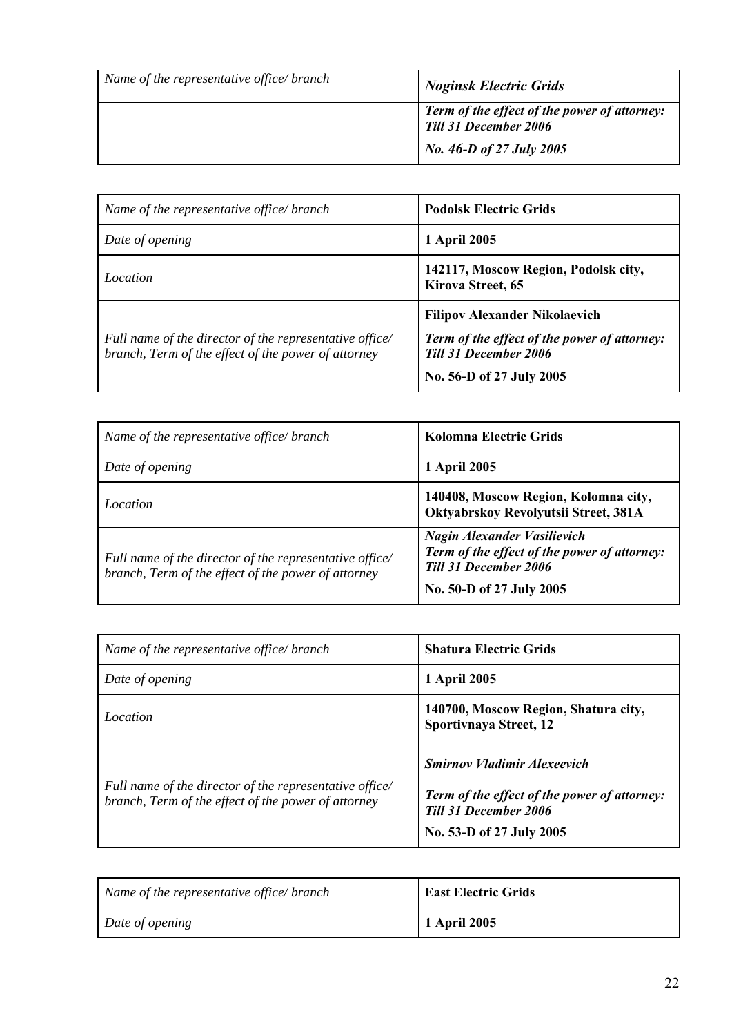| Name of the representative office/ branch | ***Noginsk Electric Grids*** |
|---|---|
| | ***Term of the effect of the power of attorney: Till 31 December 2006***<br>***No. 46-D of 27 July 2005*** |

| Name of the representative office/ branch | **Podolsk Electric Grids** |
|---|---|
| Date of opening | **1 April 2005** |
| Location | **142117, Moscow Region, Podolsk city, Kirova Street, 65** |
| Full name of the director of the representative office/ branch, Term of the effect of the power of attorney | **Filipov Alexander Nikolaevich**<br>***Term of the effect of the power of attorney: Till 31 December 2006***<br>**No. 56-D of 27 July 2005** |

| Name of the representative office/ branch | **Kolomna Electric Grids** |
|---|---|
| Date of opening | **1 April 2005** |
| Location | **140408, Moscow Region, Kolomna city, Oktyabrskoy Revolyutsii Street, 381A** |
| Full name of the director of the representative office/ branch, Term of the effect of the power of attorney | ***Nagin Alexander Vasilievich***<br>***Term of the effect of the power of attorney: Till 31 December 2006***<br>**No. 50-D of 27 July 2005** |

| Name of the representative office/ branch | **Shatura Electric Grids** |
|---|---|
| Date of opening | **1 April 2005** |
| Location | **140700, Moscow Region, Shatura city, Sportivnaya Street, 12** |
| Full name of the director of the representative office/ branch, Term of the effect of the power of attorney | ***Smirnov Vladimir Alexeevich***<br>***Term of the effect of the power of attorney: Till 31 December 2006***<br>**No. 53-D of 27 July 2005** |

| Name of the representative office/ branch | **East Electric Grids** |
|---|---|
| Date of opening | **1 April 2005** |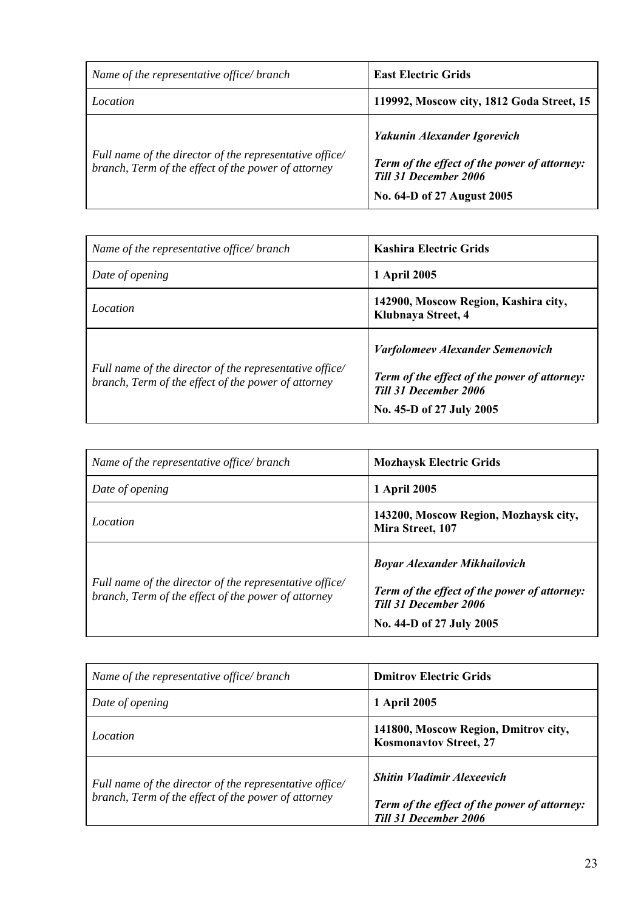| *Name of the representative office/ branch* | **East Electric Grids** |
|---|---|
| *Location* | **119992, Moscow city, 1812 Goda Street, 15** |
| *Full name of the director of the representative office/ branch, Term of the effect of the power of attorney* | ***Yakunin Alexander Igorevich*** <br> ***Term of the effect of the power of attorney: Till 31 December 2006*** <br> **No. 64-D of 27 August 2005** |

| *Name of the representative office/ branch* | **Kashira Electric Grids** |
|---|---|
| *Date of opening* | **1 April 2005** |
| *Location* | **142900, Moscow Region, Kashira city, Klubnaya Street, 4** |
| *Full name of the director of the representative office/ branch, Term of the effect of the power of attorney* | ***Varfolomeev Alexander Semenovich*** <br> ***Term of the effect of the power of attorney: Till 31 December 2006*** <br> **No. 45-D of 27 July 2005** |

| *Name of the representative office/ branch* | **Mozhaysk Electric Grids** |
|---|---|
| *Date of opening* | **1 April 2005** |
| *Location* | **143200, Moscow Region, Mozhaysk city, Mira Street, 107** |
| *Full name of the director of the representative office/ branch, Term of the effect of the power of attorney* | ***Boyar Alexander Mikhailovich*** <br> ***Term of the effect of the power of attorney: Till 31 December 2006*** <br> **No. 44-D of 27 July 2005** |

| *Name of the representative office/ branch* | **Dmitrov Electric Grids** |
|---|---|
| *Date of opening* | **1 April 2005** |
| *Location* | **141800, Moscow Region, Dmitrov city, Kosmonavtov Street, 27** |
| *Full name of the director of the representative office/ branch, Term of the effect of the power of attorney* | ***Shitin Vladimir Alexeevich*** <br> ***Term of the effect of the power of attorney: Till 31 December 2006*** |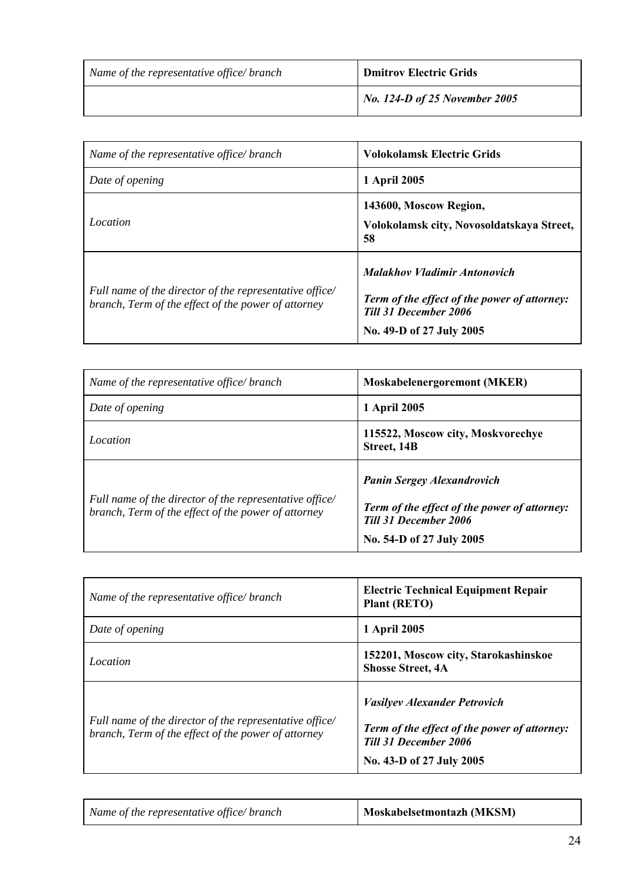| *Name of the representative office/ branch* | **Dmitrov Electric Grids** |
|---|---|
| | ***No. 124-D of 25 November 2005*** |

| *Name of the representative office/ branch* | **Volokolamsk Electric Grids** |
|---|---|
| *Date of opening* | **1 April 2005** |
| *Location* | **143600, Moscow Region,** <br> **Volokolamsk city, Novosoldatskaya Street, 58** |
| *Full name of the director of the representative office/ branch, Term of the effect of the power of attorney* | ***Malakhov Vladimir Antonovich*** <br> ***Term of the effect of the power of attorney: Till 31 December 2006*** <br> **No. 49-D of 27 July 2005** |

| *Name of the representative office/ branch* | **Moskabelenergoremont (MKER)** |
|---|---|
| *Date of opening* | **1 April 2005** |
| *Location* | **115522, Moscow city, Moskvorechye Street, 14B** |
| *Full name of the director of the representative office/ branch, Term of the effect of the power of attorney* | ***Panin Sergey Alexandrovich*** <br> ***Term of the effect of the power of attorney: Till 31 December 2006*** <br> **No. 54-D of 27 July 2005** |

| *Name of the representative office/ branch* | **Electric Technical Equipment Repair Plant (RETO)** |
|---|---|
| *Date of opening* | **1 April 2005** |
| *Location* | **152201, Moscow city, Starokashinskoe Shosse Street, 4A** |
| *Full name of the director of the representative office/ branch, Term of the effect of the power of attorney* | ***Vasilyev Alexander Petrovich*** <br> ***Term of the effect of the power of attorney: Till 31 December 2006*** <br> **No. 43-D of 27 July 2005** |

| *Name of the representative office/ branch* | **Moskabelsetmontazh (MKSM)** |
|---|---|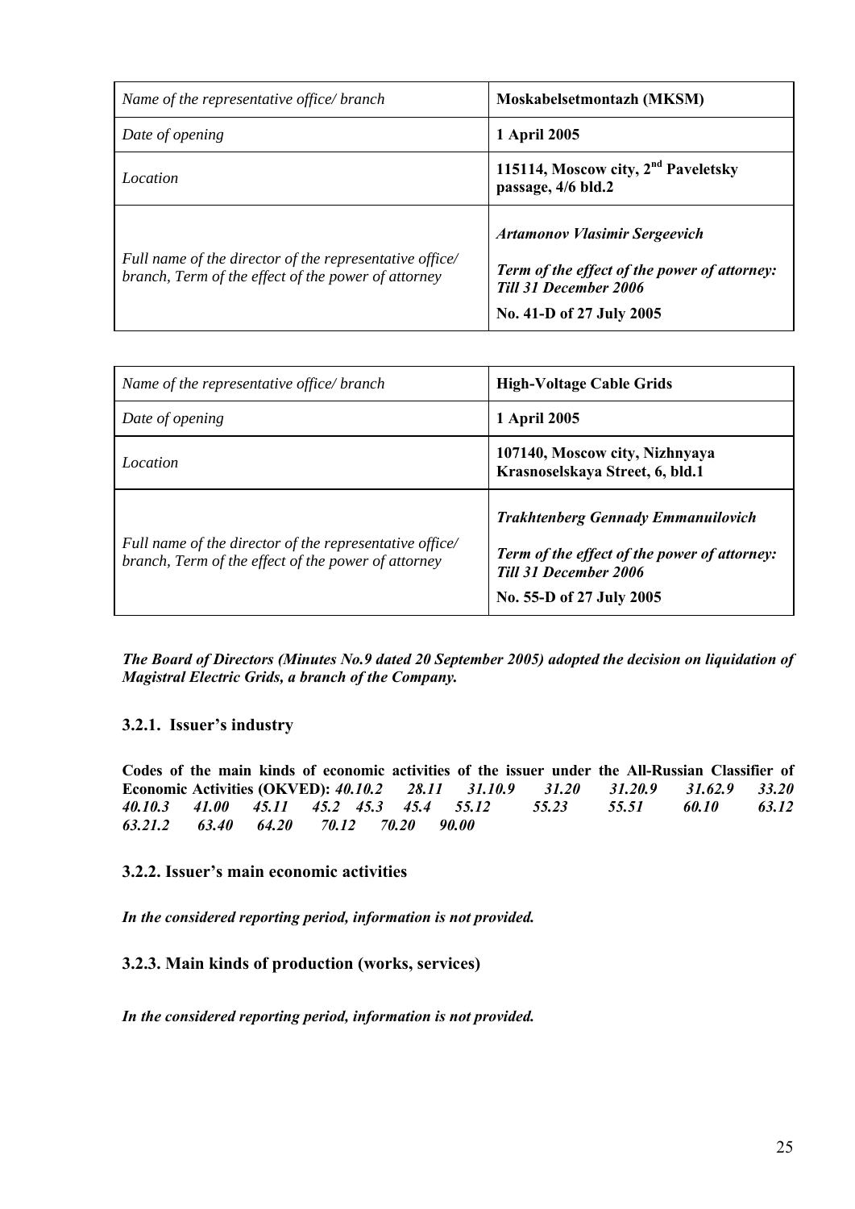| Name of the representative office/ branch | **Moskabelsetmontazh (MKSM)** |
|---|---|
| Date of opening | **1 April 2005** |
| Location | **115114, Moscow city, 2nd Paveletsky passage, 4/6 bld.2** |
| Full name of the director of the representative office/ branch, Term of the effect of the power of attorney | ***Artamonov Vlasimir Sergeevich*** <br> ***Term of the effect of the power of attorney: Till 31 December 2006*** <br> **No. 41-D of 27 July 2005** |

| Name of the representative office/ branch | **High-Voltage Cable Grids** |
|---|---|
| Date of opening | **1 April 2005** |
| Location | **107140, Moscow city, Nizhnyaya Krasnoselskaya Street, 6, bld.1** |
| Full name of the director of the representative office/ branch, Term of the effect of the power of attorney | ***Trakhtenberg Gennady Emmanuilovich*** <br> ***Term of the effect of the power of attorney: Till 31 December 2006*** <br> **No. 55-D of 27 July 2005** |

***The Board of Directors (Minutes No.9 dated 20 September 2005) adopted the decision on liquidation of Magistral Electric Grids, a branch of the Company.***

### 3.2.1. Issuer's industry

**Codes of the main kinds of economic activities of the issuer under the All-Russian Classifier of Economic Activities (OKVED):** ***40.10.2 28.11 31.10.9 31.20 31.20.9 31.62.9 33.20 40.10.3 41.00 45.11 45.2 45.3 45.4 55.12 55.23 55.51 60.10 63.12 63.21.2 63.40 64.20 70.12 70.20 90.00***

### 3.2.2. Issuer's main economic activities

***In the considered reporting period, information is not provided.***

### 3.2.3. Main kinds of production (works, services)

***In the considered reporting period, information is not provided.***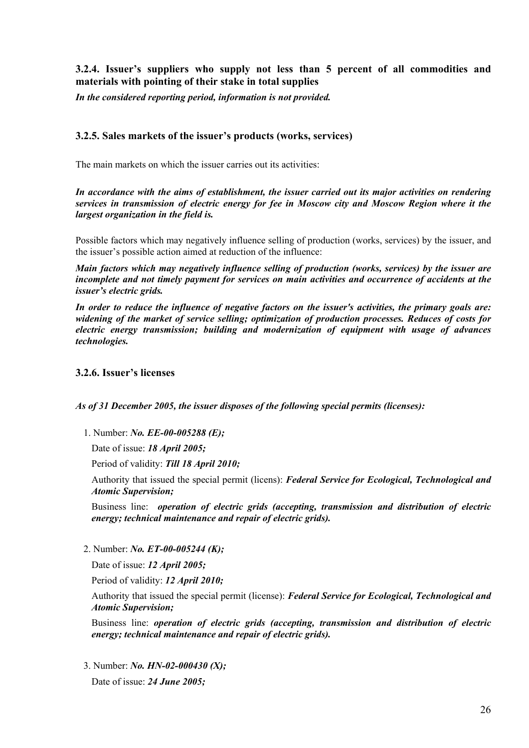### 3.2.4. Issuer's suppliers who supply not less than 5 percent of all commodities and materials with pointing of their stake in total supplies

***In the considered reporting period, information is not provided.***

### 3.2.5. Sales markets of the issuer's products (works, services)

The main markets on which the issuer carries out its activities:

***In accordance with the aims of establishment, the issuer carried out its major activities on rendering services in transmission of electric energy for fee in Moscow city and Moscow Region where it the largest organization in the field is.***

Possible factors which may negatively influence selling of production (works, services) by the issuer, and the issuer's possible action aimed at reduction of the influence:

***Main factors which may negatively influence selling of production (works, services) by the issuer are incomplete and not timely payment for services on main activities and occurrence of accidents at the issuer's electric grids.***

***In order to reduce the influence of negative factors on the issuer's activities, the primary goals are: widening of the market of service selling; optimization of production processes. Reduces of costs for electric energy transmission; building and modernization of equipment with usage of advances technologies.***

### 3.2.6. Issuer's licenses

***As of 31 December 2005, the issuer disposes of the following special permits (licenses):***

1. Number: ***No. EE-00-005288 (E);***

   Date of issue: ***18 April 2005;***

   Period of validity: ***Till 18 April 2010;***

   Authority that issued the special permit (licens): ***Federal Service for Ecological, Technological and Atomic Supervision;***

   Business line: ***operation of electric grids (accepting, transmission and distribution of electric energy; technical maintenance and repair of electric grids).***

2. Number: ***No. ET-00-005244 (K);***

   Date of issue: ***12 April 2005;***

   Period of validity: ***12 April 2010;***

   Authority that issued the special permit (license): ***Federal Service for Ecological, Technological and Atomic Supervision;***

   Business line: ***operation of electric grids (accepting, transmission and distribution of electric energy; technical maintenance and repair of electric grids).***

3. Number: ***No. HN-02-000430 (X);***

   Date of issue: ***24 June 2005;***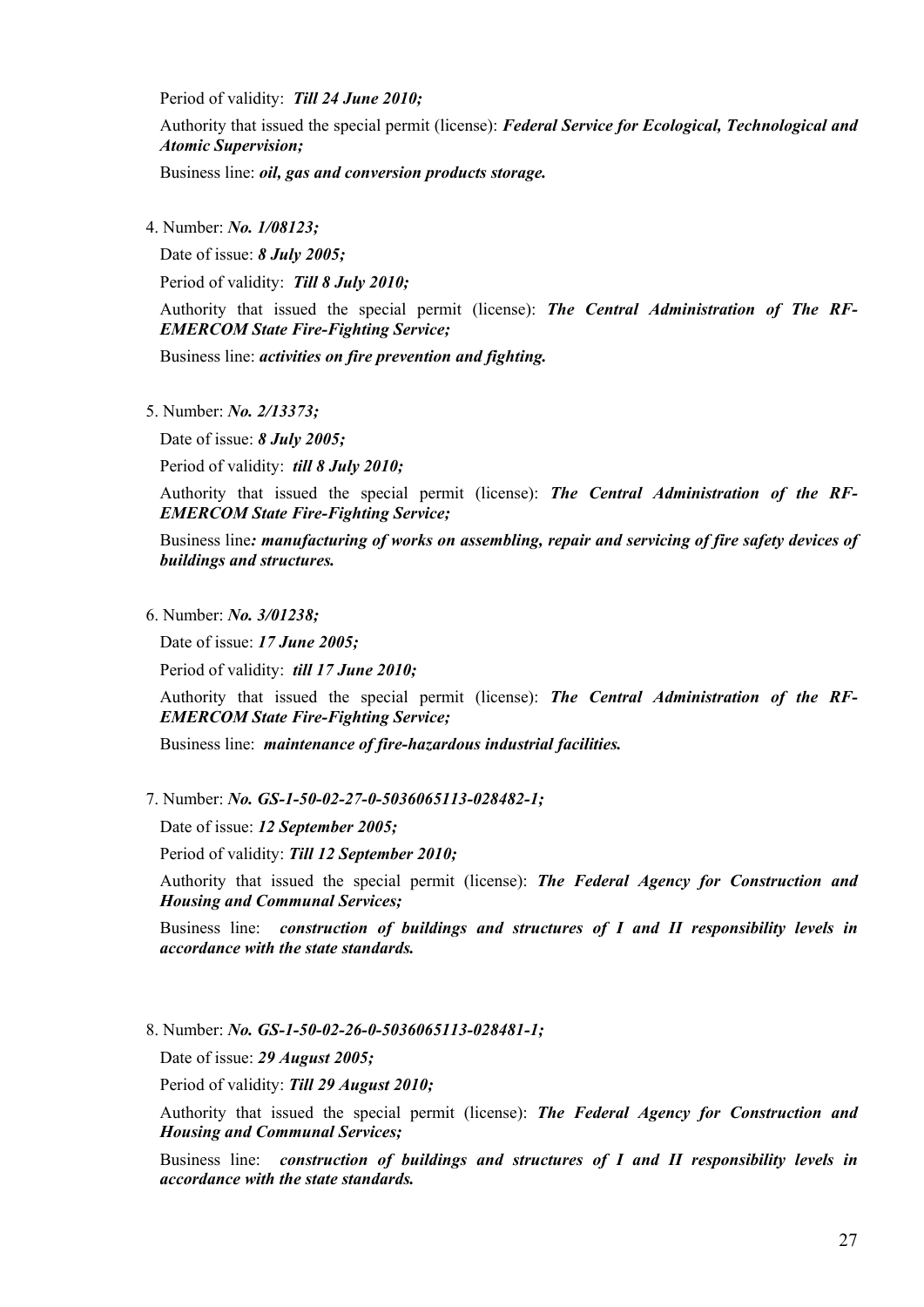Period of validity: ***Till 24 June 2010;***

Authority that issued the special permit (license): ***Federal Service for Ecological, Technological and Atomic Supervision;***

Business line: ***oil, gas and conversion products storage.***

4. Number: ***No. 1/08123;***

   Date of issue: ***8 July 2005;***

   Period of validity: ***Till 8 July 2010;***

   Authority that issued the special permit (license): ***The Central Administration of The RF-EMERCOM State Fire-Fighting Service;***

   Business line: ***activities on fire prevention and fighting.***

5. Number: ***No. 2/13373;***

   Date of issue: ***8 July 2005;***

   Period of validity: ***till 8 July 2010;***

   Authority that issued the special permit (license): ***The Central Administration of the RF-EMERCOM State Fire-Fighting Service;***

   Business line***: manufacturing of works on assembling, repair and servicing of fire safety devices of buildings and structures.***

6. Number: ***No. 3/01238;***

   Date of issue: ***17 June 2005;***

   Period of validity: ***till 17 June 2010;***

   Authority that issued the special permit (license): ***The Central Administration of the RF-EMERCOM State Fire-Fighting Service;***

   Business line: ***maintenance of fire-hazardous industrial facilities.***

7. Number: ***No. GS-1-50-02-27-0-5036065113-028482-1;***

   Date of issue: ***12 September 2005;***

   Period of validity: ***Till 12 September 2010;***

   Authority that issued the special permit (license): ***The Federal Agency for Construction and Housing and Communal Services;***

   Business line: ***construction of buildings and structures of I and II responsibility levels in accordance with the state standards.***

8. Number: ***No. GS-1-50-02-26-0-5036065113-028481-1;***

   Date of issue: ***29 August 2005;***

   Period of validity: ***Till 29 August 2010;***

   Authority that issued the special permit (license): ***The Federal Agency for Construction and Housing and Communal Services;***

   Business line: ***construction of buildings and structures of I and II responsibility levels in accordance with the state standards.***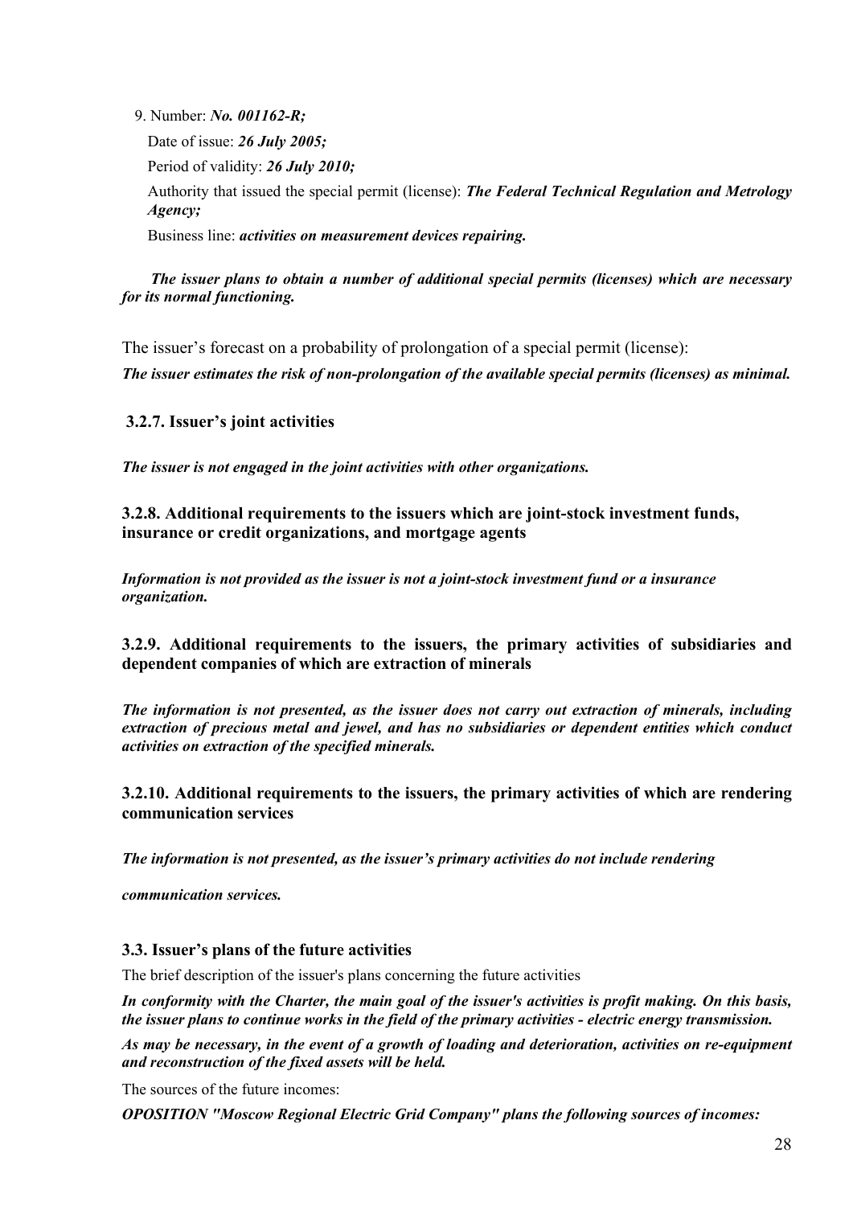9. Number: ***No. 001162-R;***

Date of issue: ***26 July 2005;***

Period of validity: ***26 July 2010;***

Authority that issued the special permit (license): ***The Federal Technical Regulation and Metrology Agency;***

Business line: ***activities on measurement devices repairing.***

***The issuer plans to obtain a number of additional special permits (licenses) which are necessary for its normal functioning.***

The issuer's forecast on a probability of prolongation of a special permit (license):

***The issuer estimates the risk of non-prolongation of the available special permits (licenses) as minimal.***

### 3.2.7. Issuer's joint activities

***The issuer is not engaged in the joint activities with other organizations.***

### 3.2.8. Additional requirements to the issuers which are joint-stock investment funds, insurance or credit organizations, and mortgage agents

***Information is not provided as the issuer is not a joint-stock investment fund or a insurance organization.***

### 3.2.9. Additional requirements to the issuers, the primary activities of subsidiaries and dependent companies of which are extraction of minerals

***The information is not presented, as the issuer does not carry out extraction of minerals, including extraction of precious metal and jewel, and has no subsidiaries or dependent entities which conduct activities on extraction of the specified minerals.***

### 3.2.10. Additional requirements to the issuers, the primary activities of which are rendering communication services

***The information is not presented, as the issuer's primary activities do not include rendering communication services.***

### 3.3. Issuer's plans of the future activities

The brief description of the issuer's plans concerning the future activities

***In conformity with the Charter, the main goal of the issuer's activities is profit making. On this basis, the issuer plans to continue works in the field of the primary activities - electric energy transmission.***

***As may be necessary, in the event of a growth of loading and deterioration, activities on re-equipment and reconstruction of the fixed assets will be held.***

The sources of the future incomes:

***OPOSITION "Moscow Regional Electric Grid Company" plans the following sources of incomes:***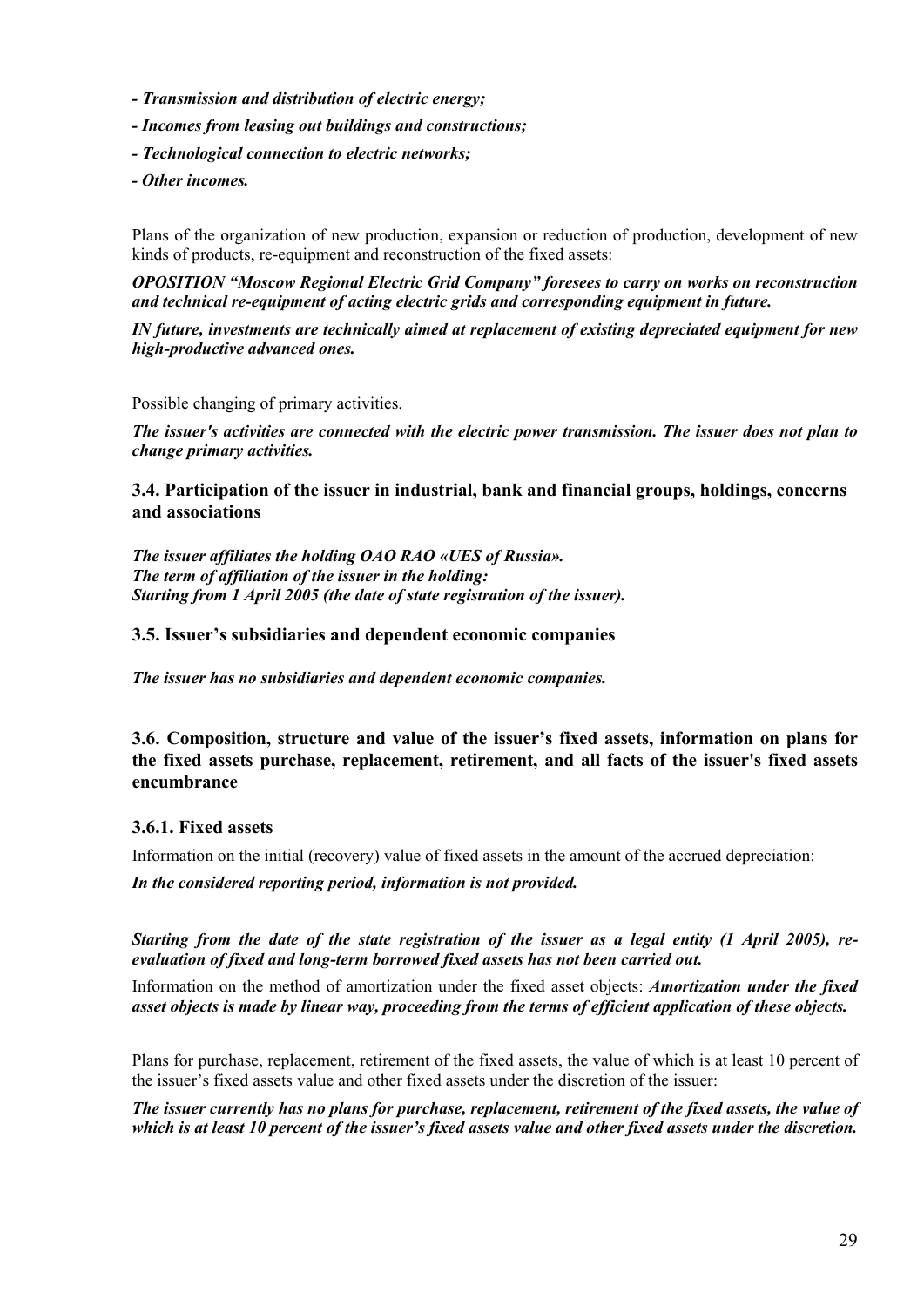***- Transmission and distribution of electric energy;***

***- Incomes from leasing out buildings and constructions;***

***- Technological connection to electric networks;***

***- Other incomes.***

Plans of the organization of new production, expansion or reduction of production, development of new kinds of products, re-equipment and reconstruction of the fixed assets:

***OPOSITION "Moscow Regional Electric Grid Company" foresees to carry on works on reconstruction and technical re-equipment of acting electric grids and corresponding equipment in future.***

***IN future, investments are technically aimed at replacement of existing depreciated equipment for new high-productive advanced ones.***

Possible changing of primary activities.

***The issuer's activities are connected with the electric power transmission. The issuer does not plan to change primary activities.***

### 3.4. Participation of the issuer in industrial, bank and financial groups, holdings, concerns and associations

***The issuer affiliates the holding OAO RAO «UES of Russia».***
***The term of affiliation of the issuer in the holding:***
***Starting from 1 April 2005 (the date of state registration of the issuer).***

### 3.5. Issuer's subsidiaries and dependent economic companies

***The issuer has no subsidiaries and dependent economic companies.***

### 3.6. Composition, structure and value of the issuer's fixed assets, information on plans for the fixed assets purchase, replacement, retirement, and all facts of the issuer's fixed assets encumbrance

#### 3.6.1. Fixed assets

Information on the initial (recovery) value of fixed assets in the amount of the accrued depreciation:

***In the considered reporting period, information is not provided.***

***Starting from the date of the state registration of the issuer as a legal entity (1 April 2005), re-evaluation of fixed and long-term borrowed fixed assets has not been carried out.***

Information on the method of amortization under the fixed asset objects: ***Amortization under the fixed asset objects is made by linear way, proceeding from the terms of efficient application of these objects.***

Plans for purchase, replacement, retirement of the fixed assets, the value of which is at least 10 percent of the issuer's fixed assets value and other fixed assets under the discretion of the issuer:

***The issuer currently has no plans for purchase, replacement, retirement of the fixed assets, the value of which is at least 10 percent of the issuer's fixed assets value and other fixed assets under the discretion.***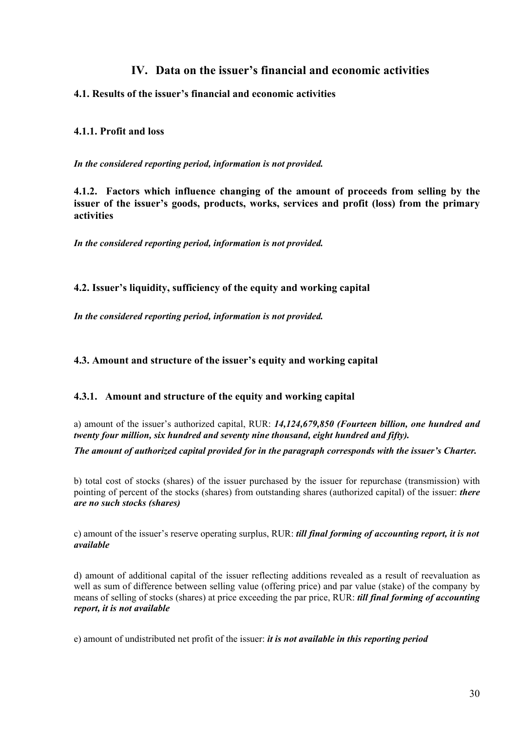# IV. Data on the issuer's financial and economic activities

## 4.1. Results of the issuer's financial and economic activities

### 4.1.1. Profit and loss

***In the considered reporting period, information is not provided.***

### 4.1.2. Factors which influence changing of the amount of proceeds from selling by the issuer of the issuer's goods, products, works, services and profit (loss) from the primary activities

***In the considered reporting period, information is not provided.***

## 4.2. Issuer's liquidity, sufficiency of the equity and working capital

***In the considered reporting period, information is not provided.***

## 4.3. Amount and structure of the issuer's equity and working capital

### 4.3.1. Amount and structure of the equity and working capital

a) amount of the issuer's authorized capital, RUR: ***14,124,679,850 (Fourteen billion, one hundred and twenty four million, six hundred and seventy nine thousand, eight hundred and fifty).***

***The amount of authorized capital provided for in the paragraph corresponds with the issuer's Charter.***

b) total cost of stocks (shares) of the issuer purchased by the issuer for repurchase (transmission) with pointing of percent of the stocks (shares) from outstanding shares (authorized capital) of the issuer: ***there are no such stocks (shares)***

c) amount of the issuer's reserve operating surplus, RUR: ***till final forming of accounting report, it is not available***

d) amount of additional capital of the issuer reflecting additions revealed as a result of reevaluation as well as sum of difference between selling value (offering price) and par value (stake) of the company by means of selling of stocks (shares) at price exceeding the par price, RUR: ***till final forming of accounting report, it is not available***

e) amount of undistributed net profit of the issuer: ***it is not available in this reporting period***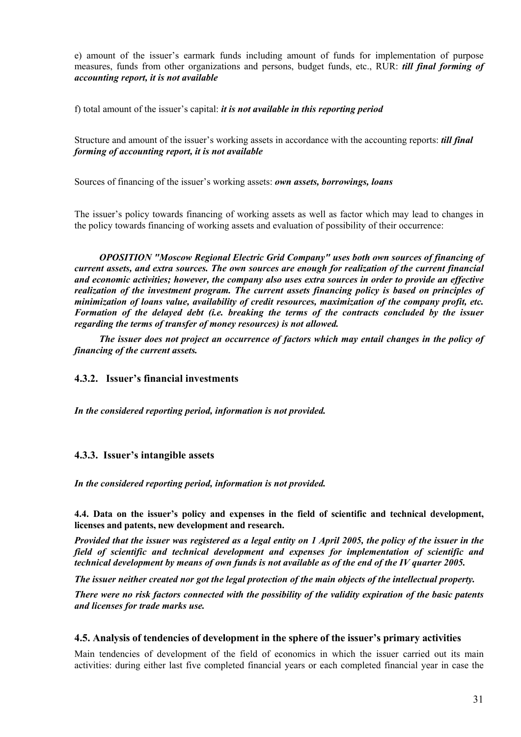e) amount of the issuer's earmark funds including amount of funds for implementation of purpose measures, funds from other organizations and persons, budget funds, etc., RUR: ***till final forming of accounting report, it is not available***

f) total amount of the issuer's capital: ***it is not available in this reporting period***

Structure and amount of the issuer's working assets in accordance with the accounting reports: ***till final forming of accounting report, it is not available***

Sources of financing of the issuer's working assets: ***own assets, borrowings, loans***

The issuer's policy towards financing of working assets as well as factor which may lead to changes in the policy towards financing of working assets and evaluation of possibility of their occurrence:

***OPOSITION "Moscow Regional Electric Grid Company" uses both own sources of financing of current assets, and extra sources. The own sources are enough for realization of the current financial and economic activities; however, the company also uses extra sources in order to provide an effective realization of the investment program. The current assets financing policy is based on principles of minimization of loans value, availability of credit resources, maximization of the company profit, etc. Formation of the delayed debt (i.e. breaking the terms of the contracts concluded by the issuer regarding the terms of transfer of money resources) is not allowed.***

***The issuer does not project an occurrence of factors which may entail changes in the policy of financing of the current assets.***

### 4.3.2. Issuer's financial investments

***In the considered reporting period, information is not provided.***

### 4.3.3. Issuer's intangible assets

***In the considered reporting period, information is not provided.***

**4.4. Data on the issuer's policy and expenses in the field of scientific and technical development, licenses and patents, new development and research.**

***Provided that the issuer was registered as a legal entity on 1 April 2005, the policy of the issuer in the field of scientific and technical development and expenses for implementation of scientific and technical development by means of own funds is not available as of the end of the IV quarter 2005.***

***The issuer neither created nor got the legal protection of the main objects of the intellectual property.***

***There were no risk factors connected with the possibility of the validity expiration of the basic patents and licenses for trade marks use.***

### 4.5. Analysis of tendencies of development in the sphere of the issuer's primary activities

Main tendencies of development of the field of economics in which the issuer carried out its main activities: during either last five completed financial years or each completed financial year in case the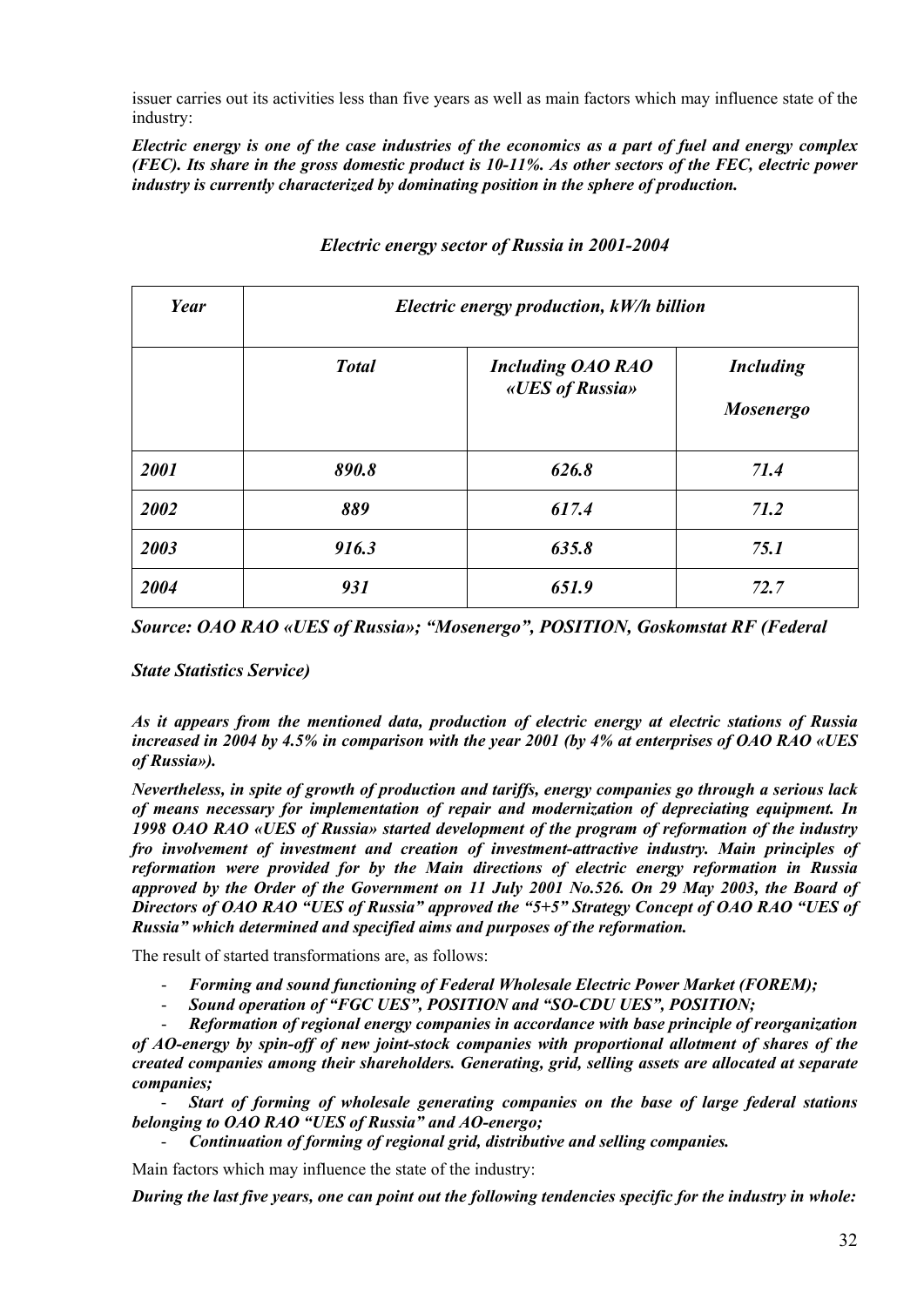issuer carries out its activities less than five years as well as main factors which may influence state of the industry:

***Electric energy is one of the case industries of the economics as a part of fuel and energy complex (FEC). Its share in the gross domestic product is 10-11%. As other sectors of the FEC, electric power industry is currently characterized by dominating position in the sphere of production.***

***Electric energy sector of Russia in 2001-2004***

| *Year* | *Electric energy production, kW/h billion* | | |
|---|---|---|---|
| | *Total* | *Including OAO RAO «UES of Russia»* | *Including Mosenergo* |
| ***2001*** | ***890.8*** | ***626.8*** | ***71.4*** |
| ***2002*** | ***889*** | ***617.4*** | ***71.2*** |
| ***2003*** | ***916.3*** | ***635.8*** | ***75.1*** |
| ***2004*** | ***931*** | ***651.9*** | ***72.7*** |

***Source: OAO RAO «UES of Russia»; "Mosenergo", POSITION, Goskomstat RF (Federal State Statistics Service)***

***As it appears from the mentioned data, production of electric energy at electric stations of Russia increased in 2004 by 4.5% in comparison with the year 2001 (by 4% at enterprises of OAO RAO «UES of Russia»).***

***Nevertheless, in spite of growth of production and tariffs, energy companies go through a serious lack of means necessary for implementation of repair and modernization of depreciating equipment. In 1998 OAO RAO «UES of Russia» started development of the program of reformation of the industry fro involvement of investment and creation of investment-attractive industry. Main principles of reformation were provided for by the Main directions of electric energy reformation in Russia approved by the Order of the Government on 11 July 2001 No.526. On 29 May 2003, the Board of Directors of OAO RAO "UES of Russia" approved the "5+5" Strategy Concept of OAO RAO "UES of Russia" which determined and specified aims and purposes of the reformation.***

The result of started transformations are, as follows:

- ***Forming and sound functioning of Federal Wholesale Electric Power Market (FOREM);***
- ***Sound operation of "FGC UES", POSITION and "SO-CDU UES", POSITION;***
- ***Reformation of regional energy companies in accordance with base principle of reorganization of AO-energy by spin-off of new joint-stock companies with proportional allotment of shares of the created companies among their shareholders. Generating, grid, selling assets are allocated at separate companies;***
- ***Start of forming of wholesale generating companies on the base of large federal stations belonging to OAO RAO "UES of Russia" and AO-energo;***
- ***Continuation of forming of regional grid, distributive and selling companies.***

Main factors which may influence the state of the industry:

***During the last five years, one can point out the following tendencies specific for the industry in whole:***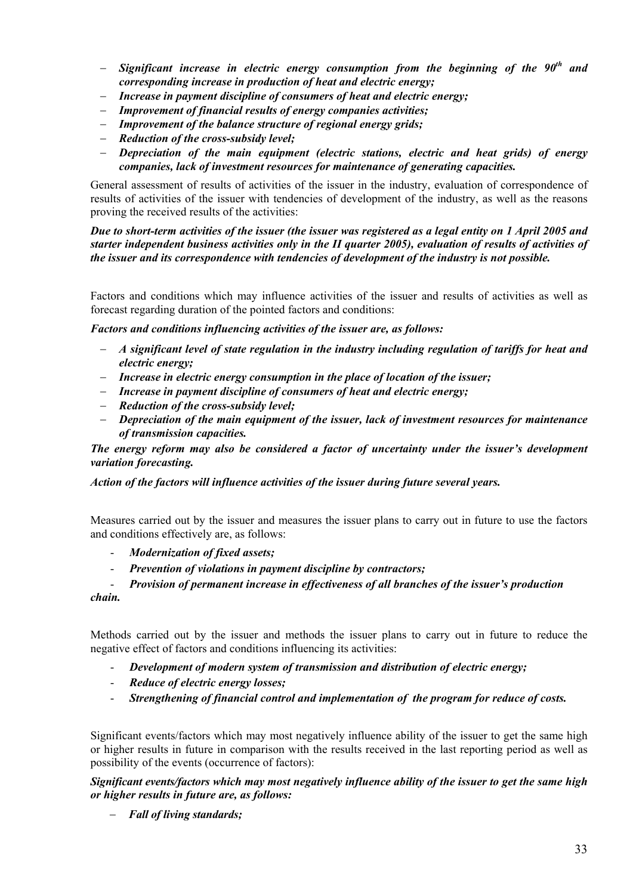- ***Significant increase in electric energy consumption from the beginning of the 90th and corresponding increase in production of heat and electric energy;***
- ***Increase in payment discipline of consumers of heat and electric energy;***
- ***Improvement of financial results of energy companies activities;***
- ***Improvement of the balance structure of regional energy grids;***
- ***Reduction of the cross-subsidy level;***
- ***Depreciation of the main equipment (electric stations, electric and heat grids) of energy companies, lack of investment resources for maintenance of generating capacities.***

General assessment of results of activities of the issuer in the industry, evaluation of correspondence of results of activities of the issuer with tendencies of development of the industry, as well as the reasons proving the received results of the activities:

***Due to short-term activities of the issuer (the issuer was registered as a legal entity on 1 April 2005 and starter independent business activities only in the II quarter 2005), evaluation of results of activities of the issuer and its correspondence with tendencies of development of the industry is not possible.***

Factors and conditions which may influence activities of the issuer and results of activities as well as forecast regarding duration of the pointed factors and conditions:

***Factors and conditions influencing activities of the issuer are, as follows:***

- ***A significant level of state regulation in the industry including regulation of tariffs for heat and electric energy;***
- ***Increase in electric energy consumption in the place of location of the issuer;***
- ***Increase in payment discipline of consumers of heat and electric energy;***
- ***Reduction of the cross-subsidy level;***
- ***Depreciation of the main equipment of the issuer, lack of investment resources for maintenance of transmission capacities.***

***The energy reform may also be considered a factor of uncertainty under the issuer's development variation forecasting.***

***Action of the factors will influence activities of the issuer during future several years.***

Measures carried out by the issuer and measures the issuer plans to carry out in future to use the factors and conditions effectively are, as follows:

- ***Modernization of fixed assets;***
- ***Prevention of violations in payment discipline by contractors;***
- ***Provision of permanent increase in effectiveness of all branches of the issuer's production chain.***

Methods carried out by the issuer and methods the issuer plans to carry out in future to reduce the negative effect of factors and conditions influencing its activities:

- ***Development of modern system of transmission and distribution of electric energy;***
- ***Reduce of electric energy losses;***
- ***Strengthening of financial control and implementation of the program for reduce of costs.***

Significant events/factors which may most negatively influence ability of the issuer to get the same high or higher results in future in comparison with the results received in the last reporting period as well as possibility of the events (occurrence of factors):

***Significant events/factors which may most negatively influence ability of the issuer to get the same high or higher results in future are, as follows:***

- ***Fall of living standards;***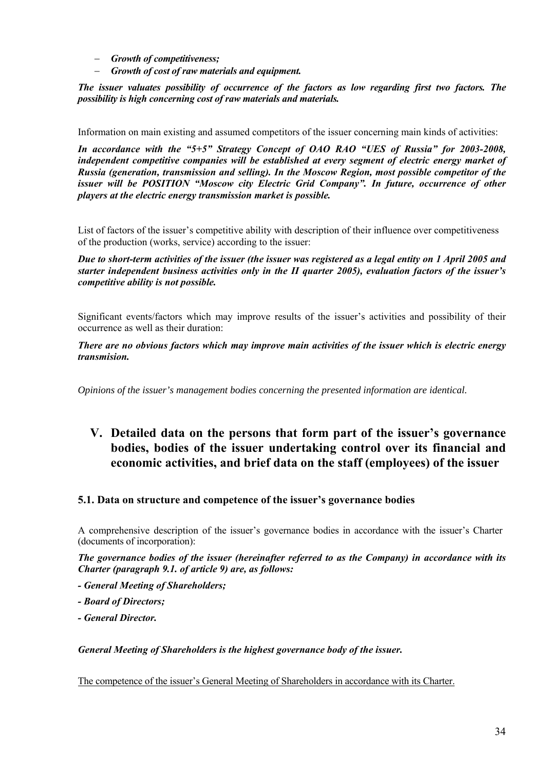- ***Growth of competitiveness;***
- ***Growth of cost of raw materials and equipment.***

***The issuer valuates possibility of occurrence of the factors as low regarding first two factors. The possibility is high concerning cost of raw materials and materials.***

Information on main existing and assumed competitors of the issuer concerning main kinds of activities:

***In accordance with the "5+5" Strategy Concept of OAO RAO "UES of Russia" for 2003-2008, independent competitive companies will be established at every segment of electric energy market of Russia (generation, transmission and selling). In the Moscow Region, most possible competitor of the issuer will be POSITION "Moscow city Electric Grid Company". In future, occurrence of other players at the electric energy transmission market is possible.***

List of factors of the issuer's competitive ability with description of their influence over competitiveness of the production (works, service) according to the issuer:

***Due to short-term activities of the issuer (the issuer was registered as a legal entity on 1 April 2005 and starter independent business activities only in the II quarter 2005), evaluation factors of the issuer's competitive ability is not possible.***

Significant events/factors which may improve results of the issuer's activities and possibility of their occurrence as well as their duration:

***There are no obvious factors which may improve main activities of the issuer which is electric energy transmision.***

*Opinions of the issuer's management bodies concerning the presented information are identical.*

# V. Detailed data on the persons that form part of the issuer's governance bodies, bodies of the issuer undertaking control over its financial and economic activities, and brief data on the staff (employees) of the issuer

## 5.1. Data on structure and competence of the issuer's governance bodies

A comprehensive description of the issuer's governance bodies in accordance with the issuer's Charter (documents of incorporation):

***The governance bodies of the issuer (hereinafter referred to as the Company) in accordance with its Charter (paragraph 9.1. of article 9) are, as follows:***

***- General Meeting of Shareholders;***

***- Board of Directors;***

***- General Director.***

***General Meeting of Shareholders is the highest governance body of the issuer.***

<u>The competence of the issuer's General Meeting of Shareholders in accordance with its Charter.</u>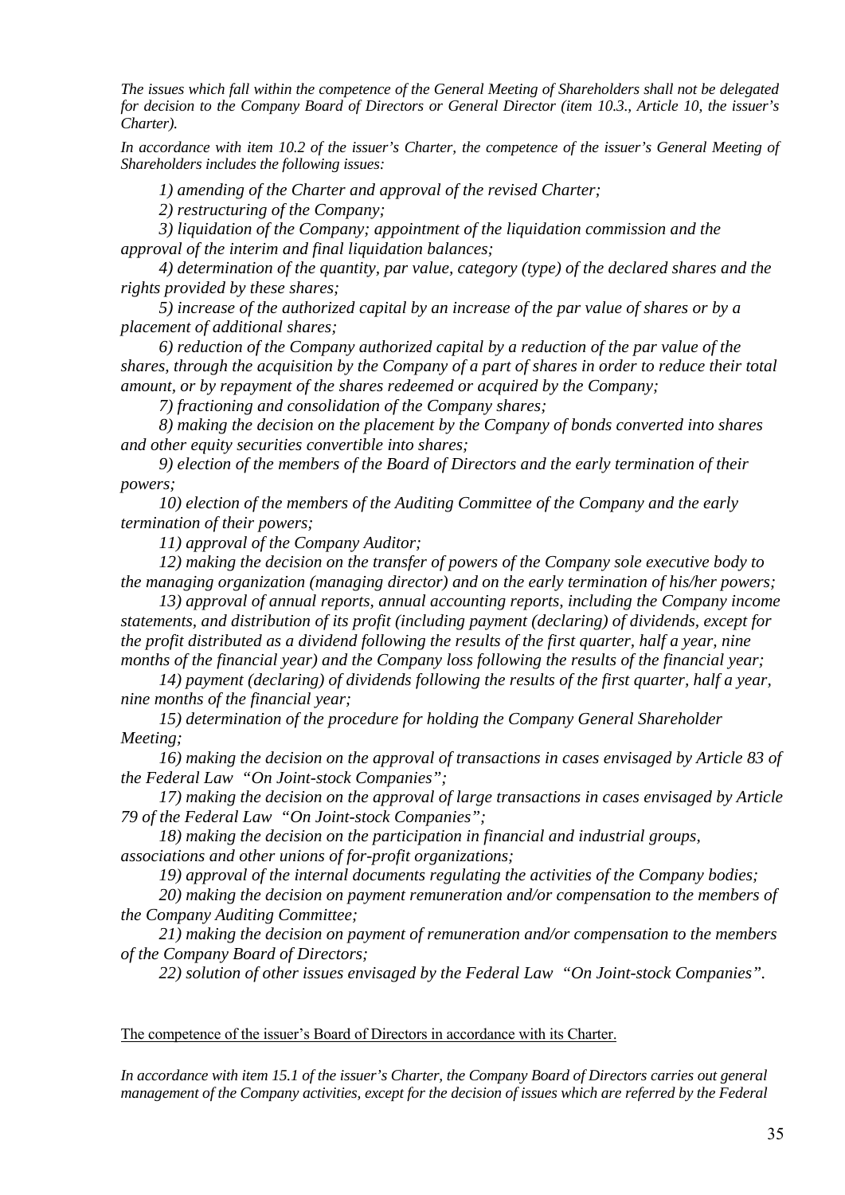*The issues which fall within the competence of the General Meeting of Shareholders shall not be delegated for decision to the Company Board of Directors or General Director (item 10.3., Article 10, the issuer's Charter).*

*In accordance with item 10.2 of the issuer's Charter, the competence of the issuer's General Meeting of Shareholders includes the following issues:*

*1) amending of the Charter and approval of the revised Charter;*

*2) restructuring of the Company;*

*3) liquidation of the Company; appointment of the liquidation commission and the approval of the interim and final liquidation balances;*

*4) determination of the quantity, par value, category (type) of the declared shares and the rights provided by these shares;*

*5) increase of the authorized capital by an increase of the par value of shares or by a placement of additional shares;*

*6) reduction of the Company authorized capital by a reduction of the par value of the shares, through the acquisition by the Company of a part of shares in order to reduce their total amount, or by repayment of the shares redeemed or acquired by the Company;*

*7) fractioning and consolidation of the Company shares;*

*8) making the decision on the placement by the Company of bonds converted into shares and other equity securities convertible into shares;*

*9) election of the members of the Board of Directors and the early termination of their powers;*

*10) election of the members of the Auditing Committee of the Company and the early termination of their powers;*

*11) approval of the Company Auditor;*

*12) making the decision on the transfer of powers of the Company sole executive body to the managing organization (managing director) and on the early termination of his/her powers;*

*13) approval of annual reports, annual accounting reports, including the Company income statements, and distribution of its profit (including payment (declaring) of dividends, except for the profit distributed as a dividend following the results of the first quarter, half a year, nine months of the financial year) and the Company loss following the results of the financial year;*

*14) payment (declaring) of dividends following the results of the first quarter, half a year, nine months of the financial year;*

*15) determination of the procedure for holding the Company General Shareholder Meeting;*

*16) making the decision on the approval of transactions in cases envisaged by Article 83 of the Federal Law "On Joint-stock Companies";*

*17) making the decision on the approval of large transactions in cases envisaged by Article 79 of the Federal Law "On Joint-stock Companies";*

*18) making the decision on the participation in financial and industrial groups, associations and other unions of for-profit organizations;*

*19) approval of the internal documents regulating the activities of the Company bodies;*

*20) making the decision on payment remuneration and/or compensation to the members of the Company Auditing Committee;*

*21) making the decision on payment of remuneration and/or compensation to the members of the Company Board of Directors;*

*22) solution of other issues envisaged by the Federal Law "On Joint-stock Companies".*

The competence of the issuer's Board of Directors in accordance with its Charter.

*In accordance with item 15.1 of the issuer's Charter, the Company Board of Directors carries out general management of the Company activities, except for the decision of issues which are referred by the Federal*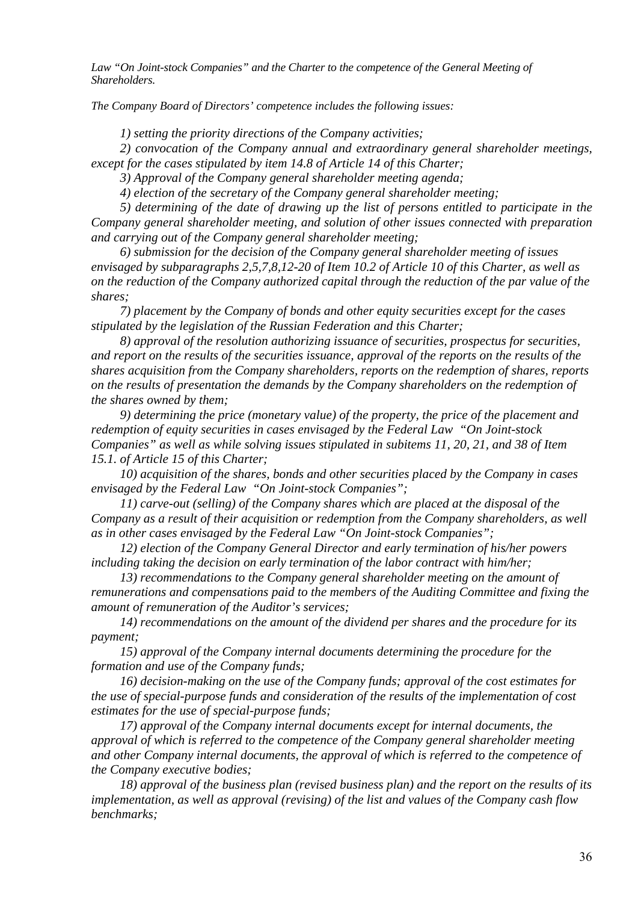*Law "On Joint-stock Companies" and the Charter to the competence of the General Meeting of Shareholders.*

*The Company Board of Directors' competence includes the following issues:*

*1) setting the priority directions of the Company activities;*

*2) convocation of the Company annual and extraordinary general shareholder meetings, except for the cases stipulated by item 14.8 of Article 14 of this Charter;*

*3) Approval of the Company general shareholder meeting agenda;*

*4) election of the secretary of the Company general shareholder meeting;*

*5) determining of the date of drawing up the list of persons entitled to participate in the Company general shareholder meeting, and solution of other issues connected with preparation and carrying out of the Company general shareholder meeting;*

*6) submission for the decision of the Company general shareholder meeting of issues envisaged by subparagraphs 2,5,7,8,12-20 of Item 10.2 of Article 10 of this Charter, as well as on the reduction of the Company authorized capital through the reduction of the par value of the shares;*

*7) placement by the Company of bonds and other equity securities except for the cases stipulated by the legislation of the Russian Federation and this Charter;*

*8) approval of the resolution authorizing issuance of securities, prospectus for securities, and report on the results of the securities issuance, approval of the reports on the results of the shares acquisition from the Company shareholders, reports on the redemption of shares, reports on the results of presentation the demands by the Company shareholders on the redemption of the shares owned by them;*

*9) determining the price (monetary value) of the property, the price of the placement and redemption of equity securities in cases envisaged by the Federal Law "On Joint-stock Companies" as well as while solving issues stipulated in subitems 11, 20, 21, and 38 of Item 15.1. of Article 15 of this Charter;*

*10) acquisition of the shares, bonds and other securities placed by the Company in cases envisaged by the Federal Law "On Joint-stock Companies";*

*11) carve-out (selling) of the Company shares which are placed at the disposal of the Company as a result of their acquisition or redemption from the Company shareholders, as well as in other cases envisaged by the Federal Law "On Joint-stock Companies";*

*12) election of the Company General Director and early termination of his/her powers including taking the decision on early termination of the labor contract with him/her;*

*13) recommendations to the Company general shareholder meeting on the amount of remunerations and compensations paid to the members of the Auditing Committee and fixing the amount of remuneration of the Auditor's services;*

*14) recommendations on the amount of the dividend per shares and the procedure for its payment;*

*15) approval of the Company internal documents determining the procedure for the formation and use of the Company funds;*

*16) decision-making on the use of the Company funds; approval of the cost estimates for the use of special-purpose funds and consideration of the results of the implementation of cost estimates for the use of special-purpose funds;*

*17) approval of the Company internal documents except for internal documents, the approval of which is referred to the competence of the Company general shareholder meeting and other Company internal documents, the approval of which is referred to the competence of the Company executive bodies;*

*18) approval of the business plan (revised business plan) and the report on the results of its implementation, as well as approval (revising) of the list and values of the Company cash flow benchmarks;*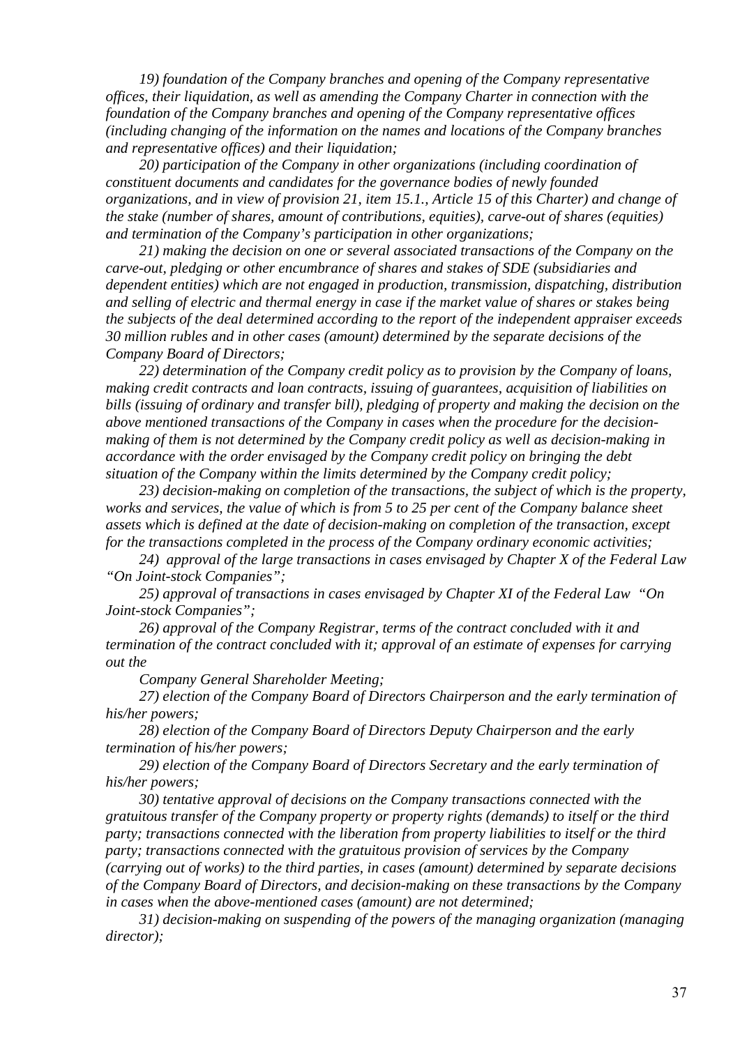*19) foundation of the Company branches and opening of the Company representative offices, their liquidation, as well as amending the Company Charter in connection with the foundation of the Company branches and opening of the Company representative offices (including changing of the information on the names and locations of the Company branches and representative offices) and their liquidation;*

*20) participation of the Company in other organizations (including coordination of constituent documents and candidates for the governance bodies of newly founded organizations, and in view of provision 21, item 15.1., Article 15 of this Charter) and change of the stake (number of shares, amount of contributions, equities), carve-out of shares (equities) and termination of the Company's participation in other organizations;*

*21) making the decision on one or several associated transactions of the Company on the carve-out, pledging or other encumbrance of shares and stakes of SDE (subsidiaries and dependent entities) which are not engaged in production, transmission, dispatching, distribution and selling of electric and thermal energy in case if the market value of shares or stakes being the subjects of the deal determined according to the report of the independent appraiser exceeds 30 million rubles and in other cases (amount) determined by the separate decisions of the Company Board of Directors;*

*22) determination of the Company credit policy as to provision by the Company of loans, making credit contracts and loan contracts, issuing of guarantees, acquisition of liabilities on bills (issuing of ordinary and transfer bill), pledging of property and making the decision on the above mentioned transactions of the Company in cases when the procedure for the decision-making of them is not determined by the Company credit policy as well as decision-making in accordance with the order envisaged by the Company credit policy on bringing the debt situation of the Company within the limits determined by the Company credit policy;*

*23) decision-making on completion of the transactions, the subject of which is the property, works and services, the value of which is from 5 to 25 per cent of the Company balance sheet assets which is defined at the date of decision-making on completion of the transaction, except for the transactions completed in the process of the Company ordinary economic activities;*

*24) approval of the large transactions in cases envisaged by Chapter X of the Federal Law "On Joint-stock Companies";*

*25) approval of transactions in cases envisaged by Chapter XI of the Federal Law "On Joint-stock Companies";*

*26) approval of the Company Registrar, terms of the contract concluded with it and termination of the contract concluded with it; approval of an estimate of expenses for carrying out the*

*Company General Shareholder Meeting;*

*27) election of the Company Board of Directors Chairperson and the early termination of his/her powers;*

*28) election of the Company Board of Directors Deputy Chairperson and the early termination of his/her powers;*

*29) election of the Company Board of Directors Secretary and the early termination of his/her powers;*

*30) tentative approval of decisions on the Company transactions connected with the gratuitous transfer of the Company property or property rights (demands) to itself or the third party; transactions connected with the liberation from property liabilities to itself or the third party; transactions connected with the gratuitous provision of services by the Company (carrying out of works) to the third parties, in cases (amount) determined by separate decisions of the Company Board of Directors, and decision-making on these transactions by the Company in cases when the above-mentioned cases (amount) are not determined;*

*31) decision-making on suspending of the powers of the managing organization (managing director);*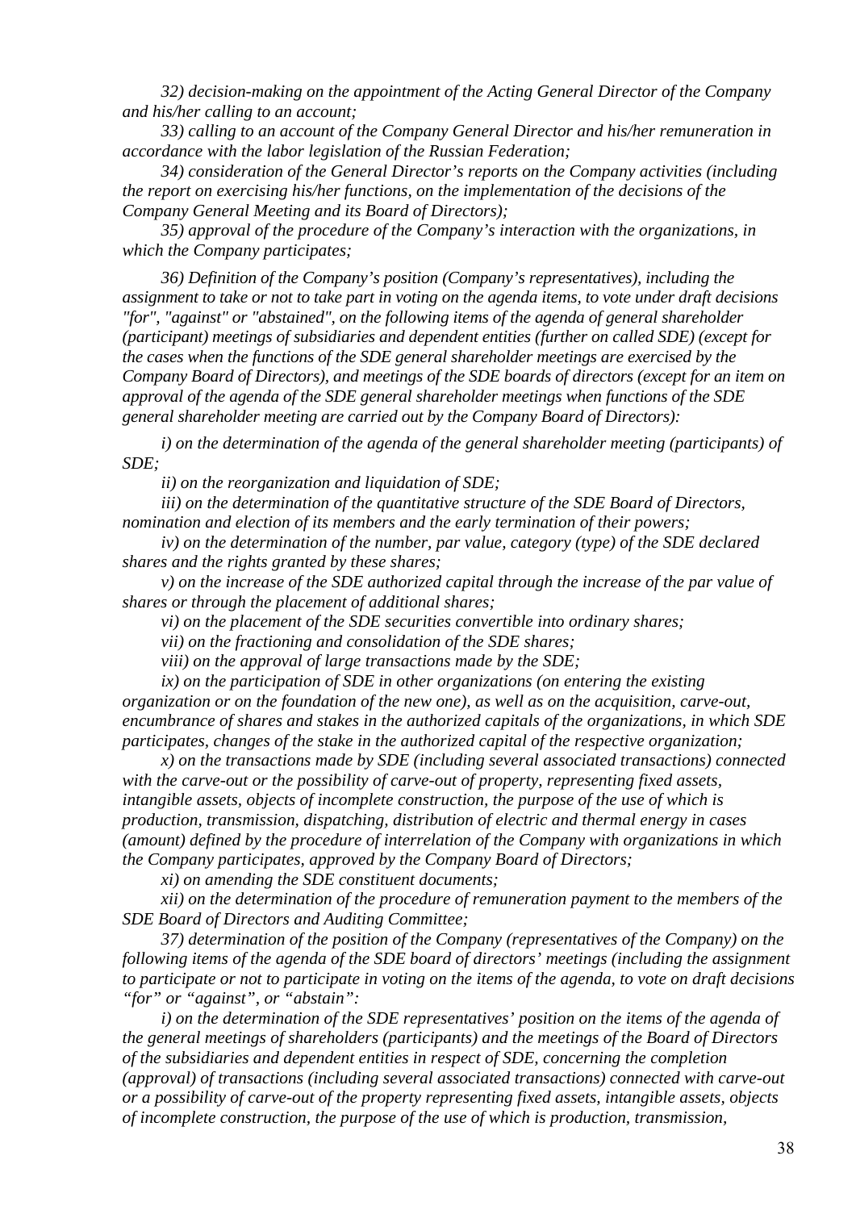*32) decision-making on the appointment of the Acting General Director of the Company and his/her calling to an account;*

*33) calling to an account of the Company General Director and his/her remuneration in accordance with the labor legislation of the Russian Federation;*

*34) consideration of the General Director's reports on the Company activities (including the report on exercising his/her functions, on the implementation of the decisions of the Company General Meeting and its Board of Directors);*

*35) approval of the procedure of the Company's interaction with the organizations, in which the Company participates;*

*36) Definition of the Company's position (Company's representatives), including the assignment to take or not to take part in voting on the agenda items, to vote under draft decisions "for", "against" or "abstained", on the following items of the agenda of general shareholder (participant) meetings of subsidiaries and dependent entities (further on called SDE) (except for the cases when the functions of the SDE general shareholder meetings are exercised by the Company Board of Directors), and meetings of the SDE boards of directors (except for an item on approval of the agenda of the SDE general shareholder meetings when functions of the SDE general shareholder meeting are carried out by the Company Board of Directors):*

*i) on the determination of the agenda of the general shareholder meeting (participants) of SDE;*

*ii) on the reorganization and liquidation of SDE;*

*iii) on the determination of the quantitative structure of the SDE Board of Directors, nomination and election of its members and the early termination of their powers;*

*iv) on the determination of the number, par value, category (type) of the SDE declared shares and the rights granted by these shares;*

*v) on the increase of the SDE authorized capital through the increase of the par value of shares or through the placement of additional shares;*

*vi) on the placement of the SDE securities convertible into ordinary shares;*

*vii) on the fractioning and consolidation of the SDE shares;*

*viii) on the approval of large transactions made by the SDE;*

*ix) on the participation of SDE in other organizations (on entering the existing organization or on the foundation of the new one), as well as on the acquisition, carve-out, encumbrance of shares and stakes in the authorized capitals of the organizations, in which SDE participates, changes of the stake in the authorized capital of the respective organization;*

*x) on the transactions made by SDE (including several associated transactions) connected with the carve-out or the possibility of carve-out of property, representing fixed assets, intangible assets, objects of incomplete construction, the purpose of the use of which is production, transmission, dispatching, distribution of electric and thermal energy in cases (amount) defined by the procedure of interrelation of the Company with organizations in which the Company participates, approved by the Company Board of Directors;*

*xi) on amending the SDE constituent documents;*

*xii) on the determination of the procedure of remuneration payment to the members of the SDE Board of Directors and Auditing Committee;*

*37) determination of the position of the Company (representatives of the Company) on the following items of the agenda of the SDE board of directors' meetings (including the assignment to participate or not to participate in voting on the items of the agenda, to vote on draft decisions "for" or "against", or "abstain":*

*i) on the determination of the SDE representatives' position on the items of the agenda of the general meetings of shareholders (participants) and the meetings of the Board of Directors of the subsidiaries and dependent entities in respect of SDE, concerning the completion (approval) of transactions (including several associated transactions) connected with carve-out or a possibility of carve-out of the property representing fixed assets, intangible assets, objects of incomplete construction, the purpose of the use of which is production, transmission,*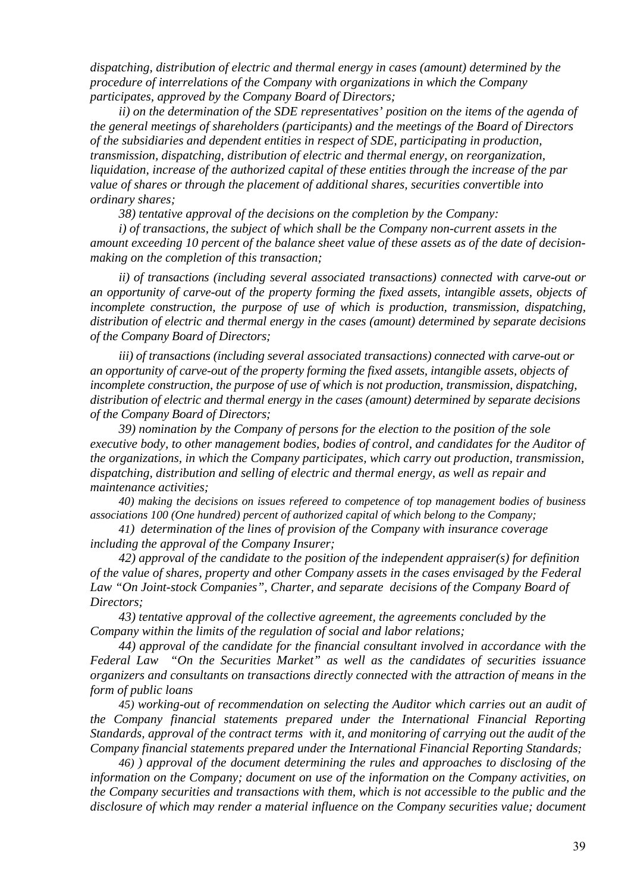*dispatching, distribution of electric and thermal energy in cases (amount) determined by the procedure of interrelations of the Company with organizations in which the Company participates, approved by the Company Board of Directors;*

*ii) on the determination of the SDE representatives' position on the items of the agenda of the general meetings of shareholders (participants) and the meetings of the Board of Directors of the subsidiaries and dependent entities in respect of SDE, participating in production, transmission, dispatching, distribution of electric and thermal energy, on reorganization, liquidation, increase of the authorized capital of these entities through the increase of the par value of shares or through the placement of additional shares, securities convertible into ordinary shares;*

*38) tentative approval of the decisions on the completion by the Company:*

*i) of transactions, the subject of which shall be the Company non-current assets in the amount exceeding 10 percent of the balance sheet value of these assets as of the date of decision-making on the completion of this transaction;*

*ii) of transactions (including several associated transactions) connected with carve-out or an opportunity of carve-out of the property forming the fixed assets, intangible assets, objects of incomplete construction, the purpose of use of which is production, transmission, dispatching, distribution of electric and thermal energy in the cases (amount) determined by separate decisions of the Company Board of Directors;*

*iii) of transactions (including several associated transactions) connected with carve-out or an opportunity of carve-out of the property forming the fixed assets, intangible assets, objects of incomplete construction, the purpose of use of which is not production, transmission, dispatching, distribution of electric and thermal energy in the cases (amount) determined by separate decisions of the Company Board of Directors;*

*39) nomination by the Company of persons for the election to the position of the sole executive body, to other management bodies, bodies of control, and candidates for the Auditor of the organizations, in which the Company participates, which carry out production, transmission, dispatching, distribution and selling of electric and thermal energy, as well as repair and maintenance activities;*

*40) making the decisions on issues refereed to competence of top management bodies of business associations 100 (One hundred) percent of authorized capital of which belong to the Company;*

*41) determination of the lines of provision of the Company with insurance coverage including the approval of the Company Insurer;*

*42) approval of the candidate to the position of the independent appraiser(s) for definition of the value of shares, property and other Company assets in the cases envisaged by the Federal Law "On Joint-stock Companies", Charter, and separate decisions of the Company Board of Directors;*

*43) tentative approval of the collective agreement, the agreements concluded by the Company within the limits of the regulation of social and labor relations;*

*44) approval of the candidate for the financial consultant involved in accordance with the Federal Law "On the Securities Market" as well as the candidates of securities issuance organizers and consultants on transactions directly connected with the attraction of means in the form of public loans*

*45) working-out of recommendation on selecting the Auditor which carries out an audit of the Company financial statements prepared under the International Financial Reporting Standards, approval of the contract terms with it, and monitoring of carrying out the audit of the Company financial statements prepared under the International Financial Reporting Standards;*

*46) ) approval of the document determining the rules and approaches to disclosing of the information on the Company; document on use of the information on the Company activities, on the Company securities and transactions with them, which is not accessible to the public and the disclosure of which may render a material influence on the Company securities value; document*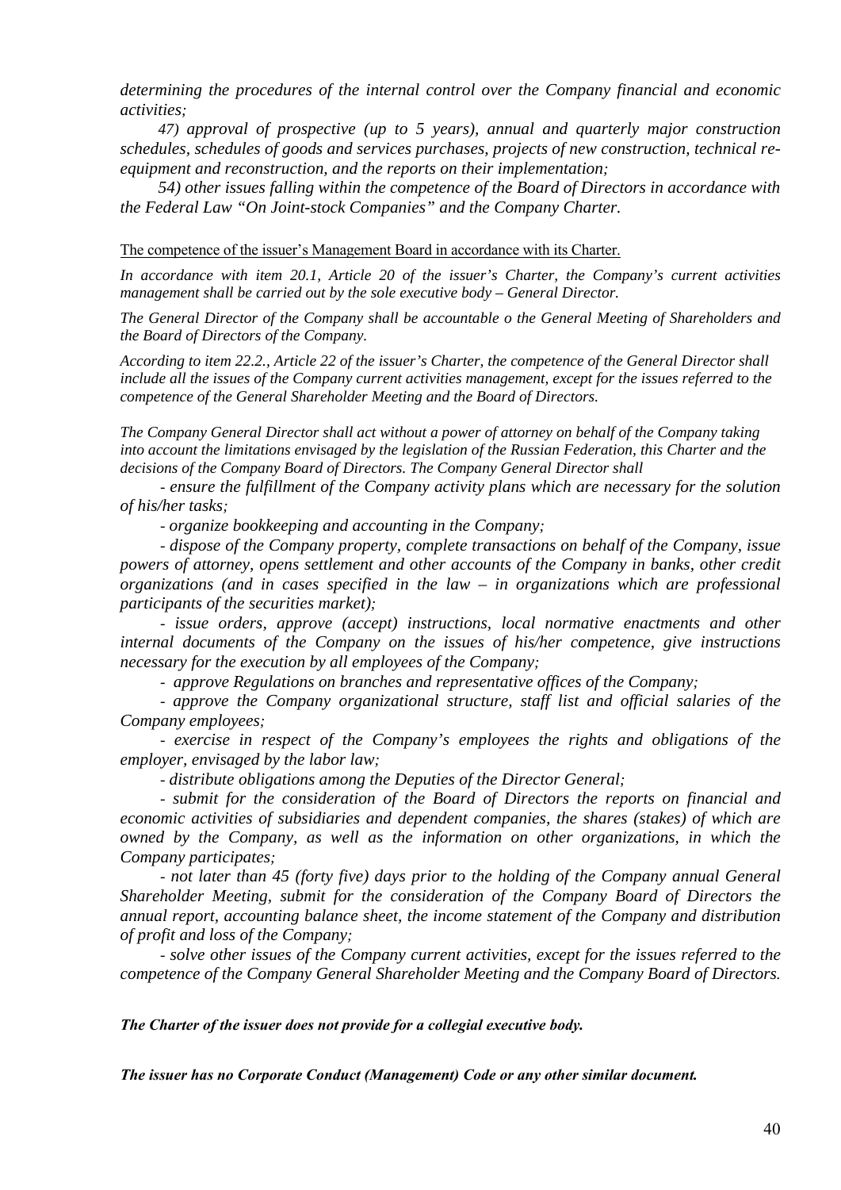*determining the procedures of the internal control over the Company financial and economic activities;*

*47) approval of prospective (up to 5 years), annual and quarterly major construction schedules, schedules of goods and services purchases, projects of new construction, technical re-equipment and reconstruction, and the reports on their implementation;*

*54) other issues falling within the competence of the Board of Directors in accordance with the Federal Law "On Joint-stock Companies" and the Company Charter.*

<u>The competence of the issuer's Management Board in accordance with its Charter.</u>

*In accordance with item 20.1, Article 20 of the issuer's Charter, the Company's current activities management shall be carried out by the sole executive body – General Director.*

*The General Director of the Company shall be accountable o the General Meeting of Shareholders and the Board of Directors of the Company.*

*According to item 22.2., Article 22 of the issuer's Charter, the competence of the General Director shall include all the issues of the Company current activities management, except for the issues referred to the competence of the General Shareholder Meeting and the Board of Directors.*

*The Company General Director shall act without a power of attorney on behalf of the Company taking into account the limitations envisaged by the legislation of the Russian Federation, this Charter and the decisions of the Company Board of Directors. The Company General Director shall*

*- ensure the fulfillment of the Company activity plans which are necessary for the solution of his/her tasks;*

*- organize bookkeeping and accounting in the Company;*

*- dispose of the Company property, complete transactions on behalf of the Company, issue powers of attorney, opens settlement and other accounts of the Company in banks, other credit organizations (and in cases specified in the law – in organizations which are professional participants of the securities market);*

*- issue orders, approve (accept) instructions, local normative enactments and other internal documents of the Company on the issues of his/her competence, give instructions necessary for the execution by all employees of the Company;*

*- approve Regulations on branches and representative offices of the Company;*

*- approve the Company organizational structure, staff list and official salaries of the Company employees;*

*- exercise in respect of the Company's employees the rights and obligations of the employer, envisaged by the labor law;*

*- distribute obligations among the Deputies of the Director General;*

*- submit for the consideration of the Board of Directors the reports on financial and economic activities of subsidiaries and dependent companies, the shares (stakes) of which are owned by the Company, as well as the information on other organizations, in which the Company participates;*

*- not later than 45 (forty five) days prior to the holding of the Company annual General Shareholder Meeting, submit for the consideration of the Company Board of Directors the annual report, accounting balance sheet, the income statement of the Company and distribution of profit and loss of the Company;*

*- solve other issues of the Company current activities, except for the issues referred to the competence of the Company General Shareholder Meeting and the Company Board of Directors.*

***The Charter of the issuer does not provide for a collegial executive body.***

***The issuer has no Corporate Conduct (Management) Code or any other similar document.***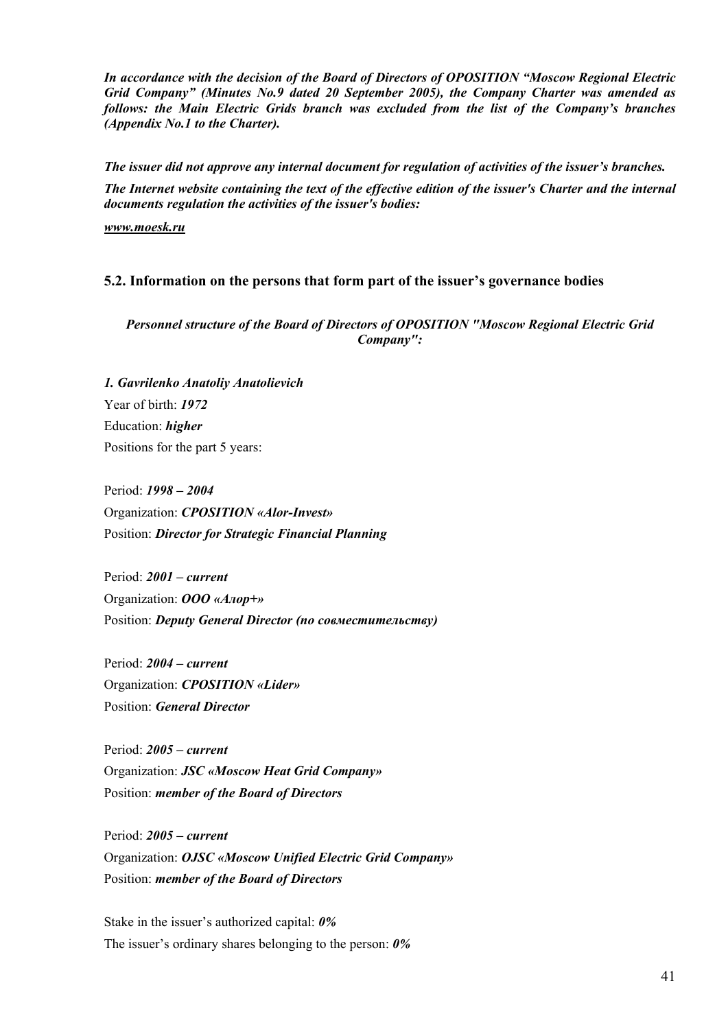***In accordance with the decision of the Board of Directors of OPOSITION "Moscow Regional Electric Grid Company" (Minutes No.9 dated 20 September 2005), the Company Charter was amended as follows: the Main Electric Grids branch was excluded from the list of the Company's branches (Appendix No.1 to the Charter).***

***The issuer did not approve any internal document for regulation of activities of the issuer's branches.***

***The Internet website containing the text of the effective edition of the issuer's Charter and the internal documents regulation the activities of the issuer's bodies:***

***www.moesk.ru***

### 5.2. Information on the persons that form part of the issuer's governance bodies

***Personnel structure of the Board of Directors of OPOSITION "Moscow Regional Electric Grid Company":***

***1. Gavrilenko Anatoliy Anatolievich***

Year of birth: ***1972***

Education: ***higher***

Positions for the part 5 years:

Period: ***1998 – 2004***

Organization: ***CPOSITION «Alor-Invest»***

Position: ***Director for Strategic Financial Planning***

Period: ***2001 – current***

Organization: ***ООО «Алор+»***

Position: ***Deputy General Director (по совместительству)***

Period: ***2004 – current***

Organization: ***CPOSITION «Lider»***

Position: ***General Director***

Period: ***2005 – current***

Organization: ***JSC «Moscow Heat Grid Company»***

Position: ***member of the Board of Directors***

Period: ***2005 – current***

Organization: ***OJSC «Moscow Unified Electric Grid Company»***

Position: ***member of the Board of Directors***

Stake in the issuer's authorized capital: ***0%***

The issuer's ordinary shares belonging to the person: ***0%***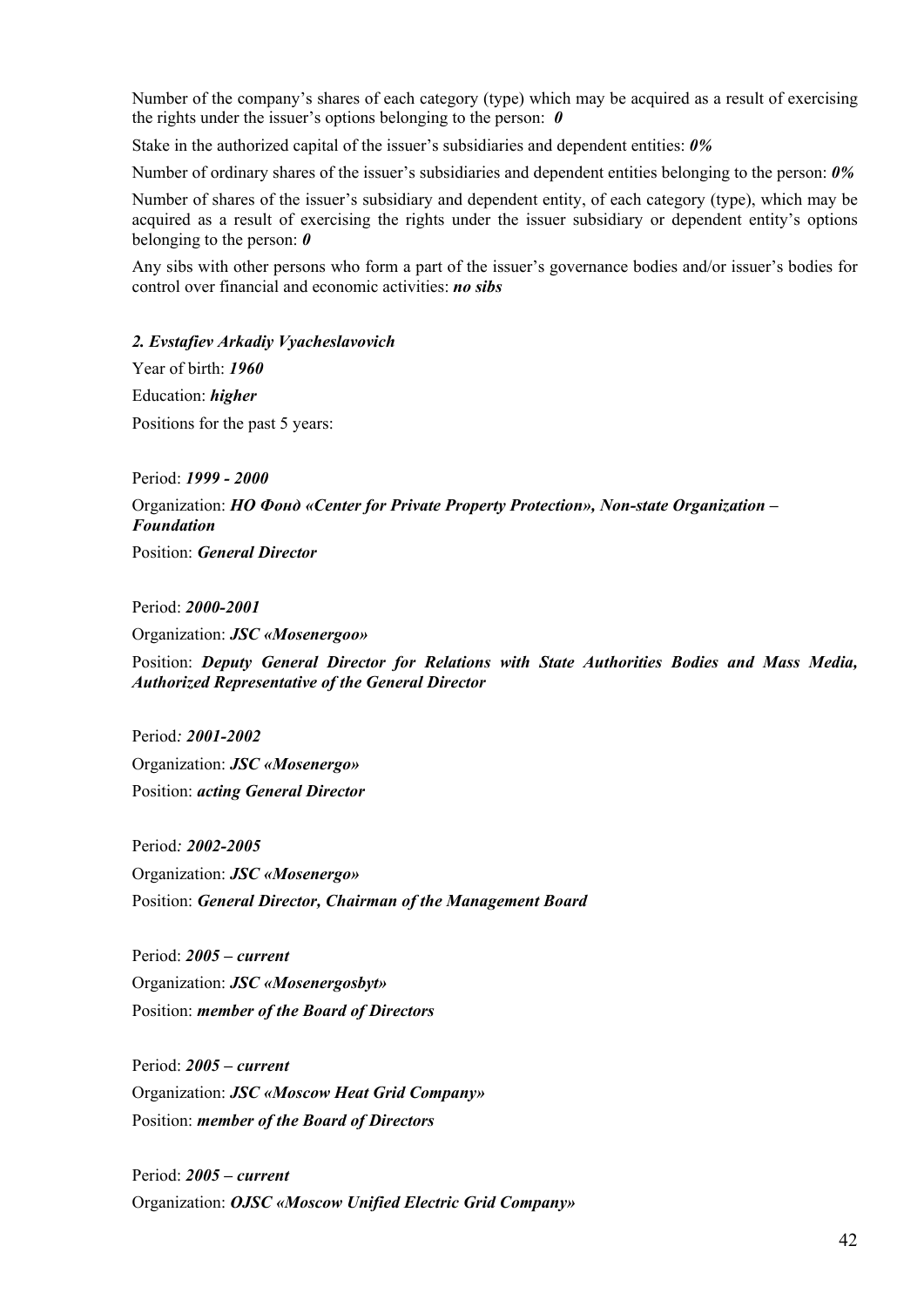Number of the company's shares of each category (type) which may be acquired as a result of exercising the rights under the issuer's options belonging to the person: ***0***

Stake in the authorized capital of the issuer's subsidiaries and dependent entities: ***0%***

Number of ordinary shares of the issuer's subsidiaries and dependent entities belonging to the person: ***0%***

Number of shares of the issuer's subsidiary and dependent entity, of each category (type), which may be acquired as a result of exercising the rights under the issuer subsidiary or dependent entity's options belonging to the person: ***0***

Any sibs with other persons who form a part of the issuer's governance bodies and/or issuer's bodies for control over financial and economic activities: ***no sibs***

***2. Evstafiev Arkadiy Vyacheslavovich***

Year of birth: ***1960***

Education: ***higher***

Positions for the past 5 years:

Period: ***1999 - 2000***

Organization: ***НО Фонд «Center for Private Property Protection», Non-state Organization – Foundation***

Position: ***General Director***

Period: ***2000-2001***

Organization: ***JSC «Mosenergoo»***

Position: ***Deputy General Director for Relations with State Authorities Bodies and Mass Media, Authorized Representative of the General Director***

Period: ***2001-2002***

Organization: ***JSC «Mosenergo»***

Position: ***acting General Director***

Period: ***2002-2005***

Organization: ***JSC «Mosenergo»***

Position: ***General Director, Chairman of the Management Board***

Period: ***2005 – current***

Organization: ***JSC «Mosenergosbyt»***

Position: ***member of the Board of Directors***

Period: ***2005 – current***

Organization: ***JSC «Moscow Heat Grid Company»***

Position: ***member of the Board of Directors***

Period: ***2005 – current***

Organization: ***OJSC «Moscow Unified Electric Grid Company»***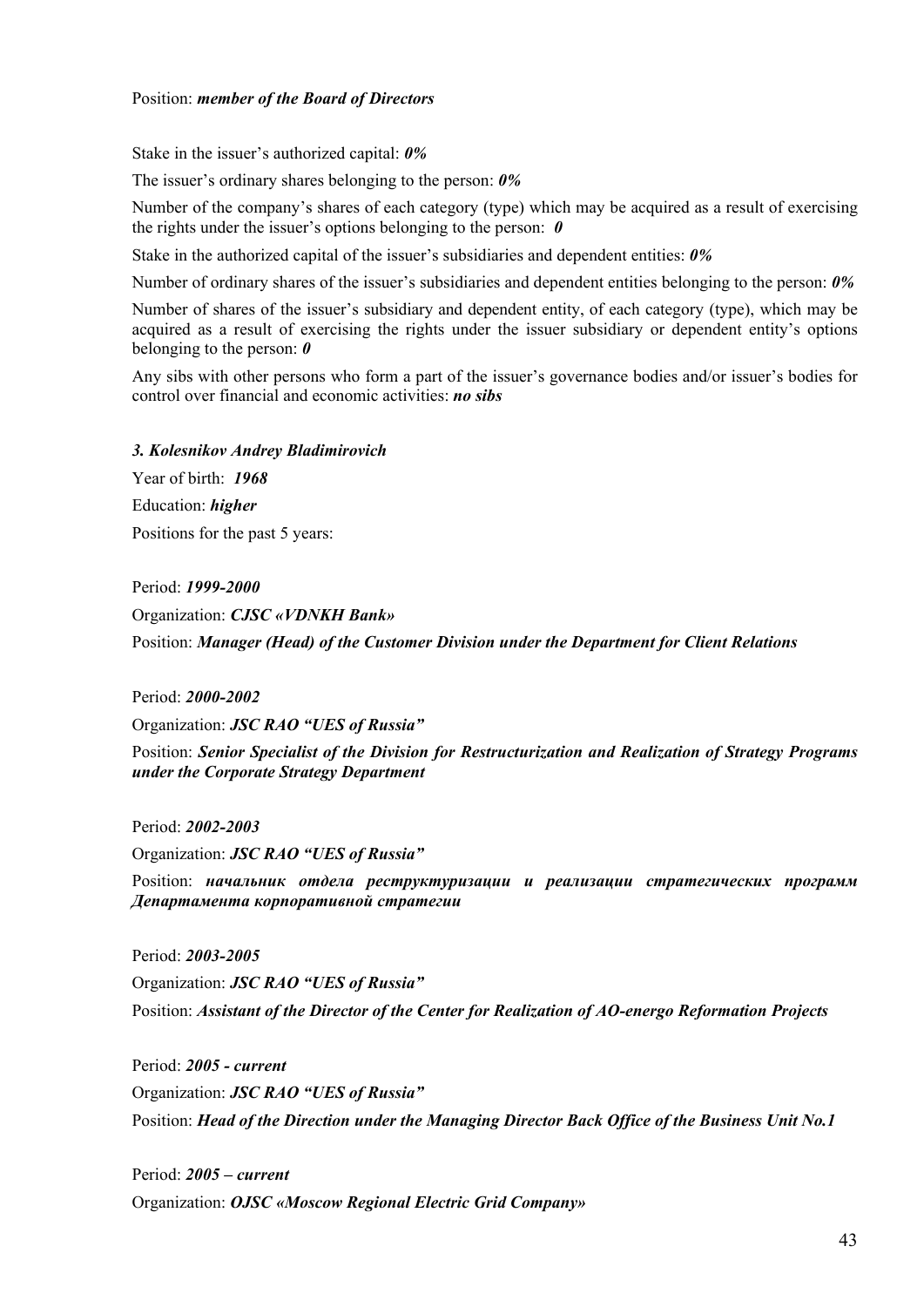Position: ***member of the Board of Directors***

Stake in the issuer's authorized capital: ***0%***

The issuer's ordinary shares belonging to the person: ***0%***

Number of the company's shares of each category (type) which may be acquired as a result of exercising the rights under the issuer's options belonging to the person: ***0***

Stake in the authorized capital of the issuer's subsidiaries and dependent entities: ***0%***

Number of ordinary shares of the issuer's subsidiaries and dependent entities belonging to the person: ***0%***

Number of shares of the issuer's subsidiary and dependent entity, of each category (type), which may be acquired as a result of exercising the rights under the issuer subsidiary or dependent entity's options belonging to the person: ***0***

Any sibs with other persons who form a part of the issuer's governance bodies and/or issuer's bodies for control over financial and economic activities: ***no sibs***

***3. Kolesnikov Andrey Bladimirovich***

Year of birth: ***1968***

Education: ***higher***

Positions for the past 5 years:

Period: ***1999-2000***

Organization: ***CJSC «VDNKH Bank»***

Position: ***Manager (Head) of the Customer Division under the Department for Client Relations***

Period: ***2000-2002***

Organization: ***JSC RAO "UES of Russia"***

Position: ***Senior Specialist of the Division for Restructurization and Realization of Strategy Programs under the Corporate Strategy Department***

Period: ***2002-2003***

Organization: ***JSC RAO "UES of Russia"***

Position: ***начальник отдела реструктуризации и реализации стратегических программ Департамента корпоративной стратегии***

Period: ***2003-2005***

Organization: ***JSC RAO "UES of Russia"***

Position: ***Assistant of the Director of the Center for Realization of AO-energo Reformation Projects***

Period: ***2005 - current***

Organization: ***JSC RAO "UES of Russia"***

Position: ***Head of the Direction under the Managing Director Back Office of the Business Unit No.1***

Period: ***2005 – current***

Organization: ***OJSC «Moscow Regional Electric Grid Company»***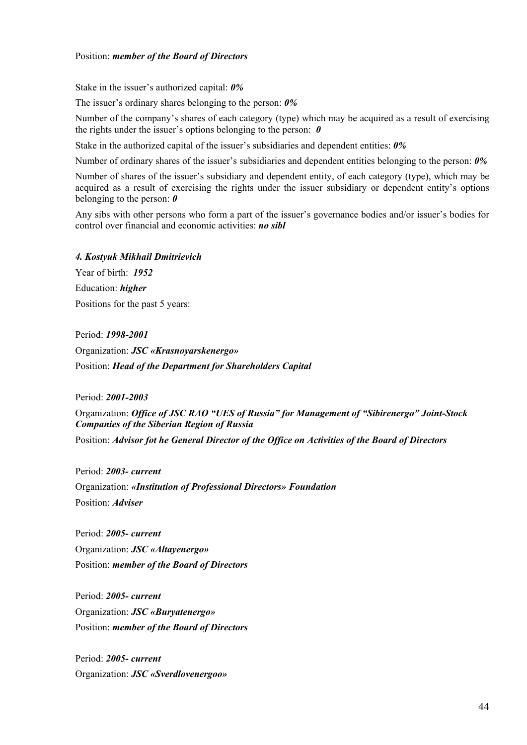Position: ***member of the Board of Directors***

Stake in the issuer's authorized capital: ***0%***

The issuer's ordinary shares belonging to the person: ***0%***

Number of the company's shares of each category (type) which may be acquired as a result of exercising the rights under the issuer's options belonging to the person: ***0***

Stake in the authorized capital of the issuer's subsidiaries and dependent entities: ***0%***

Number of ordinary shares of the issuer's subsidiaries and dependent entities belonging to the person: ***0%***

Number of shares of the issuer's subsidiary and dependent entity, of each category (type), which may be acquired as a result of exercising the rights under the issuer subsidiary or dependent entity's options belonging to the person: ***0***

Any sibs with other persons who form a part of the issuer's governance bodies and/or issuer's bodies for control over financial and economic activities: ***no sibl***

***4. Kostyuk Mikhail Dmitrievich***

Year of birth: ***1952***

Education: ***higher***

Positions for the past 5 years:

Period: ***1998-2001***

Organization: ***JSC «Krasnoyarskenergo»***

Position: ***Head of the Department for Shareholders Capital***

Period: ***2001-2003***

Organization: ***Office of JSC RAO "UES of Russia" for Management of "Sibirenergo" Joint-Stock Companies of the Siberian Region of Russia***

Position: ***Advisor fot he General Director of the Office on Activities of the Board of Directors***

Period: ***2003- current***

Organization: ***«Institution of Professional Directors» Foundation***

Position: ***Adviser***

Period: ***2005- current***

Organization: ***JSC «Altayenergo»***

Position: ***member of the Board of Directors***

Period: ***2005- current***

Organization: ***JSC «Buryatenergo»***

Position: ***member of the Board of Directors***

Period: ***2005- current***

Organization: ***JSC «Sverdlovenergoo»***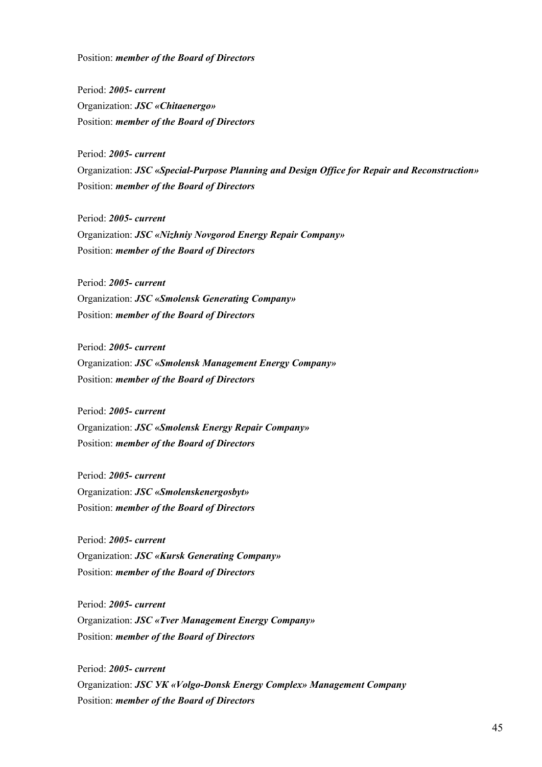Position: ***member of the Board of Directors***

Period: ***2005- current***
Organization: ***JSC «Chitaenergo»***
Position: ***member of the Board of Directors***

Period: ***2005- current***
Organization: ***JSC «Special-Purpose Planning and Design Office for Repair and Reconstruction»***
Position: ***member of the Board of Directors***

Period: ***2005- current***
Organization: ***JSC «Nizhniy Novgorod Energy Repair Company»***
Position: ***member of the Board of Directors***

Period: ***2005- current***
Organization: ***JSC «Smolensk Generating Company»***
Position: ***member of the Board of Directors***

Period: ***2005- current***
Organization: ***JSC «Smolensk Management Energy Company»***
Position: ***member of the Board of Directors***

Period: ***2005- current***
Organization: ***JSC «Smolensk Energy Repair Company»***
Position: ***member of the Board of Directors***

Period: ***2005- current***
Organization: ***JSC «Smolenskenergosbyt»***
Position: ***member of the Board of Directors***

Period: ***2005- current***
Organization: ***JSC «Kursk Generating Company»***
Position: ***member of the Board of Directors***

Period: ***2005- current***
Organization: ***JSC «Tver Management Energy Company»***
Position: ***member of the Board of Directors***

Period: ***2005- current***
Organization: ***JSC УК «Volgo-Donsk Energy Complex» Management Company***
Position: ***member of the Board of Directors***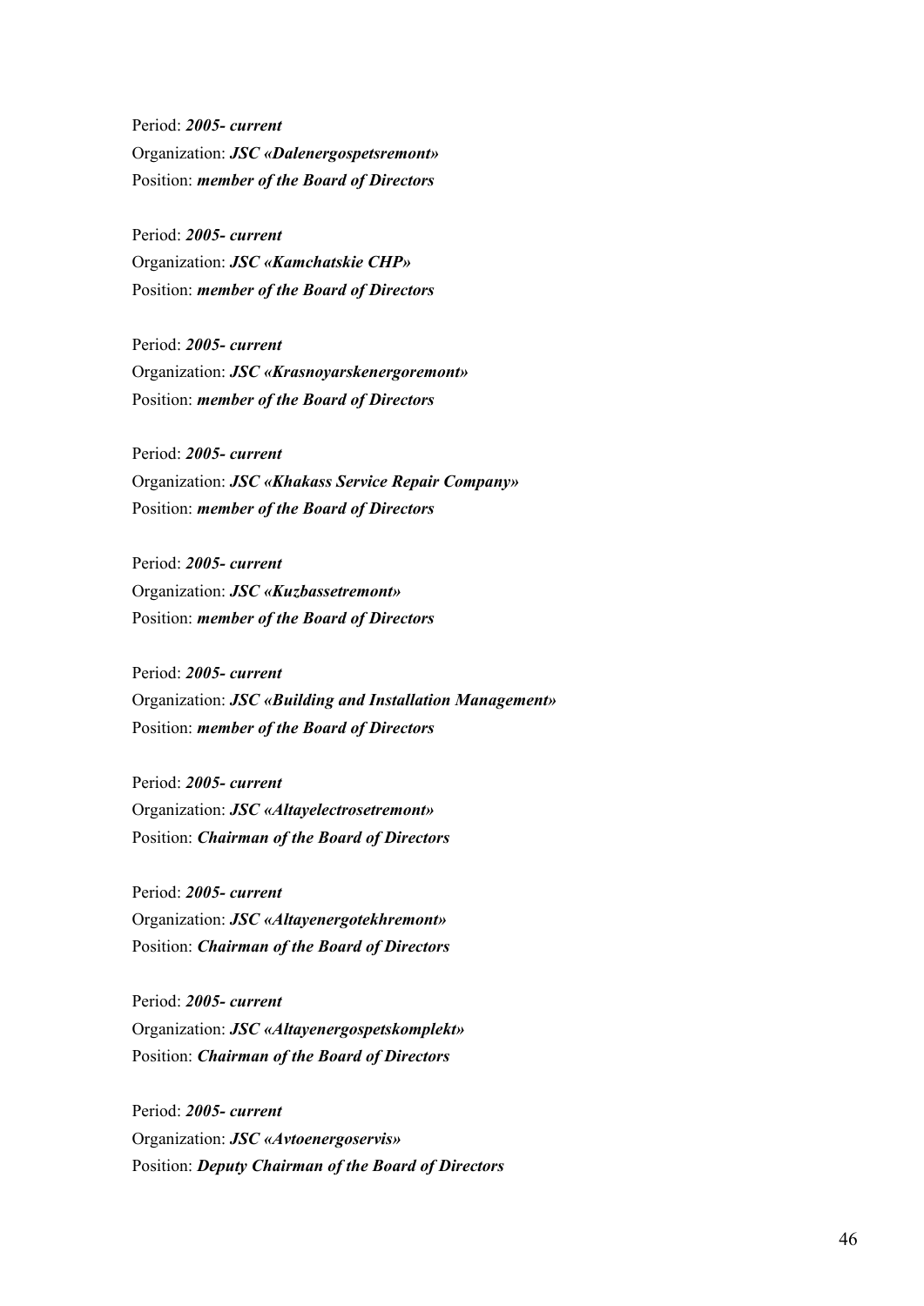Period: ***2005- current***
Organization: ***JSC «Dalenergospetsremont»***
Position: ***member of the Board of Directors***

Period: ***2005- current***
Organization: ***JSC «Kamchatskie CHP»***
Position: ***member of the Board of Directors***

Period: ***2005- current***
Organization: ***JSC «Krasnoyarskenergoremont»***
Position: ***member of the Board of Directors***

Period: ***2005- current***
Organization: ***JSC «Khakass Service Repair Company»***
Position: ***member of the Board of Directors***

Period: ***2005- current***
Organization: ***JSC «Kuzbassetremont»***
Position: ***member of the Board of Directors***

Period: ***2005- current***
Organization: ***JSC «Building and Installation Management»***
Position: ***member of the Board of Directors***

Period: ***2005- current***
Organization: ***JSC «Altayelectrosetremont»***
Position: ***Chairman of the Board of Directors***

Period: ***2005- current***
Organization: ***JSC «Altayenergotekhremont»***
Position: ***Chairman of the Board of Directors***

Period: ***2005- current***
Organization: ***JSC «Altayenergospetskomplekt»***
Position: ***Chairman of the Board of Directors***

Period: ***2005- current***
Organization: ***JSC «Avtoenergoservis»***
Position: ***Deputy Chairman of the Board of Directors***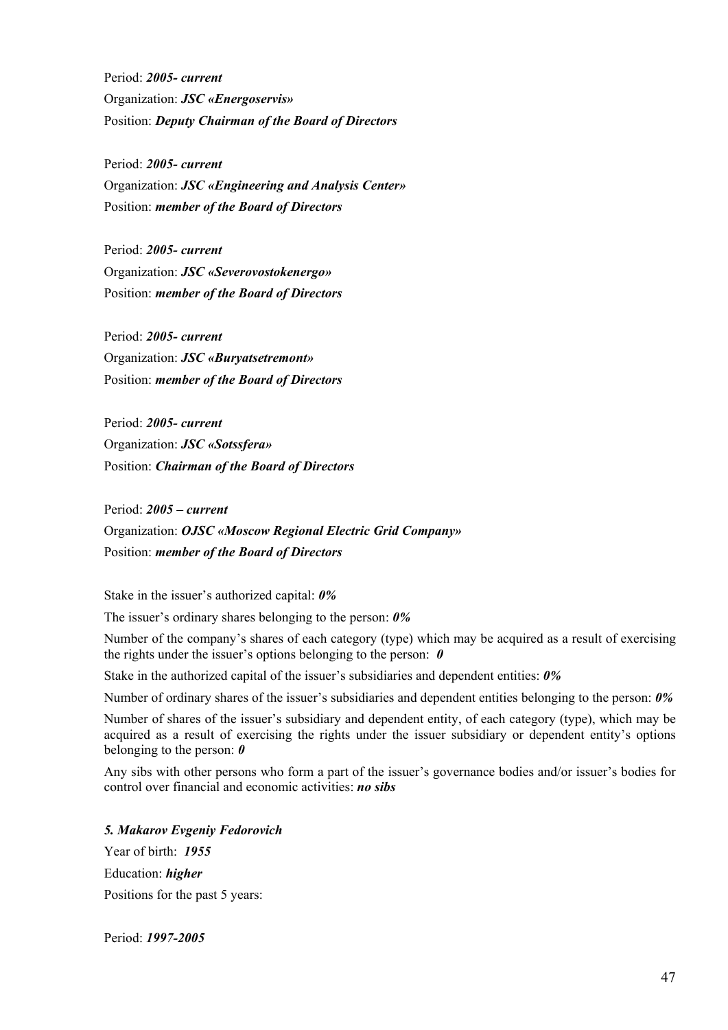Period: ***2005- current***
Organization: ***JSC «Energoservis»***
Position: ***Deputy Chairman of the Board of Directors***

Period: ***2005- current***
Organization: ***JSC «Engineering and Analysis Center»***
Position: ***member of the Board of Directors***

Period: ***2005- current***
Organization: ***JSC «Severovostokenergo»***
Position: ***member of the Board of Directors***

Period: ***2005- current***
Organization: ***JSC «Buryatsetremont»***
Position: ***member of the Board of Directors***

Period: ***2005- current***
Organization: ***JSC «Sotssfera»***
Position: ***Chairman of the Board of Directors***

Period: ***2005 – current***
Organization: ***OJSC «Moscow Regional Electric Grid Company»***
Position: ***member of the Board of Directors***

Stake in the issuer's authorized capital: ***0%***

The issuer's ordinary shares belonging to the person: ***0%***

Number of the company's shares of each category (type) which may be acquired as a result of exercising the rights under the issuer's options belonging to the person: ***0***

Stake in the authorized capital of the issuer's subsidiaries and dependent entities: ***0%***

Number of ordinary shares of the issuer's subsidiaries and dependent entities belonging to the person: ***0%***

Number of shares of the issuer's subsidiary and dependent entity, of each category (type), which may be acquired as a result of exercising the rights under the issuer subsidiary or dependent entity's options belonging to the person: ***0***

Any sibs with other persons who form a part of the issuer's governance bodies and/or issuer's bodies for control over financial and economic activities: ***no sibs***

***5. Makarov Evgeniy Fedorovich***

Year of birth: ***1955***

Education: ***higher***

Positions for the past 5 years:

Period: ***1997-2005***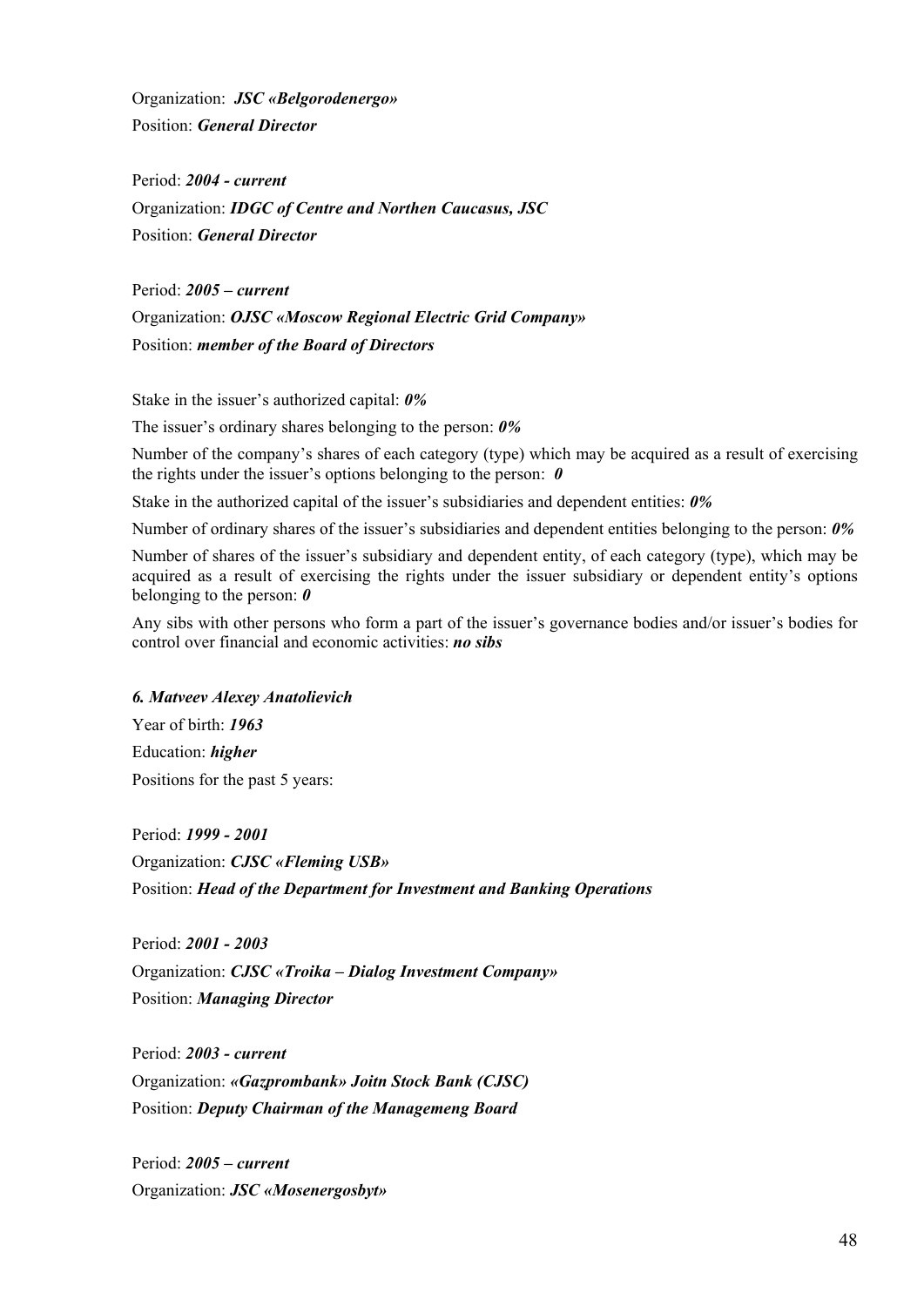Organization: ***JSC «Belgorodenergo»***
Position: ***General Director***

Period: ***2004 - current***
Organization: ***IDGC of Centre and Northen Caucasus, JSC***
Position: ***General Director***

Period: ***2005 – current***
Organization: ***OJSC «Moscow Regional Electric Grid Company»***
Position: ***member of the Board of Directors***

Stake in the issuer's authorized capital: ***0%***

The issuer's ordinary shares belonging to the person: ***0%***

Number of the company's shares of each category (type) which may be acquired as a result of exercising the rights under the issuer's options belonging to the person: ***0***

Stake in the authorized capital of the issuer's subsidiaries and dependent entities: ***0%***

Number of ordinary shares of the issuer's subsidiaries and dependent entities belonging to the person: ***0%***

Number of shares of the issuer's subsidiary and dependent entity, of each category (type), which may be acquired as a result of exercising the rights under the issuer subsidiary or dependent entity's options belonging to the person: ***0***

Any sibs with other persons who form a part of the issuer's governance bodies and/or issuer's bodies for control over financial and economic activities: ***no sibs***

***6. Matveev Alexey Anatolievich***

Year of birth: ***1963***
Education: ***higher***
Positions for the past 5 years:

Period: ***1999 - 2001***
Organization: ***CJSC «Fleming USB»***
Position: ***Head of the Department for Investment and Banking Operations***

Period: ***2001 - 2003***
Organization: ***CJSC «Troika – Dialog Investment Company»***
Position: ***Managing Director***

Period: ***2003 - current***
Organization: ***«Gazprombank» Joitn Stock Bank (CJSC)***
Position: ***Deputy Chairman of the Managemeng Board***

Period: ***2005 – current***
Organization: ***JSC «Mosenergosbyt»***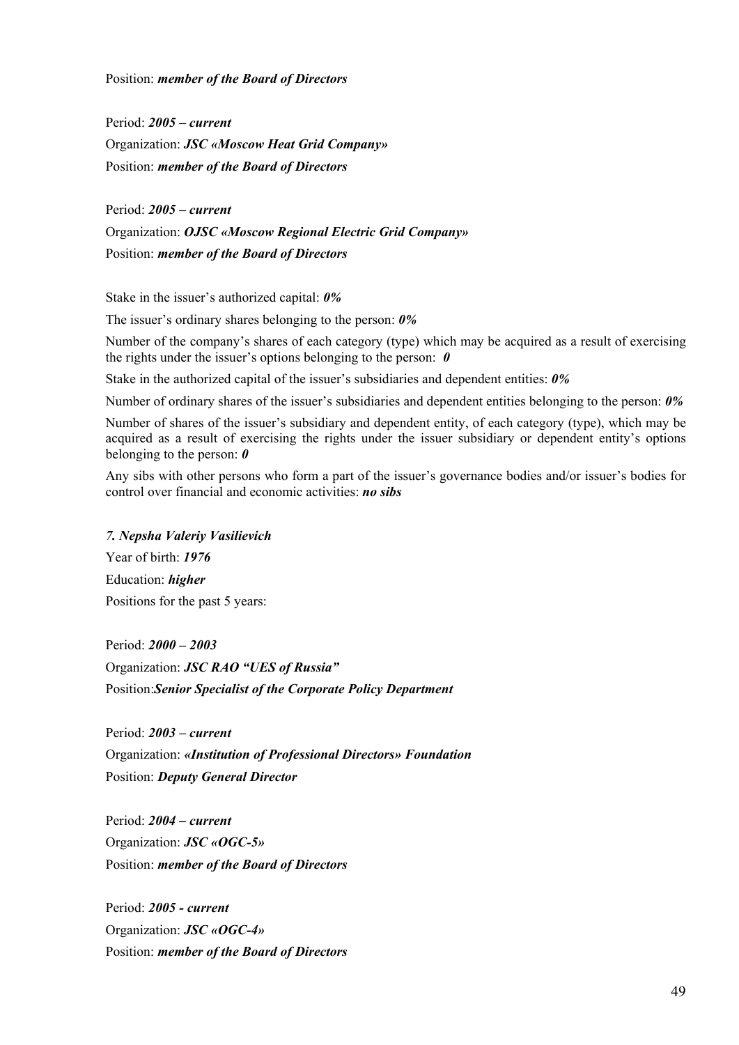Position: ***member of the Board of Directors***

Period: ***2005 – current***
Organization: ***JSC «Moscow Heat Grid Company»***
Position: ***member of the Board of Directors***

Period: ***2005 – current***
Organization: ***OJSC «Moscow Regional Electric Grid Company»***
Position: ***member of the Board of Directors***

Stake in the issuer's authorized capital: ***0%***

The issuer's ordinary shares belonging to the person: ***0%***

Number of the company's shares of each category (type) which may be acquired as a result of exercising the rights under the issuer's options belonging to the person: ***0***

Stake in the authorized capital of the issuer's subsidiaries and dependent entities: ***0%***

Number of ordinary shares of the issuer's subsidiaries and dependent entities belonging to the person: ***0%***

Number of shares of the issuer's subsidiary and dependent entity, of each category (type), which may be acquired as a result of exercising the rights under the issuer subsidiary or dependent entity's options belonging to the person: ***0***

Any sibs with other persons who form a part of the issuer's governance bodies and/or issuer's bodies for control over financial and economic activities: ***no sibs***

***7. Nepsha Valeriy Vasilievich***

Year of birth: ***1976***
Education: ***higher***
Positions for the past 5 years:

Period: ***2000 – 2003***
Organization: ***JSC RAO "UES of Russia"***
Position:***Senior Specialist of the Corporate Policy Department***

Period: ***2003 – current***
Organization: ***«Institution of Professional Directors» Foundation***
Position: ***Deputy General Director***

Period: ***2004 – current***
Organization: ***JSC «OGC-5»***
Position: ***member of the Board of Directors***

Period: ***2005 - current***
Organization: ***JSC «OGC-4»***
Position: ***member of the Board of Directors***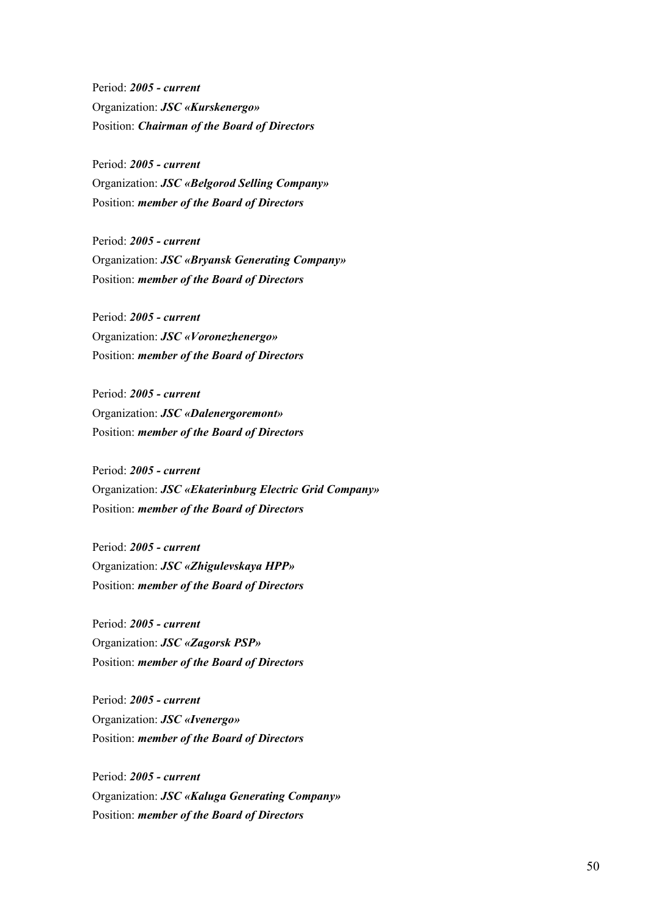Period: ***2005 - current***
Organization: ***JSC «Kurskenergo»***
Position: ***Chairman of the Board of Directors***

Period: ***2005 - current***
Organization: ***JSC «Belgorod Selling Company»***
Position: ***member of the Board of Directors***

Period: ***2005 - current***
Organization: ***JSC «Bryansk Generating Company»***
Position: ***member of the Board of Directors***

Period: ***2005 - current***
Organization: ***JSC «Voronezhenergo»***
Position: ***member of the Board of Directors***

Period: ***2005 - current***
Organization: ***JSC «Dalenergoremont»***
Position: ***member of the Board of Directors***

Period: ***2005 - current***
Organization: ***JSC «Ekaterinburg Electric Grid Company»***
Position: ***member of the Board of Directors***

Period: ***2005 - current***
Organization: ***JSC «Zhigulevskaya HPP»***
Position: ***member of the Board of Directors***

Period: ***2005 - current***
Organization: ***JSC «Zagorsk PSP»***
Position: ***member of the Board of Directors***

Period: ***2005 - current***
Organization: ***JSC «Ivenergo»***
Position: ***member of the Board of Directors***

Period: ***2005 - current***
Organization: ***JSC «Kaluga Generating Company»***
Position: ***member of the Board of Directors***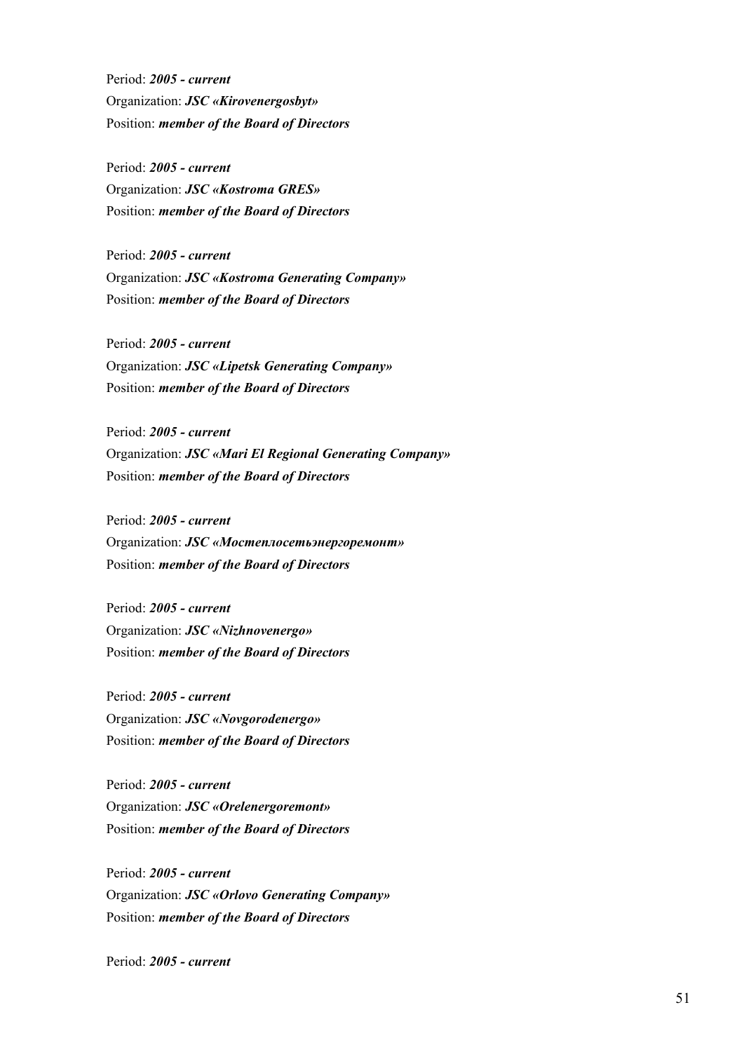Period: ***2005 - current***
Organization: ***JSC «Kirovenergosbyt»***
Position: ***member of the Board of Directors***

Period: ***2005 - current***
Organization: ***JSC «Kostroma GRES»***
Position: ***member of the Board of Directors***

Period: ***2005 - current***
Organization: ***JSC «Kostroma Generating Company»***
Position: ***member of the Board of Directors***

Period: ***2005 - current***
Organization: ***JSC «Lipetsk Generating Company»***
Position: ***member of the Board of Directors***

Period: ***2005 - current***
Organization: ***JSC «Mari El Regional Generating Company»***
Position: ***member of the Board of Directors***

Period: ***2005 - current***
Organization: ***JSC «Мостеплосетьэнергоремонт»***
Position: ***member of the Board of Directors***

Period: ***2005 - current***
Organization: ***JSC «Nizhnovenergo»***
Position: ***member of the Board of Directors***

Period: ***2005 - current***
Organization: ***JSC «Novgorodenergo»***
Position: ***member of the Board of Directors***

Period: ***2005 - current***
Organization: ***JSC «Orelenergoremont»***
Position: ***member of the Board of Directors***

Period: ***2005 - current***
Organization: ***JSC «Orlovo Generating Company»***
Position: ***member of the Board of Directors***

Period: ***2005 - current***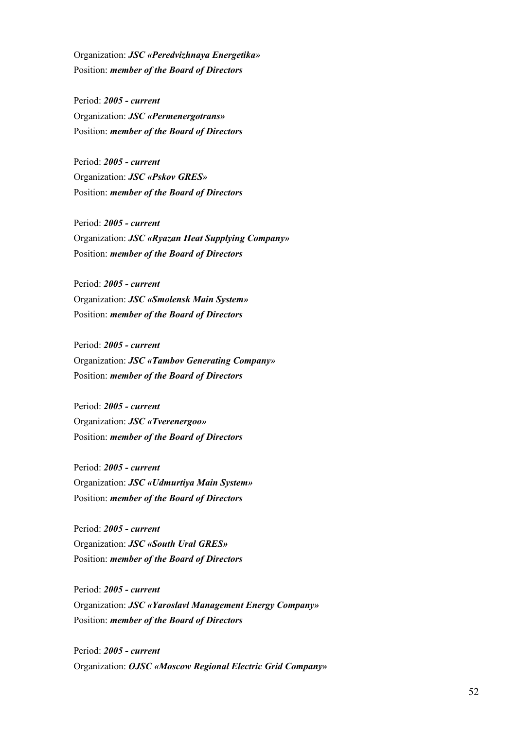Organization: ***JSC «Peredvizhnaya Energetika»***
Position: ***member of the Board of Directors***

Period: ***2005 - current***
Organization: ***JSC «Permenergotrans»***
Position: ***member of the Board of Directors***

Period: ***2005 - current***
Organization: ***JSC «Pskov GRES»***
Position: ***member of the Board of Directors***

Period: ***2005 - current***
Organization: ***JSC «Ryazan Heat Supplying Company»***
Position: ***member of the Board of Directors***

Period: ***2005 - current***
Organization: ***JSC «Smolensk Main System»***
Position: ***member of the Board of Directors***

Period: ***2005 - current***
Organization: ***JSC «Tambov Generating Company»***
Position: ***member of the Board of Directors***

Period: ***2005 - current***
Organization: ***JSC «Tverenergoo»***
Position: ***member of the Board of Directors***

Period: ***2005 - current***
Organization: ***JSC «Udmurtiya Main System»***
Position: ***member of the Board of Directors***

Period: ***2005 - current***
Organization: ***JSC «South Ural GRES»***
Position: ***member of the Board of Directors***

Period: ***2005 - current***
Organization: ***JSC «Yaroslavl Management Energy Company»***
Position: ***member of the Board of Directors***

Period: ***2005 - current***
Organization: ***OJSC «Moscow Regional Electric Grid Company»***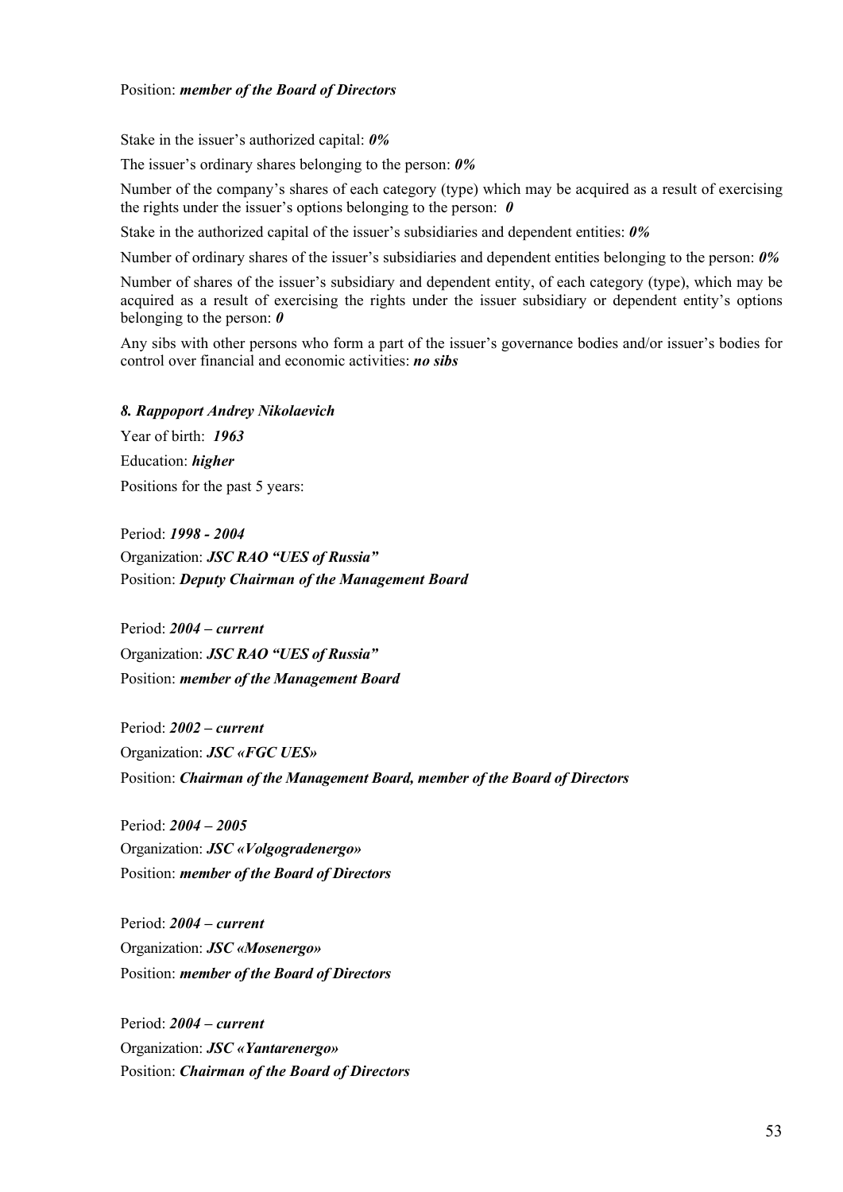Position: ***member of the Board of Directors***

Stake in the issuer's authorized capital: ***0%***

The issuer's ordinary shares belonging to the person: ***0%***

Number of the company's shares of each category (type) which may be acquired as a result of exercising the rights under the issuer's options belonging to the person: ***0***

Stake in the authorized capital of the issuer's subsidiaries and dependent entities: ***0%***

Number of ordinary shares of the issuer's subsidiaries and dependent entities belonging to the person: ***0%***

Number of shares of the issuer's subsidiary and dependent entity, of each category (type), which may be acquired as a result of exercising the rights under the issuer subsidiary or dependent entity's options belonging to the person: ***0***

Any sibs with other persons who form a part of the issuer's governance bodies and/or issuer's bodies for control over financial and economic activities: ***no sibs***

***8. Rappoport Andrey Nikolaevich***

Year of birth: ***1963***

Education: ***higher***

Positions for the past 5 years:

Period: ***1998 - 2004***
Organization: ***JSC RAO "UES of Russia"***
Position: ***Deputy Chairman of the Management Board***

Period: ***2004 – current***
Organization: ***JSC RAO "UES of Russia"***
Position: ***member of the Management Board***

Period: ***2002 – current***
Organization: ***JSC «FGC UES»***
Position: ***Chairman of the Management Board, member of the Board of Directors***

Period: ***2004 – 2005***
Organization: ***JSC «Volgogradenergo»***
Position: ***member of the Board of Directors***

Period: ***2004 – current***
Organization: ***JSC «Mosenergo»***
Position: ***member of the Board of Directors***

Period: ***2004 – current***
Organization: ***JSC «Yantarenergo»***
Position: ***Chairman of the Board of Directors***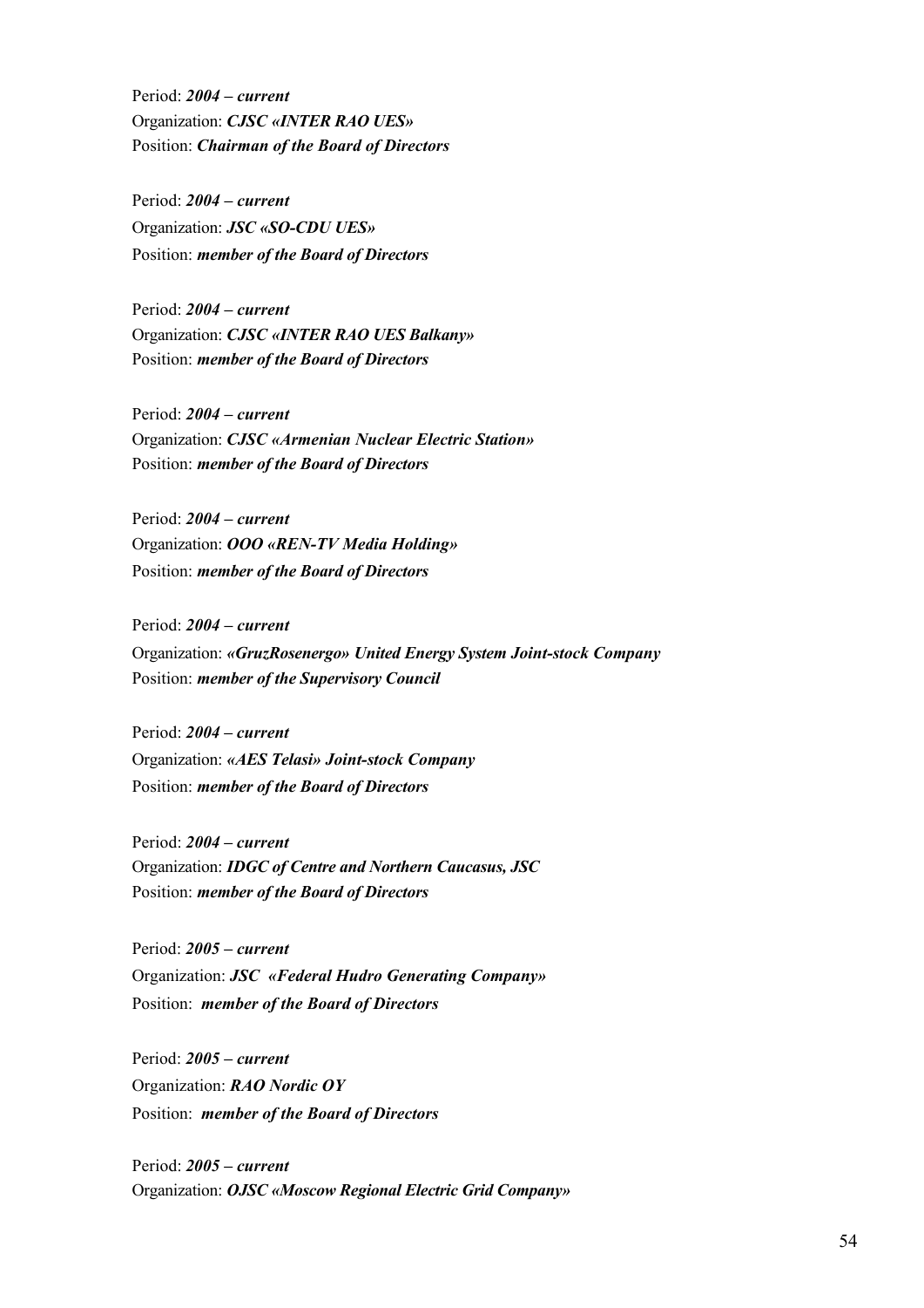Period: ***2004 – current***
Organization: ***CJSC «INTER RAO UES»***
Position: ***Chairman of the Board of Directors***

Period: ***2004 – current***
Organization: ***JSC «SO-CDU UES»***
Position: ***member of the Board of Directors***

Period: ***2004 – current***
Organization: ***CJSC «INTER RAO UES Balkany»***
Position: ***member of the Board of Directors***

Period: ***2004 – current***
Organization: ***CJSC «Armenian Nuclear Electric Station»***
Position: ***member of the Board of Directors***

Period: ***2004 – current***
Organization: ***OOO «REN-TV Media Holding»***
Position: ***member of the Board of Directors***

Period: ***2004 – current***
Organization: ***«GruzRosenergo» United Energy System Joint-stock Company***
Position: ***member of the Supervisory Council***

Period: ***2004 – current***
Organization: ***«AES Telasi» Joint-stock Company***
Position: ***member of the Board of Directors***

Period: ***2004 – current***
Organization: ***IDGC of Centre and Northern Caucasus, JSC***
Position: ***member of the Board of Directors***

Period: ***2005 – current***
Organization: ***JSC «Federal Hudro Generating Company»***
Position: ***member of the Board of Directors***

Period: ***2005 – current***
Organization: ***RAO Nordic OY***
Position: ***member of the Board of Directors***

Period: ***2005 – current***
Organization: ***OJSC «Moscow Regional Electric Grid Company»***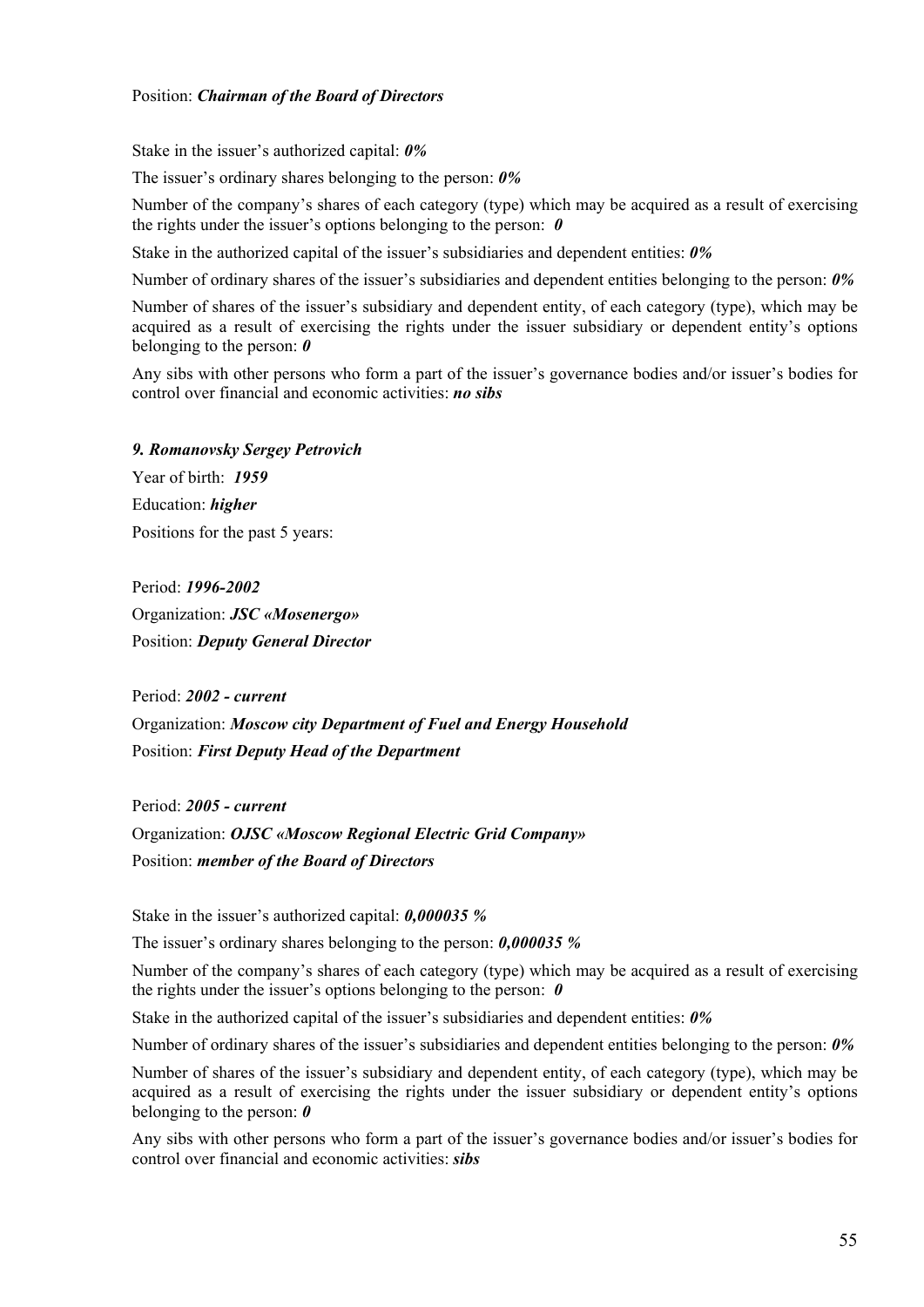Position: ***Chairman of the Board of Directors***

Stake in the issuer's authorized capital: ***0%***

The issuer's ordinary shares belonging to the person: ***0%***

Number of the company's shares of each category (type) which may be acquired as a result of exercising the rights under the issuer's options belonging to the person: ***0***

Stake in the authorized capital of the issuer's subsidiaries and dependent entities: ***0%***

Number of ordinary shares of the issuer's subsidiaries and dependent entities belonging to the person: ***0%***

Number of shares of the issuer's subsidiary and dependent entity, of each category (type), which may be acquired as a result of exercising the rights under the issuer subsidiary or dependent entity's options belonging to the person: ***0***

Any sibs with other persons who form a part of the issuer's governance bodies and/or issuer's bodies for control over financial and economic activities: ***no sibs***

***9. Romanovsky Sergey Petrovich***

Year of birth: ***1959***

Education: ***higher***

Positions for the past 5 years:

Period: ***1996-2002***

Organization: ***JSC «Mosenergo»***

Position: ***Deputy General Director***

Period: ***2002 - current***

Organization: ***Moscow city Department of Fuel and Energy Household***

Position: ***First Deputy Head of the Department***

Period: ***2005 - current***

Organization: ***OJSC «Moscow Regional Electric Grid Company»***

Position: ***member of the Board of Directors***

Stake in the issuer's authorized capital: ***0,000035 %***

The issuer's ordinary shares belonging to the person: ***0,000035 %***

Number of the company's shares of each category (type) which may be acquired as a result of exercising the rights under the issuer's options belonging to the person: ***0***

Stake in the authorized capital of the issuer's subsidiaries and dependent entities: ***0%***

Number of ordinary shares of the issuer's subsidiaries and dependent entities belonging to the person: ***0%***

Number of shares of the issuer's subsidiary and dependent entity, of each category (type), which may be acquired as a result of exercising the rights under the issuer subsidiary or dependent entity's options belonging to the person: ***0***

Any sibs with other persons who form a part of the issuer's governance bodies and/or issuer's bodies for control over financial and economic activities: ***sibs***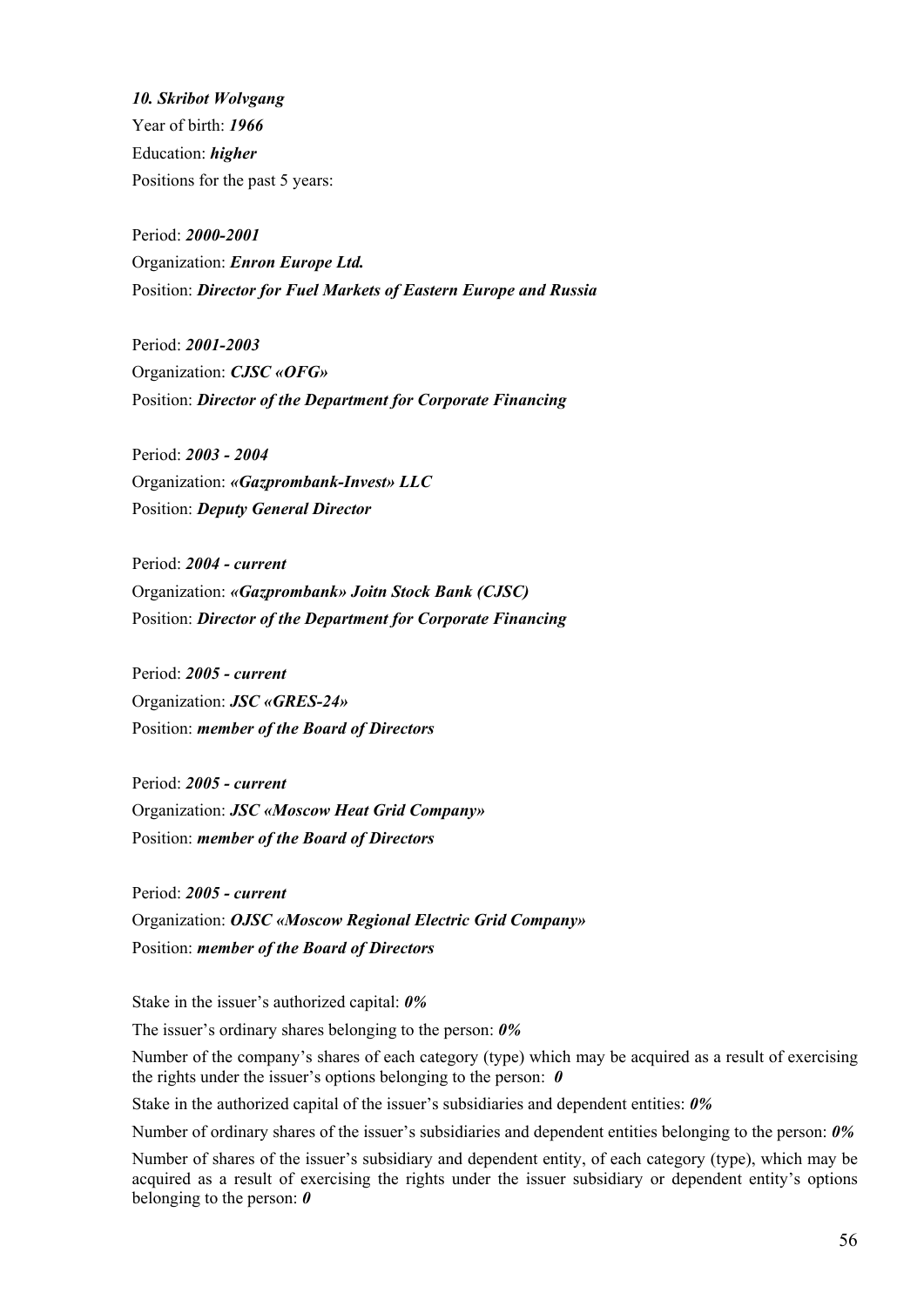***10. Skribot Wolvgang***

Year of birth: ***1966***

Education: ***higher***

Positions for the past 5 years:

Period: ***2000-2001***

Organization: ***Enron Europe Ltd.***

Position: ***Director for Fuel Markets of Eastern Europe and Russia***

Period: ***2001-2003***

Organization: ***CJSC «OFG»***

Position: ***Director of the Department for Corporate Financing***

Period: ***2003 - 2004***

Organization: ***«Gazprombank-Invest» LLC***

Position: ***Deputy General Director***

Period: ***2004 - current***

Organization: ***«Gazprombank» Joitn Stock Bank (CJSC)***

Position: ***Director of the Department for Corporate Financing***

Period: ***2005 - current***

Organization: ***JSC «GRES-24»***

Position: ***member of the Board of Directors***

Period: ***2005 - current***

Organization: ***JSC «Moscow Heat Grid Company»***

Position: ***member of the Board of Directors***

Period: ***2005 - current***

Organization: ***OJSC «Moscow Regional Electric Grid Company»***

Position: ***member of the Board of Directors***

Stake in the issuer's authorized capital: ***0%***

The issuer's ordinary shares belonging to the person: ***0%***

Number of the company's shares of each category (type) which may be acquired as a result of exercising the rights under the issuer's options belonging to the person: ***0***

Stake in the authorized capital of the issuer's subsidiaries and dependent entities: ***0%***

Number of ordinary shares of the issuer's subsidiaries and dependent entities belonging to the person: ***0%***

Number of shares of the issuer's subsidiary and dependent entity, of each category (type), which may be acquired as a result of exercising the rights under the issuer subsidiary or dependent entity's options belonging to the person: ***0***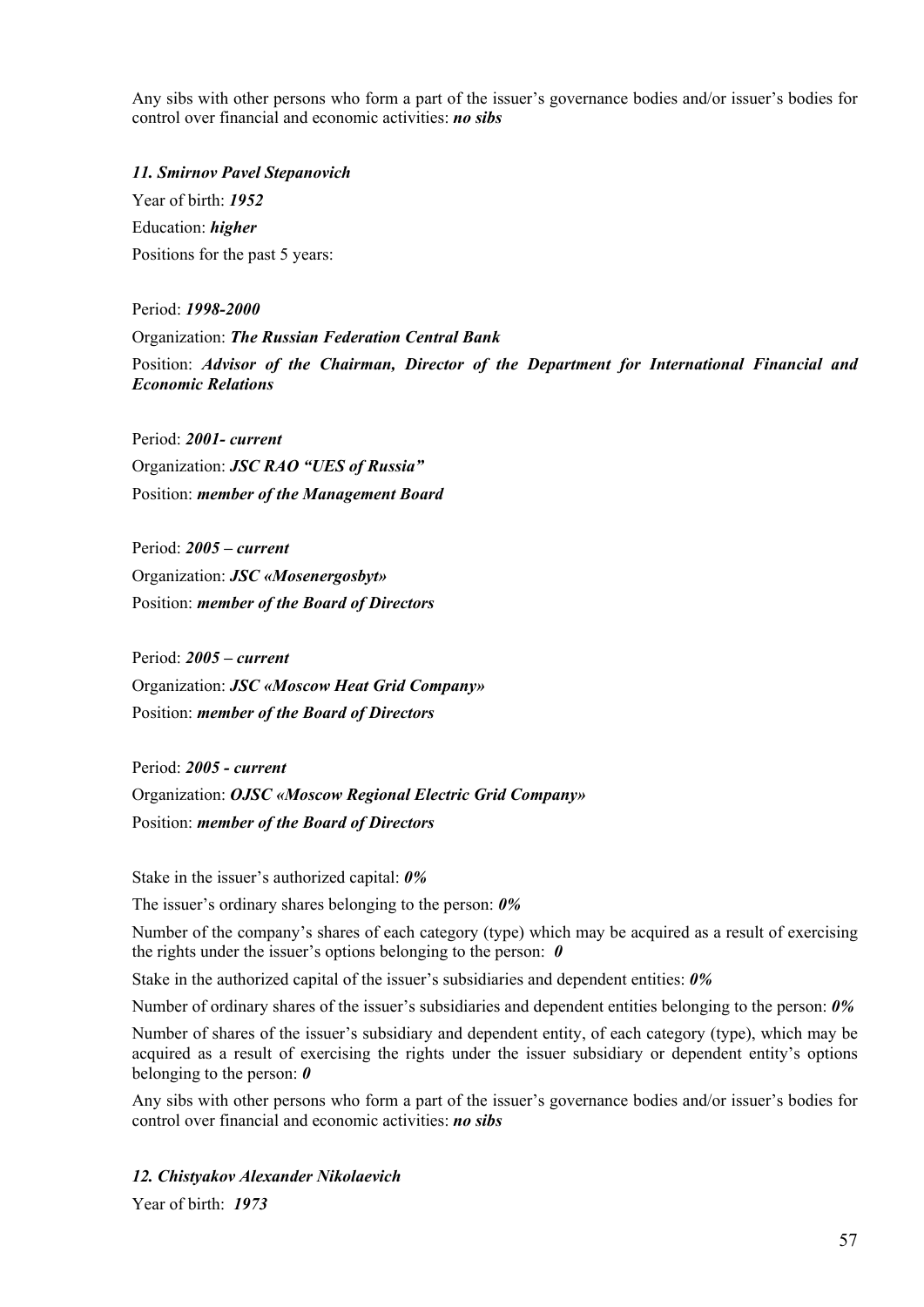Any sibs with other persons who form a part of the issuer's governance bodies and/or issuer's bodies for control over financial and economic activities: ***no sibs***

***11. Smirnov Pavel Stepanovich***

Year of birth: ***1952***

Education: ***higher***

Positions for the past 5 years:

Period: ***1998-2000***

Organization: ***The Russian Federation Central Bank***

Position: ***Advisor of the Chairman, Director of the Department for International Financial and Economic Relations***

Period: ***2001- current***

Organization: ***JSC RAO "UES of Russia"***

Position: ***member of the Management Board***

Period: ***2005 – current***

Organization: ***JSC «Mosenergosbyt»***

Position: ***member of the Board of Directors***

Period: ***2005 – current***

Organization: ***JSC «Moscow Heat Grid Company»***

Position: ***member of the Board of Directors***

Period: ***2005 - current***

Organization: ***OJSC «Moscow Regional Electric Grid Company»***

Position: ***member of the Board of Directors***

Stake in the issuer's authorized capital: ***0%***

The issuer's ordinary shares belonging to the person: ***0%***

Number of the company's shares of each category (type) which may be acquired as a result of exercising the rights under the issuer's options belonging to the person: ***0***

Stake in the authorized capital of the issuer's subsidiaries and dependent entities: ***0%***

Number of ordinary shares of the issuer's subsidiaries and dependent entities belonging to the person: ***0%***

Number of shares of the issuer's subsidiary and dependent entity, of each category (type), which may be acquired as a result of exercising the rights under the issuer subsidiary or dependent entity's options belonging to the person: ***0***

Any sibs with other persons who form a part of the issuer's governance bodies and/or issuer's bodies for control over financial and economic activities: ***no sibs***

***12. Chistyakov Alexander Nikolaevich***

Year of birth: ***1973***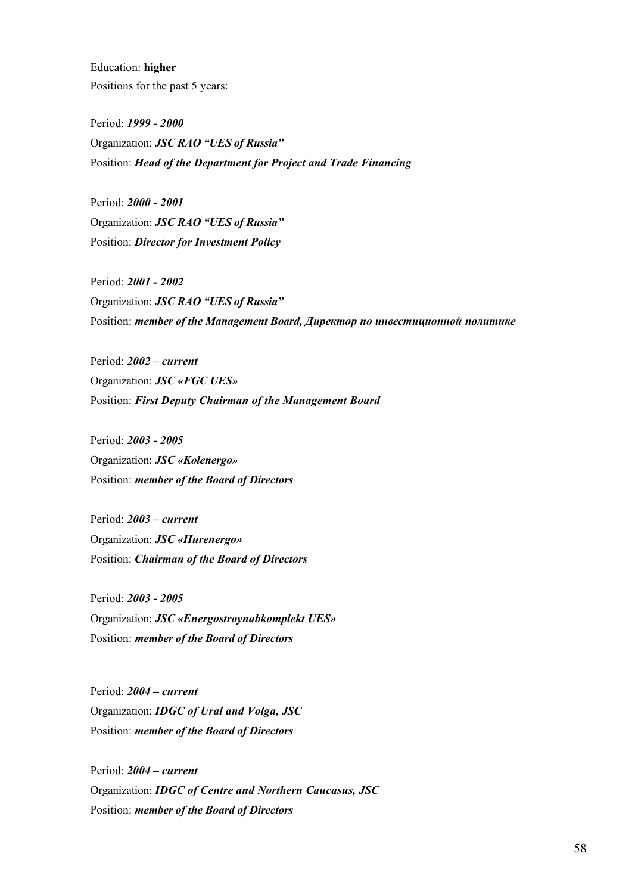Education: **higher**

Positions for the past 5 years:

Period: ***1999 - 2000***
Organization: ***JSC RAO "UES of Russia"***
Position: ***Head of the Department for Project and Trade Financing***

Period: ***2000 - 2001***
Organization: ***JSC RAO "UES of Russia"***
Position: ***Director for Investment Policy***

Period: ***2001 - 2002***
Organization: ***JSC RAO "UES of Russia"***
Position: ***member of the Management Board, Директор по инвестиционной политике***

Period: ***2002 – current***
Organization: ***JSC «FGC UES»***
Position: ***First Deputy Chairman of the Management Board***

Period: ***2003 - 2005***
Organization: ***JSC «Kolenergo»***
Position: ***member of the Board of Directors***

Period: ***2003 – current***
Organization: ***JSC «Hurenergo»***
Position: ***Chairman of the Board of Directors***

Period: ***2003 - 2005***
Organization: ***JSC «Energostroynabkomplekt UES»***
Position: ***member of the Board of Directors***

Period: ***2004 – current***
Organization: ***IDGC of Ural and Volga, JSC***
Position: ***member of the Board of Directors***

Period: ***2004 – current***
Organization: ***IDGC of Centre and Northern Caucasus, JSC***
Position: ***member of the Board of Directors***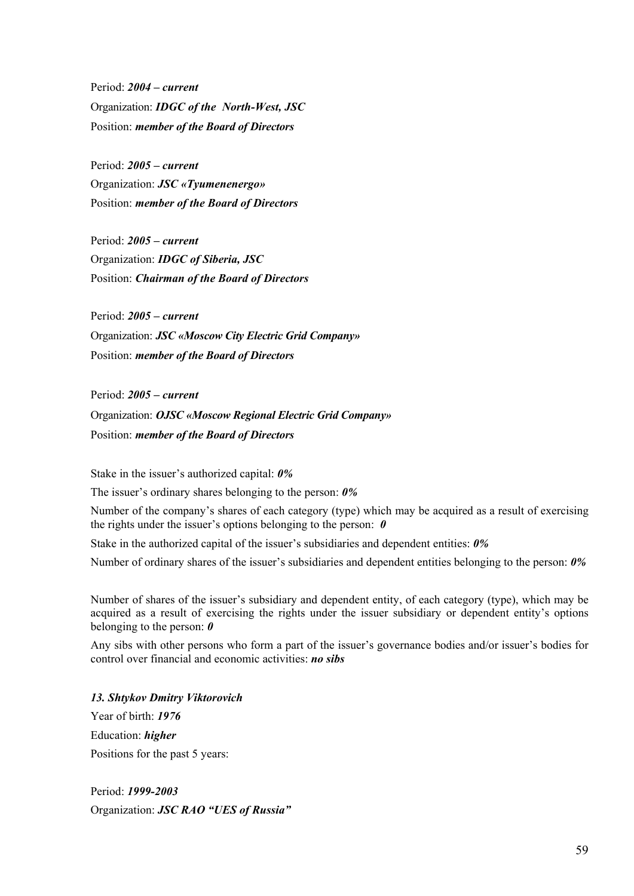Period: ***2004 – current***
Organization: ***IDGC of the North-West, JSC***
Position: ***member of the Board of Directors***

Period: ***2005 – current***
Organization: ***JSC «Tyumenenergo»***
Position: ***member of the Board of Directors***

Period: ***2005 – current***
Organization: ***IDGC of Siberia, JSC***
Position: ***Chairman of the Board of Directors***

Period: ***2005 – current***
Organization: ***JSC «Moscow City Electric Grid Company»***
Position: ***member of the Board of Directors***

Period: ***2005 – current***
Organization: ***OJSC «Moscow Regional Electric Grid Company»***
Position: ***member of the Board of Directors***

Stake in the issuer's authorized capital: ***0%***

The issuer's ordinary shares belonging to the person: ***0%***

Number of the company's shares of each category (type) which may be acquired as a result of exercising the rights under the issuer's options belonging to the person: ***0***

Stake in the authorized capital of the issuer's subsidiaries and dependent entities: ***0%***

Number of ordinary shares of the issuer's subsidiaries and dependent entities belonging to the person: ***0%***

Number of shares of the issuer's subsidiary and dependent entity, of each category (type), which may be acquired as a result of exercising the rights under the issuer subsidiary or dependent entity's options belonging to the person: ***0***

Any sibs with other persons who form a part of the issuer's governance bodies and/or issuer's bodies for control over financial and economic activities: ***no sibs***

***13. Shtykov Dmitry Viktorovich***

Year of birth: ***1976***

Education: ***higher***

Positions for the past 5 years:

Period: ***1999-2003***
Organization: ***JSC RAO "UES of Russia"***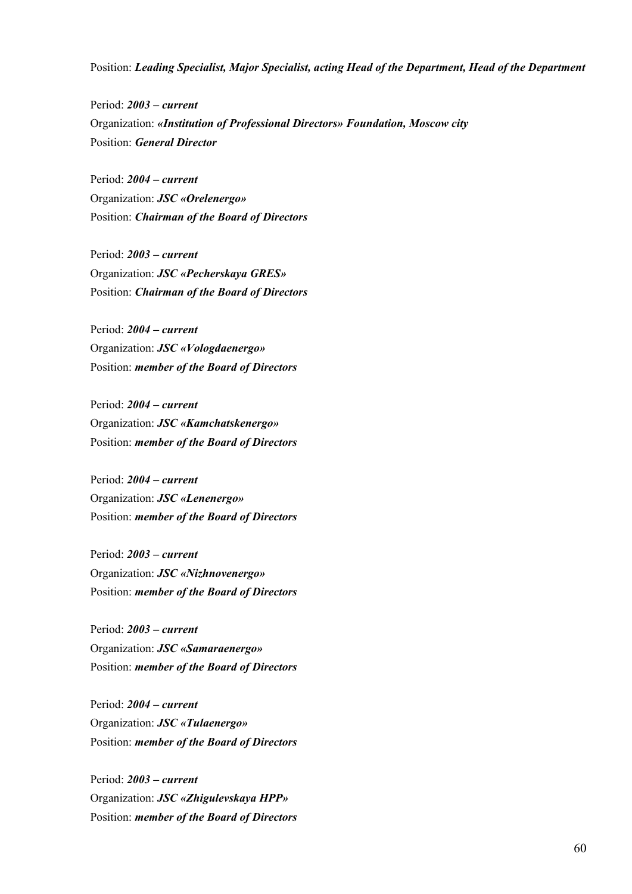Position: ***Leading Specialist, Major Specialist, acting Head of the Department, Head of the Department***

Period: ***2003 – current***
Organization: ***«Institution of Professional Directors» Foundation, Moscow city***
Position: ***General Director***

Period: ***2004 – current***
Organization: ***JSC «Orelenergo»***
Position: ***Chairman of the Board of Directors***

Period: ***2003 – current***
Organization: ***JSC «Pecherskaya GRES»***
Position: ***Chairman of the Board of Directors***

Period: ***2004 – current***
Organization: ***JSC «Vologdaenergo»***
Position: ***member of the Board of Directors***

Period: ***2004 – current***
Organization: ***JSC «Kamchatskenergo»***
Position: ***member of the Board of Directors***

Period: ***2004 – current***
Organization: ***JSC «Lenenergo»***
Position: ***member of the Board of Directors***

Period: ***2003 – current***
Organization: ***JSC «Nizhnovenergo»***
Position: ***member of the Board of Directors***

Period: ***2003 – current***
Organization: ***JSC «Samaraenergo»***
Position: ***member of the Board of Directors***

Period: ***2004 – current***
Organization: ***JSC «Tulaenergo»***
Position: ***member of the Board of Directors***

Period: ***2003 – current***
Organization: ***JSC «Zhigulevskaya HPP»***
Position: ***member of the Board of Directors***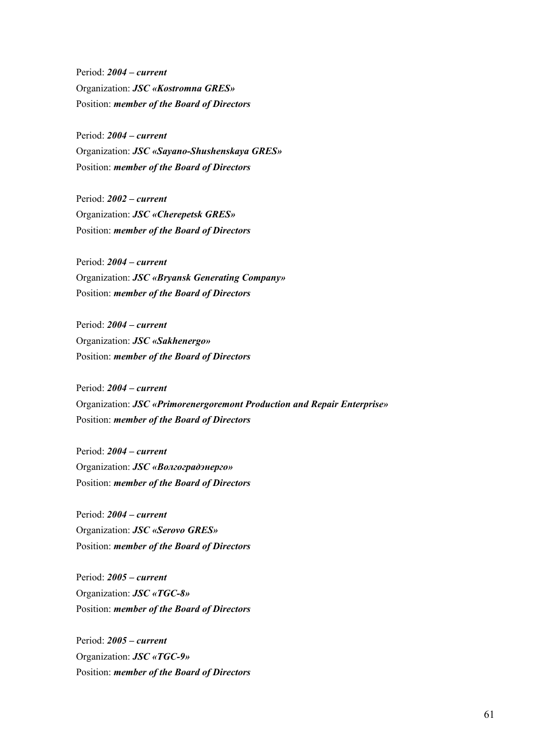Period: ***2004 – current***
Organization: ***JSC «Kostromna GRES»***
Position: ***member of the Board of Directors***

Period: ***2004 – current***
Organization: ***JSC «Sayano-Shushenskaya GRES»***
Position: ***member of the Board of Directors***

Period: ***2002 – current***
Organization: ***JSC «Cherepetsk GRES»***
Position: ***member of the Board of Directors***

Period: ***2004 – current***
Organization: ***JSC «Bryansk Generating Company»***
Position: ***member of the Board of Directors***

Period: ***2004 – current***
Organization: ***JSC «Sakhenergo»***
Position: ***member of the Board of Directors***

Period: ***2004 – current***
Organization: ***JSC «Primorenergoremont Production and Repair Enterprise»***
Position: ***member of the Board of Directors***

Period: ***2004 – current***
Organization: ***JSC «Волгоградэнерго»***
Position: ***member of the Board of Directors***

Period: ***2004 – current***
Organization: ***JSC «Serovo GRES»***
Position: ***member of the Board of Directors***

Period: ***2005 – current***
Organization: ***JSC «TGC-8»***
Position: ***member of the Board of Directors***

Period: ***2005 – current***
Organization: ***JSC «TGC-9»***
Position: ***member of the Board of Directors***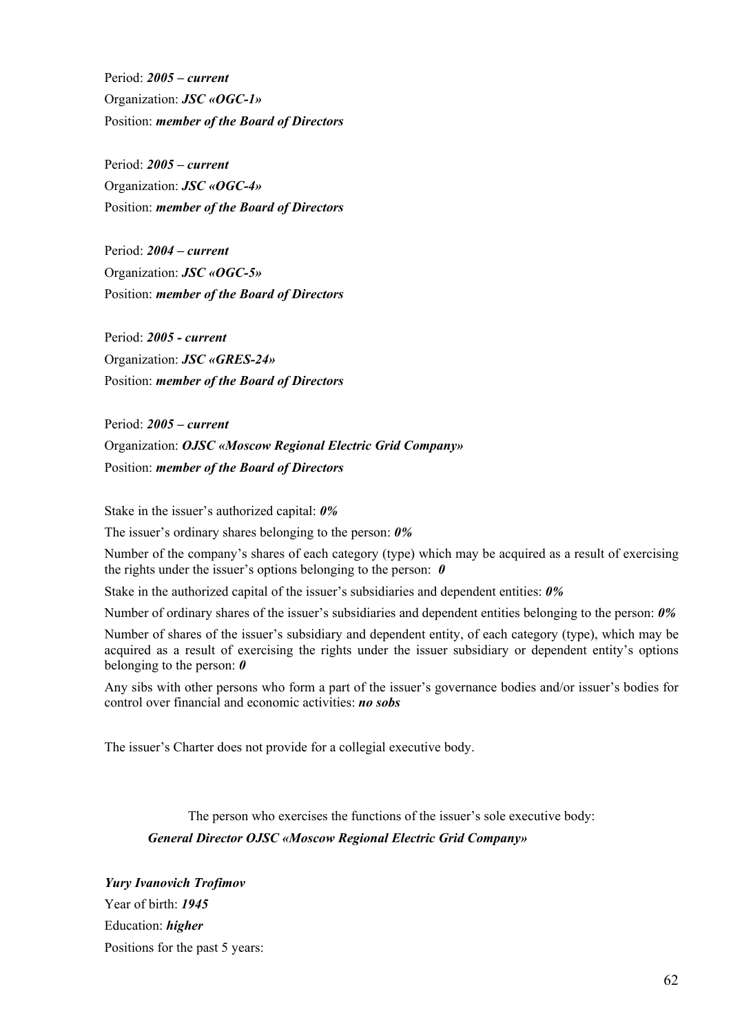Period: ***2005 – current***
Organization: ***JSC «OGC-1»***
Position: ***member of the Board of Directors***

Period: ***2005 – current***
Organization: ***JSC «OGC-4»***
Position: ***member of the Board of Directors***

Period: ***2004 – current***
Organization: ***JSC «OGC-5»***
Position: ***member of the Board of Directors***

Period: ***2005 - current***
Organization: ***JSC «GRES-24»***
Position: ***member of the Board of Directors***

Period: ***2005 – current***
Organization: ***OJSC «Moscow Regional Electric Grid Company»***
Position: ***member of the Board of Directors***

Stake in the issuer's authorized capital: ***0%***

The issuer's ordinary shares belonging to the person: ***0%***

Number of the company's shares of each category (type) which may be acquired as a result of exercising the rights under the issuer's options belonging to the person: ***0***

Stake in the authorized capital of the issuer's subsidiaries and dependent entities: ***0%***

Number of ordinary shares of the issuer's subsidiaries and dependent entities belonging to the person: ***0%***

Number of shares of the issuer's subsidiary and dependent entity, of each category (type), which may be acquired as a result of exercising the rights under the issuer subsidiary or dependent entity's options belonging to the person: ***0***

Any sibs with other persons who form a part of the issuer's governance bodies and/or issuer's bodies for control over financial and economic activities: ***no sobs***

The issuer's Charter does not provide for a collegial executive body.

The person who exercises the functions of the issuer's sole executive body:
***General Director OJSC «Moscow Regional Electric Grid Company»***

***Yury Ivanovich Trofimov***
Year of birth: ***1945***
Education: ***higher***
Positions for the past 5 years: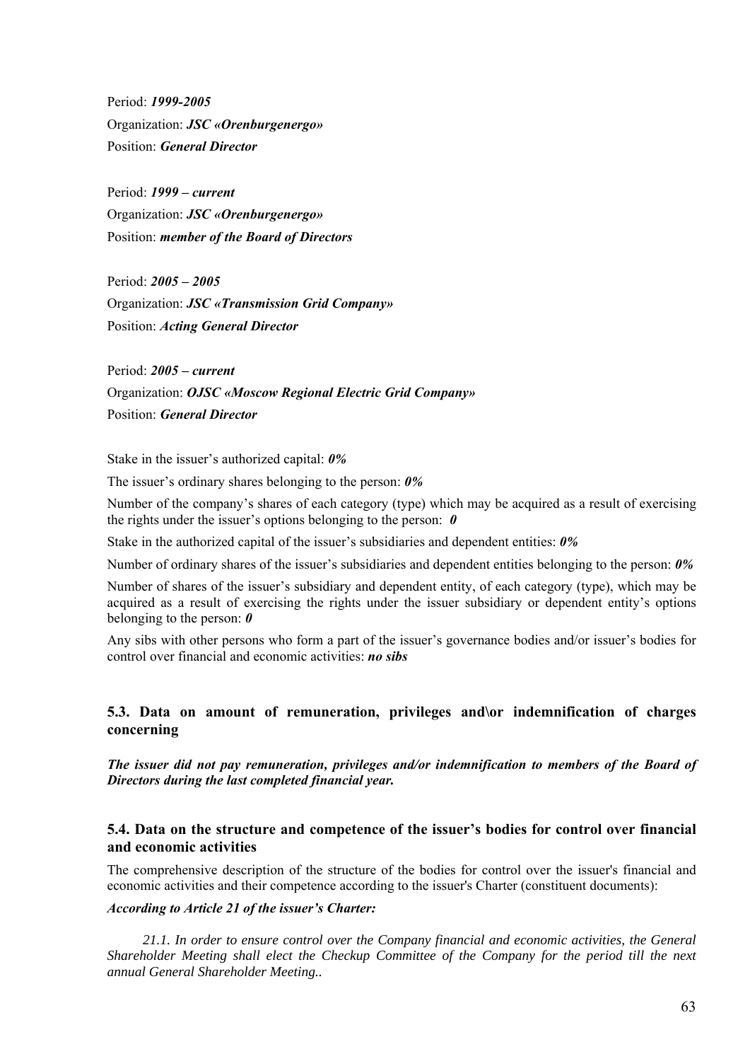Period: ***1999-2005***
Organization: ***JSC «Orenburgenergo»***
Position: ***General Director***

Period: ***1999 – current***
Organization: ***JSC «Orenburgenergo»***
Position: ***member of the Board of Directors***

Period: ***2005 – 2005***
Organization: ***JSC «Transmission Grid Company»***
Position: ***Acting General Director***

Period: ***2005 – current***
Organization: ***OJSC «Moscow Regional Electric Grid Company»***
Position: ***General Director***

Stake in the issuer's authorized capital: ***0%***

The issuer's ordinary shares belonging to the person: ***0%***

Number of the company's shares of each category (type) which may be acquired as a result of exercising the rights under the issuer's options belonging to the person: ***0***

Stake in the authorized capital of the issuer's subsidiaries and dependent entities: ***0%***

Number of ordinary shares of the issuer's subsidiaries and dependent entities belonging to the person: ***0%***

Number of shares of the issuer's subsidiary and dependent entity, of each category (type), which may be acquired as a result of exercising the rights under the issuer subsidiary or dependent entity's options belonging to the person: ***0***

Any sibs with other persons who form a part of the issuer's governance bodies and/or issuer's bodies for control over financial and economic activities: ***no sibs***

### 5.3. Data on amount of remuneration, privileges and\or indemnification of charges concerning

***The issuer did not pay remuneration, privileges and/or indemnification to members of the Board of Directors during the last completed financial year.***

### 5.4. Data on the structure and competence of the issuer's bodies for control over financial and economic activities

The comprehensive description of the structure of the bodies for control over the issuer's financial and economic activities and their competence according to the issuer's Charter (constituent documents):

***According to Article 21 of the issuer's Charter:***

*21.1. In order to ensure control over the Company financial and economic activities, the General Shareholder Meeting shall elect the Checkup Committee of the Company for the period till the next annual General Shareholder Meeting..*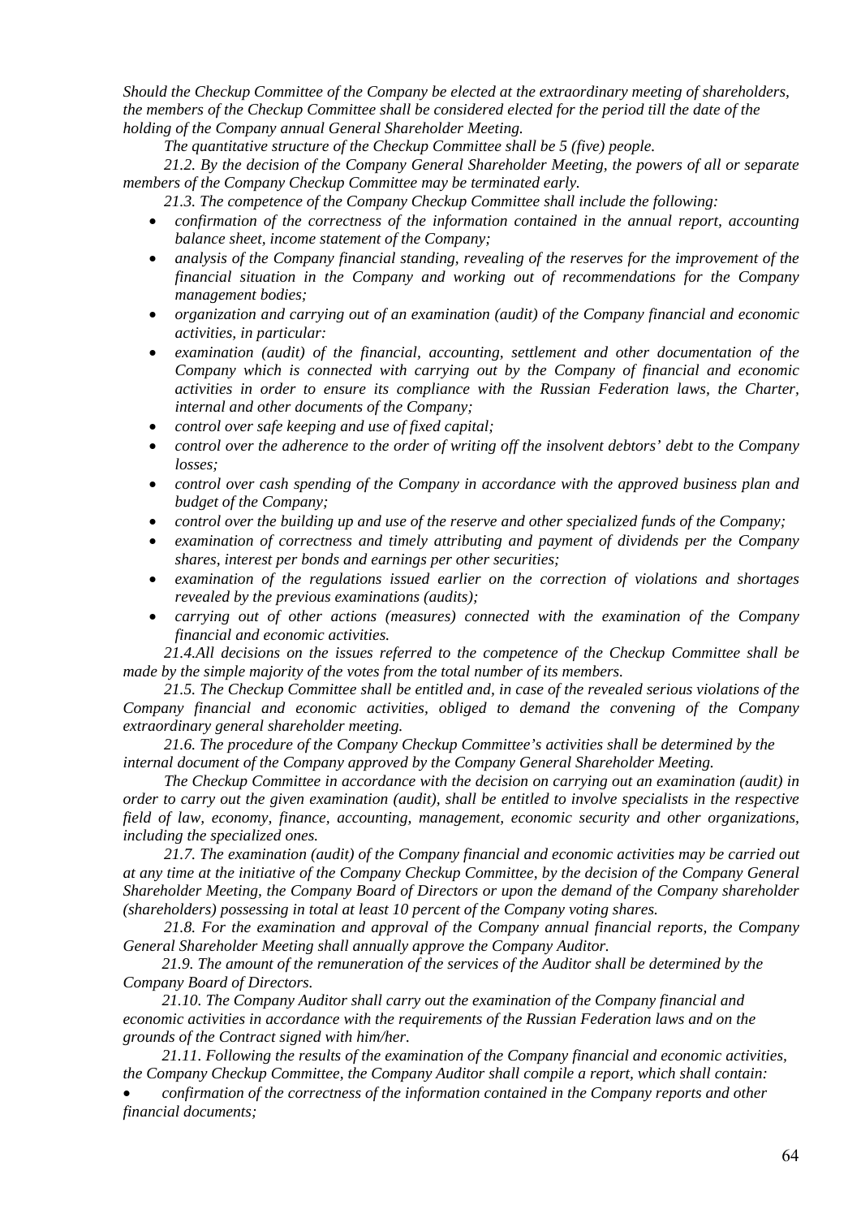*Should the Checkup Committee of the Company be elected at the extraordinary meeting of shareholders, the members of the Checkup Committee shall be considered elected for the period till the date of the holding of the Company annual General Shareholder Meeting.*

*The quantitative structure of the Checkup Committee shall be 5 (five) people.*

*21.2. By the decision of the Company General Shareholder Meeting, the powers of all or separate members of the Company Checkup Committee may be terminated early.*

*21.3. The competence of the Company Checkup Committee shall include the following:*

- *confirmation of the correctness of the information contained in the annual report, accounting balance sheet, income statement of the Company;*
- *analysis of the Company financial standing, revealing of the reserves for the improvement of the financial situation in the Company and working out of recommendations for the Company management bodies;*
- *organization and carrying out of an examination (audit) of the Company financial and economic activities, in particular:*
- *examination (audit) of the financial, accounting, settlement and other documentation of the Company which is connected with carrying out by the Company of financial and economic activities in order to ensure its compliance with the Russian Federation laws, the Charter, internal and other documents of the Company;*
- *control over safe keeping and use of fixed capital;*
- *control over the adherence to the order of writing off the insolvent debtors' debt to the Company losses;*
- *control over cash spending of the Company in accordance with the approved business plan and budget of the Company;*
- *control over the building up and use of the reserve and other specialized funds of the Company;*
- *examination of correctness and timely attributing and payment of dividends per the Company shares, interest per bonds and earnings per other securities;*
- *examination of the regulations issued earlier on the correction of violations and shortages revealed by the previous examinations (audits);*
- *carrying out of other actions (measures) connected with the examination of the Company financial and economic activities.*

*21.4.All decisions on the issues referred to the competence of the Checkup Committee shall be made by the simple majority of the votes from the total number of its members.*

*21.5. The Checkup Committee shall be entitled and, in case of the revealed serious violations of the Company financial and economic activities, obliged to demand the convening of the Company extraordinary general shareholder meeting.*

*21.6. The procedure of the Company Checkup Committee's activities shall be determined by the internal document of the Company approved by the Company General Shareholder Meeting.*

*The Checkup Committee in accordance with the decision on carrying out an examination (audit) in order to carry out the given examination (audit), shall be entitled to involve specialists in the respective field of law, economy, finance, accounting, management, economic security and other organizations, including the specialized ones.*

*21.7. The examination (audit) of the Company financial and economic activities may be carried out at any time at the initiative of the Company Checkup Committee, by the decision of the Company General Shareholder Meeting, the Company Board of Directors or upon the demand of the Company shareholder (shareholders) possessing in total at least 10 percent of the Company voting shares.*

*21.8. For the examination and approval of the Company annual financial reports, the Company General Shareholder Meeting shall annually approve the Company Auditor.*

*21.9. The amount of the remuneration of the services of the Auditor shall be determined by the Company Board of Directors.*

*21.10. The Company Auditor shall carry out the examination of the Company financial and economic activities in accordance with the requirements of the Russian Federation laws and on the grounds of the Contract signed with him/her.*

*21.11. Following the results of the examination of the Company financial and economic activities, the Company Checkup Committee, the Company Auditor shall compile a report, which shall contain:*

- *confirmation of the correctness of the information contained in the Company reports and other financial documents;*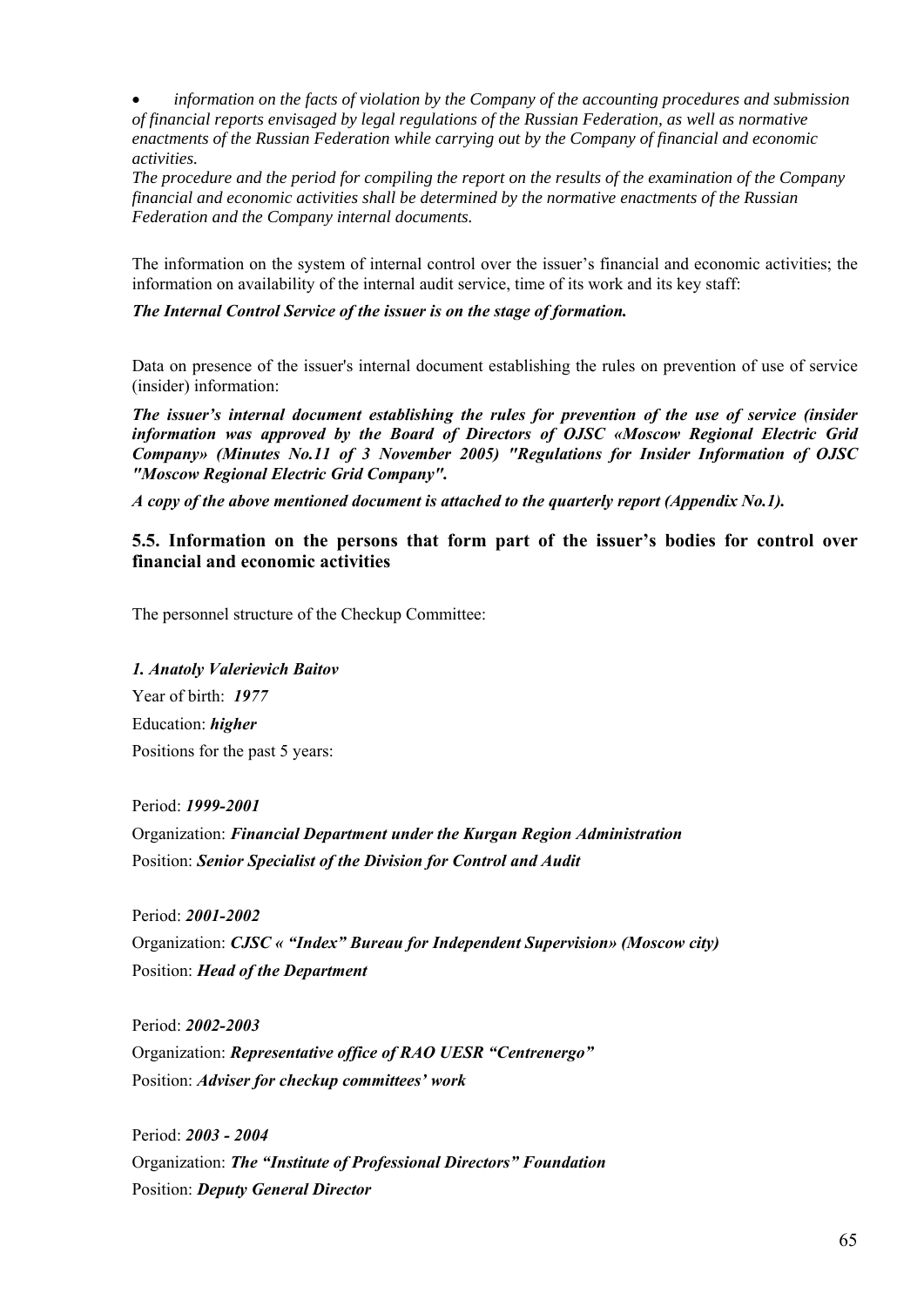- *information on the facts of violation by the Company of the accounting procedures and submission of financial reports envisaged by legal regulations of the Russian Federation, as well as normative enactments of the Russian Federation while carrying out by the Company of financial and economic activities.*

*The procedure and the period for compiling the report on the results of the examination of the Company financial and economic activities shall be determined by the normative enactments of the Russian Federation and the Company internal documents.*

The information on the system of internal control over the issuer's financial and economic activities; the information on availability of the internal audit service, time of its work and its key staff:

***The Internal Control Service of the issuer is on the stage of formation.***

Data on presence of the issuer's internal document establishing the rules on prevention of use of service (insider) information:

***The issuer's internal document establishing the rules for prevention of the use of service (insider information was approved by the Board of Directors of OJSC «Moscow Regional Electric Grid Company» (Minutes No.11 of 3 November 2005) "Regulations for Insider Information of OJSC "Moscow Regional Electric Grid Company".***

***A copy of the above mentioned document is attached to the quarterly report (Appendix No.1).***

## 5.5. Information on the persons that form part of the issuer's bodies for control over financial and economic activities

The personnel structure of the Checkup Committee:

***1. Anatoly Valerievich Baitov***

Year of birth: ***1977***

Education: ***higher***

Positions for the past 5 years:

Period: ***1999-2001***

Organization: ***Financial Department under the Kurgan Region Administration***

Position: ***Senior Specialist of the Division for Control and Audit***

Period: ***2001-2002***

Organization: ***CJSC « "Index" Bureau for Independent Supervision» (Moscow city)***

Position: ***Head of the Department***

Period: ***2002-2003***

Organization: ***Representative office of RAO UESR "Centrenergo"***

Position: ***Adviser for checkup committees' work***

Period: ***2003 - 2004***

Organization: ***The "Institute of Professional Directors" Foundation***

Position: ***Deputy General Director***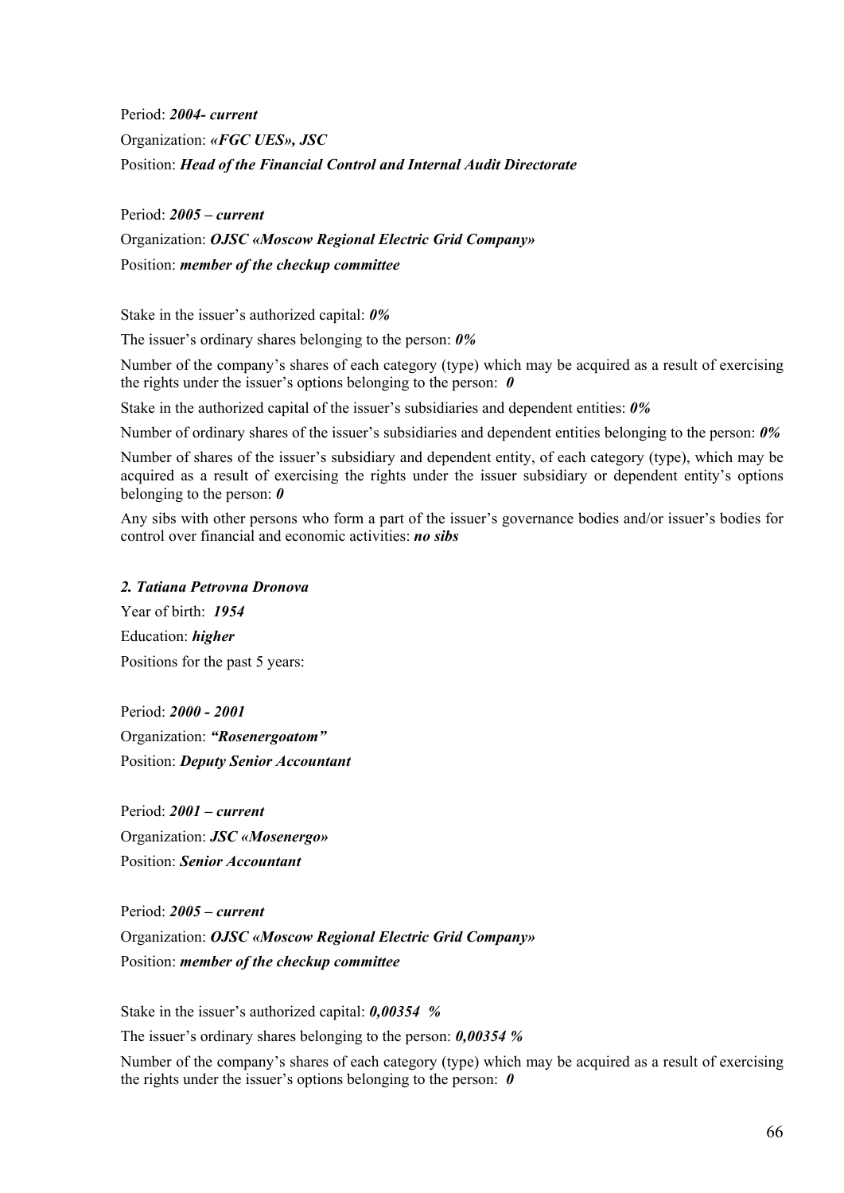Period: ***2004- current***

Organization: ***«FGC UES», JSC***

Position: ***Head of the Financial Control and Internal Audit Directorate***

Period: ***2005 – current***

Organization: ***OJSC «Moscow Regional Electric Grid Company»***

Position: ***member of the checkup committee***

Stake in the issuer's authorized capital: ***0%***

The issuer's ordinary shares belonging to the person: ***0%***

Number of the company's shares of each category (type) which may be acquired as a result of exercising the rights under the issuer's options belonging to the person: ***0***

Stake in the authorized capital of the issuer's subsidiaries and dependent entities: ***0%***

Number of ordinary shares of the issuer's subsidiaries and dependent entities belonging to the person: ***0%***

Number of shares of the issuer's subsidiary and dependent entity, of each category (type), which may be acquired as a result of exercising the rights under the issuer subsidiary or dependent entity's options belonging to the person: ***0***

Any sibs with other persons who form a part of the issuer's governance bodies and/or issuer's bodies for control over financial and economic activities: ***no sibs***

***2. Tatiana Petrovna Dronova***

Year of birth: ***1954***

Education: ***higher***

Positions for the past 5 years:

Period: ***2000 - 2001***

Organization: ***"Rosenergoatom"***

Position: ***Deputy Senior Accountant***

Period: ***2001 – current***

Organization: ***JSC «Mosenergo»***

Position: ***Senior Accountant***

Period: ***2005 – current***

Organization: ***OJSC «Moscow Regional Electric Grid Company»***

Position: ***member of the checkup committee***

Stake in the issuer's authorized capital: ***0,00354 %***

The issuer's ordinary shares belonging to the person: ***0,00354 %***

Number of the company's shares of each category (type) which may be acquired as a result of exercising the rights under the issuer's options belonging to the person: ***0***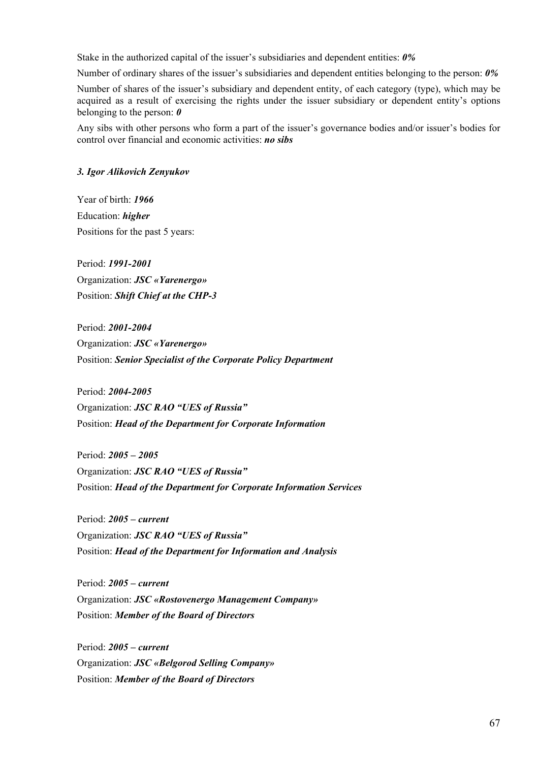Stake in the authorized capital of the issuer's subsidiaries and dependent entities: ***0%***

Number of ordinary shares of the issuer's subsidiaries and dependent entities belonging to the person: ***0%***

Number of shares of the issuer's subsidiary and dependent entity, of each category (type), which may be acquired as a result of exercising the rights under the issuer subsidiary or dependent entity's options belonging to the person: ***0***

Any sibs with other persons who form a part of the issuer's governance bodies and/or issuer's bodies for control over financial and economic activities: ***no sibs***

***3. Igor Alikovich Zenyukov***

Year of birth: ***1966***

Education: ***higher***

Positions for the past 5 years:

Period: ***1991-2001***

Organization: ***JSC «Yarenergo»***

Position: ***Shift Chief at the CHP-3***

Period: ***2001-2004***

Organization: ***JSC «Yarenergo»***

Position: ***Senior Specialist of the Corporate Policy Department***

Period: ***2004-2005***

Organization: ***JSC RAO "UES of Russia"***

Position: ***Head of the Department for Corporate Information***

Period: ***2005 – 2005***

Organization: ***JSC RAO "UES of Russia"***

Position: ***Head of the Department for Corporate Information Services***

Period: ***2005 – current***

Organization: ***JSC RAO "UES of Russia"***

Position: ***Head of the Department for Information and Analysis***

Period: ***2005 – current***

Organization: ***JSC «Rostovenergo Management Company»***

Position: ***Member of the Board of Directors***

Period: ***2005 – current***

Organization: ***JSC «Belgorod Selling Company»***

Position: ***Member of the Board of Directors***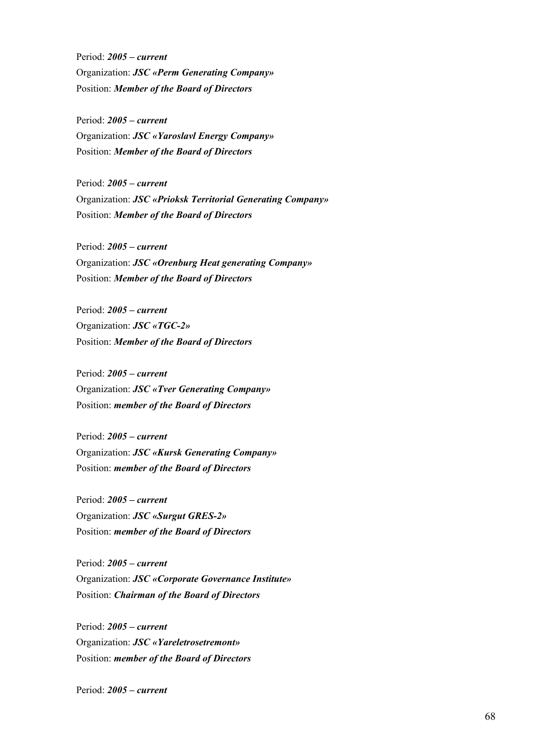Period: ***2005 – current***  
Organization: ***JSC «Perm Generating Company»***  
Position: ***Member of the Board of Directors***

Period: ***2005 – current***  
Organization: ***JSC «Yaroslavl Energy Company»***  
Position: ***Member of the Board of Directors***

Period: ***2005 – current***  
Organization: ***JSC «Prioksk Territorial Generating Company»***  
Position: ***Member of the Board of Directors***

Period: ***2005 – current***  
Organization: ***JSC «Orenburg Heat generating Company»***  
Position: ***Member of the Board of Directors***

Period: ***2005 – current***  
Organization: ***JSC «TGC-2»***  
Position: ***Member of the Board of Directors***

Period: ***2005 – current***  
Organization: ***JSC «Tver Generating Company»***  
Position: ***member of the Board of Directors***

Period: ***2005 – current***  
Organization: ***JSC «Kursk Generating Company»***  
Position: ***member of the Board of Directors***

Period: ***2005 – current***  
Organization: ***JSC «Surgut GRES-2»***  
Position: ***member of the Board of Directors***

Period: ***2005 – current***  
Organization: ***JSC «Corporate Governance Institute»***  
Position: ***Chairman of the Board of Directors***

Period: ***2005 – current***  
Organization: ***JSC «Yareletrosetremont»***  
Position: ***member of the Board of Directors***

Period: ***2005 – current***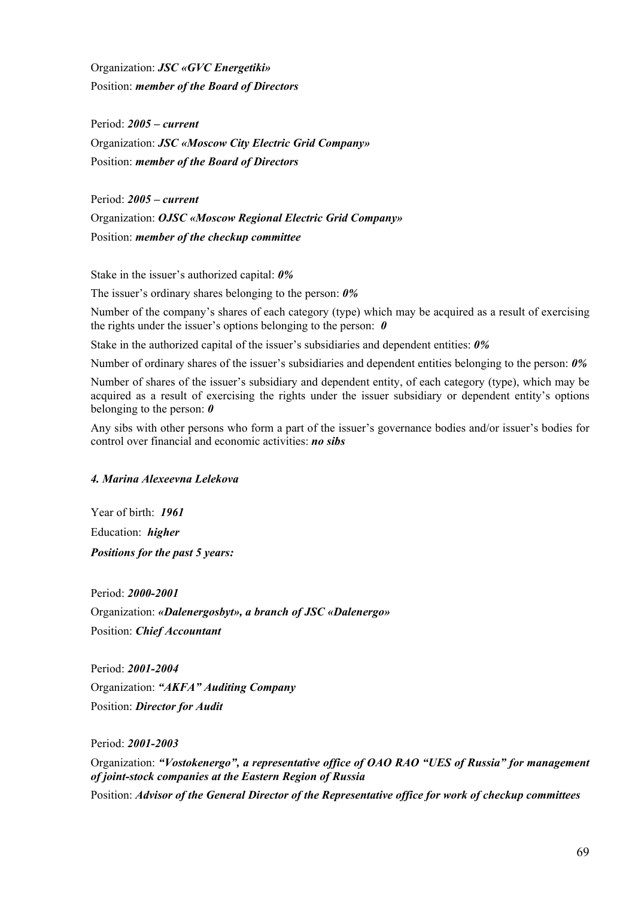Organization: ***JSC «GVC Energetiki»***
Position: ***member of the Board of Directors***

Period: ***2005 – current***
Organization: ***JSC «Moscow City Electric Grid Company»***
Position: ***member of the Board of Directors***

Period: ***2005 – current***
Organization: ***OJSC «Moscow Regional Electric Grid Company»***
Position: ***member of the checkup committee***

Stake in the issuer's authorized capital: ***0%***

The issuer's ordinary shares belonging to the person: ***0%***

Number of the company's shares of each category (type) which may be acquired as a result of exercising the rights under the issuer's options belonging to the person: ***0***

Stake in the authorized capital of the issuer's subsidiaries and dependent entities: ***0%***

Number of ordinary shares of the issuer's subsidiaries and dependent entities belonging to the person: ***0%***

Number of shares of the issuer's subsidiary and dependent entity, of each category (type), which may be acquired as a result of exercising the rights under the issuer subsidiary or dependent entity's options belonging to the person: ***0***

Any sibs with other persons who form a part of the issuer's governance bodies and/or issuer's bodies for control over financial and economic activities: ***no sibs***

***4. Marina Alexeevna Lelekova***

Year of birth: ***1961***
Education: ***higher***
***Positions for the past 5 years:***

Period: ***2000-2001***
Organization: ***«Dalenergosbyt», a branch of JSC «Dalenergo»***
Position: ***Chief Accountant***

Period: ***2001-2004***
Organization: ***"AKFA" Auditing Company***
Position: ***Director for Audit***

Period: ***2001-2003***
Organization: ***"Vostokenergo", a representative office of OAO RAO "UES of Russia" for management of joint-stock companies at the Eastern Region of Russia***
Position: ***Advisor of the General Director of the Representative office for work of checkup committees***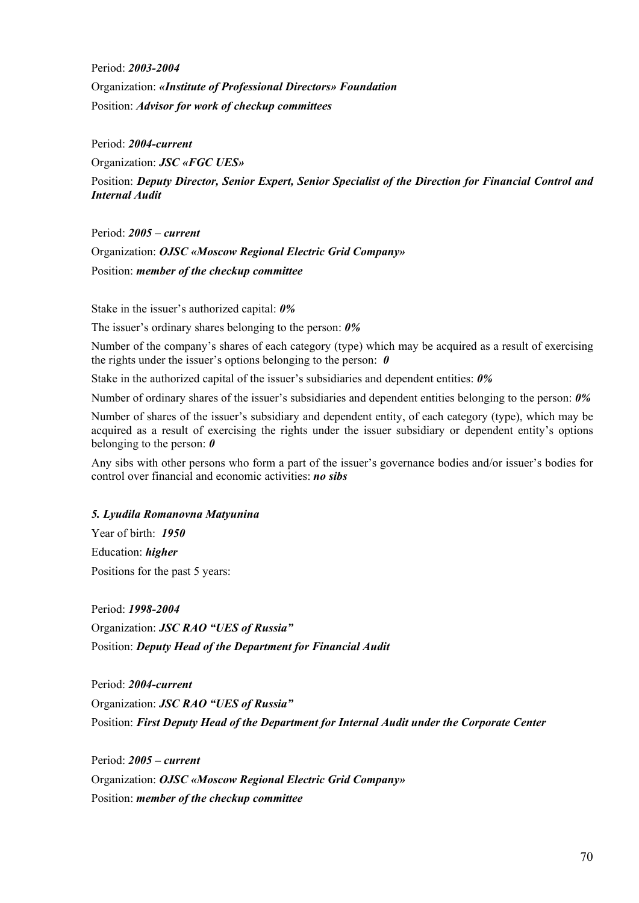Period: ***2003-2004***

Organization: ***«Institute of Professional Directors» Foundation***

Position: ***Advisor for work of checkup committees***

Period: ***2004-current***

Organization: ***JSC «FGC UES»***

Position: ***Deputy Director, Senior Expert, Senior Specialist of the Direction for Financial Control and Internal Audit***

Period: ***2005 – current***

Organization: ***OJSC «Moscow Regional Electric Grid Company»***

Position: ***member of the checkup committee***

Stake in the issuer's authorized capital: ***0%***

The issuer's ordinary shares belonging to the person: ***0%***

Number of the company's shares of each category (type) which may be acquired as a result of exercising the rights under the issuer's options belonging to the person: ***0***

Stake in the authorized capital of the issuer's subsidiaries and dependent entities: ***0%***

Number of ordinary shares of the issuer's subsidiaries and dependent entities belonging to the person: ***0%***

Number of shares of the issuer's subsidiary and dependent entity, of each category (type), which may be acquired as a result of exercising the rights under the issuer subsidiary or dependent entity's options belonging to the person: ***0***

Any sibs with other persons who form a part of the issuer's governance bodies and/or issuer's bodies for control over financial and economic activities: ***no sibs***

***5. Lyudila Romanovna Matyunina***

Year of birth: ***1950***

Education: ***higher***

Positions for the past 5 years:

Period: ***1998-2004***

Organization: ***JSC RAO "UES of Russia"***

Position: ***Deputy Head of the Department for Financial Audit***

Period: ***2004-current***

Organization: ***JSC RAO "UES of Russia"***

Position: ***First Deputy Head of the Department for Internal Audit under the Corporate Center***

Period: ***2005 – current***

Organization: ***OJSC «Moscow Regional Electric Grid Company»***

Position: ***member of the checkup committee***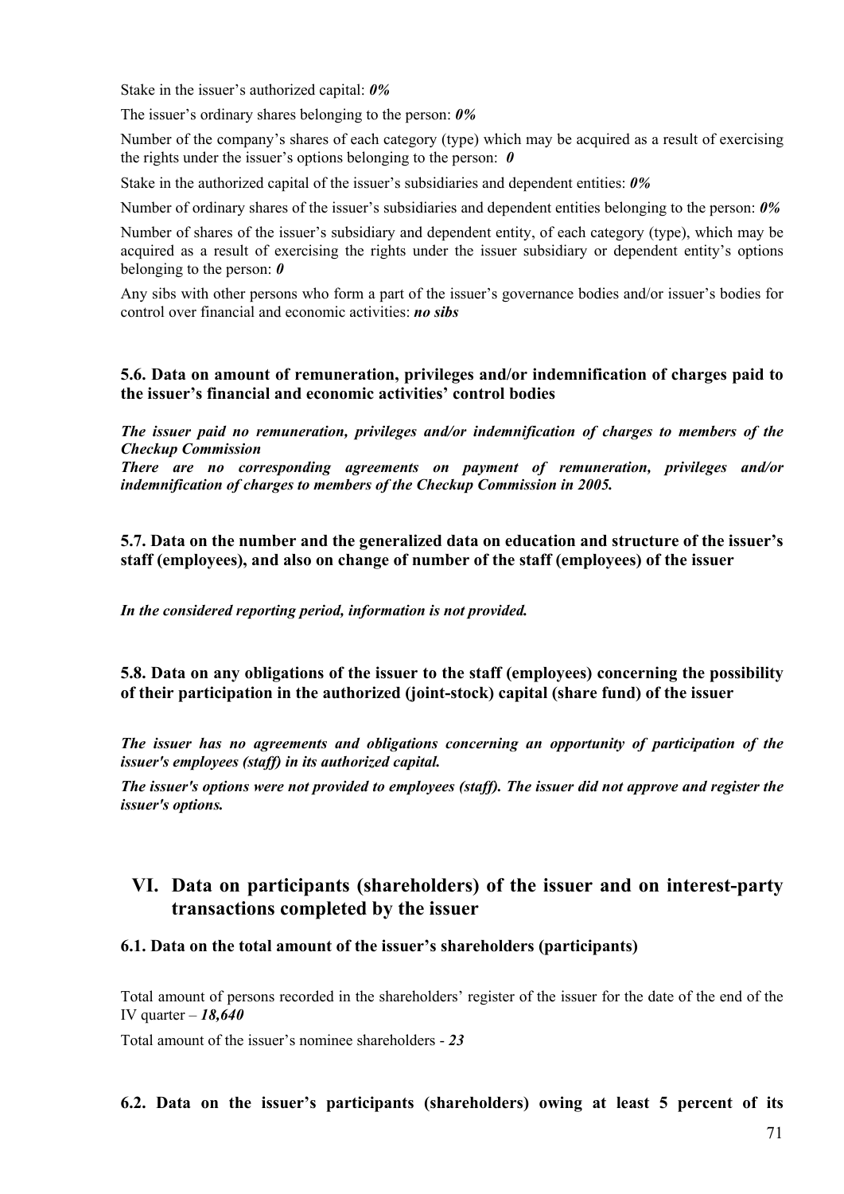Stake in the issuer’s authorized capital: ***0%***

The issuer’s ordinary shares belonging to the person: ***0%***

Number of the company’s shares of each category (type) which may be acquired as a result of exercising the rights under the issuer’s options belonging to the person: ***0***

Stake in the authorized capital of the issuer’s subsidiaries and dependent entities: ***0%***

Number of ordinary shares of the issuer’s subsidiaries and dependent entities belonging to the person: ***0%***

Number of shares of the issuer’s subsidiary and dependent entity, of each category (type), which may be acquired as a result of exercising the rights under the issuer subsidiary or dependent entity’s options belonging to the person: ***0***

Any sibs with other persons who form a part of the issuer’s governance bodies and/or issuer’s bodies for control over financial and economic activities: ***no sibs***

### 5.6. Data on amount of remuneration, privileges and/or indemnification of charges paid to the issuer’s financial and economic activities’ control bodies

***The issuer paid no remuneration, privileges and/or indemnification of charges to members of the Checkup Commission***
***There are no corresponding agreements on payment of remuneration, privileges and/or indemnification of charges to members of the Checkup Commission in 2005.***

### 5.7. Data on the number and the generalized data on education and structure of the issuer’s staff (employees), and also on change of number of the staff (employees) of the issuer

***In the considered reporting period, information is not provided.***

### 5.8. Data on any obligations of the issuer to the staff (employees) concerning the possibility of their participation in the authorized (joint-stock) capital (share fund) of the issuer

***The issuer has no agreements and obligations concerning an opportunity of participation of the issuer's employees (staff) in its authorized capital.***

***The issuer's options were not provided to employees (staff). The issuer did not approve and register the issuer's options.***

## VI. Data on participants (shareholders) of the issuer and on interest-party transactions completed by the issuer

### 6.1. Data on the total amount of the issuer’s shareholders (participants)

Total amount of persons recorded in the shareholders’ register of the issuer for the date of the end of the IV quarter – ***18,640***

Total amount of the issuer’s nominee shareholders - ***23***

### 6.2. Data on the issuer’s participants (shareholders) owing at least 5 percent of its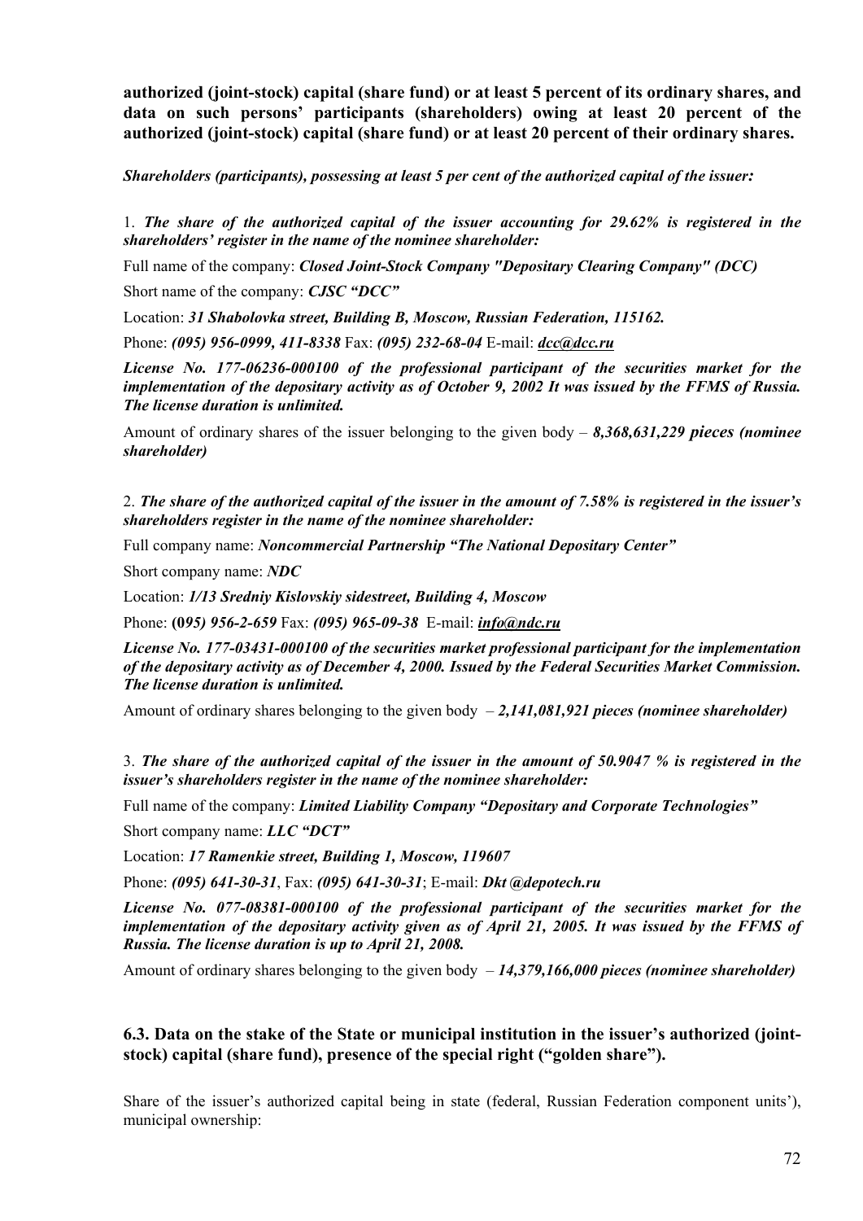**authorized (joint-stock) capital (share fund) or at least 5 percent of its ordinary shares, and data on such persons' participants (shareholders) owing at least 20 percent of the authorized (joint-stock) capital (share fund) or at least 20 percent of their ordinary shares.**

***Shareholders (participants), possessing at least 5 per cent of the authorized capital of the issuer:***

1. ***The share of the authorized capital of the issuer accounting for 29.62% is registered in the shareholders' register in the name of the nominee shareholder:***

Full name of the company: ***Closed Joint-Stock Company "Depositary Clearing Company" (DCC)***

Short name of the company: ***CJSC "DCC"***

Location: ***31 Shabolovka street, Building B, Moscow, Russian Federation, 115162.***

Phone: ***(095) 956-0999, 411-8338*** Fax: ***(095) 232-68-04*** E-mail: ***dcc@dcc.ru***

***License No. 177-06236-000100 of the professional participant of the securities market for the implementation of the depositary activity as of October 9, 2002 It was issued by the FFMS of Russia. The license duration is unlimited.***

Amount of ordinary shares of the issuer belonging to the given body – ***8,368,631,229 pieces (nominee shareholder)***

2. ***The share of the authorized capital of the issuer in the amount of 7.58% is registered in the issuer's shareholders register in the name of the nominee shareholder:***

Full company name: ***Noncommercial Partnership "The National Depositary Center"***

Short company name: ***NDC***

Location: ***1/13 Sredniy Kislovskiy sidestreet, Building 4, Moscow***

Phone: **(0*95) 956-2-659*** Fax: ***(095) 965-09-38*** E-mail: ***info@ndc.ru***

***License No. 177-03431-000100 of the securities market professional participant for the implementation of the depositary activity as of December 4, 2000. Issued by the Federal Securities Market Commission. The license duration is unlimited.***

Amount of ordinary shares belonging to the given body – ***2,141,081,921 pieces (nominee shareholder)***

3. ***The share of the authorized capital of the issuer in the amount of 50.9047 % is registered in the issuer's shareholders register in the name of the nominee shareholder:***

Full name of the company: ***Limited Liability Company "Depositary and Corporate Technologies"***

Short company name: ***LLC "DCT"***

Location: ***17 Ramenkie street, Building 1, Moscow, 119607***

Phone: ***(095) 641-30-31***, Fax: ***(095) 641-30-31***; E-mail: ***Dkt @depotech.ru***

***License No. 077-08381-000100 of the professional participant of the securities market for the implementation of the depositary activity given as of April 21, 2005. It was issued by the FFMS of Russia. The license duration is up to April 21, 2008.***

Amount of ordinary shares belonging to the given body – ***14,379,166,000 pieces (nominee shareholder)***

### 6.3. Data on the stake of the State or municipal institution in the issuer's authorized (joint-stock) capital (share fund), presence of the special right ("golden share").

Share of the issuer's authorized capital being in state (federal, Russian Federation component units'), municipal ownership: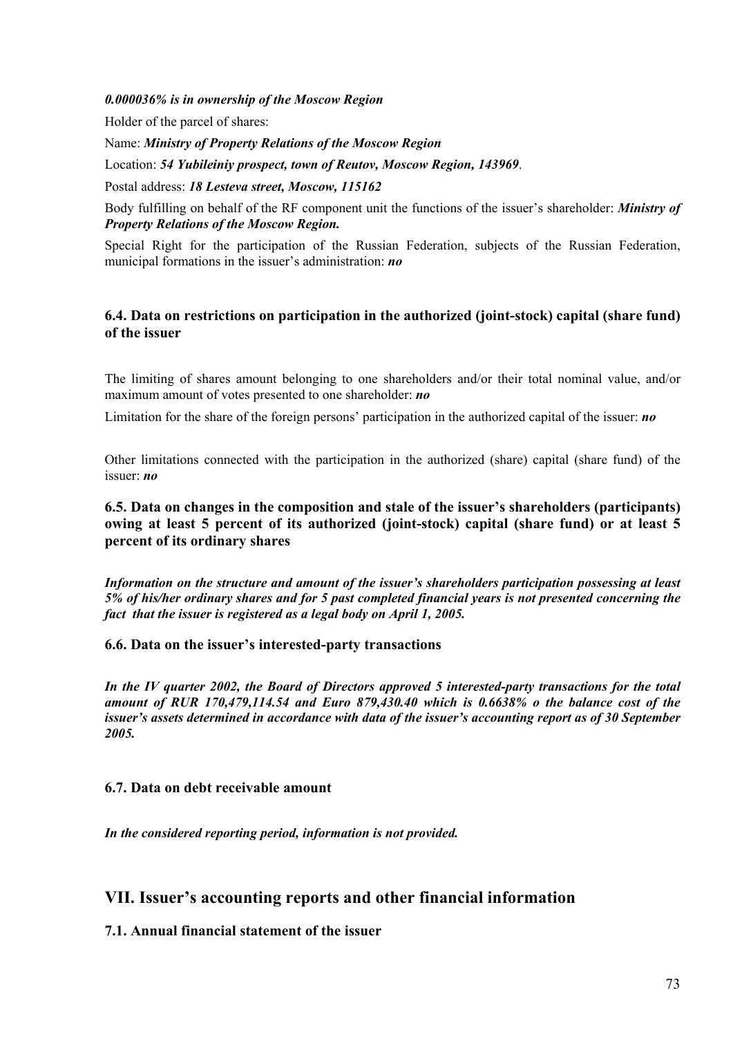***0.000036% is in ownership of the Moscow Region***

Holder of the parcel of shares:

Name: ***Ministry of Property Relations of the Moscow Region***

Location: ***54 Yubileiniy prospect, town of Reutov, Moscow Region, 143969***.

Postal address: ***18 Lesteva street, Moscow, 115162***

Body fulfilling on behalf of the RF component unit the functions of the issuer's shareholder: ***Ministry of Property Relations of the Moscow Region.***

Special Right for the participation of the Russian Federation, subjects of the Russian Federation, municipal formations in the issuer's administration: ***no***

### 6.4. Data on restrictions on participation in the authorized (joint-stock) capital (share fund) of the issuer

The limiting of shares amount belonging to one shareholders and/or their total nominal value, and/or maximum amount of votes presented to one shareholder: ***no***

Limitation for the share of the foreign persons' participation in the authorized capital of the issuer: ***no***

Other limitations connected with the participation in the authorized (share) capital (share fund) of the issuer: ***no***

### 6.5. Data on changes in the composition and stale of the issuer's shareholders (participants) owing at least 5 percent of its authorized (joint-stock) capital (share fund) or at least 5 percent of its ordinary shares

***Information on the structure and amount of the issuer's shareholders participation possessing at least 5% of his/her ordinary shares and for 5 past completed financial years is not presented concerning the fact that the issuer is registered as a legal body on April 1, 2005.***

### 6.6. Data on the issuer's interested-party transactions

***In the IV quarter 2002, the Board of Directors approved 5 interested-party transactions for the total amount of RUR 170,479,114.54 and Euro 879,430.40 which is 0.6638% o the balance cost of the issuer's assets determined in accordance with data of the issuer's accounting report as of 30 September 2005.***

### 6.7. Data on debt receivable amount

***In the considered reporting period, information is not provided.***

## VII. Issuer's accounting reports and other financial information

### 7.1. Annual financial statement of the issuer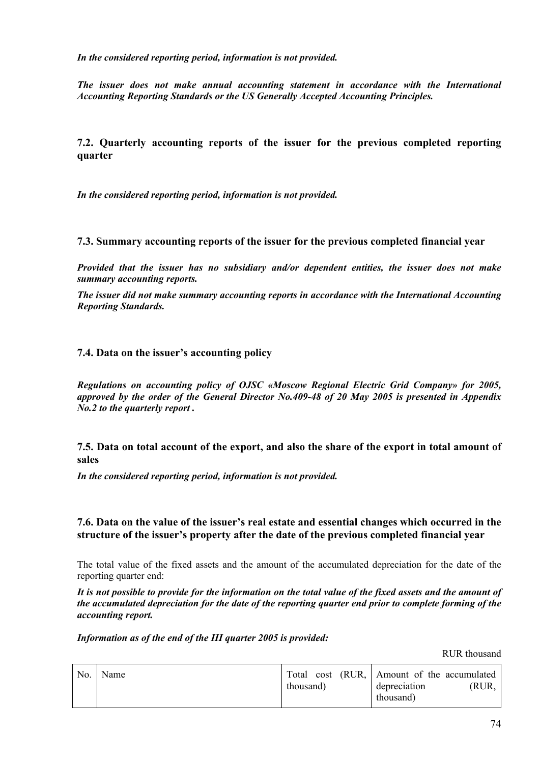*In the considered reporting period, information is not provided.*

*The issuer does not make annual accounting statement in accordance with the International Accounting Reporting Standards or the US Generally Accepted Accounting Principles.*

### 7.2. Quarterly accounting reports of the issuer for the previous completed reporting quarter

*In the considered reporting period, information is not provided.*

### 7.3. Summary accounting reports of the issuer for the previous completed financial year

*Provided that the issuer has no subsidiary and/or dependent entities, the issuer does not make summary accounting reports.*

*The issuer did not make summary accounting reports in accordance with the International Accounting Reporting Standards.*

### 7.4. Data on the issuer's accounting policy

*Regulations on accounting policy of OJSC «Moscow Regional Electric Grid Company» for 2005, approved by the order of the General Director No.409-48 of 20 May 2005 is presented in Appendix No.2 to the quarterly report .*

### 7.5. Data on total account of the export, and also the share of the export in total amount of sales

*In the considered reporting period, information is not provided.*

### 7.6. Data on the value of the issuer's real estate and essential changes which occurred in the structure of the issuer's property after the date of the previous completed financial year

The total value of the fixed assets and the amount of the accumulated depreciation for the date of the reporting quarter end:

*It is not possible to provide for the information on the total value of the fixed assets and the amount of the accumulated depreciation for the date of the reporting quarter end prior to complete forming of the accounting report.*

*Information as of the end of the III quarter 2005 is provided:*

RUR thousand

| No. | Name | Total cost (RUR, thousand) | Amount of the accumulated depreciation (RUR, thousand) |
|---|---|---|---|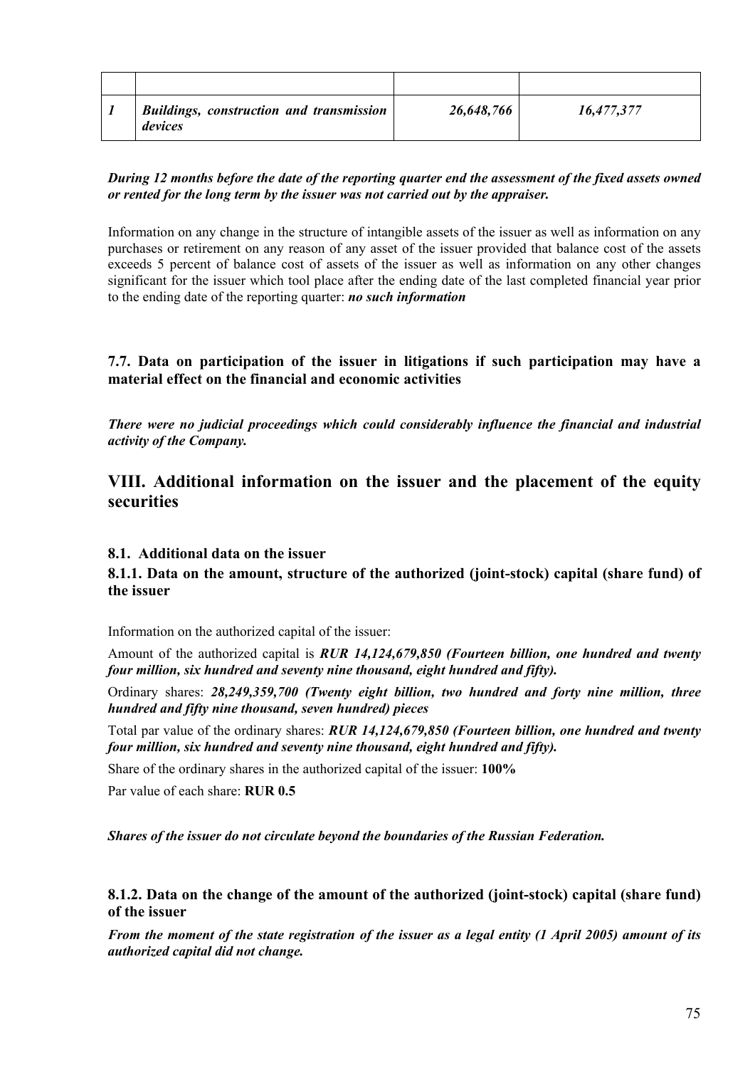| | | | |
|---|---|---|---|
| ***1*** | ***Buildings, construction and transmission devices*** | ***26,648,766*** | ***16,477,377*** |

***During 12 months before the date of the reporting quarter end the assessment of the fixed assets owned or rented for the long term by the issuer was not carried out by the appraiser.***

Information on any change in the structure of intangible assets of the issuer as well as information on any purchases or retirement on any reason of any asset of the issuer provided that balance cost of the assets exceeds 5 percent of balance cost of assets of the issuer as well as information on any other changes significant for the issuer which tool place after the ending date of the last completed financial year prior to the ending date of the reporting quarter: ***no such information***

### 7.7. Data on participation of the issuer in litigations if such participation may have a material effect on the financial and economic activities

***There were no judicial proceedings which could considerably influence the financial and industrial activity of the Company.***

## VIII. Additional information on the issuer and the placement of the equity securities

### 8.1. Additional data on the issuer

### 8.1.1. Data on the amount, structure of the authorized (joint-stock) capital (share fund) of the issuer

Information on the authorized capital of the issuer:

Amount of the authorized capital is ***RUR 14,124,679,850 (Fourteen billion, one hundred and twenty four million, six hundred and seventy nine thousand, eight hundred and fifty).***

Ordinary shares: ***28,249,359,700 (Twenty eight billion, two hundred and forty nine million, three hundred and fifty nine thousand, seven hundred) pieces***

Total par value of the ordinary shares: ***RUR 14,124,679,850 (Fourteen billion, one hundred and twenty four million, six hundred and seventy nine thousand, eight hundred and fifty).***

Share of the ordinary shares in the authorized capital of the issuer: **100%**

Par value of each share: **RUR 0.5**

***Shares of the issuer do not circulate beyond the boundaries of the Russian Federation.***

### 8.1.2. Data on the change of the amount of the authorized (joint-stock) capital (share fund) of the issuer

***From the moment of the state registration of the issuer as a legal entity (1 April 2005) amount of its authorized capital did not change.***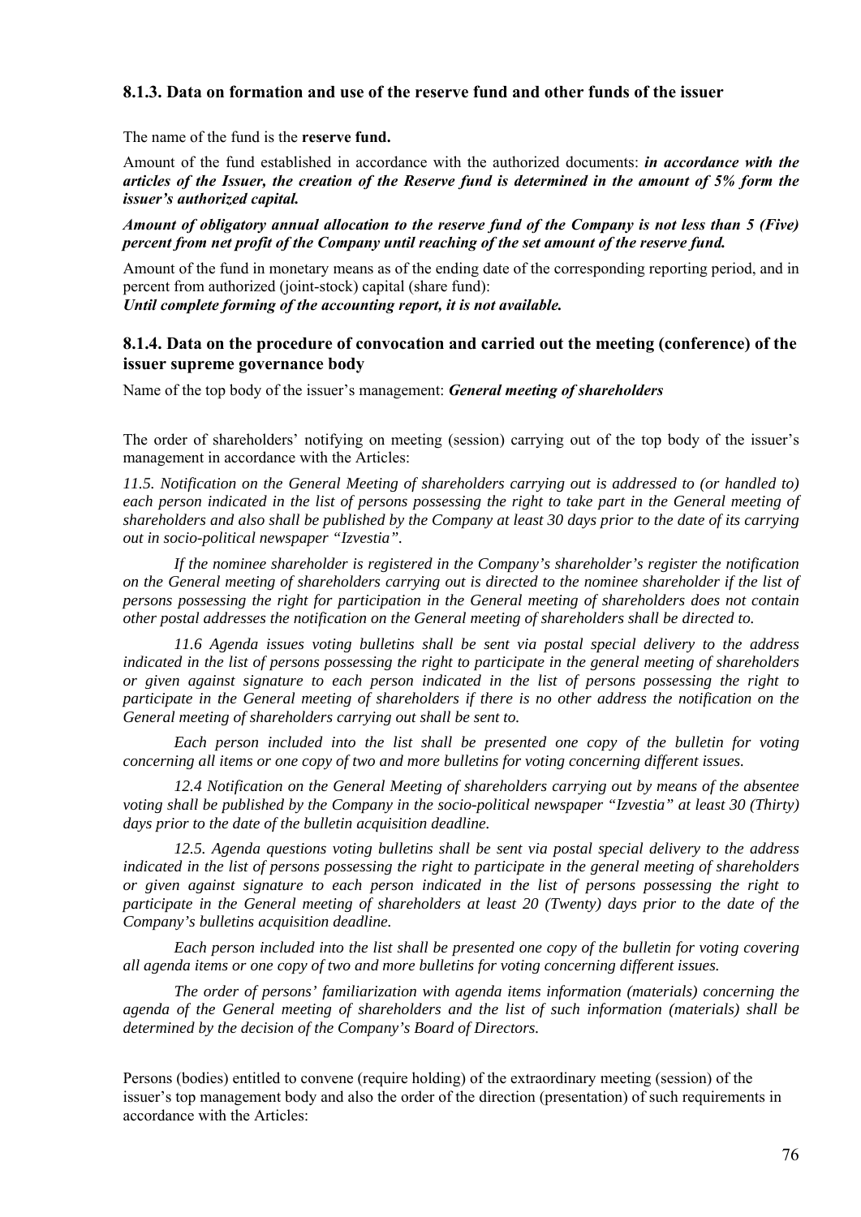### 8.1.3. Data on formation and use of the reserve fund and other funds of the issuer

The name of the fund is the **reserve fund.**

Amount of the fund established in accordance with the authorized documents: ***in accordance with the articles of the Issuer, the creation of the Reserve fund is determined in the amount of 5% form the issuer's authorized capital.***

***Amount of obligatory annual allocation to the reserve fund of the Company is not less than 5 (Five) percent from net profit of the Company until reaching of the set amount of the reserve fund.***

Amount of the fund in monetary means as of the ending date of the corresponding reporting period, and in percent from authorized (joint-stock) capital (share fund):
***Until complete forming of the accounting report, it is not available.***

### 8.1.4. Data on the procedure of convocation and carried out the meeting (conference) of the issuer supreme governance body

Name of the top body of the issuer's management: ***General meeting of shareholders***

The order of shareholders' notifying on meeting (session) carrying out of the top body of the issuer's management in accordance with the Articles:

*11.5. Notification on the General Meeting of shareholders carrying out is addressed to (or handled to) each person indicated in the list of persons possessing the right to take part in the General meeting of shareholders and also shall be published by the Company at least 30 days prior to the date of its carrying out in socio-political newspaper "Izvestia".*

*If the nominee shareholder is registered in the Company's shareholder's register the notification on the General meeting of shareholders carrying out is directed to the nominee shareholder if the list of persons possessing the right for participation in the General meeting of shareholders does not contain other postal addresses the notification on the General meeting of shareholders shall be directed to.*

*11.6 Agenda issues voting bulletins shall be sent via postal special delivery to the address indicated in the list of persons possessing the right to participate in the general meeting of shareholders or given against signature to each person indicated in the list of persons possessing the right to participate in the General meeting of shareholders if there is no other address the notification on the General meeting of shareholders carrying out shall be sent to.*

*Each person included into the list shall be presented one copy of the bulletin for voting concerning all items or one copy of two and more bulletins for voting concerning different issues.*

*12.4 Notification on the General Meeting of shareholders carrying out by means of the absentee voting shall be published by the Company in the socio-political newspaper "Izvestia" at least 30 (Thirty) days prior to the date of the bulletin acquisition deadline.*

*12.5. Agenda questions voting bulletins shall be sent via postal special delivery to the address indicated in the list of persons possessing the right to participate in the general meeting of shareholders or given against signature to each person indicated in the list of persons possessing the right to participate in the General meeting of shareholders at least 20 (Twenty) days prior to the date of the Company's bulletins acquisition deadline.*

*Each person included into the list shall be presented one copy of the bulletin for voting covering all agenda items or one copy of two and more bulletins for voting concerning different issues.*

*The order of persons' familiarization with agenda items information (materials) concerning the agenda of the General meeting of shareholders and the list of such information (materials) shall be determined by the decision of the Company's Board of Directors.*

Persons (bodies) entitled to convene (require holding) of the extraordinary meeting (session) of the issuer's top management body and also the order of the direction (presentation) of such requirements in accordance with the Articles: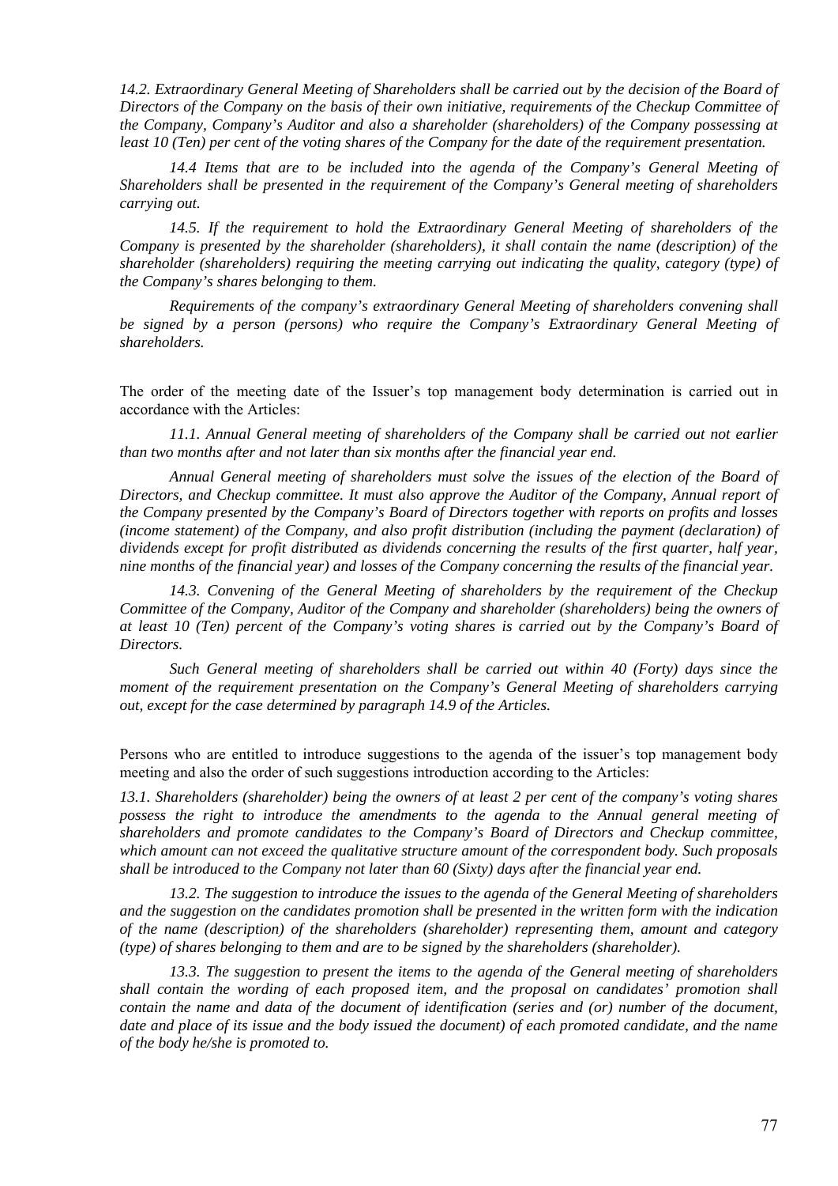*14.2. Extraordinary General Meeting of Shareholders shall be carried out by the decision of the Board of Directors of the Company on the basis of their own initiative, requirements of the Checkup Committee of the Company, Company's Auditor and also a shareholder (shareholders) of the Company possessing at least 10 (Ten) per cent of the voting shares of the Company for the date of the requirement presentation.*

*14.4 Items that are to be included into the agenda of the Company's General Meeting of Shareholders shall be presented in the requirement of the Company's General meeting of shareholders carrying out.*

*14.5. If the requirement to hold the Extraordinary General Meeting of shareholders of the Company is presented by the shareholder (shareholders), it shall contain the name (description) of the shareholder (shareholders) requiring the meeting carrying out indicating the quality, category (type) of the Company's shares belonging to them.*

*Requirements of the company's extraordinary General Meeting of shareholders convening shall be signed by a person (persons) who require the Company's Extraordinary General Meeting of shareholders.*

The order of the meeting date of the Issuer's top management body determination is carried out in accordance with the Articles:

*11.1. Annual General meeting of shareholders of the Company shall be carried out not earlier than two months after and not later than six months after the financial year end.*

*Annual General meeting of shareholders must solve the issues of the election of the Board of Directors, and Checkup committee. It must also approve the Auditor of the Company, Annual report of the Company presented by the Company's Board of Directors together with reports on profits and losses (income statement) of the Company, and also profit distribution (including the payment (declaration) of dividends except for profit distributed as dividends concerning the results of the first quarter, half year, nine months of the financial year) and losses of the Company concerning the results of the financial year.*

*14.3. Convening of the General Meeting of shareholders by the requirement of the Checkup Committee of the Company, Auditor of the Company and shareholder (shareholders) being the owners of at least 10 (Ten) percent of the Company's voting shares is carried out by the Company's Board of Directors.*

*Such General meeting of shareholders shall be carried out within 40 (Forty) days since the moment of the requirement presentation on the Company's General Meeting of shareholders carrying out, except for the case determined by paragraph 14.9 of the Articles.*

Persons who are entitled to introduce suggestions to the agenda of the issuer's top management body meeting and also the order of such suggestions introduction according to the Articles:

*13.1. Shareholders (shareholder) being the owners of at least 2 per cent of the company's voting shares possess the right to introduce the amendments to the agenda to the Annual general meeting of shareholders and promote candidates to the Company's Board of Directors and Checkup committee, which amount can not exceed the qualitative structure amount of the correspondent body. Such proposals shall be introduced to the Company not later than 60 (Sixty) days after the financial year end.*

*13.2. The suggestion to introduce the issues to the agenda of the General Meeting of shareholders and the suggestion on the candidates promotion shall be presented in the written form with the indication of the name (description) of the shareholders (shareholder) representing them, amount and category (type) of shares belonging to them and are to be signed by the shareholders (shareholder).*

*13.3. The suggestion to present the items to the agenda of the General meeting of shareholders shall contain the wording of each proposed item, and the proposal on candidates' promotion shall contain the name and data of the document of identification (series and (or) number of the document, date and place of its issue and the body issued the document) of each promoted candidate, and the name of the body he/she is promoted to.*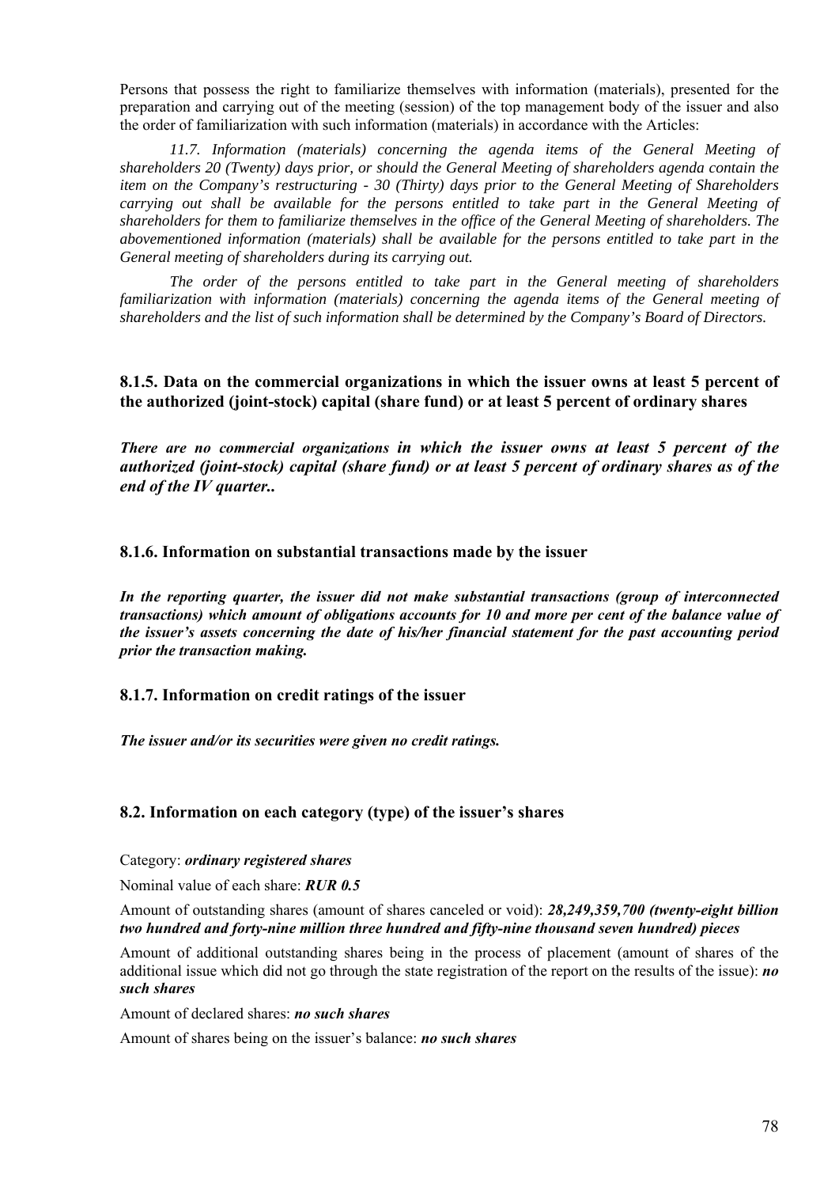Persons that possess the right to familiarize themselves with information (materials), presented for the preparation and carrying out of the meeting (session) of the top management body of the issuer and also the order of familiarization with such information (materials) in accordance with the Articles:

*11.7. Information (materials) concerning the agenda items of the General Meeting of shareholders 20 (Twenty) days prior, or should the General Meeting of shareholders agenda contain the item on the Company's restructuring - 30 (Thirty) days prior to the General Meeting of Shareholders carrying out shall be available for the persons entitled to take part in the General Meeting of shareholders for them to familiarize themselves in the office of the General Meeting of shareholders. The abovementioned information (materials) shall be available for the persons entitled to take part in the General meeting of shareholders during its carrying out.*

*The order of the persons entitled to take part in the General meeting of shareholders familiarization with information (materials) concerning the agenda items of the General meeting of shareholders and the list of such information shall be determined by the Company's Board of Directors.*

### 8.1.5. Data on the commercial organizations in which the issuer owns at least 5 percent of the authorized (joint-stock) capital (share fund) or at least 5 percent of ordinary shares

***There are no commercial organizations in which the issuer owns at least 5 percent of the authorized (joint-stock) capital (share fund) or at least 5 percent of ordinary shares as of the end of the IV quarter..***

### 8.1.6. Information on substantial transactions made by the issuer

***In the reporting quarter, the issuer did not make substantial transactions (group of interconnected transactions) which amount of obligations accounts for 10 and more per cent of the balance value of the issuer's assets concerning the date of his/her financial statement for the past accounting period prior the transaction making.***

### 8.1.7. Information on credit ratings of the issuer

***The issuer and/or its securities were given no credit ratings.***

## 8.2. Information on each category (type) of the issuer's shares

Category: ***ordinary registered shares***

Nominal value of each share: ***RUR 0.5***

Amount of outstanding shares (amount of shares canceled or void): ***28,249,359,700 (twenty-eight billion two hundred and forty-nine million three hundred and fifty-nine thousand seven hundred) pieces***

Amount of additional outstanding shares being in the process of placement (amount of shares of the additional issue which did not go through the state registration of the report on the results of the issue): ***no such shares***

Amount of declared shares: ***no such shares***

Amount of shares being on the issuer's balance: ***no such shares***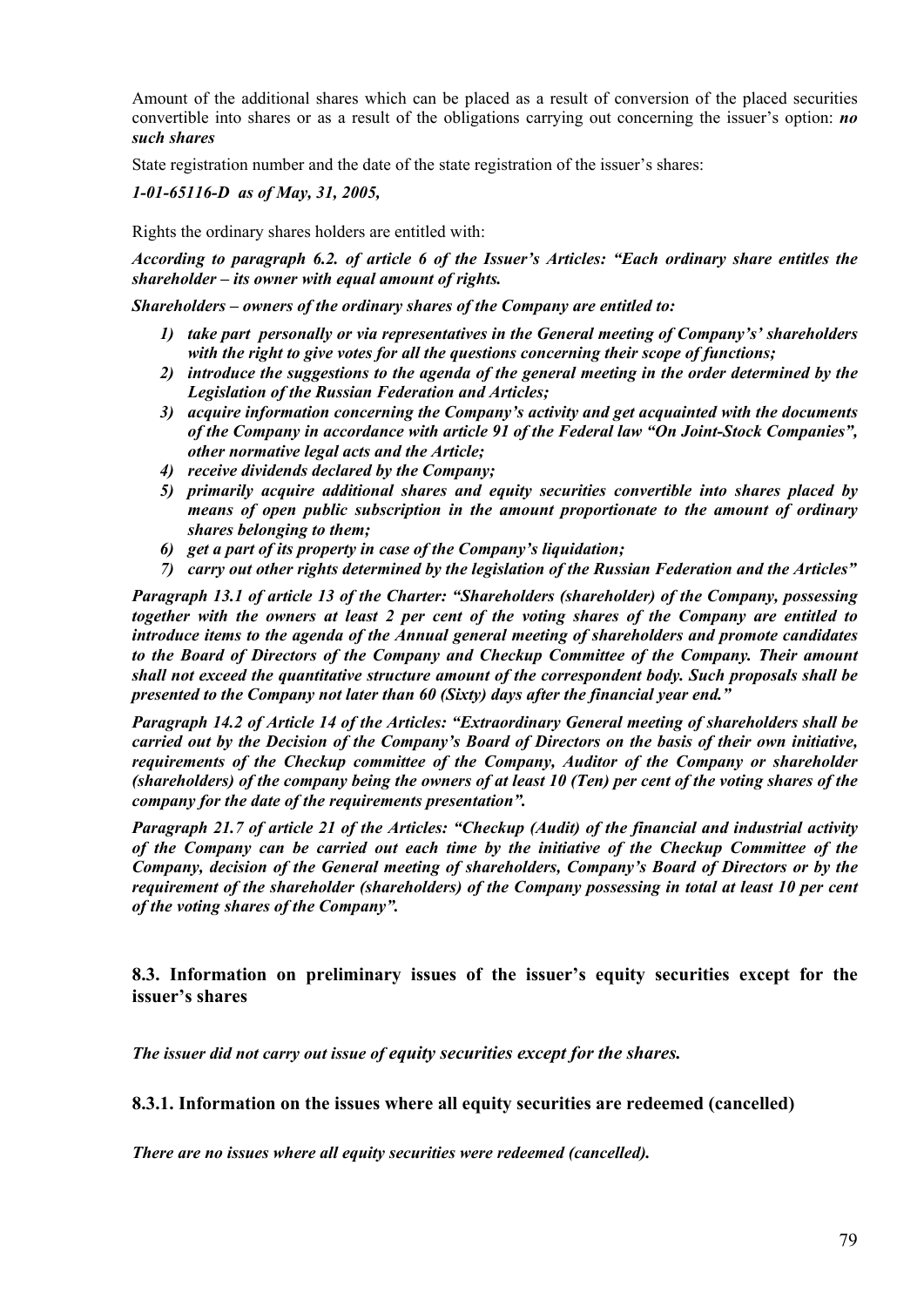Amount of the additional shares which can be placed as a result of conversion of the placed securities convertible into shares or as a result of the obligations carrying out concerning the issuer's option: ***no such shares***

State registration number and the date of the state registration of the issuer's shares:

***1-01-65116-D as of May, 31, 2005,***

Rights the ordinary shares holders are entitled with:

***According to paragraph 6.2. of article 6 of the Issuer's Articles: "Each ordinary share entitles the shareholder – its owner with equal amount of rights.***

***Shareholders – owners of the ordinary shares of the Company are entitled to:***

1) ***take part personally or via representatives in the General meeting of Company's' shareholders with the right to give votes for all the questions concerning their scope of functions;***
2) ***introduce the suggestions to the agenda of the general meeting in the order determined by the Legislation of the Russian Federation and Articles;***
3) ***acquire information concerning the Company's activity and get acquainted with the documents of the Company in accordance with article 91 of the Federal law "On Joint-Stock Companies", other normative legal acts and the Article;***
4) ***receive dividends declared by the Company;***
5) ***primarily acquire additional shares and equity securities convertible into shares placed by means of open public subscription in the amount proportionate to the amount of ordinary shares belonging to them;***
6) ***get a part of its property in case of the Company's liquidation;***
7) ***carry out other rights determined by the legislation of the Russian Federation and the Articles"***

***Paragraph 13.1 of article 13 of the Charter: "Shareholders (shareholder) of the Company, possessing together with the owners at least 2 per cent of the voting shares of the Company are entitled to introduce items to the agenda of the Annual general meeting of shareholders and promote candidates to the Board of Directors of the Company and Checkup Committee of the Company. Their amount shall not exceed the quantitative structure amount of the correspondent body. Such proposals shall be presented to the Company not later than 60 (Sixty) days after the financial year end."***

***Paragraph 14.2 of Article 14 of the Articles: "Extraordinary General meeting of shareholders shall be carried out by the Decision of the Company's Board of Directors on the basis of their own initiative, requirements of the Checkup committee of the Company, Auditor of the Company or shareholder (shareholders) of the company being the owners of at least 10 (Ten) per cent of the voting shares of the company for the date of the requirements presentation".***

***Paragraph 21.7 of article 21 of the Articles: "Checkup (Audit) of the financial and industrial activity of the Company can be carried out each time by the initiative of the Checkup Committee of the Company, decision of the General meeting of shareholders, Company's Board of Directors or by the requirement of the shareholder (shareholders) of the Company possessing in total at least 10 per cent of the voting shares of the Company".***

## 8.3. Information on preliminary issues of the issuer's equity securities except for the issuer's shares

***The issuer did not carry out issue of equity securities except for the shares.***

### 8.3.1. Information on the issues where all equity securities are redeemed (cancelled)

***There are no issues where all equity securities were redeemed (cancelled).***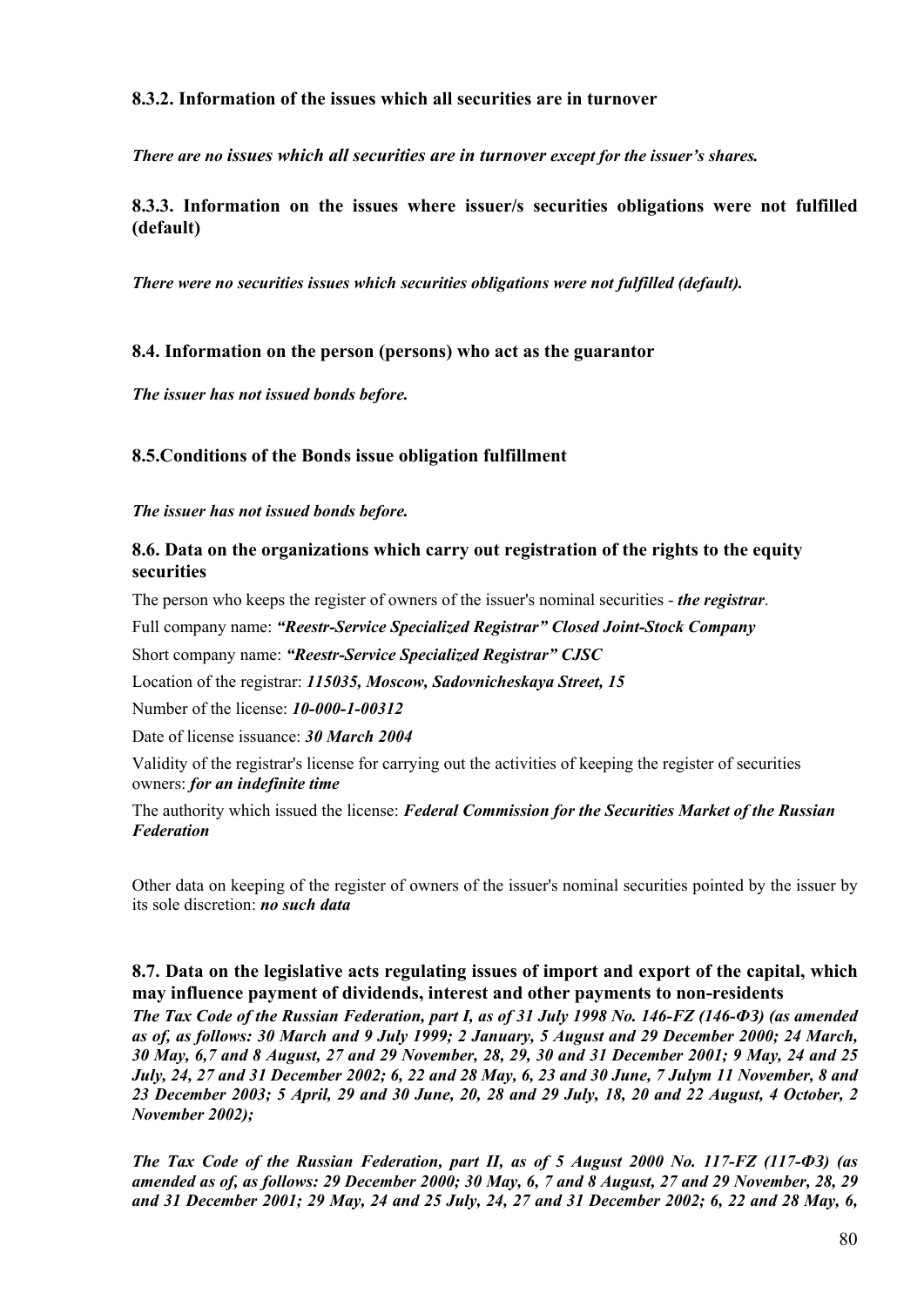### 8.3.2. Information of the issues which all securities are in turnover

***There are no issues which all securities are in turnover except for the issuer's shares.***

### 8.3.3. Information on the issues where issuer/s securities obligations were not fulfilled (default)

***There were no securities issues which securities obligations were not fulfilled (default).***

### 8.4. Information on the person (persons) who act as the guarantor

***The issuer has not issued bonds before.***

### 8.5.Conditions of the Bonds issue obligation fulfillment

***The issuer has not issued bonds before.***

### 8.6. Data on the organizations which carry out registration of the rights to the equity securities

The person who keeps the register of owners of the issuer's nominal securities - ***the registrar***.

Full company name: ***"Reestr-Service Specialized Registrar" Closed Joint-Stock Company***

Short company name: ***"Reestr-Service Specialized Registrar" CJSC***

Location of the registrar: ***115035, Moscow, Sadovnicheskaya Street, 15***

Number of the license: ***10-000-1-00312***

Date of license issuance: ***30 March 2004***

Validity of the registrar's license for carrying out the activities of keeping the register of securities owners: ***for an indefinite time***

The authority which issued the license: ***Federal Commission for the Securities Market of the Russian Federation***

Other data on keeping of the register of owners of the issuer's nominal securities pointed by the issuer by its sole discretion: ***no such data***

### 8.7. Data on the legislative acts regulating issues of import and export of the capital, which may influence payment of dividends, interest and other payments to non-residents

***The Tax Code of the Russian Federation, part I, as of 31 July 1998 No. 146-FZ (146-ФЗ) (as amended as of, as follows: 30 March and 9 July 1999; 2 January, 5 August and 29 December 2000; 24 March, 30 May, 6,7 and 8 August, 27 and 29 November, 28, 29, 30 and 31 December 2001; 9 May, 24 and 25 July, 24, 27 and 31 December 2002; 6, 22 and 28 May, 6, 23 and 30 June, 7 Julym 11 November, 8 and 23 December 2003; 5 April, 29 and 30 June, 20, 28 and 29 July, 18, 20 and 22 August, 4 October, 2 November 2002);***

***The Tax Code of the Russian Federation, part II, as of 5 August 2000 No. 117-FZ (117-ФЗ) (as amended as of, as follows: 29 December 2000; 30 May, 6, 7 and 8 August, 27 and 29 November, 28, 29 and 31 December 2001; 29 May, 24 and 25 July, 24, 27 and 31 December 2002; 6, 22 and 28 May, 6,***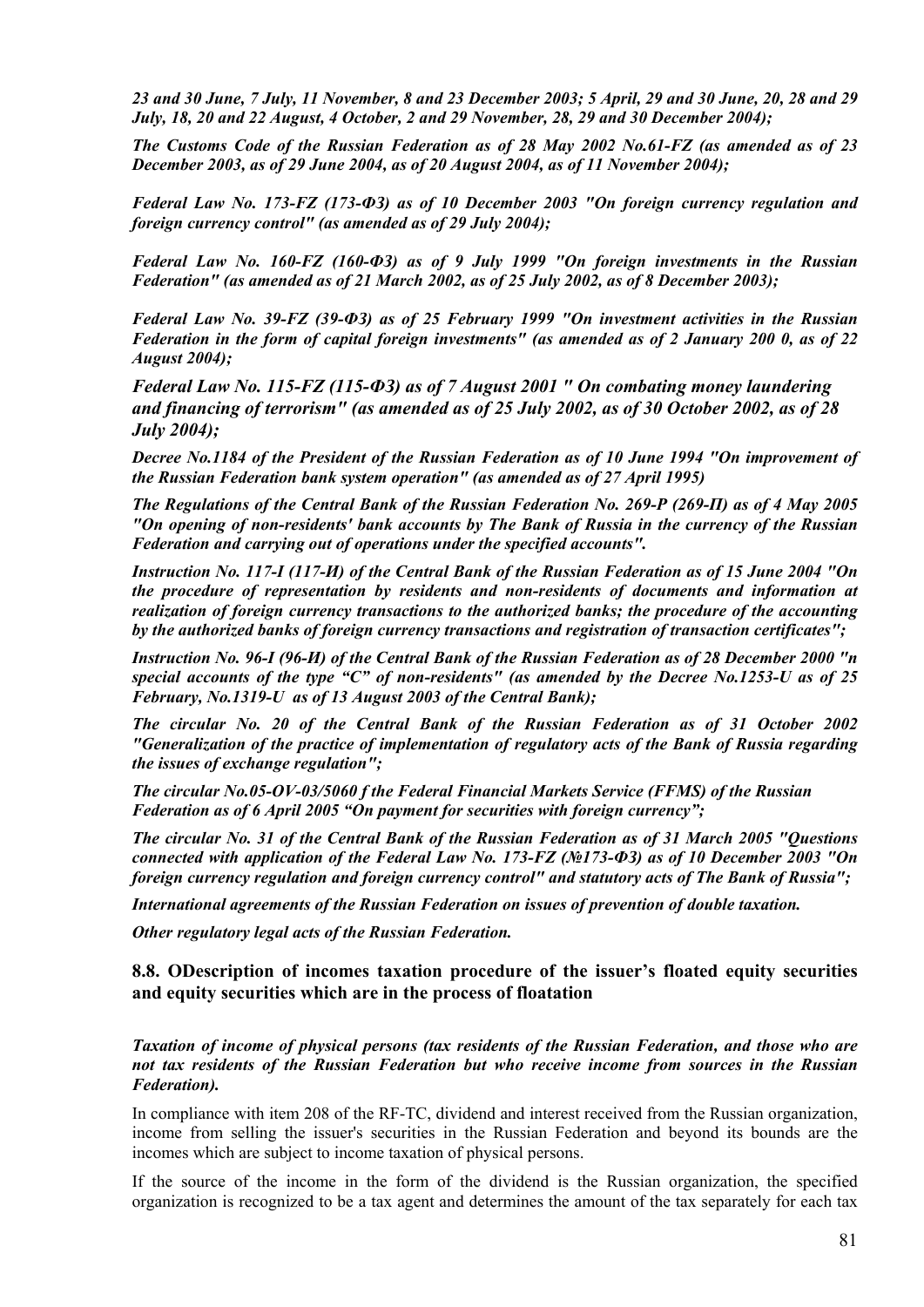*23 and 30 June, 7 July, 11 November, 8 and 23 December 2003; 5 April, 29 and 30 June, 20, 28 and 29 July, 18, 20 and 22 August, 4 October, 2 and 29 November, 28, 29 and 30 December 2004);*

*The Customs Code of the Russian Federation as of 28 May 2002 No.61-FZ (as amended as of 23 December 2003, as of 29 June 2004, as of 20 August 2004, as of 11 November 2004);*

*Federal Law No. 173-FZ (173-ФЗ) as of 10 December 2003 "On foreign currency regulation and foreign currency control" (as amended as of 29 July 2004);*

*Federal Law No. 160-FZ (160-ФЗ) as of 9 July 1999 "On foreign investments in the Russian Federation" (as amended as of 21 March 2002, as of 25 July 2002, as of 8 December 2003);*

*Federal Law No. 39-FZ (39-ФЗ) as of 25 February 1999 "On investment activities in the Russian Federation in the form of capital foreign investments" (as amended as of 2 January 200 0, as of 22 August 2004);*

*Federal Law No. 115-FZ (115-ФЗ) as of 7 August 2001 " On combating money laundering and financing of terrorism" (as amended as of 25 July 2002, as of 30 October 2002, as of 28 July 2004);*

*Decree No.1184 of the President of the Russian Federation as of 10 June 1994 "On improvement of the Russian Federation bank system operation" (as amended as of 27 April 1995)*

*The Regulations of the Central Bank of the Russian Federation No. 269-P (269-П) as of 4 May 2005 "On opening of non-residents' bank accounts by The Bank of Russia in the currency of the Russian Federation and carrying out of operations under the specified accounts".*

*Instruction No. 117-I (117-И) of the Central Bank of the Russian Federation as of 15 June 2004 "On the procedure of representation by residents and non-residents of documents and information at realization of foreign currency transactions to the authorized banks; the procedure of the accounting by the authorized banks of foreign currency transactions and registration of transaction certificates";*

*Instruction No. 96-I (96-И) of the Central Bank of the Russian Federation as of 28 December 2000 "n special accounts of the type "C" of non-residents" (as amended by the Decree No.1253-U as of 25 February, No.1319-U as of 13 August 2003 of the Central Bank);*

*The circular No. 20 of the Central Bank of the Russian Federation as of 31 October 2002 "Generalization of the practice of implementation of regulatory acts of the Bank of Russia regarding the issues of exchange regulation";*

*The circular No.05-OV-03/5060 f the Federal Financial Markets Service (FFMS) of the Russian Federation as of 6 April 2005 "On payment for securities with foreign currency";*

*The circular No. 31 of the Central Bank of the Russian Federation as of 31 March 2005 "Questions connected with application of the Federal Law No. 173-FZ (№173-ФЗ) as of 10 December 2003 "On foreign currency regulation and foreign currency control" and statutory acts of The Bank of Russia";*

*International agreements of the Russian Federation on issues of prevention of double taxation.*

*Other regulatory legal acts of the Russian Federation.*

## 8.8. ODescription of incomes taxation procedure of the issuer's floated equity securities and equity securities which are in the process of floatation

*Taxation of income of physical persons (tax residents of the Russian Federation, and those who are not tax residents of the Russian Federation but who receive income from sources in the Russian Federation).*

In compliance with item 208 of the RF-TC, dividend and interest received from the Russian organization, income from selling the issuer's securities in the Russian Federation and beyond its bounds are the incomes which are subject to income taxation of physical persons.

If the source of the income in the form of the dividend is the Russian organization, the specified organization is recognized to be a tax agent and determines the amount of the tax separately for each tax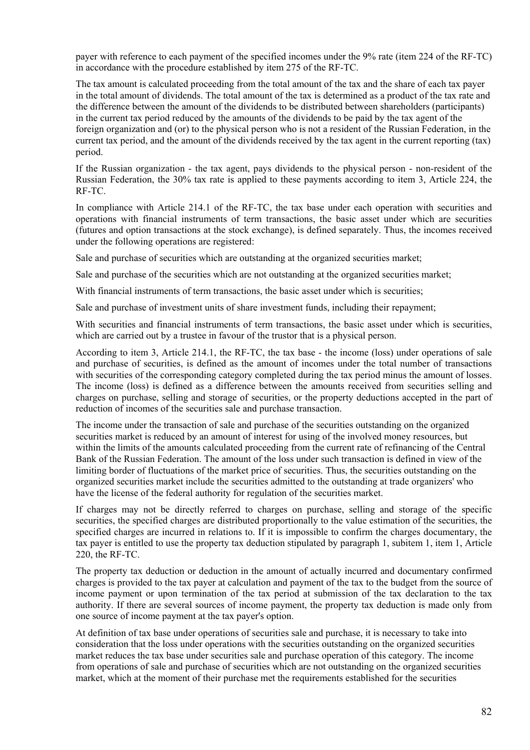payer with reference to each payment of the specified incomes under the 9% rate (item 224 of the RF-TC) in accordance with the procedure established by item 275 of the RF-TC.

The tax amount is calculated proceeding from the total amount of the tax and the share of each tax payer in the total amount of dividends. The total amount of the tax is determined as a product of the tax rate and the difference between the amount of the dividends to be distributed between shareholders (participants) in the current tax period reduced by the amounts of the dividends to be paid by the tax agent of the foreign organization and (or) to the physical person who is not a resident of the Russian Federation, in the current tax period, and the amount of the dividends received by the tax agent in the current reporting (tax) period.

If the Russian organization - the tax agent, pays dividends to the physical person - non-resident of the Russian Federation, the 30% tax rate is applied to these payments according to item 3, Article 224, the RF-TC.

In compliance with Article 214.1 of the RF-TC, the tax base under each operation with securities and operations with financial instruments of term transactions, the basic asset under which are securities (futures and option transactions at the stock exchange), is defined separately. Thus, the incomes received under the following operations are registered:

Sale and purchase of securities which are outstanding at the organized securities market;

Sale and purchase of the securities which are not outstanding at the organized securities market;

With financial instruments of term transactions, the basic asset under which is securities;

Sale and purchase of investment units of share investment funds, including their repayment;

With securities and financial instruments of term transactions, the basic asset under which is securities, which are carried out by a trustee in favour of the trustor that is a physical person.

According to item 3, Article 214.1, the RF-TC, the tax base - the income (loss) under operations of sale and purchase of securities, is defined as the amount of incomes under the total number of transactions with securities of the corresponding category completed during the tax period minus the amount of losses. The income (loss) is defined as a difference between the amounts received from securities selling and charges on purchase, selling and storage of securities, or the property deductions accepted in the part of reduction of incomes of the securities sale and purchase transaction.

The income under the transaction of sale and purchase of the securities outstanding on the organized securities market is reduced by an amount of interest for using of the involved money resources, but within the limits of the amounts calculated proceeding from the current rate of refinancing of the Central Bank of the Russian Federation. The amount of the loss under such transaction is defined in view of the limiting border of fluctuations of the market price of securities. Thus, the securities outstanding on the organized securities market include the securities admitted to the outstanding at trade organizers' who have the license of the federal authority for regulation of the securities market.

If charges may not be directly referred to charges on purchase, selling and storage of the specific securities, the specified charges are distributed proportionally to the value estimation of the securities, the specified charges are incurred in relations to. If it is impossible to confirm the charges documentary, the tax payer is entitled to use the property tax deduction stipulated by paragraph 1, subitem 1, item 1, Article 220, the RF-TC.

The property tax deduction or deduction in the amount of actually incurred and documentary confirmed charges is provided to the tax payer at calculation and payment of the tax to the budget from the source of income payment or upon termination of the tax period at submission of the tax declaration to the tax authority. If there are several sources of income payment, the property tax deduction is made only from one source of income payment at the tax payer's option.

At definition of tax base under operations of securities sale and purchase, it is necessary to take into consideration that the loss under operations with the securities outstanding on the organized securities market reduces the tax base under securities sale and purchase operation of this category. The income from operations of sale and purchase of securities which are not outstanding on the organized securities market, which at the moment of their purchase met the requirements established for the securities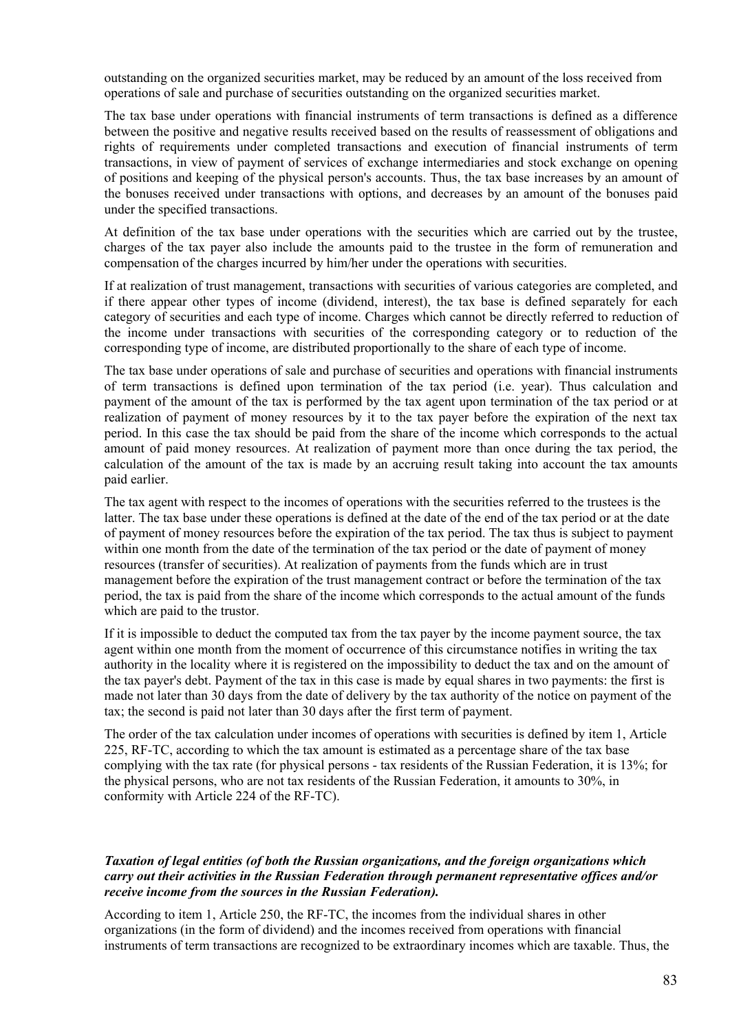outstanding on the organized securities market, may be reduced by an amount of the loss received from operations of sale and purchase of securities outstanding on the organized securities market.

The tax base under operations with financial instruments of term transactions is defined as a difference between the positive and negative results received based on the results of reassessment of obligations and rights of requirements under completed transactions and execution of financial instruments of term transactions, in view of payment of services of exchange intermediaries and stock exchange on opening of positions and keeping of the physical person's accounts. Thus, the tax base increases by an amount of the bonuses received under transactions with options, and decreases by an amount of the bonuses paid under the specified transactions.

At definition of the tax base under operations with the securities which are carried out by the trustee, charges of the tax payer also include the amounts paid to the trustee in the form of remuneration and compensation of the charges incurred by him/her under the operations with securities.

If at realization of trust management, transactions with securities of various categories are completed, and if there appear other types of income (dividend, interest), the tax base is defined separately for each category of securities and each type of income. Charges which cannot be directly referred to reduction of the income under transactions with securities of the corresponding category or to reduction of the corresponding type of income, are distributed proportionally to the share of each type of income.

The tax base under operations of sale and purchase of securities and operations with financial instruments of term transactions is defined upon termination of the tax period (i.e. year). Thus calculation and payment of the amount of the tax is performed by the tax agent upon termination of the tax period or at realization of payment of money resources by it to the tax payer before the expiration of the next tax period. In this case the tax should be paid from the share of the income which corresponds to the actual amount of paid money resources. At realization of payment more than once during the tax period, the calculation of the amount of the tax is made by an accruing result taking into account the tax amounts paid earlier.

The tax agent with respect to the incomes of operations with the securities referred to the trustees is the latter. The tax base under these operations is defined at the date of the end of the tax period or at the date of payment of money resources before the expiration of the tax period. The tax thus is subject to payment within one month from the date of the termination of the tax period or the date of payment of money resources (transfer of securities). At realization of payments from the funds which are in trust management before the expiration of the trust management contract or before the termination of the tax period, the tax is paid from the share of the income which corresponds to the actual amount of the funds which are paid to the trustor.

If it is impossible to deduct the computed tax from the tax payer by the income payment source, the tax agent within one month from the moment of occurrence of this circumstance notifies in writing the tax authority in the locality where it is registered on the impossibility to deduct the tax and on the amount of the tax payer's debt. Payment of the tax in this case is made by equal shares in two payments: the first is made not later than 30 days from the date of delivery by the tax authority of the notice on payment of the tax; the second is paid not later than 30 days after the first term of payment.

The order of the tax calculation under incomes of operations with securities is defined by item 1, Article 225, RF-TC, according to which the tax amount is estimated as a percentage share of the tax base complying with the tax rate (for physical persons - tax residents of the Russian Federation, it is 13%; for the physical persons, who are not tax residents of the Russian Federation, it amounts to 30%, in conformity with Article 224 of the RF-TC).

***Taxation of legal entities (of both the Russian organizations, and the foreign organizations which carry out their activities in the Russian Federation through permanent representative offices and/or receive income from the sources in the Russian Federation).***

According to item 1, Article 250, the RF-TC, the incomes from the individual shares in other organizations (in the form of dividend) and the incomes received from operations with financial instruments of term transactions are recognized to be extraordinary incomes which are taxable. Thus, the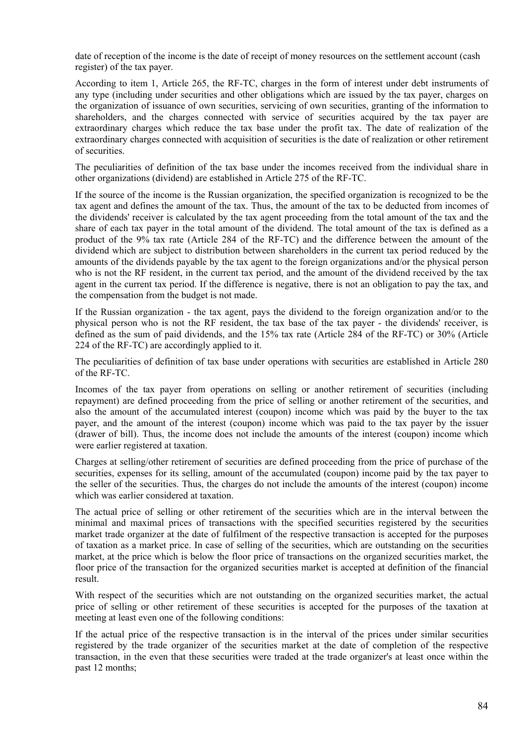date of reception of the income is the date of receipt of money resources on the settlement account (cash register) of the tax payer.

According to item 1, Article 265, the RF-TC, charges in the form of interest under debt instruments of any type (including under securities and other obligations which are issued by the tax payer, charges on the organization of issuance of own securities, servicing of own securities, granting of the information to shareholders, and the charges connected with service of securities acquired by the tax payer are extraordinary charges which reduce the tax base under the profit tax. The date of realization of the extraordinary charges connected with acquisition of securities is the date of realization or other retirement of securities.

The peculiarities of definition of the tax base under the incomes received from the individual share in other organizations (dividend) are established in Article 275 of the RF-TC.

If the source of the income is the Russian organization, the specified organization is recognized to be the tax agent and defines the amount of the tax. Thus, the amount of the tax to be deducted from incomes of the dividends' receiver is calculated by the tax agent proceeding from the total amount of the tax and the share of each tax payer in the total amount of the dividend. The total amount of the tax is defined as a product of the 9% tax rate (Article 284 of the RF-TC) and the difference between the amount of the dividend which are subject to distribution between shareholders in the current tax period reduced by the amounts of the dividends payable by the tax agent to the foreign organizations and/or the physical person who is not the RF resident, in the current tax period, and the amount of the dividend received by the tax agent in the current tax period. If the difference is negative, there is not an obligation to pay the tax, and the compensation from the budget is not made.

If the Russian organization - the tax agent, pays the dividend to the foreign organization and/or to the physical person who is not the RF resident, the tax base of the tax payer - the dividends' receiver, is defined as the sum of paid dividends, and the 15% tax rate (Article 284 of the RF-TC) or 30% (Article 224 of the RF-TC) are accordingly applied to it.

The peculiarities of definition of tax base under operations with securities are established in Article 280 of the RF-TC.

Incomes of the tax payer from operations on selling or another retirement of securities (including repayment) are defined proceeding from the price of selling or another retirement of the securities, and also the amount of the accumulated interest (coupon) income which was paid by the buyer to the tax payer, and the amount of the interest (coupon) income which was paid to the tax payer by the issuer (drawer of bill). Thus, the income does not include the amounts of the interest (coupon) income which were earlier registered at taxation.

Charges at selling/other retirement of securities are defined proceeding from the price of purchase of the securities, expenses for its selling, amount of the accumulated (coupon) income paid by the tax payer to the seller of the securities. Thus, the charges do not include the amounts of the interest (coupon) income which was earlier considered at taxation.

The actual price of selling or other retirement of the securities which are in the interval between the minimal and maximal prices of transactions with the specified securities registered by the securities market trade organizer at the date of fulfilment of the respective transaction is accepted for the purposes of taxation as a market price. In case of selling of the securities, which are outstanding on the securities market, at the price which is below the floor price of transactions on the organized securities market, the floor price of the transaction for the organized securities market is accepted at definition of the financial result.

With respect of the securities which are not outstanding on the organized securities market, the actual price of selling or other retirement of these securities is accepted for the purposes of the taxation at meeting at least even one of the following conditions:

If the actual price of the respective transaction is in the interval of the prices under similar securities registered by the trade organizer of the securities market at the date of completion of the respective transaction, in the even that these securities were traded at the trade organizer's at least once within the past 12 months;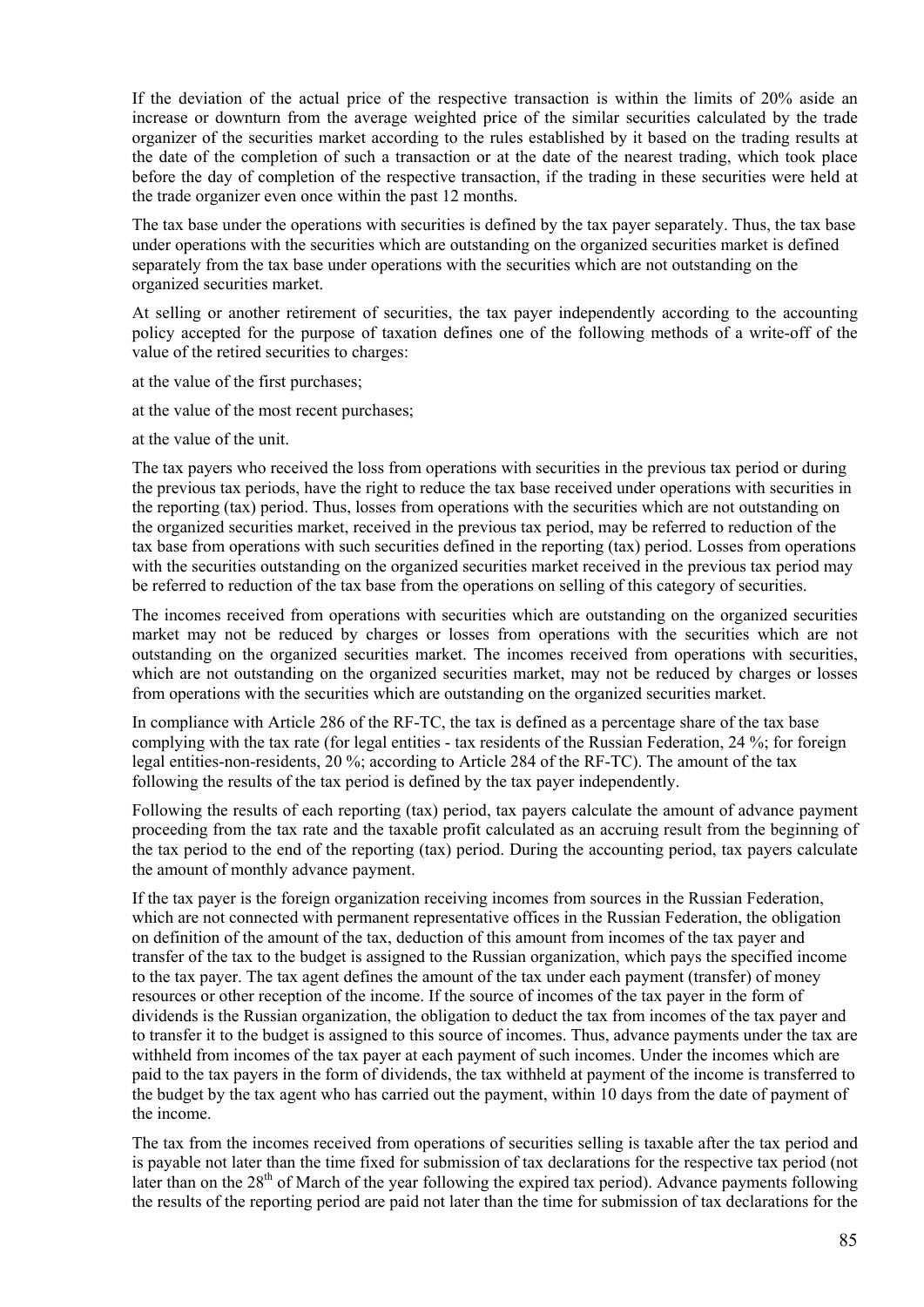If the deviation of the actual price of the respective transaction is within the limits of 20% aside an increase or downturn from the average weighted price of the similar securities calculated by the trade organizer of the securities market according to the rules established by it based on the trading results at the date of the completion of such a transaction or at the date of the nearest trading, which took place before the day of completion of the respective transaction, if the trading in these securities were held at the trade organizer even once within the past 12 months.

The tax base under the operations with securities is defined by the tax payer separately. Thus, the tax base under operations with the securities which are outstanding on the organized securities market is defined separately from the tax base under operations with the securities which are not outstanding on the organized securities market.

At selling or another retirement of securities, the tax payer independently according to the accounting policy accepted for the purpose of taxation defines one of the following methods of a write-off of the value of the retired securities to charges:

at the value of the first purchases;

at the value of the most recent purchases;

at the value of the unit.

The tax payers who received the loss from operations with securities in the previous tax period or during the previous tax periods, have the right to reduce the tax base received under operations with securities in the reporting (tax) period. Thus, losses from operations with the securities which are not outstanding on the organized securities market, received in the previous tax period, may be referred to reduction of the tax base from operations with such securities defined in the reporting (tax) period. Losses from operations with the securities outstanding on the organized securities market received in the previous tax period may be referred to reduction of the tax base from the operations on selling of this category of securities.

The incomes received from operations with securities which are outstanding on the organized securities market may not be reduced by charges or losses from operations with the securities which are not outstanding on the organized securities market. The incomes received from operations with securities, which are not outstanding on the organized securities market, may not be reduced by charges or losses from operations with the securities which are outstanding on the organized securities market.

In compliance with Article 286 of the RF-TC, the tax is defined as a percentage share of the tax base complying with the tax rate (for legal entities - tax residents of the Russian Federation, 24 %; for foreign legal entities-non-residents, 20 %; according to Article 284 of the RF-TC). The amount of the tax following the results of the tax period is defined by the tax payer independently.

Following the results of each reporting (tax) period, tax payers calculate the amount of advance payment proceeding from the tax rate and the taxable profit calculated as an accruing result from the beginning of the tax period to the end of the reporting (tax) period. During the accounting period, tax payers calculate the amount of monthly advance payment.

If the tax payer is the foreign organization receiving incomes from sources in the Russian Federation, which are not connected with permanent representative offices in the Russian Federation, the obligation on definition of the amount of the tax, deduction of this amount from incomes of the tax payer and transfer of the tax to the budget is assigned to the Russian organization, which pays the specified income to the tax payer. The tax agent defines the amount of the tax under each payment (transfer) of money resources or other reception of the income. If the source of incomes of the tax payer in the form of dividends is the Russian organization, the obligation to deduct the tax from incomes of the tax payer and to transfer it to the budget is assigned to this source of incomes. Thus, advance payments under the tax are withheld from incomes of the tax payer at each payment of such incomes. Under the incomes which are paid to the tax payers in the form of dividends, the tax withheld at payment of the income is transferred to the budget by the tax agent who has carried out the payment, within 10 days from the date of payment of the income.

The tax from the incomes received from operations of securities selling is taxable after the tax period and is payable not later than the time fixed for submission of tax declarations for the respective tax period (not later than on the 28th of March of the year following the expired tax period). Advance payments following the results of the reporting period are paid not later than the time for submission of tax declarations for the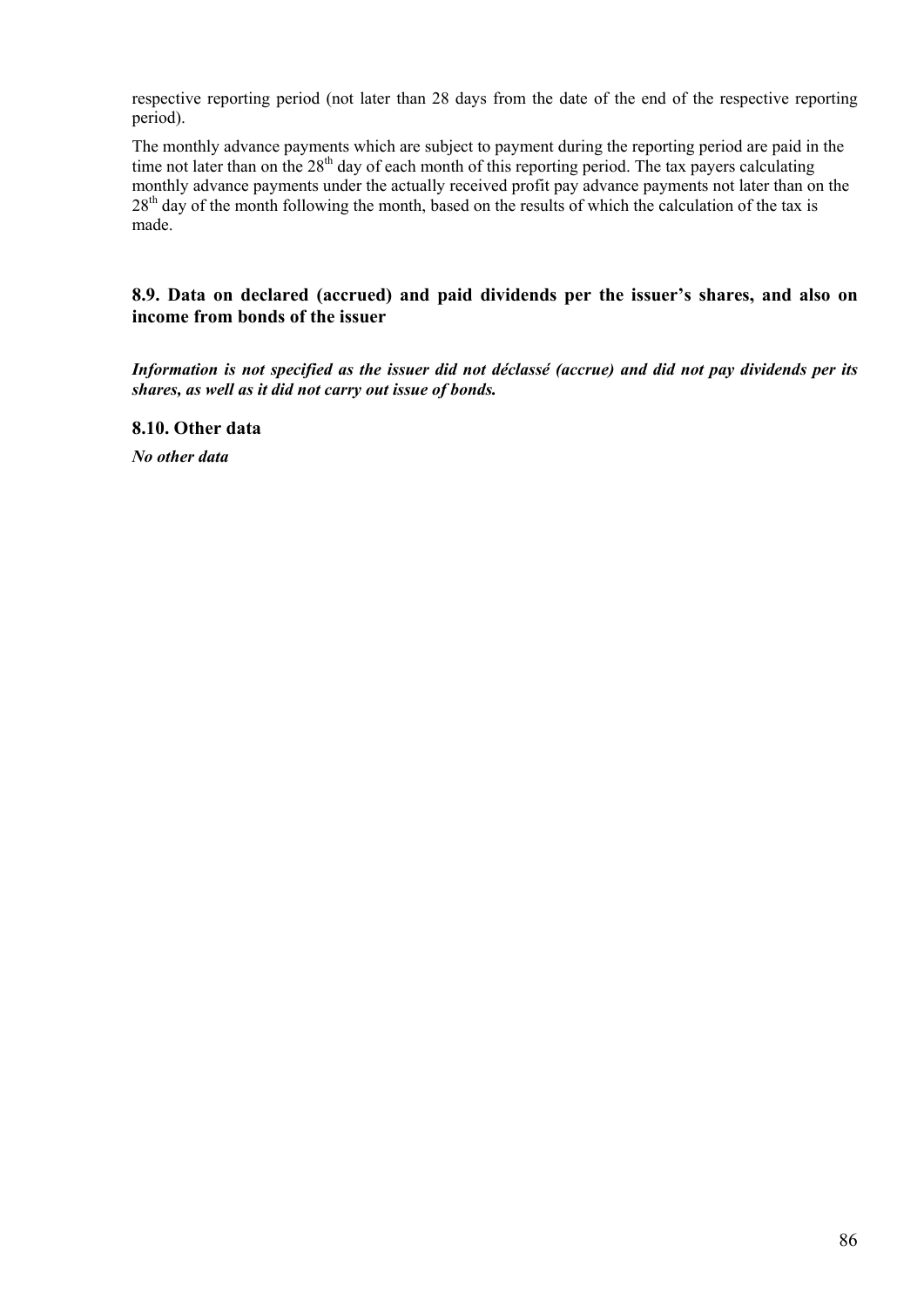respective reporting period (not later than 28 days from the date of the end of the respective reporting period).

The monthly advance payments which are subject to payment during the reporting period are paid in the time not later than on the 28th day of each month of this reporting period. The tax payers calculating monthly advance payments under the actually received profit pay advance payments not later than on the 28th day of the month following the month, based on the results of which the calculation of the tax is made.

## 8.9. Data on declared (accrued) and paid dividends per the issuer's shares, and also on income from bonds of the issuer

***Information is not specified as the issuer did not déclassé (accrue) and did not pay dividends per its shares, as well as it did not carry out issue of bonds.***

## 8.10. Other data

***No other data***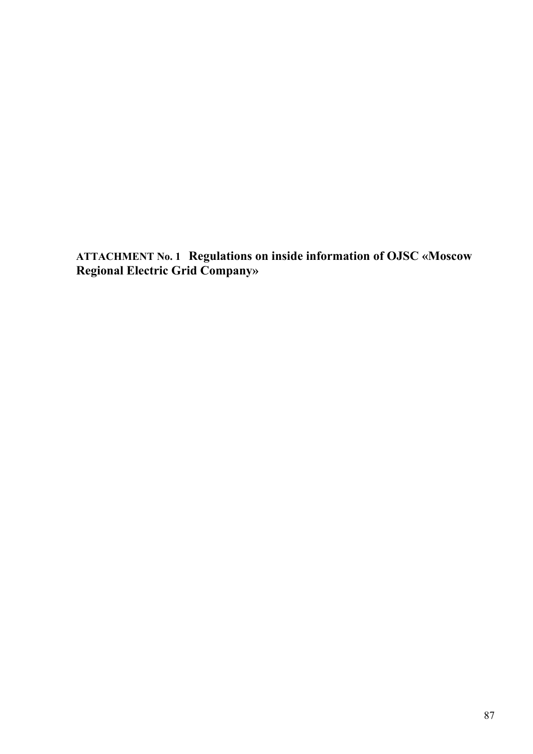# ATTACHMENT No. 1 Regulations on inside information of OJSC «Moscow Regional Electric Grid Company»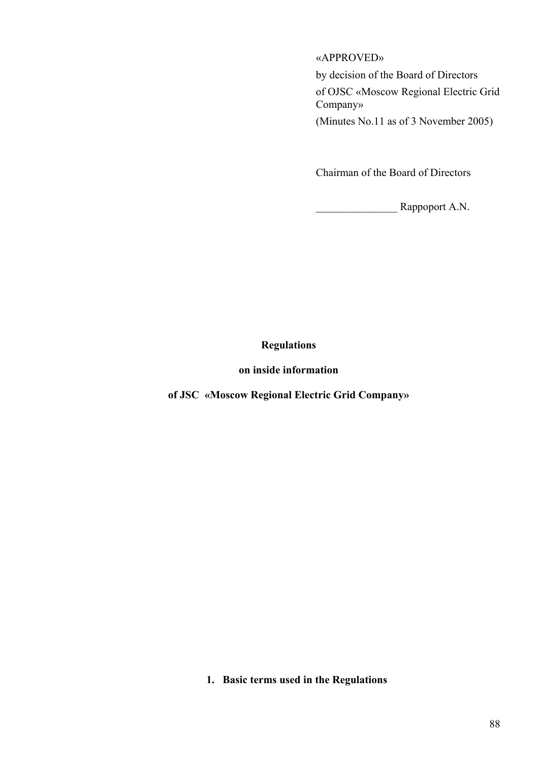«APPROVED»

by decision of the Board of Directors

of OJSC «Moscow Regional Electric Grid Company»

(Minutes No.11 as of 3 November 2005)

Chairman of the Board of Directors

_______________ Rappoport A.N.

**Regulations**

**on inside information**

**of JSC «Moscow Regional Electric Grid Company»**

## 1. Basic terms used in the Regulations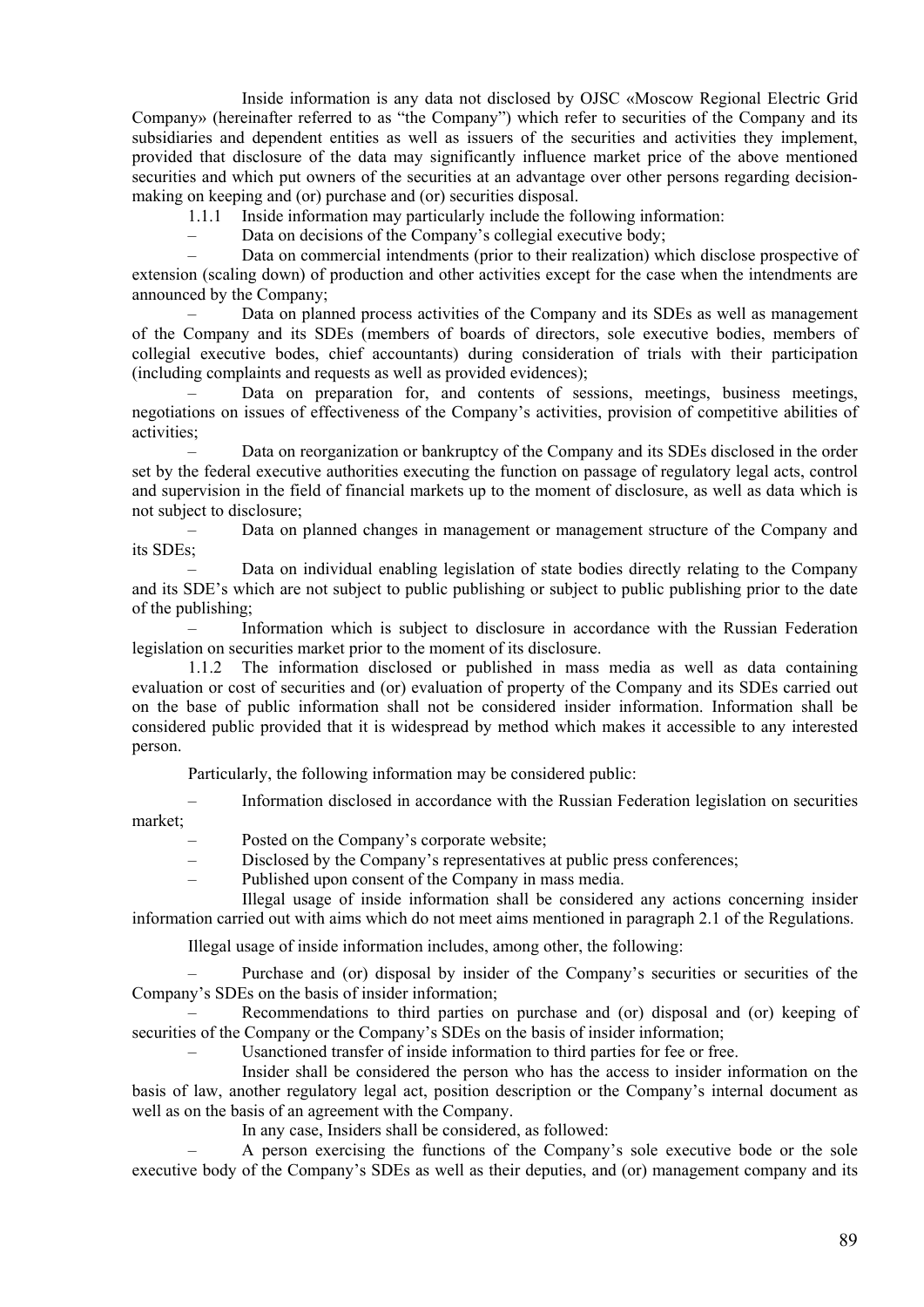Inside information is any data not disclosed by OJSC «Moscow Regional Electric Grid Company» (hereinafter referred to as "the Company") which refer to securities of the Company and its subsidiaries and dependent entities as well as issuers of the securities and activities they implement, provided that disclosure of the data may significantly influence market price of the above mentioned securities and which put owners of the securities at an advantage over other persons regarding decision-making on keeping and (or) purchase and (or) securities disposal.

1.1.1 Inside information may particularly include the following information:

– Data on decisions of the Company's collegial executive body;

– Data on commercial intendments (prior to their realization) which disclose prospective of extension (scaling down) of production and other activities except for the case when the intendments are announced by the Company;

– Data on planned process activities of the Company and its SDEs as well as management of the Company and its SDEs (members of boards of directors, sole executive bodies, members of collegial executive bodes, chief accountants) during consideration of trials with their participation (including complaints and requests as well as provided evidences);

– Data on preparation for, and contents of sessions, meetings, business meetings, negotiations on issues of effectiveness of the Company's activities, provision of competitive abilities of activities;

– Data on reorganization or bankruptcy of the Company and its SDEs disclosed in the order set by the federal executive authorities executing the function on passage of regulatory legal acts, control and supervision in the field of financial markets up to the moment of disclosure, as well as data which is not subject to disclosure;

– Data on planned changes in management or management structure of the Company and its SDEs;

– Data on individual enabling legislation of state bodies directly relating to the Company and its SDE's which are not subject to public publishing or subject to public publishing prior to the date of the publishing;

– Information which is subject to disclosure in accordance with the Russian Federation legislation on securities market prior to the moment of its disclosure.

1.1.2 The information disclosed or published in mass media as well as data containing evaluation or cost of securities and (or) evaluation of property of the Company and its SDEs carried out on the base of public information shall not be considered insider information. Information shall be considered public provided that it is widespread by method which makes it accessible to any interested person.

Particularly, the following information may be considered public:

– Information disclosed in accordance with the Russian Federation legislation on securities market;

– Posted on the Company's corporate website;

– Disclosed by the Company's representatives at public press conferences;

– Published upon consent of the Company in mass media.

Illegal usage of inside information shall be considered any actions concerning insider information carried out with aims which do not meet aims mentioned in paragraph 2.1 of the Regulations.

Illegal usage of inside information includes, among other, the following:

– Purchase and (or) disposal by insider of the Company's securities or securities of the Company's SDEs on the basis of insider information;

– Recommendations to third parties on purchase and (or) disposal and (or) keeping of securities of the Company or the Company's SDEs on the basis of insider information;

– Usanctioned transfer of inside information to third parties for fee or free.

Insider shall be considered the person who has the access to insider information on the basis of law, another regulatory legal act, position description or the Company's internal document as well as on the basis of an agreement with the Company.

In any case, Insiders shall be considered, as followed:

– A person exercising the functions of the Company's sole executive bode or the sole executive body of the Company's SDEs as well as their deputies, and (or) management company and its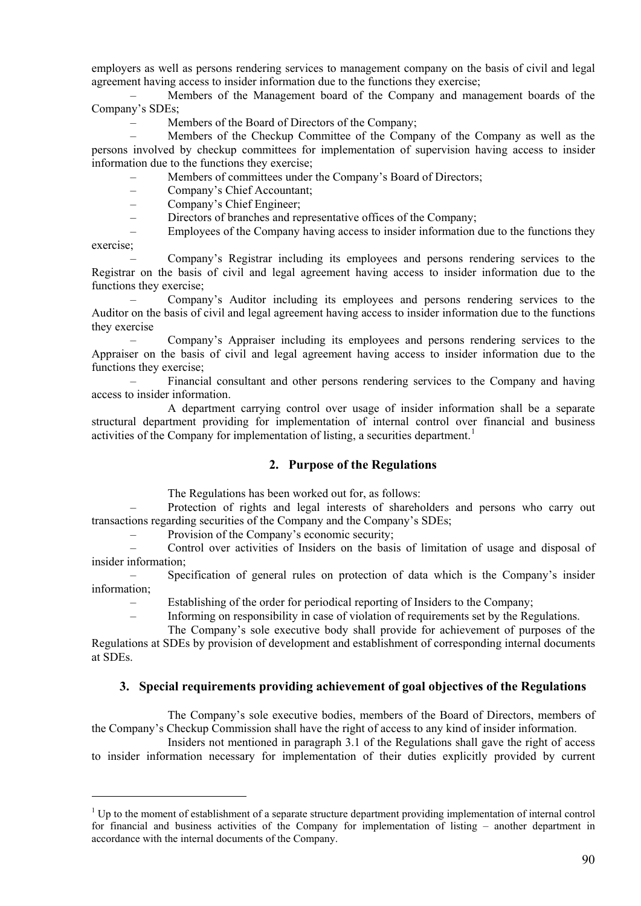employers as well as persons rendering services to management company on the basis of civil and legal agreement having access to insider information due to the functions they exercise;

– Members of the Management board of the Company and management boards of the Company's SDEs;

– Members of the Board of Directors of the Company;

– Members of the Checkup Committee of the Company of the Company as well as the persons involved by checkup committees for implementation of supervision having access to insider information due to the functions they exercise;

– Members of committees under the Company's Board of Directors;

– Company's Chief Accountant;

– Company's Chief Engineer;

– Directors of branches and representative offices of the Company;

– Employees of the Company having access to insider information due to the functions they exercise;

– Company's Registrar including its employees and persons rendering services to the Registrar on the basis of civil and legal agreement having access to insider information due to the functions they exercise;

– Company's Auditor including its employees and persons rendering services to the Auditor on the basis of civil and legal agreement having access to insider information due to the functions they exercise

– Company's Appraiser including its employees and persons rendering services to the Appraiser on the basis of civil and legal agreement having access to insider information due to the functions they exercise;

– Financial consultant and other persons rendering services to the Company and having access to insider information.

A department carrying control over usage of insider information shall be a separate structural department providing for implementation of internal control over financial and business activities of the Company for implementation of listing, a securities department.[1]

## 2. Purpose of the Regulations

The Regulations has been worked out for, as follows:

– Protection of rights and legal interests of shareholders and persons who carry out transactions regarding securities of the Company and the Company's SDEs;

– Provision of the Company's economic security;

– Control over activities of Insiders on the basis of limitation of usage and disposal of insider information;

– Specification of general rules on protection of data which is the Company's insider information;

– Establishing of the order for periodical reporting of Insiders to the Company;

– Informing on responsibility in case of violation of requirements set by the Regulations.

The Company's sole executive body shall provide for achievement of purposes of the Regulations at SDEs by provision of development and establishment of corresponding internal documents at SDEs.

## 3. Special requirements providing achievement of goal objectives of the Regulations

The Company's sole executive bodies, members of the Board of Directors, members of the Company's Checkup Commission shall have the right of access to any kind of insider information.

Insiders not mentioned in paragraph 3.1 of the Regulations shall gave the right of access to insider information necessary for implementation of their duties explicitly provided by current

---

[1] Up to the moment of establishment of a separate structure department providing implementation of internal control for financial and business activities of the Company for implementation of listing – another department in accordance with the internal documents of the Company.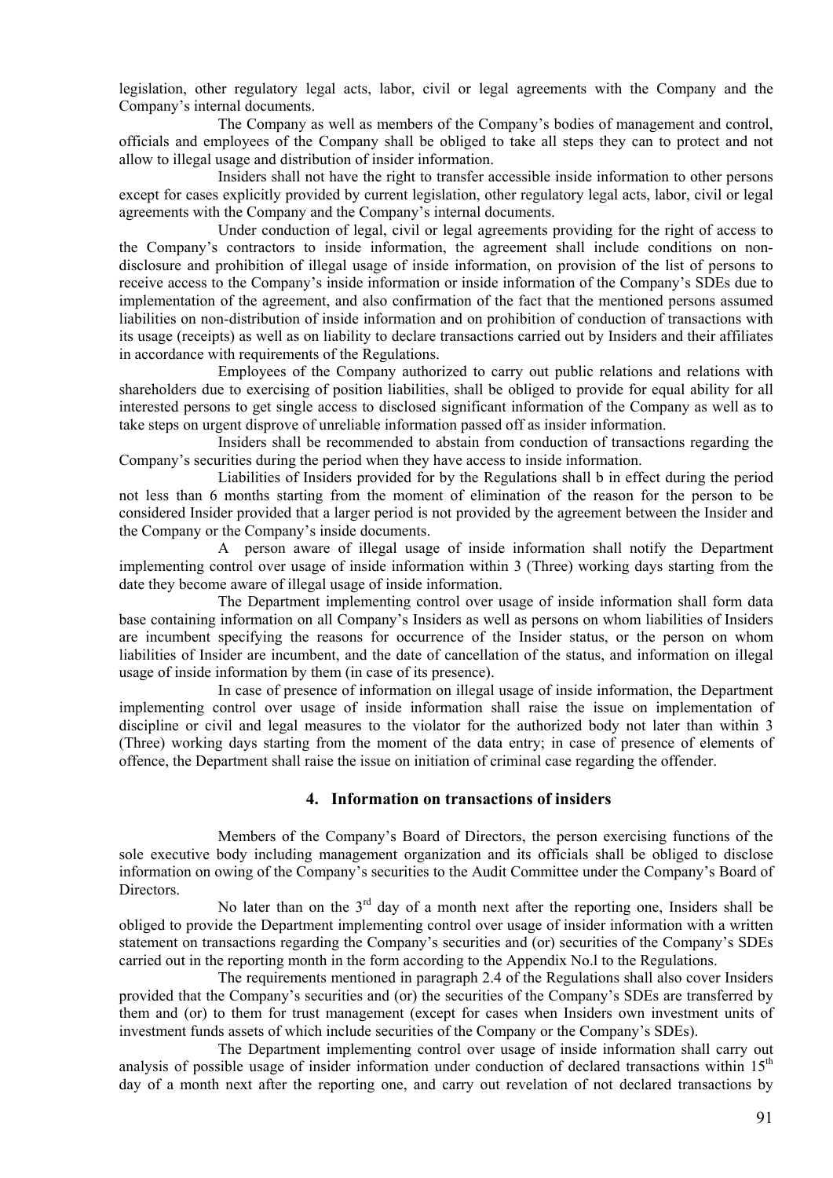legislation, other regulatory legal acts, labor, civil or legal agreements with the Company and the Company's internal documents.

The Company as well as members of the Company's bodies of management and control, officials and employees of the Company shall be obliged to take all steps they can to protect and not allow to illegal usage and distribution of insider information.

Insiders shall not have the right to transfer accessible inside information to other persons except for cases explicitly provided by current legislation, other regulatory legal acts, labor, civil or legal agreements with the Company and the Company's internal documents.

Under conduction of legal, civil or legal agreements providing for the right of access to the Company's contractors to inside information, the agreement shall include conditions on non-disclosure and prohibition of illegal usage of inside information, on provision of the list of persons to receive access to the Company's inside information or inside information of the Company's SDEs due to implementation of the agreement, and also confirmation of the fact that the mentioned persons assumed liabilities on non-distribution of inside information and on prohibition of conduction of transactions with its usage (receipts) as well as on liability to declare transactions carried out by Insiders and their affiliates in accordance with requirements of the Regulations.

Employees of the Company authorized to carry out public relations and relations with shareholders due to exercising of position liabilities, shall be obliged to provide for equal ability for all interested persons to get single access to disclosed significant information of the Company as well as to take steps on urgent disprove of unreliable information passed off as insider information.

Insiders shall be recommended to abstain from conduction of transactions regarding the Company's securities during the period when they have access to inside information.

Liabilities of Insiders provided for by the Regulations shall b in effect during the period not less than 6 months starting from the moment of elimination of the reason for the person to be considered Insider provided that a larger period is not provided by the agreement between the Insider and the Company or the Company's inside documents.

A person aware of illegal usage of inside information shall notify the Department implementing control over usage of inside information within 3 (Three) working days starting from the date they become aware of illegal usage of inside information.

The Department implementing control over usage of inside information shall form data base containing information on all Company's Insiders as well as persons on whom liabilities of Insiders are incumbent specifying the reasons for occurrence of the Insider status, or the person on whom liabilities of Insider are incumbent, and the date of cancellation of the status, and information on illegal usage of inside information by them (in case of its presence).

In case of presence of information on illegal usage of inside information, the Department implementing control over usage of inside information shall raise the issue on implementation of discipline or civil and legal measures to the violator for the authorized body not later than within 3 (Three) working days starting from the moment of the data entry; in case of presence of elements of offence, the Department shall raise the issue on initiation of criminal case regarding the offender.

## 4. Information on transactions of insiders

Members of the Company's Board of Directors, the person exercising functions of the sole executive body including management organization and its officials shall be obliged to disclose information on owing of the Company's securities to the Audit Committee under the Company's Board of Directors.

No later than on the 3rd day of a month next after the reporting one, Insiders shall be obliged to provide the Department implementing control over usage of insider information with a written statement on transactions regarding the Company's securities and (or) securities of the Company's SDEs carried out in the reporting month in the form according to the Appendix No.l to the Regulations.

The requirements mentioned in paragraph 2.4 of the Regulations shall also cover Insiders provided that the Company's securities and (or) the securities of the Company's SDEs are transferred by them and (or) to them for trust management (except for cases when Insiders own investment units of investment funds assets of which include securities of the Company or the Company's SDEs).

The Department implementing control over usage of inside information shall carry out analysis of possible usage of insider information under conduction of declared transactions within 15th day of a month next after the reporting one, and carry out revelation of not declared transactions by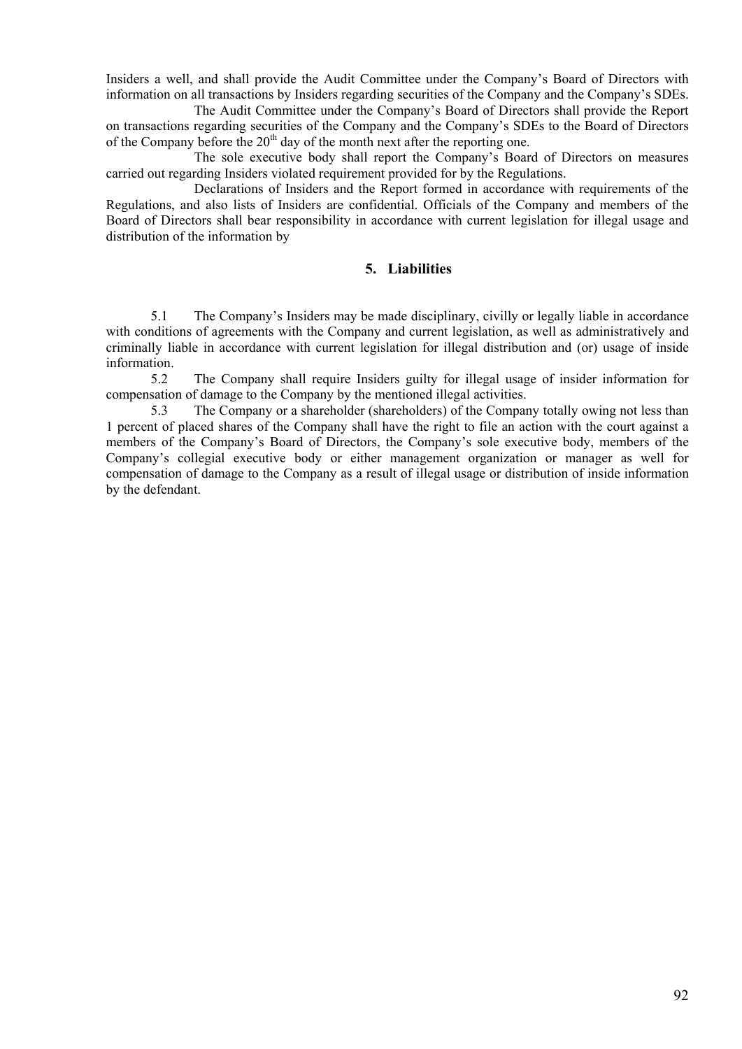Insiders a well, and shall provide the Audit Committee under the Company's Board of Directors with information on all transactions by Insiders regarding securities of the Company and the Company's SDEs.

The Audit Committee under the Company's Board of Directors shall provide the Report on transactions regarding securities of the Company and the Company's SDEs to the Board of Directors of the Company before the 20th day of the month next after the reporting one.

The sole executive body shall report the Company's Board of Directors on measures carried out regarding Insiders violated requirement provided for by the Regulations.

Declarations of Insiders and the Report formed in accordance with requirements of the Regulations, and also lists of Insiders are confidential. Officials of the Company and members of the Board of Directors shall bear responsibility in accordance with current legislation for illegal usage and distribution of the information by

## 5. Liabilities

5.1 The Company's Insiders may be made disciplinary, civilly or legally liable in accordance with conditions of agreements with the Company and current legislation, as well as administratively and criminally liable in accordance with current legislation for illegal distribution and (or) usage of inside information.

5.2 The Company shall require Insiders guilty for illegal usage of insider information for compensation of damage to the Company by the mentioned illegal activities.

5.3 The Company or a shareholder (shareholders) of the Company totally owing not less than 1 percent of placed shares of the Company shall have the right to file an action with the court against a members of the Company's Board of Directors, the Company's sole executive body, members of the Company's collegial executive body or either management organization or manager as well for compensation of damage to the Company as a result of illegal usage or distribution of inside information by the defendant.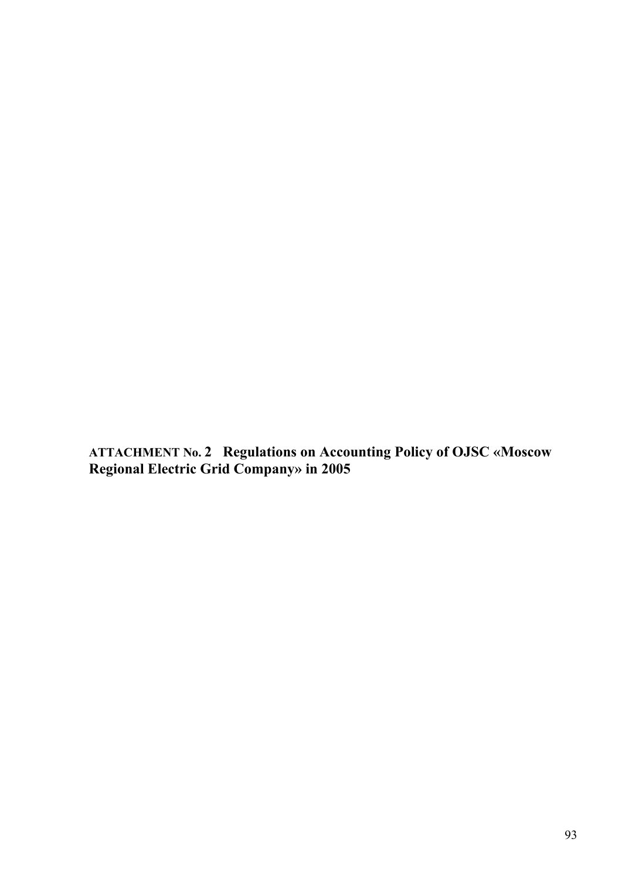# ATTACHMENT No. 2 Regulations on Accounting Policy of OJSC «Moscow Regional Electric Grid Company» in 2005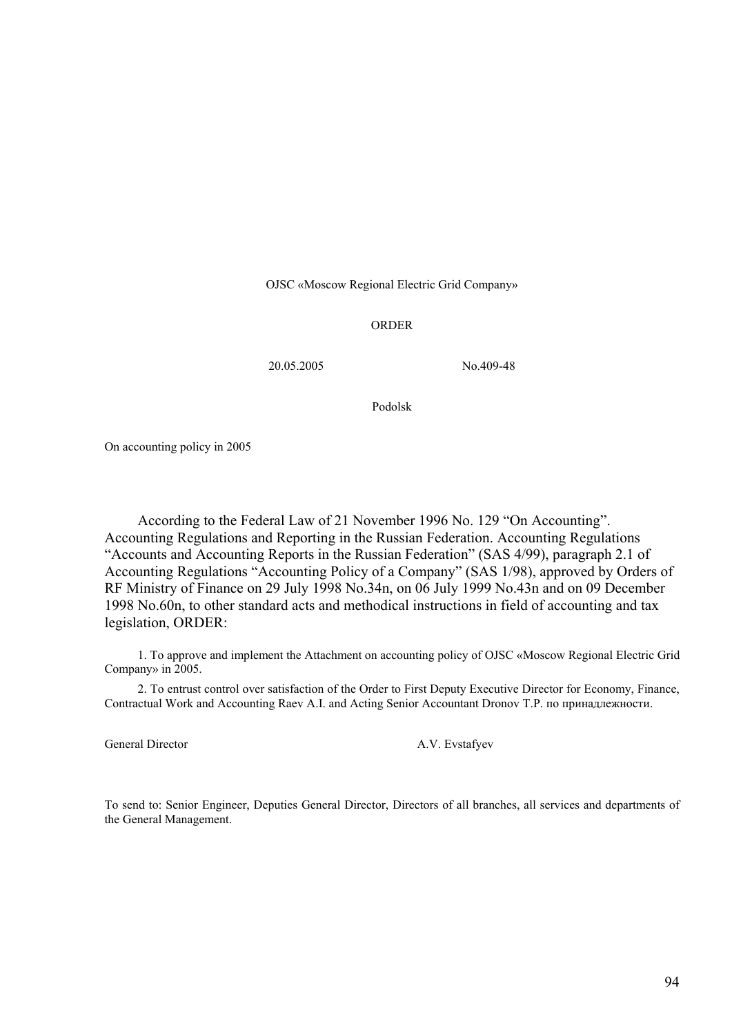OJSC «Moscow Regional Electric Grid Company»

ORDER

20.05.2005 No.409-48

Podolsk

On accounting policy in 2005

According to the Federal Law of 21 November 1996 No. 129 "On Accounting". Accounting Regulations and Reporting in the Russian Federation. Accounting Regulations "Accounts and Accounting Reports in the Russian Federation" (SAS 4/99), paragraph 2.1 of Accounting Regulations "Accounting Policy of a Company" (SAS 1/98), approved by Orders of RF Ministry of Finance on 29 July 1998 No.34n, on 06 July 1999 No.43n and on 09 December 1998 No.60n, to other standard acts and methodical instructions in field of accounting and tax legislation, ORDER:

1. To approve and implement the Attachment on accounting policy of OJSC «Moscow Regional Electric Grid Company» in 2005.

2. To entrust control over satisfaction of the Order to First Deputy Executive Director for Economy, Finance, Contractual Work and Accounting Raev A.I. and Acting Senior Accountant Dronov T.P. по принадлежности.

General Director A.V. Evstafyev

To send to: Senior Engineer, Deputies General Director, Directors of all branches, all services and departments of the General Management.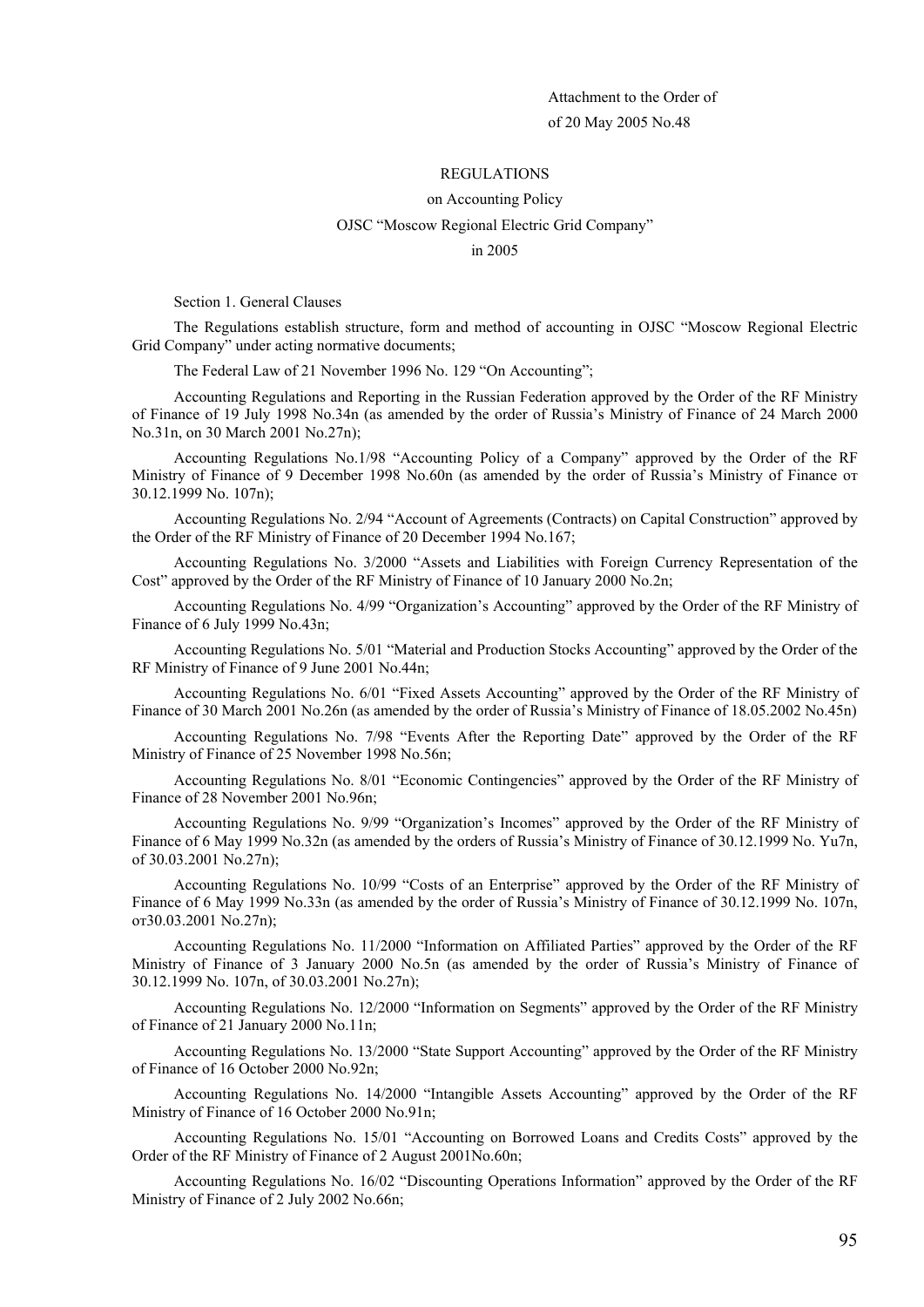Attachment to the Order of

of 20 May 2005 No.48

REGULATIONS

on Accounting Policy

OJSC "Moscow Regional Electric Grid Company"

in 2005

Section 1. General Clauses

The Regulations establish structure, form and method of accounting in OJSC "Moscow Regional Electric Grid Company" under acting normative documents;

The Federal Law of 21 November 1996 No. 129 "On Accounting";

Accounting Regulations and Reporting in the Russian Federation approved by the Order of the RF Ministry of Finance of 19 July 1998 No.34n (as amended by the order of Russia's Ministry of Finance of 24 March 2000 No.31n, on 30 March 2001 No.27n);

Accounting Regulations No.1/98 "Accounting Policy of a Company" approved by the Order of the RF Ministry of Finance of 9 December 1998 No.60n (as amended by the order of Russia's Ministry of Finance от 30.12.1999 No. 107n);

Accounting Regulations No. 2/94 "Account of Agreements (Contracts) on Capital Construction" approved by the Order of the RF Ministry of Finance of 20 December 1994 No.167;

Accounting Regulations No. 3/2000 "Assets and Liabilities with Foreign Currency Representation of the Cost" approved by the Order of the RF Ministry of Finance of 10 January 2000 No.2n;

Accounting Regulations No. 4/99 "Organization's Accounting" approved by the Order of the RF Ministry of Finance of 6 July 1999 No.43n;

Accounting Regulations No. 5/01 "Material and Production Stocks Accounting" approved by the Order of the RF Ministry of Finance of 9 June 2001 No.44n;

Accounting Regulations No. 6/01 "Fixed Assets Accounting" approved by the Order of the RF Ministry of Finance of 30 March 2001 No.26n (as amended by the order of Russia's Ministry of Finance of 18.05.2002 No.45n)

Accounting Regulations No. 7/98 "Events After the Reporting Date" approved by the Order of the RF Ministry of Finance of 25 November 1998 No.56n;

Accounting Regulations No. 8/01 "Economic Contingencies" approved by the Order of the RF Ministry of Finance of 28 November 2001 No.96n;

Accounting Regulations No. 9/99 "Organization's Incomes" approved by the Order of the RF Ministry of Finance of 6 May 1999 No.32n (as amended by the orders of Russia's Ministry of Finance of 30.12.1999 No. Yu7n, of 30.03.2001 No.27n);

Accounting Regulations No. 10/99 "Costs of an Enterprise" approved by the Order of the RF Ministry of Finance of 6 May 1999 No.33n (as amended by the order of Russia's Ministry of Finance of 30.12.1999 No. 107n, от30.03.2001 No.27n);

Accounting Regulations No. 11/2000 "Information on Affiliated Parties" approved by the Order of the RF Ministry of Finance of 3 January 2000 No.5n (as amended by the order of Russia's Ministry of Finance of 30.12.1999 No. 107n, of 30.03.2001 No.27n);

Accounting Regulations No. 12/2000 "Information on Segments" approved by the Order of the RF Ministry of Finance of 21 January 2000 No.11n;

Accounting Regulations No. 13/2000 "State Support Accounting" approved by the Order of the RF Ministry of Finance of 16 October 2000 No.92n;

Accounting Regulations No. 14/2000 "Intangible Assets Accounting" approved by the Order of the RF Ministry of Finance of 16 October 2000 No.91n;

Accounting Regulations No. 15/01 "Accounting on Borrowed Loans and Credits Costs" approved by the Order of the RF Ministry of Finance of 2 August 2001No.60n;

Accounting Regulations No. 16/02 "Discounting Operations Information" approved by the Order of the RF Ministry of Finance of 2 July 2002 No.66n;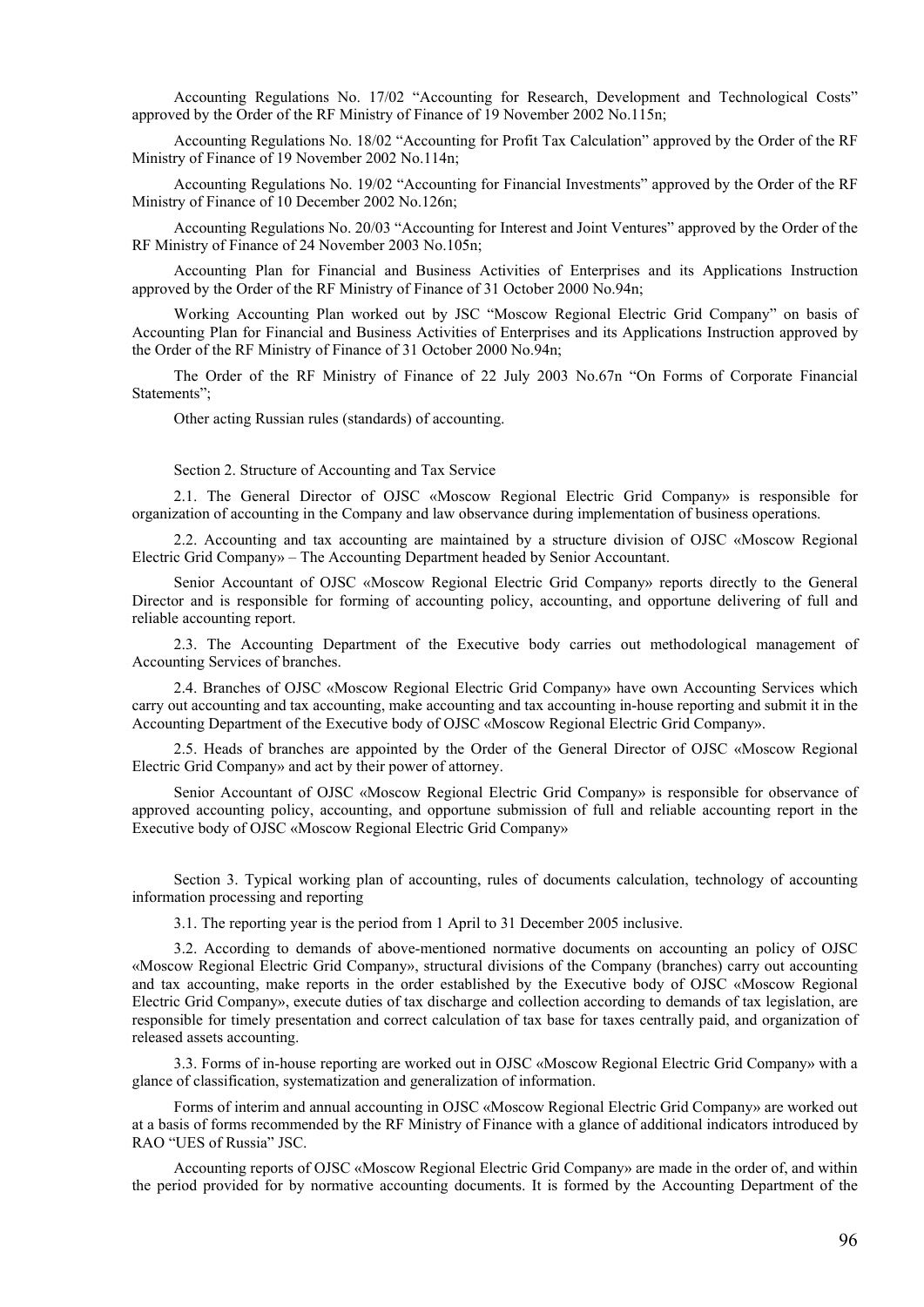Accounting Regulations No. 17/02 "Accounting for Research, Development and Technological Costs" approved by the Order of the RF Ministry of Finance of 19 November 2002 No.115n;

Accounting Regulations No. 18/02 "Accounting for Profit Tax Calculation" approved by the Order of the RF Ministry of Finance of 19 November 2002 No.114n;

Accounting Regulations No. 19/02 "Accounting for Financial Investments" approved by the Order of the RF Ministry of Finance of 10 December 2002 No.126n;

Accounting Regulations No. 20/03 "Accounting for Interest and Joint Ventures" approved by the Order of the RF Ministry of Finance of 24 November 2003 No.105n;

Accounting Plan for Financial and Business Activities of Enterprises and its Applications Instruction approved by the Order of the RF Ministry of Finance of 31 October 2000 No.94n;

Working Accounting Plan worked out by JSC "Moscow Regional Electric Grid Company" on basis of Accounting Plan for Financial and Business Activities of Enterprises and its Applications Instruction approved by the Order of the RF Ministry of Finance of 31 October 2000 No.94n;

The Order of the RF Ministry of Finance of 22 July 2003 No.67n "On Forms of Corporate Financial Statements";

Other acting Russian rules (standards) of accounting.

## Section 2. Structure of Accounting and Tax Service

2.1. The General Director of OJSC «Moscow Regional Electric Grid Company» is responsible for organization of accounting in the Company and law observance during implementation of business operations.

2.2. Accounting and tax accounting are maintained by a structure division of OJSC «Moscow Regional Electric Grid Company» – The Accounting Department headed by Senior Accountant.

Senior Accountant of OJSC «Moscow Regional Electric Grid Company» reports directly to the General Director and is responsible for forming of accounting policy, accounting, and opportune delivering of full and reliable accounting report.

2.3. The Accounting Department of the Executive body carries out methodological management of Accounting Services of branches.

2.4. Branches of OJSC «Moscow Regional Electric Grid Company» have own Accounting Services which carry out accounting and tax accounting, make accounting and tax accounting in-house reporting and submit it in the Accounting Department of the Executive body of OJSC «Moscow Regional Electric Grid Company».

2.5. Heads of branches are appointed by the Order of the General Director of OJSC «Moscow Regional Electric Grid Company» and act by their power of attorney.

Senior Accountant of OJSC «Moscow Regional Electric Grid Company» is responsible for observance of approved accounting policy, accounting, and opportune submission of full and reliable accounting report in the Executive body of OJSC «Moscow Regional Electric Grid Company»

## Section 3. Typical working plan of accounting, rules of documents calculation, technology of accounting information processing and reporting

3.1. The reporting year is the period from 1 April to 31 December 2005 inclusive.

3.2. According to demands of above-mentioned normative documents on accounting an policy of OJSC «Moscow Regional Electric Grid Company», structural divisions of the Company (branches) carry out accounting and tax accounting, make reports in the order established by the Executive body of OJSC «Moscow Regional Electric Grid Company», execute duties of tax discharge and collection according to demands of tax legislation, are responsible for timely presentation and correct calculation of tax base for taxes centrally paid, and organization of released assets accounting.

3.3. Forms of in-house reporting are worked out in OJSC «Moscow Regional Electric Grid Company» with a glance of classification, systematization and generalization of information.

Forms of interim and annual accounting in OJSC «Moscow Regional Electric Grid Company» are worked out at a basis of forms recommended by the RF Ministry of Finance with a glance of additional indicators introduced by RAO "UES of Russia" JSC.

Accounting reports of OJSC «Moscow Regional Electric Grid Company» are made in the order of, and within the period provided for by normative accounting documents. It is formed by the Accounting Department of the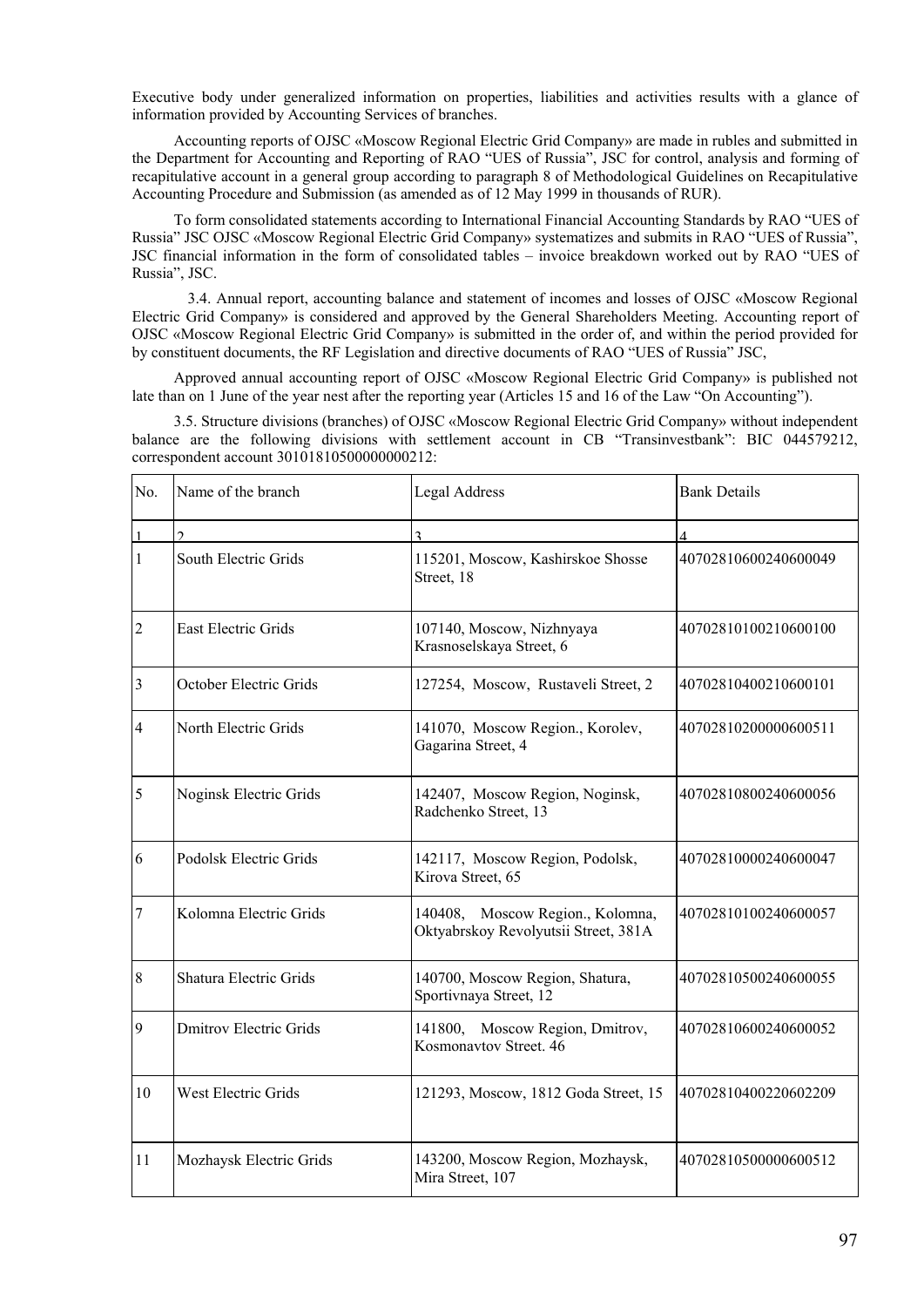Executive body under generalized information on properties, liabilities and activities results with a glance of information provided by Accounting Services of branches.

Accounting reports of OJSC «Moscow Regional Electric Grid Company» are made in rubles and submitted in the Department for Accounting and Reporting of RAO "UES of Russia", JSC for control, analysis and forming of recapitulative account in a general group according to paragraph 8 of Methodological Guidelines on Recapitulative Accounting Procedure and Submission (as amended as of 12 May 1999 in thousands of RUR).

To form consolidated statements according to International Financial Accounting Standards by RAO "UES of Russia" JSC OJSC «Moscow Regional Electric Grid Company» systematizes and submits in RAO "UES of Russia", JSC financial information in the form of consolidated tables – invoice breakdown worked out by RAO "UES of Russia", JSC.

3.4. Annual report, accounting balance and statement of incomes and losses of OJSC «Moscow Regional Electric Grid Company» is considered and approved by the General Shareholders Meeting. Accounting report of OJSC «Moscow Regional Electric Grid Company» is submitted in the order of, and within the period provided for by constituent documents, the RF Legislation and directive documents of RAO "UES of Russia" JSC,

Approved annual accounting report of OJSC «Moscow Regional Electric Grid Company» is published not late than on 1 June of the year nest after the reporting year (Articles 15 and 16 of the Law "On Accounting").

3.5. Structure divisions (branches) of OJSC «Moscow Regional Electric Grid Company» without independent balance are the following divisions with settlement account in CB "Transinvestbank": BIC 044579212, correspondent account 30101810500000000212:

| No. | Name of the branch | Legal Address | Bank Details |
|---|---|---|---|
| 1 | 2 | 3 | 4 |
| 1 | South Electric Grids | 115201, Moscow, Kashirskoe Shosse Street, 18 | 40702810600240600049 |
| 2 | East Electric Grids | 107140, Moscow, Nizhnyaya Krasnoselskaya Street, 6 | 40702810100210600100 |
| 3 | October Electric Grids | 127254, Moscow, Rustaveli Street, 2 | 40702810400210600101 |
| 4 | North Electric Grids | 141070, Moscow Region., Korolev, Gagarina Street, 4 | 40702810200000600511 |
| 5 | Noginsk Electric Grids | 142407, Moscow Region, Noginsk, Radchenko Street, 13 | 40702810800240600056 |
| 6 | Podolsk Electric Grids | 142117, Moscow Region, Podolsk, Kirova Street, 65 | 40702810000240600047 |
| 7 | Kolomna Electric Grids | 140408, Moscow Region., Kolomna, Oktyabrskoy Revolyutsii Street, 381A | 40702810100240600057 |
| 8 | Shatura Electric Grids | 140700, Moscow Region, Shatura, Sportivnaya Street, 12 | 40702810500240600055 |
| 9 | Dmitrov Electric Grids | 141800, Moscow Region, Dmitrov, Kosmonavtov Street. 46 | 40702810600240600052 |
| 10 | West Electric Grids | 121293, Moscow, 1812 Goda Street, 15 | 40702810400220602209 |
| 11 | Mozhaysk Electric Grids | 143200, Moscow Region, Mozhaysk, Mira Street, 107 | 40702810500000600512 |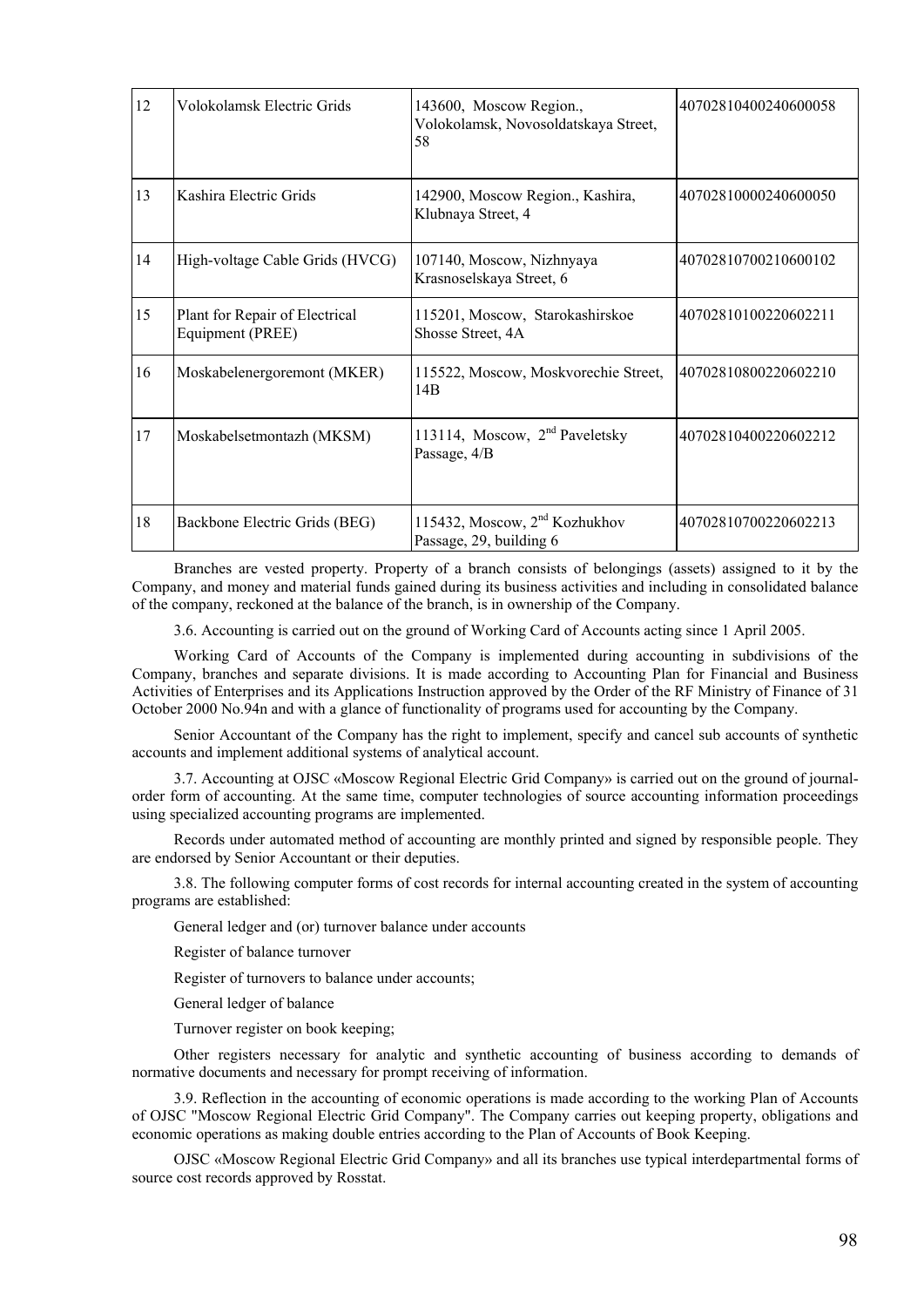| 12 | Volokolamsk Electric Grids | 143600, Moscow Region., Volokolamsk, Novosoldatskaya Street, 58 | 40702810400240600058 |
|---|---|---|---|
| 13 | Kashira Electric Grids | 142900, Moscow Region., Kashira, Klubnaya Street, 4 | 40702810000240600050 |
| 14 | High-voltage Cable Grids (HVCG) | 107140, Moscow, Nizhnyaya Krasnoselskaya Street, 6 | 40702810700210600102 |
| 15 | Plant for Repair of Electrical Equipment (PREE) | 115201, Moscow, Starokashirskoe Shosse Street, 4A | 40702810100220602211 |
| 16 | Moskabelenergoremont (MKER) | 115522, Moscow, Moskvorechie Street, 14B | 40702810800220602210 |
| 17 | Moskabelsetmontazh (MKSM) | 113114, Moscow, 2nd Paveletsky Passage, 4/B | 40702810400220602212 |
| 18 | Backbone Electric Grids (BEG) | 115432, Moscow, 2nd Kozhukhov Passage, 29, building 6 | 40702810700220602213 |

Branches are vested property. Property of a branch consists of belongings (assets) assigned to it by the Company, and money and material funds gained during its business activities and including in consolidated balance of the company, reckoned at the balance of the branch, is in ownership of the Company.

3.6. Accounting is carried out on the ground of Working Card of Accounts acting since 1 April 2005.

Working Card of Accounts of the Company is implemented during accounting in subdivisions of the Company, branches and separate divisions. It is made according to Accounting Plan for Financial and Business Activities of Enterprises and its Applications Instruction approved by the Order of the RF Ministry of Finance of 31 October 2000 No.94n and with a glance of functionality of programs used for accounting by the Company.

Senior Accountant of the Company has the right to implement, specify and cancel sub accounts of synthetic accounts and implement additional systems of analytical account.

3.7. Accounting at OJSC «Moscow Regional Electric Grid Company» is carried out on the ground of journal-order form of accounting. At the same time, computer technologies of source accounting information proceedings using specialized accounting programs are implemented.

Records under automated method of accounting are monthly printed and signed by responsible people. They are endorsed by Senior Accountant or their deputies.

3.8. The following computer forms of cost records for internal accounting created in the system of accounting programs are established:

General ledger and (or) turnover balance under accounts

Register of balance turnover

Register of turnovers to balance under accounts;

General ledger of balance

Turnover register on book keeping;

Other registers necessary for analytic and synthetic accounting of business according to demands of normative documents and necessary for prompt receiving of information.

3.9. Reflection in the accounting of economic operations is made according to the working Plan of Accounts of OJSC "Moscow Regional Electric Grid Company". The Company carries out keeping property, obligations and economic operations as making double entries according to the Plan of Accounts of Book Keeping.

OJSC «Moscow Regional Electric Grid Company» and all its branches use typical interdepartmental forms of source cost records approved by Rosstat.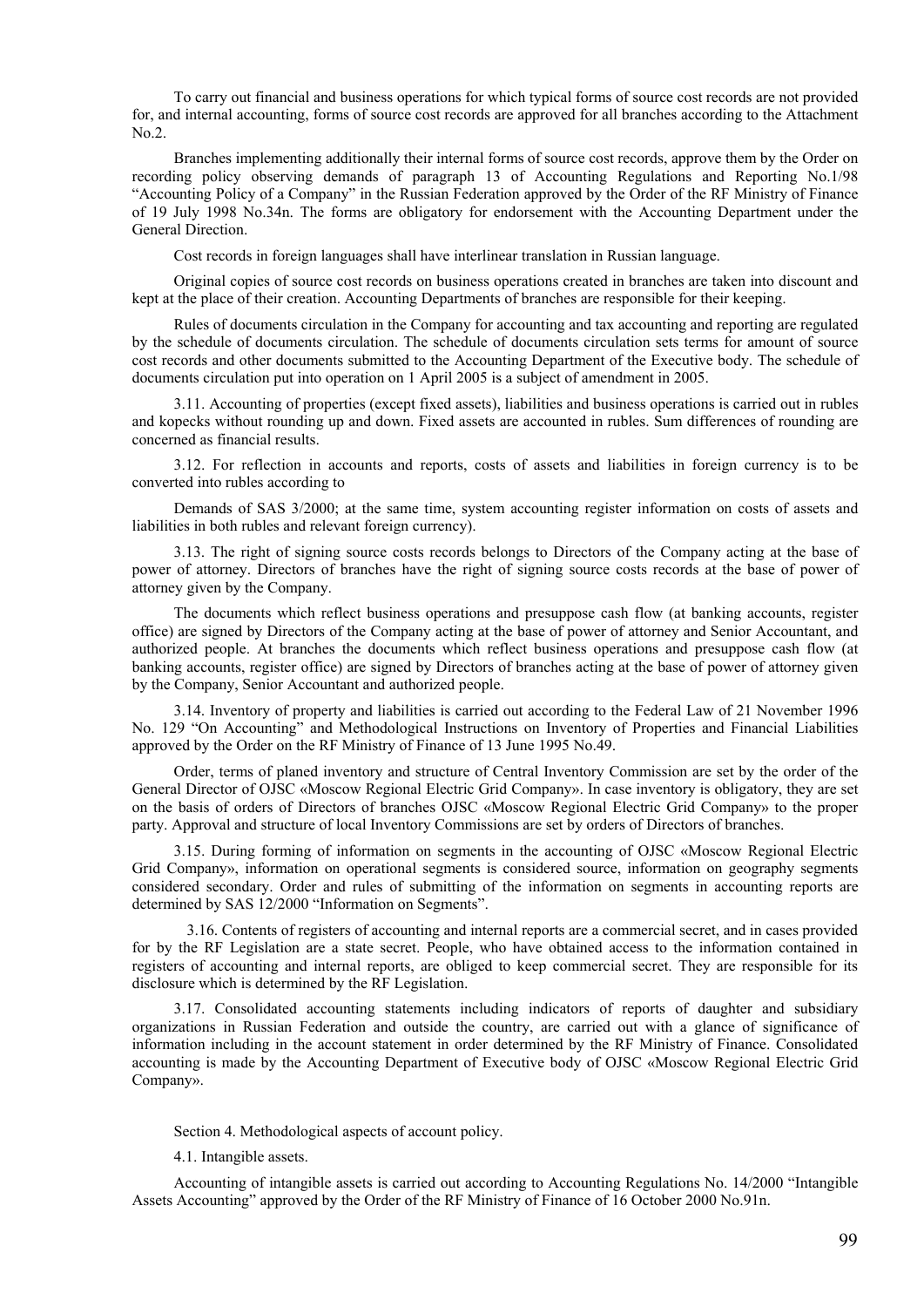To carry out financial and business operations for which typical forms of source cost records are not provided for, and internal accounting, forms of source cost records are approved for all branches according to the Attachment No.2.

Branches implementing additionally their internal forms of source cost records, approve them by the Order on recording policy observing demands of paragraph 13 of Accounting Regulations and Reporting No.1/98 "Accounting Policy of a Company" in the Russian Federation approved by the Order of the RF Ministry of Finance of 19 July 1998 No.34n. The forms are obligatory for endorsement with the Accounting Department under the General Direction.

Cost records in foreign languages shall have interlinear translation in Russian language.

Original copies of source cost records on business operations created in branches are taken into discount and kept at the place of their creation. Accounting Departments of branches are responsible for their keeping.

Rules of documents circulation in the Company for accounting and tax accounting and reporting are regulated by the schedule of documents circulation. The schedule of documents circulation sets terms for amount of source cost records and other documents submitted to the Accounting Department of the Executive body. The schedule of documents circulation put into operation on 1 April 2005 is a subject of amendment in 2005.

3.11. Accounting of properties (except fixed assets), liabilities and business operations is carried out in rubles and kopecks without rounding up and down. Fixed assets are accounted in rubles. Sum differences of rounding are concerned as financial results.

3.12. For reflection in accounts and reports, costs of assets and liabilities in foreign currency is to be converted into rubles according to

Demands of SAS 3/2000; at the same time, system accounting register information on costs of assets and liabilities in both rubles and relevant foreign currency).

3.13. The right of signing source costs records belongs to Directors of the Company acting at the base of power of attorney. Directors of branches have the right of signing source costs records at the base of power of attorney given by the Company.

The documents which reflect business operations and presuppose cash flow (at banking accounts, register office) are signed by Directors of the Company acting at the base of power of attorney and Senior Accountant, and authorized people. At branches the documents which reflect business operations and presuppose cash flow (at banking accounts, register office) are signed by Directors of branches acting at the base of power of attorney given by the Company, Senior Accountant and authorized people.

3.14. Inventory of property and liabilities is carried out according to the Federal Law of 21 November 1996 No. 129 "On Accounting" and Methodological Instructions on Inventory of Properties and Financial Liabilities approved by the Order on the RF Ministry of Finance of 13 June 1995 No.49.

Order, terms of planed inventory and structure of Central Inventory Commission are set by the order of the General Director of OJSC «Moscow Regional Electric Grid Company». In case inventory is obligatory, they are set on the basis of orders of Directors of branches OJSC «Moscow Regional Electric Grid Company» to the proper party. Approval and structure of local Inventory Commissions are set by orders of Directors of branches.

3.15. During forming of information on segments in the accounting of OJSC «Moscow Regional Electric Grid Company», information on operational segments is considered source, information on geography segments considered secondary. Order and rules of submitting of the information on segments in accounting reports are determined by SAS 12/2000 "Information on Segments".

3.16. Contents of registers of accounting and internal reports are a commercial secret, and in cases provided for by the RF Legislation are a state secret. People, who have obtained access to the information contained in registers of accounting and internal reports, are obliged to keep commercial secret. They are responsible for its disclosure which is determined by the RF Legislation.

3.17. Consolidated accounting statements including indicators of reports of daughter and subsidiary organizations in Russian Federation and outside the country, are carried out with a glance of significance of information including in the account statement in order determined by the RF Ministry of Finance. Consolidated accounting is made by the Accounting Department of Executive body of OJSC «Moscow Regional Electric Grid Company».

Section 4. Methodological aspects of account policy.

4.1. Intangible assets.

Accounting of intangible assets is carried out according to Accounting Regulations No. 14/2000 "Intangible Assets Accounting" approved by the Order of the RF Ministry of Finance of 16 October 2000 No.91n.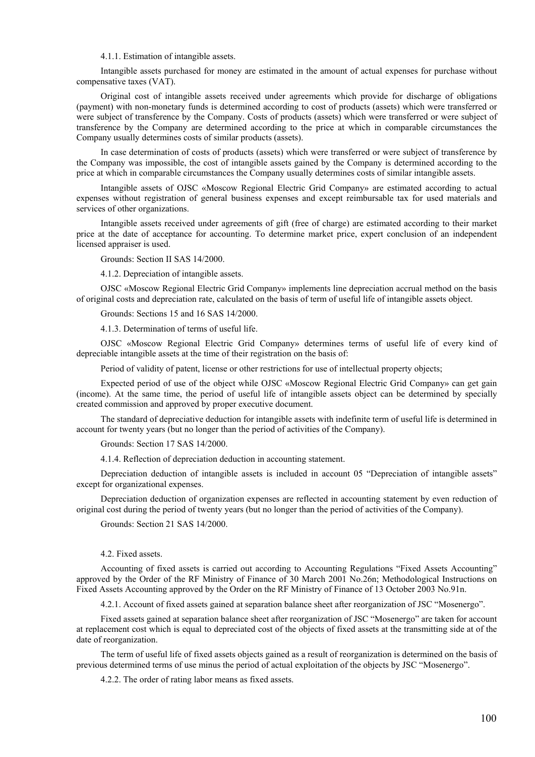4.1.1. Estimation of intangible assets.

Intangible assets purchased for money are estimated in the amount of actual expenses for purchase without compensative taxes (VAT).

Original cost of intangible assets received under agreements which provide for discharge of obligations (payment) with non-monetary funds is determined according to cost of products (assets) which were transferred or were subject of transference by the Company. Costs of products (assets) which were transferred or were subject of transference by the Company are determined according to the price at which in comparable circumstances the Company usually determines costs of similar products (assets).

In case determination of costs of products (assets) which were transferred or were subject of transference by the Company was impossible, the cost of intangible assets gained by the Company is determined according to the price at which in comparable circumstances the Company usually determines costs of similar intangible assets.

Intangible assets of OJSC «Moscow Regional Electric Grid Company» are estimated according to actual expenses without registration of general business expenses and except reimbursable tax for used materials and services of other organizations.

Intangible assets received under agreements of gift (free of charge) are estimated according to their market price at the date of acceptance for accounting. To determine market price, expert conclusion of an independent licensed appraiser is used.

Grounds: Section II SAS 14/2000.

4.1.2. Depreciation of intangible assets.

OJSC «Moscow Regional Electric Grid Company» implements line depreciation accrual method on the basis of original costs and depreciation rate, calculated on the basis of term of useful life of intangible assets object.

Grounds: Sections 15 and 16 SAS 14/2000.

4.1.3. Determination of terms of useful life.

OJSC «Moscow Regional Electric Grid Company» determines terms of useful life of every kind of depreciable intangible assets at the time of their registration on the basis of:

Period of validity of patent, license or other restrictions for use of intellectual property objects;

Expected period of use of the object while OJSC «Moscow Regional Electric Grid Company» can get gain (income). At the same time, the period of useful life of intangible assets object can be determined by specially created commission and approved by proper executive document.

The standard of depreciative deduction for intangible assets with indefinite term of useful life is determined in account for twenty years (but no longer than the period of activities of the Company).

Grounds: Section 17 SAS 14/2000.

4.1.4. Reflection of depreciation deduction in accounting statement.

Depreciation deduction of intangible assets is included in account 05 "Depreciation of intangible assets" except for organizational expenses.

Depreciation deduction of organization expenses are reflected in accounting statement by even reduction of original cost during the period of twenty years (but no longer than the period of activities of the Company).

Grounds: Section 21 SAS 14/2000.

4.2. Fixed assets.

Accounting of fixed assets is carried out according to Accounting Regulations "Fixed Assets Accounting" approved by the Order of the RF Ministry of Finance of 30 March 2001 No.26n; Methodological Instructions on Fixed Assets Accounting approved by the Order on the RF Ministry of Finance of 13 October 2003 No.91n.

4.2.1. Account of fixed assets gained at separation balance sheet after reorganization of JSC "Mosenergo".

Fixed assets gained at separation balance sheet after reorganization of JSC "Mosenergo" are taken for account at replacement cost which is equal to depreciated cost of the objects of fixed assets at the transmitting side at of the date of reorganization.

The term of useful life of fixed assets objects gained as a result of reorganization is determined on the basis of previous determined terms of use minus the period of actual exploitation of the objects by JSC "Mosenergo".

4.2.2. The order of rating labor means as fixed assets.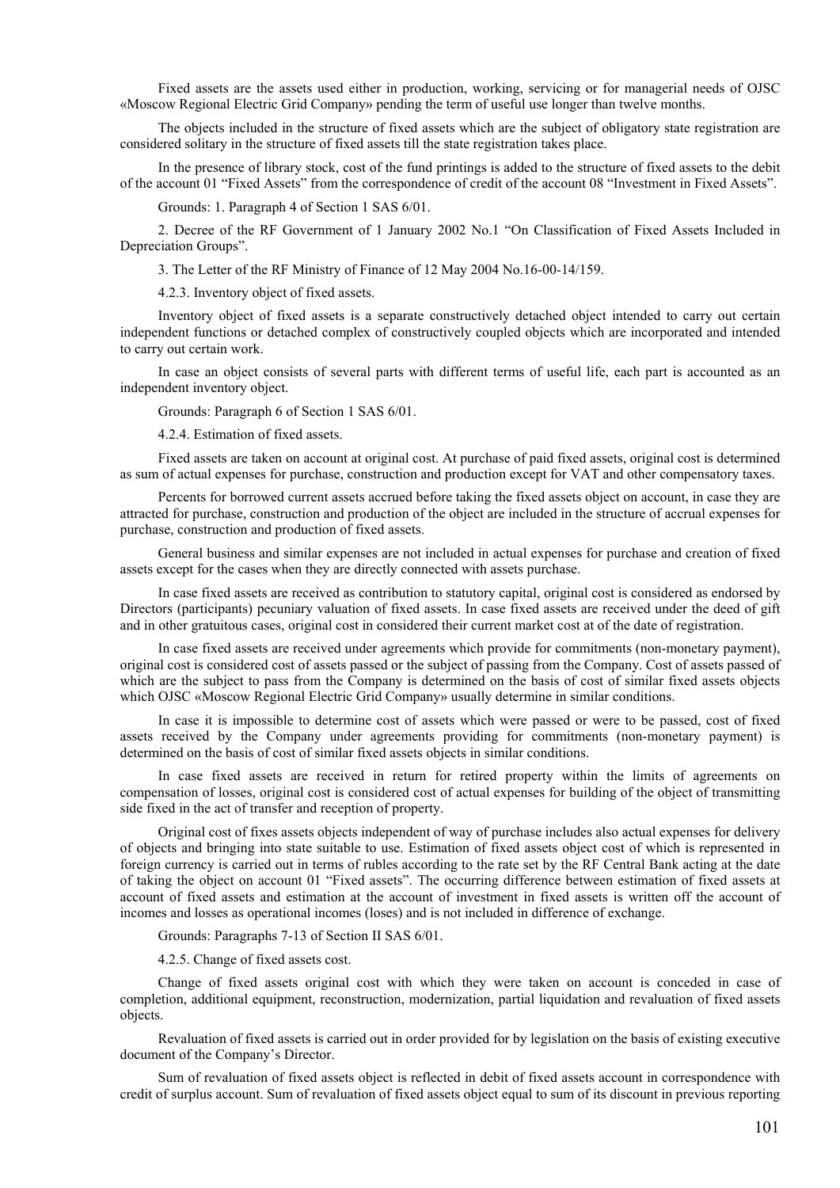Fixed assets are the assets used either in production, working, servicing or for managerial needs of OJSC «Moscow Regional Electric Grid Company» pending the term of useful use longer than twelve months.

The objects included in the structure of fixed assets which are the subject of obligatory state registration are considered solitary in the structure of fixed assets till the state registration takes place.

In the presence of library stock, cost of the fund printings is added to the structure of fixed assets to the debit of the account 01 "Fixed Assets" from the correspondence of credit of the account 08 "Investment in Fixed Assets".

Grounds: 1. Paragraph 4 of Section 1 SAS 6/01.

2. Decree of the RF Government of 1 January 2002 No.1 "On Classification of Fixed Assets Included in Depreciation Groups".

3. The Letter of the RF Ministry of Finance of 12 May 2004 No.16-00-14/159.

4.2.3. Inventory object of fixed assets.

Inventory object of fixed assets is a separate constructively detached object intended to carry out certain independent functions or detached complex of constructively coupled objects which are incorporated and intended to carry out certain work.

In case an object consists of several parts with different terms of useful life, each part is accounted as an independent inventory object.

Grounds: Paragraph 6 of Section 1 SAS 6/01.

4.2.4. Estimation of fixed assets.

Fixed assets are taken on account at original cost. At purchase of paid fixed assets, original cost is determined as sum of actual expenses for purchase, construction and production except for VAT and other compensatory taxes.

Percents for borrowed current assets accrued before taking the fixed assets object on account, in case they are attracted for purchase, construction and production of the object are included in the structure of accrual expenses for purchase, construction and production of fixed assets.

General business and similar expenses are not included in actual expenses for purchase and creation of fixed assets except for the cases when they are directly connected with assets purchase.

In case fixed assets are received as contribution to statutory capital, original cost is considered as endorsed by Directors (participants) pecuniary valuation of fixed assets. In case fixed assets are received under the deed of gift and in other gratuitous cases, original cost in considered their current market cost at of the date of registration.

In case fixed assets are received under agreements which provide for commitments (non-monetary payment), original cost is considered cost of assets passed or the subject of passing from the Company. Cost of assets passed of which are the subject to pass from the Company is determined on the basis of cost of similar fixed assets objects which OJSC «Moscow Regional Electric Grid Company» usually determine in similar conditions.

In case it is impossible to determine cost of assets which were passed or were to be passed, cost of fixed assets received by the Company under agreements providing for commitments (non-monetary payment) is determined on the basis of cost of similar fixed assets objects in similar conditions.

In case fixed assets are received in return for retired property within the limits of agreements on compensation of losses, original cost is considered cost of actual expenses for building of the object of transmitting side fixed in the act of transfer and reception of property.

Original cost of fixes assets objects independent of way of purchase includes also actual expenses for delivery of objects and bringing into state suitable to use. Estimation of fixed assets object cost of which is represented in foreign currency is carried out in terms of rubles according to the rate set by the RF Central Bank acting at the date of taking the object on account 01 "Fixed assets". The occurring difference between estimation of fixed assets at account of fixed assets and estimation at the account of investment in fixed assets is written off the account of incomes and losses as operational incomes (loses) and is not included in difference of exchange.

Grounds: Paragraphs 7-13 of Section II SAS 6/01.

4.2.5. Change of fixed assets cost.

Change of fixed assets original cost with which they were taken on account is conceded in case of completion, additional equipment, reconstruction, modernization, partial liquidation and revaluation of fixed assets objects.

Revaluation of fixed assets is carried out in order provided for by legislation on the basis of existing executive document of the Company's Director.

Sum of revaluation of fixed assets object is reflected in debit of fixed assets account in correspondence with credit of surplus account. Sum of revaluation of fixed assets object equal to sum of its discount in previous reporting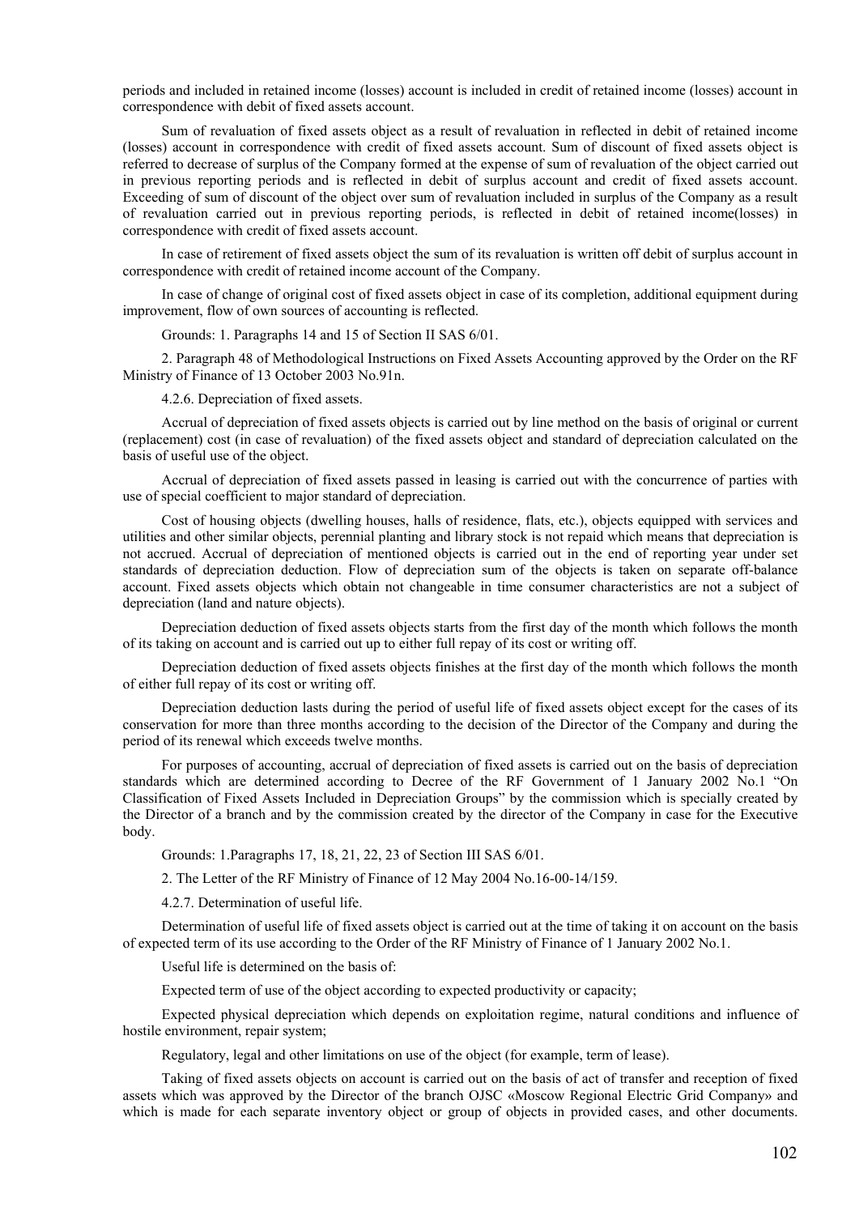periods and included in retained income (losses) account is included in credit of retained income (losses) account in correspondence with debit of fixed assets account.

Sum of revaluation of fixed assets object as a result of revaluation in reflected in debit of retained income (losses) account in correspondence with credit of fixed assets account. Sum of discount of fixed assets object is referred to decrease of surplus of the Company formed at the expense of sum of revaluation of the object carried out in previous reporting periods and is reflected in debit of surplus account and credit of fixed assets account. Exceeding of sum of discount of the object over sum of revaluation included in surplus of the Company as a result of revaluation carried out in previous reporting periods, is reflected in debit of retained income(losses) in correspondence with credit of fixed assets account.

In case of retirement of fixed assets object the sum of its revaluation is written off debit of surplus account in correspondence with credit of retained income account of the Company.

In case of change of original cost of fixed assets object in case of its completion, additional equipment during improvement, flow of own sources of accounting is reflected.

Grounds: 1. Paragraphs 14 and 15 of Section II SAS 6/01.

2. Paragraph 48 of Methodological Instructions on Fixed Assets Accounting approved by the Order on the RF Ministry of Finance of 13 October 2003 No.91n.

4.2.6. Depreciation of fixed assets.

Accrual of depreciation of fixed assets objects is carried out by line method on the basis of original or current (replacement) cost (in case of revaluation) of the fixed assets object and standard of depreciation calculated on the basis of useful use of the object.

Accrual of depreciation of fixed assets passed in leasing is carried out with the concurrence of parties with use of special coefficient to major standard of depreciation.

Cost of housing objects (dwelling houses, halls of residence, flats, etc.), objects equipped with services and utilities and other similar objects, perennial planting and library stock is not repaid which means that depreciation is not accrued. Accrual of depreciation of mentioned objects is carried out in the end of reporting year under set standards of depreciation deduction. Flow of depreciation sum of the objects is taken on separate off-balance account. Fixed assets objects which obtain not changeable in time consumer characteristics are not a subject of depreciation (land and nature objects).

Depreciation deduction of fixed assets objects starts from the first day of the month which follows the month of its taking on account and is carried out up to either full repay of its cost or writing off.

Depreciation deduction of fixed assets objects finishes at the first day of the month which follows the month of either full repay of its cost or writing off.

Depreciation deduction lasts during the period of useful life of fixed assets object except for the cases of its conservation for more than three months according to the decision of the Director of the Company and during the period of its renewal which exceeds twelve months.

For purposes of accounting, accrual of depreciation of fixed assets is carried out on the basis of depreciation standards which are determined according to Decree of the RF Government of 1 January 2002 No.1 "On Classification of Fixed Assets Included in Depreciation Groups" by the commission which is specially created by the Director of a branch and by the commission created by the director of the Company in case for the Executive body.

Grounds: 1.Paragraphs 17, 18, 21, 22, 23 of Section III SAS 6/01.

2. The Letter of the RF Ministry of Finance of 12 May 2004 No.16-00-14/159.

4.2.7. Determination of useful life.

Determination of useful life of fixed assets object is carried out at the time of taking it on account on the basis of expected term of its use according to the Order of the RF Ministry of Finance of 1 January 2002 No.1.

Useful life is determined on the basis of:

Expected term of use of the object according to expected productivity or capacity;

Expected physical depreciation which depends on exploitation regime, natural conditions and influence of hostile environment, repair system;

Regulatory, legal and other limitations on use of the object (for example, term of lease).

Taking of fixed assets objects on account is carried out on the basis of act of transfer and reception of fixed assets which was approved by the Director of the branch OJSC «Moscow Regional Electric Grid Company» and which is made for each separate inventory object or group of objects in provided cases, and other documents.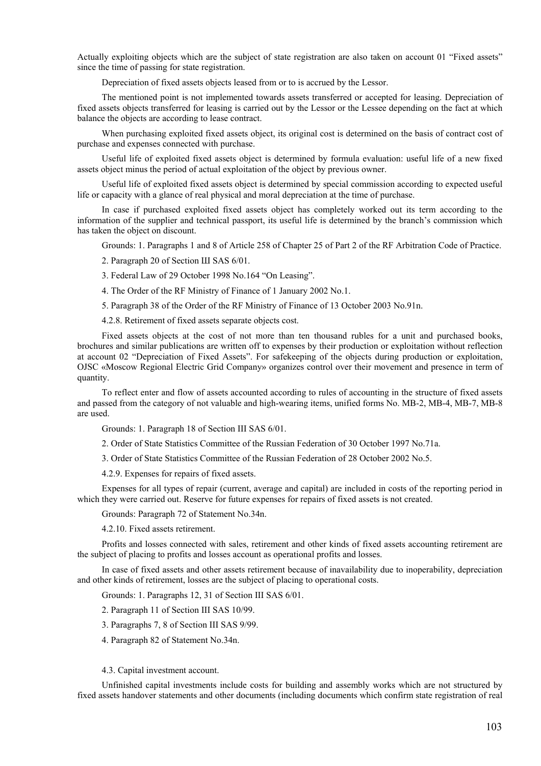Actually exploiting objects which are the subject of state registration are also taken on account 01 "Fixed assets" since the time of passing for state registration.

Depreciation of fixed assets objects leased from or to is accrued by the Lessor.

The mentioned point is not implemented towards assets transferred or accepted for leasing. Depreciation of fixed assets objects transferred for leasing is carried out by the Lessor or the Lessee depending on the fact at which balance the objects are according to lease contract.

When purchasing exploited fixed assets object, its original cost is determined on the basis of contract cost of purchase and expenses connected with purchase.

Useful life of exploited fixed assets object is determined by formula evaluation: useful life of a new fixed assets object minus the period of actual exploitation of the object by previous owner.

Useful life of exploited fixed assets object is determined by special commission according to expected useful life or capacity with a glance of real physical and moral depreciation at the time of purchase.

In case if purchased exploited fixed assets object has completely worked out its term according to the information of the supplier and technical passport, its useful life is determined by the branch's commission which has taken the object on discount.

Grounds: 1. Paragraphs 1 and 8 of Article 258 of Chapter 25 of Part 2 of the RF Arbitration Code of Practice.

2. Paragraph 20 of Section III SAS 6/01.

3. Federal Law of 29 October 1998 No.164 "On Leasing".

4. The Order of the RF Ministry of Finance of 1 January 2002 No.1.

5. Paragraph 38 of the Order of the RF Ministry of Finance of 13 October 2003 No.91n.

4.2.8. Retirement of fixed assets separate objects cost.

Fixed assets objects at the cost of not more than ten thousand rubles for a unit and purchased books, brochures and similar publications are written off to expenses by their production or exploitation without reflection at account 02 "Depreciation of Fixed Assets". For safekeeping of the objects during production or exploitation, OJSC «Moscow Regional Electric Grid Company» organizes control over their movement and presence in term of quantity.

To reflect enter and flow of assets accounted according to rules of accounting in the structure of fixed assets and passed from the category of not valuable and high-wearing items, unified forms No. MB-2, MB-4, MB-7, MB-8 are used.

Grounds: 1. Paragraph 18 of Section III SAS 6/01.

2. Order of State Statistics Committee of the Russian Federation of 30 October 1997 No.71a.

3. Order of State Statistics Committee of the Russian Federation of 28 October 2002 No.5.

4.2.9. Expenses for repairs of fixed assets.

Expenses for all types of repair (current, average and capital) are included in costs of the reporting period in which they were carried out. Reserve for future expenses for repairs of fixed assets is not created.

Grounds: Paragraph 72 of Statement No.34n.

4.2.10. Fixed assets retirement.

Profits and losses connected with sales, retirement and other kinds of fixed assets accounting retirement are the subject of placing to profits and losses account as operational profits and losses.

In case of fixed assets and other assets retirement because of inavailability due to inoperability, depreciation and other kinds of retirement, losses are the subject of placing to operational costs.

Grounds: 1. Paragraphs 12, 31 of Section III SAS 6/01.

2. Paragraph 11 of Section III SAS 10/99.

3. Paragraphs 7, 8 of Section III SAS 9/99.

4. Paragraph 82 of Statement No.34n.

4.3. Capital investment account.

Unfinished capital investments include costs for building and assembly works which are not structured by fixed assets handover statements and other documents (including documents which confirm state registration of real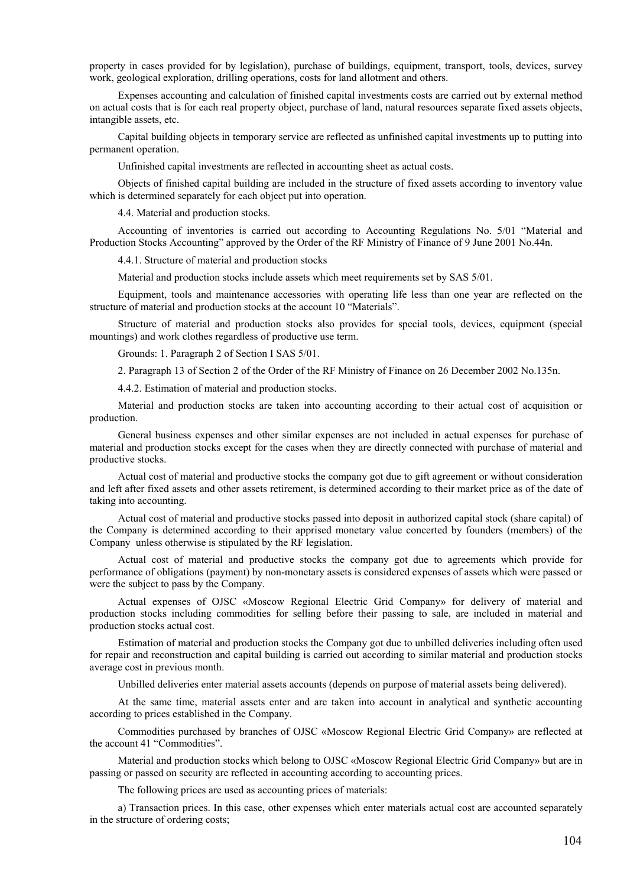property in cases provided for by legislation), purchase of buildings, equipment, transport, tools, devices, survey work, geological exploration, drilling operations, costs for land allotment and others.

Expenses accounting and calculation of finished capital investments costs are carried out by external method on actual costs that is for each real property object, purchase of land, natural resources separate fixed assets objects, intangible assets, etc.

Capital building objects in temporary service are reflected as unfinished capital investments up to putting into permanent operation.

Unfinished capital investments are reflected in accounting sheet as actual costs.

Objects of finished capital building are included in the structure of fixed assets according to inventory value which is determined separately for each object put into operation.

4.4. Material and production stocks.

Accounting of inventories is carried out according to Accounting Regulations No. 5/01 "Material and Production Stocks Accounting" approved by the Order of the RF Ministry of Finance of 9 June 2001 No.44n.

4.4.1. Structure of material and production stocks

Material and production stocks include assets which meet requirements set by SAS 5/01.

Equipment, tools and maintenance accessories with operating life less than one year are reflected on the structure of material and production stocks at the account 10 "Materials".

Structure of material and production stocks also provides for special tools, devices, equipment (special mountings) and work clothes regardless of productive use term.

Grounds: 1. Paragraph 2 of Section I SAS 5/01.

2. Paragraph 13 of Section 2 of the Order of the RF Ministry of Finance on 26 December 2002 No.135n.

4.4.2. Estimation of material and production stocks.

Material and production stocks are taken into accounting according to their actual cost of acquisition or production.

General business expenses and other similar expenses are not included in actual expenses for purchase of material and production stocks except for the cases when they are directly connected with purchase of material and productive stocks.

Actual cost of material and productive stocks the company got due to gift agreement or without consideration and left after fixed assets and other assets retirement, is determined according to their market price as of the date of taking into accounting.

Actual cost of material and productive stocks passed into deposit in authorized capital stock (share capital) of the Company is determined according to their apprised monetary value concerted by founders (members) of the Company unless otherwise is stipulated by the RF legislation.

Actual cost of material and productive stocks the company got due to agreements which provide for performance of obligations (payment) by non-monetary assets is considered expenses of assets which were passed or were the subject to pass by the Company.

Actual expenses of OJSC «Moscow Regional Electric Grid Company» for delivery of material and production stocks including commodities for selling before their passing to sale, are included in material and production stocks actual cost.

Estimation of material and production stocks the Company got due to unbilled deliveries including often used for repair and reconstruction and capital building is carried out according to similar material and production stocks average cost in previous month.

Unbilled deliveries enter material assets accounts (depends on purpose of material assets being delivered).

At the same time, material assets enter and are taken into account in analytical and synthetic accounting according to prices established in the Company.

Commodities purchased by branches of OJSC «Moscow Regional Electric Grid Company» are reflected at the account 41 "Commodities".

Material and production stocks which belong to OJSC «Moscow Regional Electric Grid Company» but are in passing or passed on security are reflected in accounting according to accounting prices.

The following prices are used as accounting prices of materials:

a) Transaction prices. In this case, other expenses which enter materials actual cost are accounted separately in the structure of ordering costs;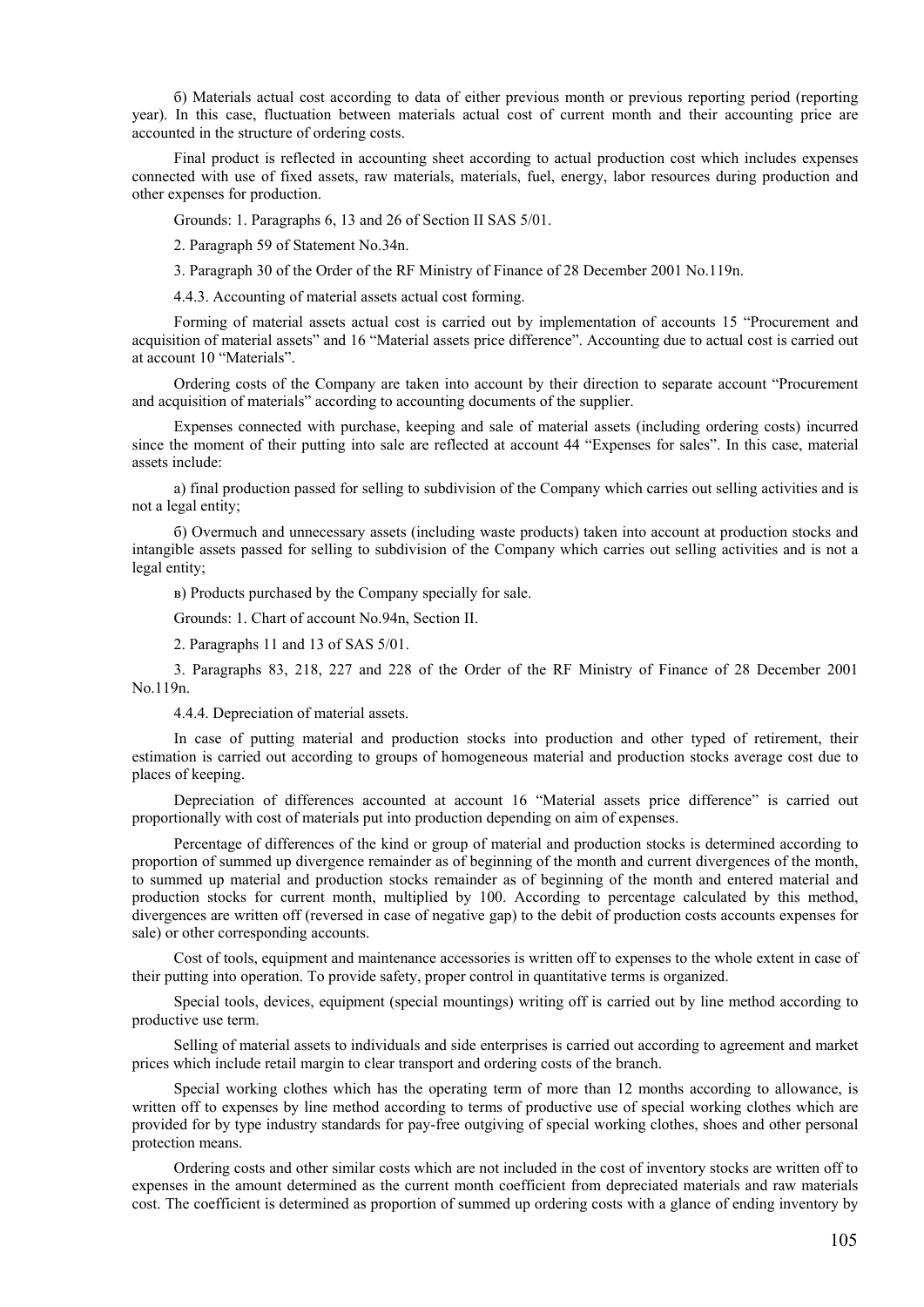б) Materials actual cost according to data of either previous month or previous reporting period (reporting year). In this case, fluctuation between materials actual cost of current month and their accounting price are accounted in the structure of ordering costs.

Final product is reflected in accounting sheet according to actual production cost which includes expenses connected with use of fixed assets, raw materials, materials, fuel, energy, labor resources during production and other expenses for production.

Grounds: 1. Paragraphs 6, 13 and 26 of Section II SAS 5/01.

2. Paragraph 59 of Statement No.34n.

3. Paragraph 30 of the Order of the RF Ministry of Finance of 28 December 2001 No.119n.

4.4.3. Accounting of material assets actual cost forming.

Forming of material assets actual cost is carried out by implementation of accounts 15 "Procurement and acquisition of material assets" and 16 "Material assets price difference". Accounting due to actual cost is carried out at account 10 "Materials".

Ordering costs of the Company are taken into account by their direction to separate account "Procurement and acquisition of materials" according to accounting documents of the supplier.

Expenses connected with purchase, keeping and sale of material assets (including ordering costs) incurred since the moment of their putting into sale are reflected at account 44 "Expenses for sales". In this case, material assets include:

а) final production passed for selling to subdivision of the Company which carries out selling activities and is not a legal entity;

б) Overmuch and unnecessary assets (including waste products) taken into account at production stocks and intangible assets passed for selling to subdivision of the Company which carries out selling activities and is not a legal entity;

в) Products purchased by the Company specially for sale.

Grounds: 1. Chart of account No.94n, Section II.

2. Paragraphs 11 and 13 of SAS 5/01.

3. Paragraphs 83, 218, 227 and 228 of the Order of the RF Ministry of Finance of 28 December 2001 No.119n.

4.4.4. Depreciation of material assets.

In case of putting material and production stocks into production and other typed of retirement, their estimation is carried out according to groups of homogeneous material and production stocks average cost due to places of keeping.

Depreciation of differences accounted at account 16 "Material assets price difference" is carried out proportionally with cost of materials put into production depending on aim of expenses.

Percentage of differences of the kind or group of material and production stocks is determined according to proportion of summed up divergence remainder as of beginning of the month and current divergences of the month, to summed up material and production stocks remainder as of beginning of the month and entered material and production stocks for current month, multiplied by 100. According to percentage calculated by this method, divergences are written off (reversed in case of negative gap) to the debit of production costs accounts expenses for sale) or other corresponding accounts.

Cost of tools, equipment and maintenance accessories is written off to expenses to the whole extent in case of their putting into operation. To provide safety, proper control in quantitative terms is organized.

Special tools, devices, equipment (special mountings) writing off is carried out by line method according to productive use term.

Selling of material assets to individuals and side enterprises is carried out according to agreement and market prices which include retail margin to clear transport and ordering costs of the branch.

Special working clothes which has the operating term of more than 12 months according to allowance, is written off to expenses by line method according to terms of productive use of special working clothes which are provided for by type industry standards for pay-free outgiving of special working clothes, shoes and other personal protection means.

Ordering costs and other similar costs which are not included in the cost of inventory stocks are written off to expenses in the amount determined as the current month coefficient from depreciated materials and raw materials cost. The coefficient is determined as proportion of summed up ordering costs with a glance of ending inventory by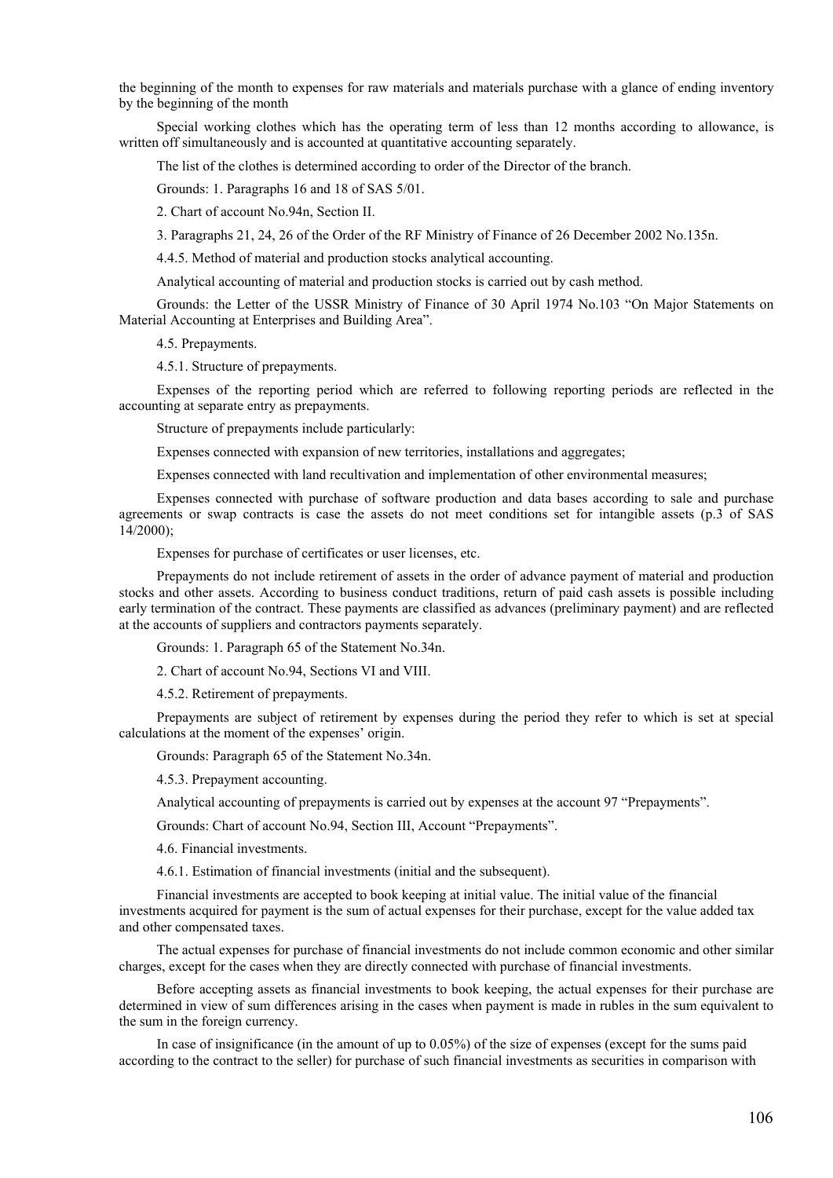the beginning of the month to expenses for raw materials and materials purchase with a glance of ending inventory by the beginning of the month

Special working clothes which has the operating term of less than 12 months according to allowance, is written off simultaneously and is accounted at quantitative accounting separately.

The list of the clothes is determined according to order of the Director of the branch.

Grounds: 1. Paragraphs 16 and 18 of SAS 5/01.

2. Chart of account No.94n, Section II.

3. Paragraphs 21, 24, 26 of the Order of the RF Ministry of Finance of 26 December 2002 No.135n.

4.4.5. Method of material and production stocks analytical accounting.

Analytical accounting of material and production stocks is carried out by cash method.

Grounds: the Letter of the USSR Ministry of Finance of 30 April 1974 No.103 "On Major Statements on Material Accounting at Enterprises and Building Area".

4.5. Prepayments.

4.5.1. Structure of prepayments.

Expenses of the reporting period which are referred to following reporting periods are reflected in the accounting at separate entry as prepayments.

Structure of prepayments include particularly:

Expenses connected with expansion of new territories, installations and aggregates;

Expenses connected with land recultivation and implementation of other environmental measures;

Expenses connected with purchase of software production and data bases according to sale and purchase agreements or swap contracts is case the assets do not meet conditions set for intangible assets (p.3 of SAS 14/2000);

Expenses for purchase of certificates or user licenses, etc.

Prepayments do not include retirement of assets in the order of advance payment of material and production stocks and other assets. According to business conduct traditions, return of paid cash assets is possible including early termination of the contract. These payments are classified as advances (preliminary payment) and are reflected at the accounts of suppliers and contractors payments separately.

Grounds: 1. Paragraph 65 of the Statement No.34n.

2. Chart of account No.94, Sections VI and VIII.

4.5.2. Retirement of prepayments.

Prepayments are subject of retirement by expenses during the period they refer to which is set at special calculations at the moment of the expenses' origin.

Grounds: Paragraph 65 of the Statement No.34n.

4.5.3. Prepayment accounting.

Analytical accounting of prepayments is carried out by expenses at the account 97 "Prepayments".

Grounds: Chart of account No.94, Section III, Account "Prepayments".

4.6. Financial investments.

4.6.1. Estimation of financial investments (initial and the subsequent).

Financial investments are accepted to book keeping at initial value. The initial value of the financial investments acquired for payment is the sum of actual expenses for their purchase, except for the value added tax and other compensated taxes.

The actual expenses for purchase of financial investments do not include common economic and other similar charges, except for the cases when they are directly connected with purchase of financial investments.

Before accepting assets as financial investments to book keeping, the actual expenses for their purchase are determined in view of sum differences arising in the cases when payment is made in rubles in the sum equivalent to the sum in the foreign currency.

In case of insignificance (in the amount of up to 0.05%) of the size of expenses (except for the sums paid according to the contract to the seller) for purchase of such financial investments as securities in comparison with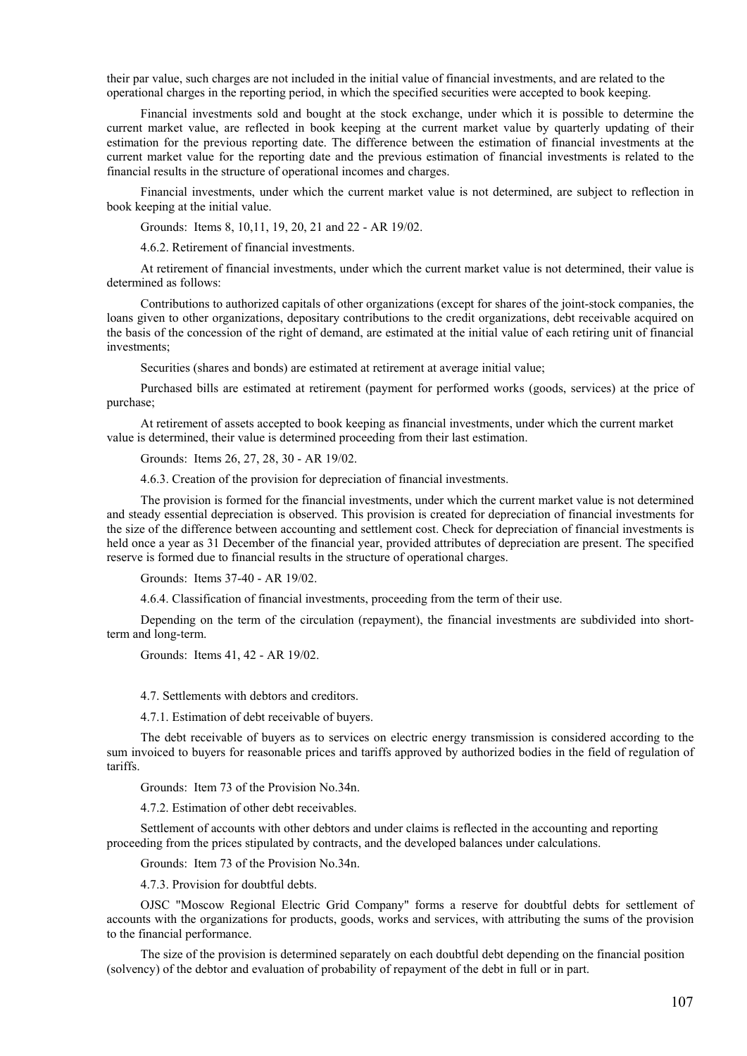their par value, such charges are not included in the initial value of financial investments, and are related to the operational charges in the reporting period, in which the specified securities were accepted to book keeping.

Financial investments sold and bought at the stock exchange, under which it is possible to determine the current market value, are reflected in book keeping at the current market value by quarterly updating of their estimation for the previous reporting date. The difference between the estimation of financial investments at the current market value for the reporting date and the previous estimation of financial investments is related to the financial results in the structure of operational incomes and charges.

Financial investments, under which the current market value is not determined, are subject to reflection in book keeping at the initial value.

Grounds: Items 8, 10,11, 19, 20, 21 and 22 - AR 19/02.

4.6.2. Retirement of financial investments.

At retirement of financial investments, under which the current market value is not determined, their value is determined as follows:

Contributions to authorized capitals of other organizations (except for shares of the joint-stock companies, the loans given to other organizations, depositary contributions to the credit organizations, debt receivable acquired on the basis of the concession of the right of demand, are estimated at the initial value of each retiring unit of financial investments;

Securities (shares and bonds) are estimated at retirement at average initial value;

Purchased bills are estimated at retirement (payment for performed works (goods, services) at the price of purchase;

At retirement of assets accepted to book keeping as financial investments, under which the current market value is determined, their value is determined proceeding from their last estimation.

Grounds: Items 26, 27, 28, 30 - AR 19/02.

4.6.3. Creation of the provision for depreciation of financial investments.

The provision is formed for the financial investments, under which the current market value is not determined and steady essential depreciation is observed. This provision is created for depreciation of financial investments for the size of the difference between accounting and settlement cost. Check for depreciation of financial investments is held once a year as 31 December of the financial year, provided attributes of depreciation are present. The specified reserve is formed due to financial results in the structure of operational charges.

Grounds: Items 37-40 - AR 19/02.

4.6.4. Classification of financial investments, proceeding from the term of their use.

Depending on the term of the circulation (repayment), the financial investments are subdivided into short-term and long-term.

Grounds: Items 41, 42 - AR 19/02.

4.7. Settlements with debtors and creditors.

4.7.1. Estimation of debt receivable of buyers.

The debt receivable of buyers as to services on electric energy transmission is considered according to the sum invoiced to buyers for reasonable prices and tariffs approved by authorized bodies in the field of regulation of tariffs.

Grounds: Item 73 of the Provision No.34n.

4.7.2. Estimation of other debt receivables.

Settlement of accounts with other debtors and under claims is reflected in the accounting and reporting proceeding from the prices stipulated by contracts, and the developed balances under calculations.

Grounds: Item 73 of the Provision No.34n.

4.7.3. Provision for doubtful debts.

OJSC "Moscow Regional Electric Grid Company" forms a reserve for doubtful debts for settlement of accounts with the organizations for products, goods, works and services, with attributing the sums of the provision to the financial performance.

The size of the provision is determined separately on each doubtful debt depending on the financial position (solvency) of the debtor and evaluation of probability of repayment of the debt in full or in part.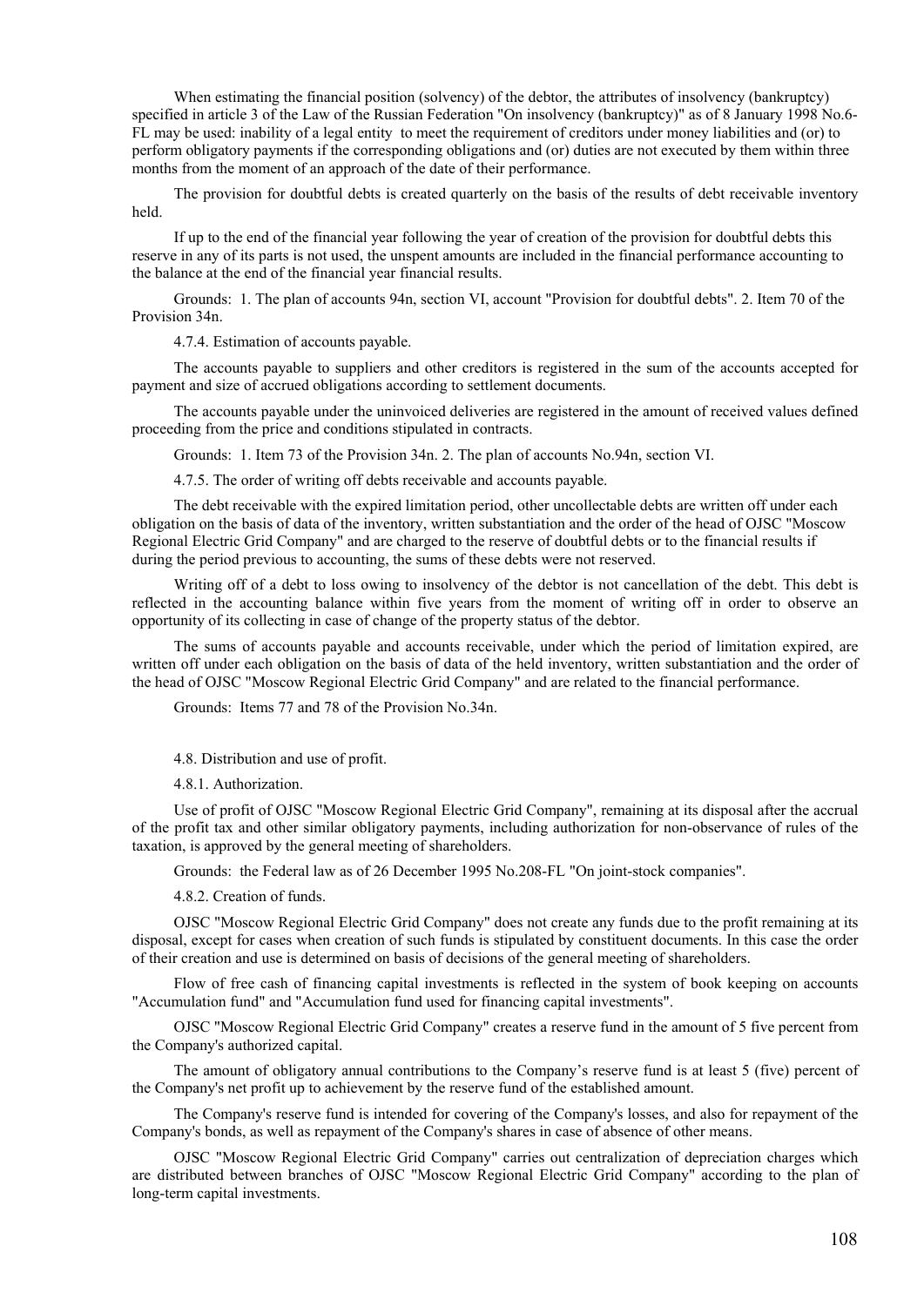When estimating the financial position (solvency) of the debtor, the attributes of insolvency (bankruptcy) specified in article 3 of the Law of the Russian Federation "On insolvency (bankruptcy)" as of 8 January 1998 No.6-FL may be used: inability of a legal entity to meet the requirement of creditors under money liabilities and (or) to perform obligatory payments if the corresponding obligations and (or) duties are not executed by them within three months from the moment of an approach of the date of their performance.

The provision for doubtful debts is created quarterly on the basis of the results of debt receivable inventory held.

If up to the end of the financial year following the year of creation of the provision for doubtful debts this reserve in any of its parts is not used, the unspent amounts are included in the financial performance accounting to the balance at the end of the financial year financial results.

Grounds: 1. The plan of accounts 94n, section VI, account "Provision for doubtful debts". 2. Item 70 of the Provision 34n.

4.7.4. Estimation of accounts payable.

The accounts payable to suppliers and other creditors is registered in the sum of the accounts accepted for payment and size of accrued obligations according to settlement documents.

The accounts payable under the uninvoiced deliveries are registered in the amount of received values defined proceeding from the price and conditions stipulated in contracts.

Grounds: 1. Item 73 of the Provision 34n. 2. The plan of accounts No.94n, section VI.

4.7.5. The order of writing off debts receivable and accounts payable.

The debt receivable with the expired limitation period, other uncollectable debts are written off under each obligation on the basis of data of the inventory, written substantiation and the order of the head of OJSC "Moscow Regional Electric Grid Company" and are charged to the reserve of doubtful debts or to the financial results if during the period previous to accounting, the sums of these debts were not reserved.

Writing off of a debt to loss owing to insolvency of the debtor is not cancellation of the debt. This debt is reflected in the accounting balance within five years from the moment of writing off in order to observe an opportunity of its collecting in case of change of the property status of the debtor.

The sums of accounts payable and accounts receivable, under which the period of limitation expired, are written off under each obligation on the basis of data of the held inventory, written substantiation and the order of the head of OJSC "Moscow Regional Electric Grid Company" and are related to the financial performance.

Grounds: Items 77 and 78 of the Provision No.34n.

4.8. Distribution and use of profit.

4.8.1. Authorization.

Use of profit of OJSC "Moscow Regional Electric Grid Company", remaining at its disposal after the accrual of the profit tax and other similar obligatory payments, including authorization for non-observance of rules of the taxation, is approved by the general meeting of shareholders.

Grounds: the Federal law as of 26 December 1995 No.208-FL "On joint-stock companies".

4.8.2. Creation of funds.

OJSC "Moscow Regional Electric Grid Company" does not create any funds due to the profit remaining at its disposal, except for cases when creation of such funds is stipulated by constituent documents. In this case the order of their creation and use is determined on basis of decisions of the general meeting of shareholders.

Flow of free cash of financing capital investments is reflected in the system of book keeping on accounts "Accumulation fund" and "Accumulation fund used for financing capital investments".

OJSC "Moscow Regional Electric Grid Company" creates a reserve fund in the amount of 5 five percent from the Company's authorized capital.

The amount of obligatory annual contributions to the Company's reserve fund is at least 5 (five) percent of the Company's net profit up to achievement by the reserve fund of the established amount.

The Company's reserve fund is intended for covering of the Company's losses, and also for repayment of the Company's bonds, as well as repayment of the Company's shares in case of absence of other means.

OJSC "Moscow Regional Electric Grid Company" carries out centralization of depreciation charges which are distributed between branches of OJSC "Moscow Regional Electric Grid Company" according to the plan of long-term capital investments.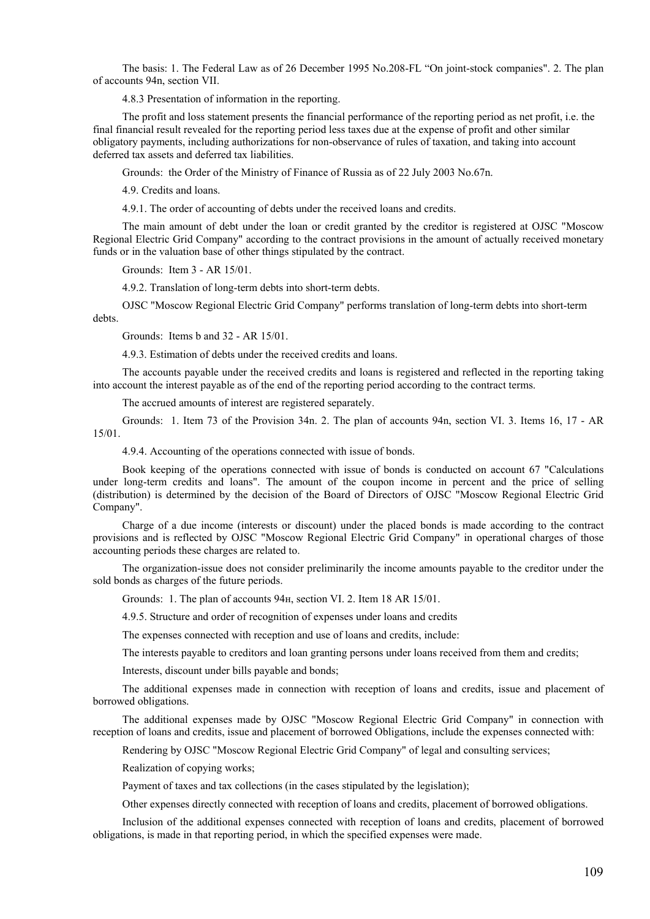The basis: 1. The Federal Law as of 26 December 1995 No.208-FL "On joint-stock companies". 2. The plan of accounts 94n, section VII.

4.8.3 Presentation of information in the reporting.

The profit and loss statement presents the financial performance of the reporting period as net profit, i.e. the final financial result revealed for the reporting period less taxes due at the expense of profit and other similar obligatory payments, including authorizations for non-observance of rules of taxation, and taking into account deferred tax assets and deferred tax liabilities.

Grounds: the Order of the Ministry of Finance of Russia as of 22 July 2003 No.67n.

4.9. Credits and loans.

4.9.1. The order of accounting of debts under the received loans and credits.

The main amount of debt under the loan or credit granted by the creditor is registered at OJSC "Moscow Regional Electric Grid Company" according to the contract provisions in the amount of actually received monetary funds or in the valuation base of other things stipulated by the contract.

Grounds: Item 3 - AR 15/01.

4.9.2. Translation of long-term debts into short-term debts.

OJSC "Moscow Regional Electric Grid Company" performs translation of long-term debts into short-term debts.

Grounds: Items b and 32 - AR 15/01.

4.9.3. Estimation of debts under the received credits and loans.

The accounts payable under the received credits and loans is registered and reflected in the reporting taking into account the interest payable as of the end of the reporting period according to the contract terms.

The accrued amounts of interest are registered separately.

Grounds: 1. Item 73 of the Provision 34n. 2. The plan of accounts 94n, section VI. 3. Items 16, 17 - AR 15/01.

4.9.4. Accounting of the operations connected with issue of bonds.

Book keeping of the operations connected with issue of bonds is conducted on account 67 "Calculations under long-term credits and loans". The amount of the coupon income in percent and the price of selling (distribution) is determined by the decision of the Board of Directors of OJSC "Moscow Regional Electric Grid Company".

Charge of a due income (interests or discount) under the placed bonds is made according to the contract provisions and is reflected by OJSC "Moscow Regional Electric Grid Company" in operational charges of those accounting periods these charges are related to.

The organization-issue does not consider preliminarily the income amounts payable to the creditor under the sold bonds as charges of the future periods.

Grounds: 1. The plan of accounts 94н, section VI. 2. Item 18 AR 15/01.

4.9.5. Structure and order of recognition of expenses under loans and credits

The expenses connected with reception and use of loans and credits, include:

The interests payable to creditors and loan granting persons under loans received from them and credits;

Interests, discount under bills payable and bonds;

The additional expenses made in connection with reception of loans and credits, issue and placement of borrowed obligations.

The additional expenses made by OJSC "Moscow Regional Electric Grid Company" in connection with reception of loans and credits, issue and placement of borrowed Obligations, include the expenses connected with:

Rendering by OJSC "Moscow Regional Electric Grid Company" of legal and consulting services;

Realization of copying works;

Payment of taxes and tax collections (in the cases stipulated by the legislation);

Other expenses directly connected with reception of loans and credits, placement of borrowed obligations.

Inclusion of the additional expenses connected with reception of loans and credits, placement of borrowed obligations, is made in that reporting period, in which the specified expenses were made.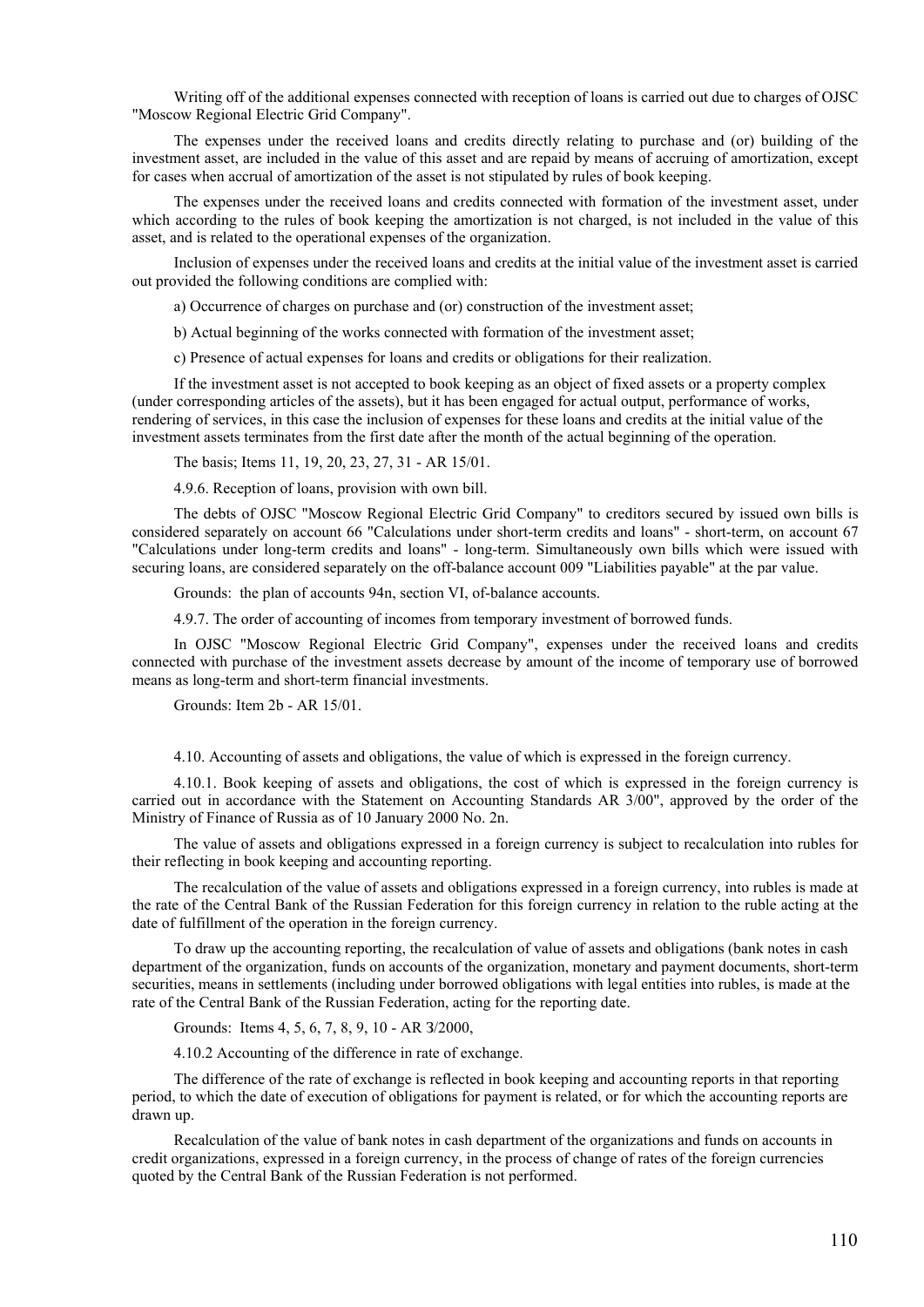Writing off of the additional expenses connected with reception of loans is carried out due to charges of OJSC "Moscow Regional Electric Grid Company".

The expenses under the received loans and credits directly relating to purchase and (or) building of the investment asset, are included in the value of this asset and are repaid by means of accruing of amortization, except for cases when accrual of amortization of the asset is not stipulated by rules of book keeping.

The expenses under the received loans and credits connected with formation of the investment asset, under which according to the rules of book keeping the amortization is not charged, is not included in the value of this asset, and is related to the operational expenses of the organization.

Inclusion of expenses under the received loans and credits at the initial value of the investment asset is carried out provided the following conditions are complied with:

a) Occurrence of charges on purchase and (or) construction of the investment asset;

b) Actual beginning of the works connected with formation of the investment asset;

c) Presence of actual expenses for loans and credits or obligations for their realization.

If the investment asset is not accepted to book keeping as an object of fixed assets or a property complex (under corresponding articles of the assets), but it has been engaged for actual output, performance of works, rendering of services, in this case the inclusion of expenses for these loans and credits at the initial value of the investment assets terminates from the first date after the month of the actual beginning of the operation.

The basis; Items 11, 19, 20, 23, 27, 31 - AR 15/01.

4.9.6. Reception of loans, provision with own bill.

The debts of OJSC "Moscow Regional Electric Grid Company" to creditors secured by issued own bills is considered separately on account 66 "Calculations under short-term credits and loans" - short-term, on account 67 "Calculations under long-term credits and loans" - long-term. Simultaneously own bills which were issued with securing loans, are considered separately on the off-balance account 009 "Liabilities payable" at the par value.

Grounds: the plan of accounts 94n, section VI, of-balance accounts.

4.9.7. The order of accounting of incomes from temporary investment of borrowed funds.

In OJSC "Moscow Regional Electric Grid Company", expenses under the received loans and credits connected with purchase of the investment assets decrease by amount of the income of temporary use of borrowed means as long-term and short-term financial investments.

Grounds: Item 2b - AR 15/01.

4.10. Accounting of assets and obligations, the value of which is expressed in the foreign currency.

4.10.1. Book keeping of assets and obligations, the cost of which is expressed in the foreign currency is carried out in accordance with the Statement on Accounting Standards AR 3/00", approved by the order of the Ministry of Finance of Russia as of 10 January 2000 No. 2n.

The value of assets and obligations expressed in a foreign currency is subject to recalculation into rubles for their reflecting in book keeping and accounting reporting.

The recalculation of the value of assets and obligations expressed in a foreign currency, into rubles is made at the rate of the Central Bank of the Russian Federation for this foreign currency in relation to the ruble acting at the date of fulfillment of the operation in the foreign currency.

To draw up the accounting reporting, the recalculation of value of assets and obligations (bank notes in cash department of the organization, funds on accounts of the organization, monetary and payment documents, short-term securities, means in settlements (including under borrowed obligations with legal entities into rubles, is made at the rate of the Central Bank of the Russian Federation, acting for the reporting date.

Grounds: Items 4, 5, 6, 7, 8, 9, 10 - AR 3/2000,

4.10.2 Accounting of the difference in rate of exchange.

The difference of the rate of exchange is reflected in book keeping and accounting reports in that reporting period, to which the date of execution of obligations for payment is related, or for which the accounting reports are drawn up.

Recalculation of the value of bank notes in cash department of the organizations and funds on accounts in credit organizations, expressed in a foreign currency, in the process of change of rates of the foreign currencies quoted by the Central Bank of the Russian Federation is not performed.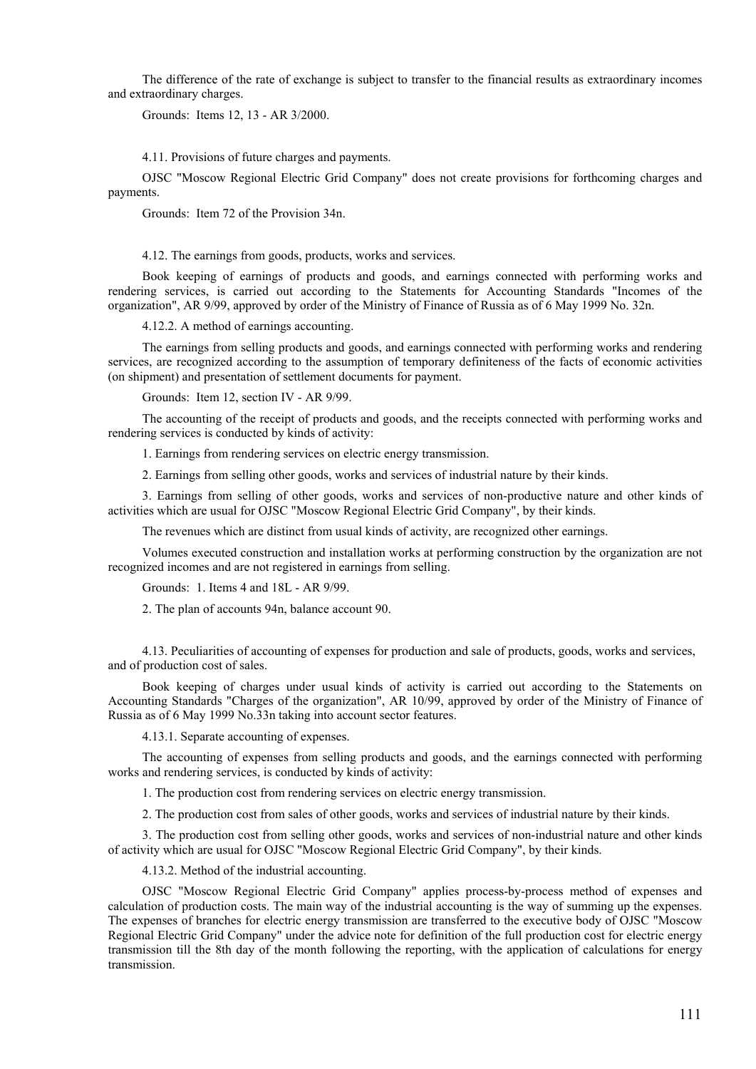The difference of the rate of exchange is subject to transfer to the financial results as extraordinary incomes and extraordinary charges.

Grounds: Items 12, 13 - AR 3/2000.

4.11. Provisions of future charges and payments.

OJSC "Moscow Regional Electric Grid Company" does not create provisions for forthcoming charges and payments.

Grounds: Item 72 of the Provision 34n.

4.12. The earnings from goods, products, works and services.

Book keeping of earnings of products and goods, and earnings connected with performing works and rendering services, is carried out according to the Statements for Accounting Standards "Incomes of the organization", AR 9/99, approved by order of the Ministry of Finance of Russia as of 6 May 1999 No. 32n.

4.12.2. A method of earnings accounting.

The earnings from selling products and goods, and earnings connected with performing works and rendering services, are recognized according to the assumption of temporary definiteness of the facts of economic activities (on shipment) and presentation of settlement documents for payment.

Grounds: Item 12, section IV - AR 9/99.

The accounting of the receipt of products and goods, and the receipts connected with performing works and rendering services is conducted by kinds of activity:

1. Earnings from rendering services on electric energy transmission.

2. Earnings from selling other goods, works and services of industrial nature by their kinds.

3. Earnings from selling of other goods, works and services of non-productive nature and other kinds of activities which are usual for OJSC "Moscow Regional Electric Grid Company", by their kinds.

The revenues which are distinct from usual kinds of activity, are recognized other earnings.

Volumes executed construction and installation works at performing construction by the organization are not recognized incomes and are not registered in earnings from selling.

Grounds: 1. Items 4 and 18L - AR 9/99.

2. The plan of accounts 94n, balance account 90.

4.13. Peculiarities of accounting of expenses for production and sale of products, goods, works and services, and of production cost of sales.

Book keeping of charges under usual kinds of activity is carried out according to the Statements on Accounting Standards "Charges of the organization", AR 10/99, approved by order of the Ministry of Finance of Russia as of 6 May 1999 No.33n taking into account sector features.

4.13.1. Separate accounting of expenses.

The accounting of expenses from selling products and goods, and the earnings connected with performing works and rendering services, is conducted by kinds of activity:

1. The production cost from rendering services on electric energy transmission.

2. The production cost from sales of other goods, works and services of industrial nature by their kinds.

3. The production cost from selling other goods, works and services of non-industrial nature and other kinds of activity which are usual for OJSC "Moscow Regional Electric Grid Company", by their kinds.

4.13.2. Method of the industrial accounting.

OJSC "Moscow Regional Electric Grid Company" applies process-by-process method of expenses and calculation of production costs. The main way of the industrial accounting is the way of summing up the expenses. The expenses of branches for electric energy transmission are transferred to the executive body of OJSC "Moscow Regional Electric Grid Company" under the advice note for definition of the full production cost for electric energy transmission till the 8th day of the month following the reporting, with the application of calculations for energy transmission.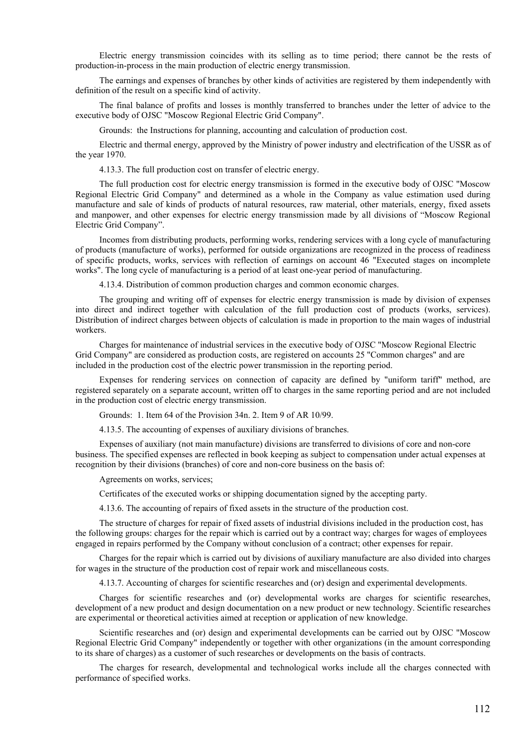Electric energy transmission coincides with its selling as to time period; there cannot be the rests of production-in-process in the main production of electric energy transmission.

The earnings and expenses of branches by other kinds of activities are registered by them independently with definition of the result on a specific kind of activity.

The final balance of profits and losses is monthly transferred to branches under the letter of advice to the executive body of OJSC "Moscow Regional Electric Grid Company".

Grounds: the Instructions for planning, accounting and calculation of production cost.

Electric and thermal energy, approved by the Ministry of power industry and electrification of the USSR as of the year 1970.

4.13.3. The full production cost on transfer of electric energy.

The full production cost for electric energy transmission is formed in the executive body of OJSC "Moscow Regional Electric Grid Company" and determined as a whole in the Company as value estimation used during manufacture and sale of kinds of products of natural resources, raw material, other materials, energy, fixed assets and manpower, and other expenses for electric energy transmission made by all divisions of "Moscow Regional Electric Grid Company".

Incomes from distributing products, performing works, rendering services with a long cycle of manufacturing of products (manufacture of works), performed for outside organizations are recognized in the process of readiness of specific products, works, services with reflection of earnings on account 46 "Executed stages on incomplete works". The long cycle of manufacturing is a period of at least one-year period of manufacturing.

4.13.4. Distribution of common production charges and common economic charges.

The grouping and writing off of expenses for electric energy transmission is made by division of expenses into direct and indirect together with calculation of the full production cost of products (works, services). Distribution of indirect charges between objects of calculation is made in proportion to the main wages of industrial workers.

Charges for maintenance of industrial services in the executive body of OJSC "Moscow Regional Electric Grid Company" are considered as production costs, are registered on accounts 25 "Common charges" and are included in the production cost of the electric power transmission in the reporting period.

Expenses for rendering services on connection of capacity are defined by "uniform tariff" method, are registered separately on a separate account, written off to charges in the same reporting period and are not included in the production cost of electric energy transmission.

Grounds: 1. Item 64 of the Provision 34n. 2. Item 9 of AR 10/99.

4.13.5. The accounting of expenses of auxiliary divisions of branches.

Expenses of auxiliary (not main manufacture) divisions are transferred to divisions of core and non-core business. The specified expenses are reflected in book keeping as subject to compensation under actual expenses at recognition by their divisions (branches) of core and non-core business on the basis of:

Agreements on works, services;

Certificates of the executed works or shipping documentation signed by the accepting party.

4.13.6. The accounting of repairs of fixed assets in the structure of the production cost.

The structure of charges for repair of fixed assets of industrial divisions included in the production cost, has the following groups: charges for the repair which is carried out by a contract way; charges for wages of employees engaged in repairs performed by the Company without conclusion of a contract; other expenses for repair.

Charges for the repair which is carried out by divisions of auxiliary manufacture are also divided into charges for wages in the structure of the production cost of repair work and miscellaneous costs.

4.13.7. Accounting of charges for scientific researches and (or) design and experimental developments.

Charges for scientific researches and (or) developmental works are charges for scientific researches, development of a new product and design documentation on a new product or new technology. Scientific researches are experimental or theoretical activities aimed at reception or application of new knowledge.

Scientific researches and (or) design and experimental developments can be carried out by OJSC "Moscow Regional Electric Grid Company" independently or together with other organizations (in the amount corresponding to its share of charges) as a customer of such researches or developments on the basis of contracts.

The charges for research, developmental and technological works include all the charges connected with performance of specified works.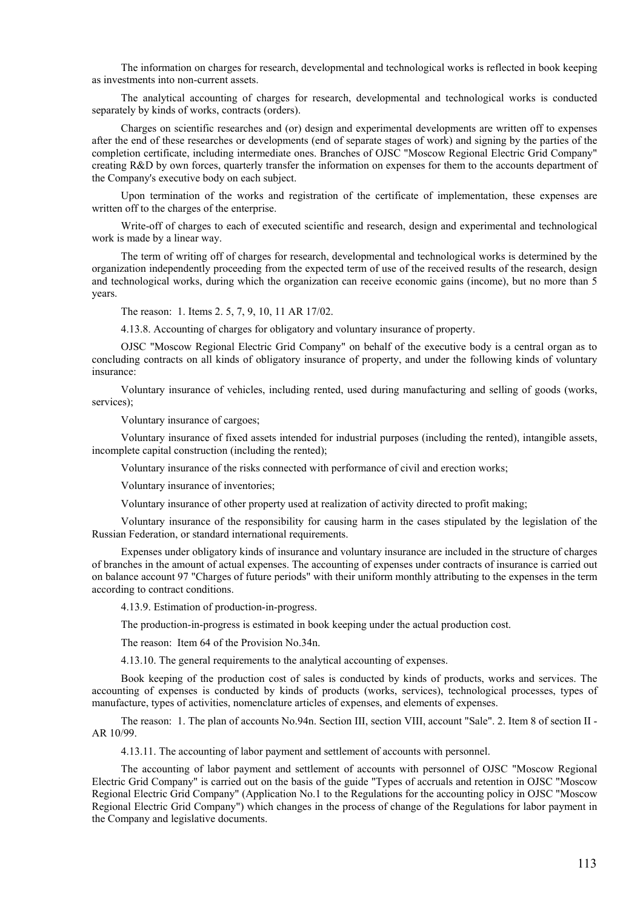The information on charges for research, developmental and technological works is reflected in book keeping as investments into non-current assets.

The analytical accounting of charges for research, developmental and technological works is conducted separately by kinds of works, contracts (orders).

Charges on scientific researches and (or) design and experimental developments are written off to expenses after the end of these researches or developments (end of separate stages of work) and signing by the parties of the completion certificate, including intermediate ones. Branches of OJSC "Moscow Regional Electric Grid Company" creating R&D by own forces, quarterly transfer the information on expenses for them to the accounts department of the Company's executive body on each subject.

Upon termination of the works and registration of the certificate of implementation, these expenses are written off to the charges of the enterprise.

Write-off of charges to each of executed scientific and research, design and experimental and technological work is made by a linear way.

The term of writing off of charges for research, developmental and technological works is determined by the organization independently proceeding from the expected term of use of the received results of the research, design and technological works, during which the organization can receive economic gains (income), but no more than 5 years.

The reason: 1. Items 2. 5, 7, 9, 10, 11 AR 17/02.

4.13.8. Accounting of charges for obligatory and voluntary insurance of property.

OJSC "Moscow Regional Electric Grid Company" on behalf of the executive body is a central organ as to concluding contracts on all kinds of obligatory insurance of property, and under the following kinds of voluntary insurance:

Voluntary insurance of vehicles, including rented, used during manufacturing and selling of goods (works, services);

Voluntary insurance of cargoes;

Voluntary insurance of fixed assets intended for industrial purposes (including the rented), intangible assets, incomplete capital construction (including the rented);

Voluntary insurance of the risks connected with performance of civil and erection works;

Voluntary insurance of inventories;

Voluntary insurance of other property used at realization of activity directed to profit making;

Voluntary insurance of the responsibility for causing harm in the cases stipulated by the legislation of the Russian Federation, or standard international requirements.

Expenses under obligatory kinds of insurance and voluntary insurance are included in the structure of charges of branches in the amount of actual expenses. The accounting of expenses under contracts of insurance is carried out on balance account 97 "Charges of future periods" with their uniform monthly attributing to the expenses in the term according to contract conditions.

4.13.9. Estimation of production-in-progress.

The production-in-progress is estimated in book keeping under the actual production cost.

The reason: Item 64 of the Provision No.34n.

4.13.10. The general requirements to the analytical accounting of expenses.

Book keeping of the production cost of sales is conducted by kinds of products, works and services. The accounting of expenses is conducted by kinds of products (works, services), technological processes, types of manufacture, types of activities, nomenclature articles of expenses, and elements of expenses.

The reason: 1. The plan of accounts No.94n. Section III, section VIII, account "Sale". 2. Item 8 of section II - AR 10/99.

4.13.11. The accounting of labor payment and settlement of accounts with personnel.

The accounting of labor payment and settlement of accounts with personnel of OJSC "Moscow Regional Electric Grid Company" is carried out on the basis of the guide "Types of accruals and retention in OJSC "Moscow Regional Electric Grid Company" (Application No.1 to the Regulations for the accounting policy in OJSC "Moscow Regional Electric Grid Company") which changes in the process of change of the Regulations for labor payment in the Company and legislative documents.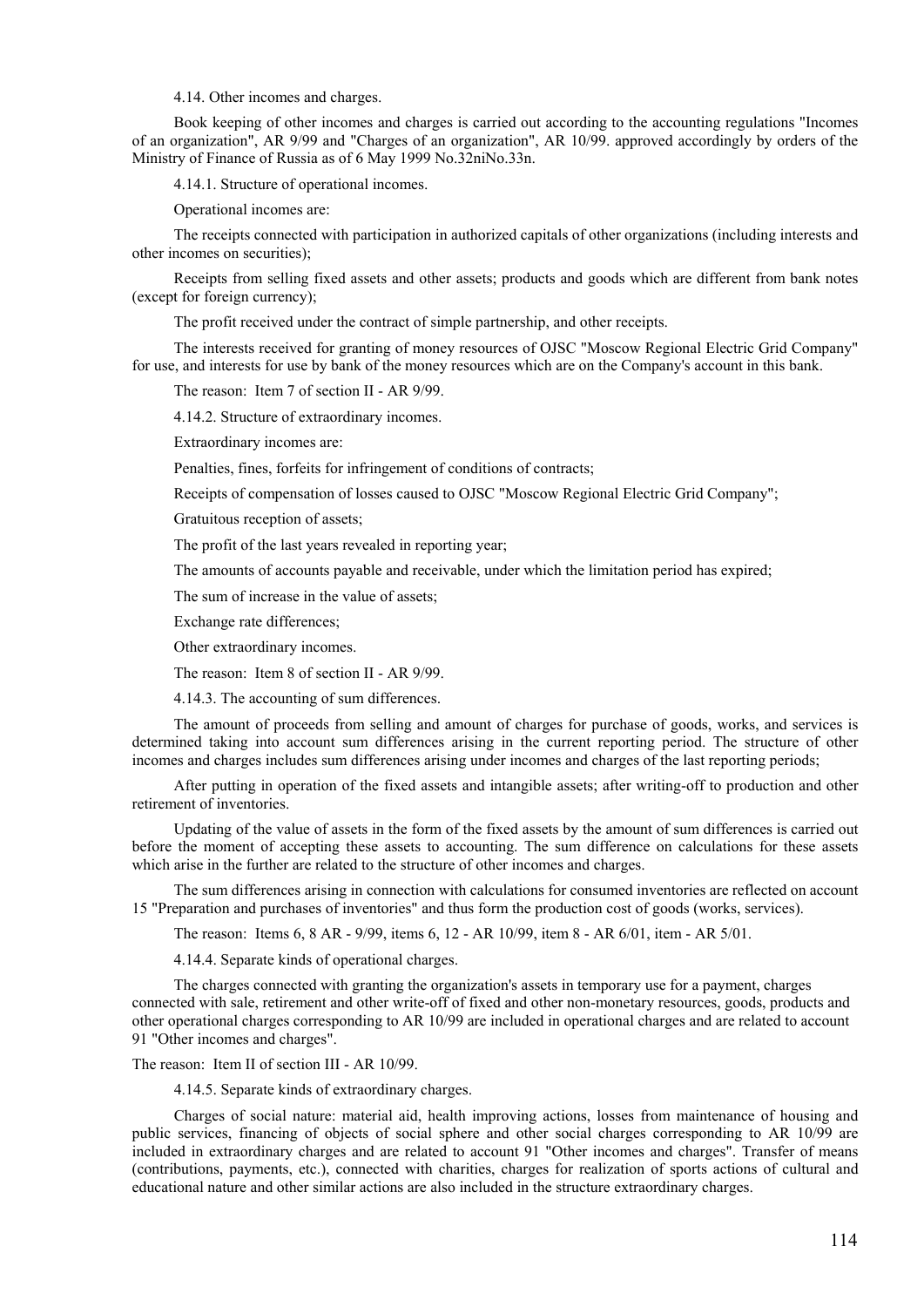4.14. Other incomes and charges.

Book keeping of other incomes and charges is carried out according to the accounting regulations "Incomes of an organization", AR 9/99 and "Charges of an organization", AR 10/99. approved accordingly by orders of the Ministry of Finance of Russia as of 6 May 1999 No.32niNo.33n.

4.14.1. Structure of operational incomes.

Operational incomes are:

The receipts connected with participation in authorized capitals of other organizations (including interests and other incomes on securities);

Receipts from selling fixed assets and other assets; products and goods which are different from bank notes (except for foreign currency);

The profit received under the contract of simple partnership, and other receipts.

The interests received for granting of money resources of OJSC "Moscow Regional Electric Grid Company" for use, and interests for use by bank of the money resources which are on the Company's account in this bank.

The reason: Item 7 of section II - AR 9/99.

4.14.2. Structure of extraordinary incomes.

Extraordinary incomes are:

Penalties, fines, forfeits for infringement of conditions of contracts;

Receipts of compensation of losses caused to OJSC "Moscow Regional Electric Grid Company";

Gratuitous reception of assets;

The profit of the last years revealed in reporting year;

The amounts of accounts payable and receivable, under which the limitation period has expired;

The sum of increase in the value of assets;

Exchange rate differences;

Other extraordinary incomes.

The reason: Item 8 of section II - AR 9/99.

4.14.3. The accounting of sum differences.

The amount of proceeds from selling and amount of charges for purchase of goods, works, and services is determined taking into account sum differences arising in the current reporting period. The structure of other incomes and charges includes sum differences arising under incomes and charges of the last reporting periods;

After putting in operation of the fixed assets and intangible assets; after writing-off to production and other retirement of inventories.

Updating of the value of assets in the form of the fixed assets by the amount of sum differences is carried out before the moment of accepting these assets to accounting. The sum difference on calculations for these assets which arise in the further are related to the structure of other incomes and charges.

The sum differences arising in connection with calculations for consumed inventories are reflected on account 15 "Preparation and purchases of inventories" and thus form the production cost of goods (works, services).

The reason: Items 6, 8 AR - 9/99, items 6, 12 - AR 10/99, item 8 - AR 6/01, item - AR 5/01.

4.14.4. Separate kinds of operational charges.

The charges connected with granting the organization's assets in temporary use for a payment, charges connected with sale, retirement and other write-off of fixed and other non-monetary resources, goods, products and other operational charges corresponding to AR 10/99 are included in operational charges and are related to account 91 "Other incomes and charges".

The reason: Item II of section III - AR 10/99.

4.14.5. Separate kinds of extraordinary charges.

Charges of social nature: material aid, health improving actions, losses from maintenance of housing and public services, financing of objects of social sphere and other social charges corresponding to AR 10/99 are included in extraordinary charges and are related to account 91 "Other incomes and charges". Transfer of means (contributions, payments, etc.), connected with charities, charges for realization of sports actions of cultural and educational nature and other similar actions are also included in the structure extraordinary charges.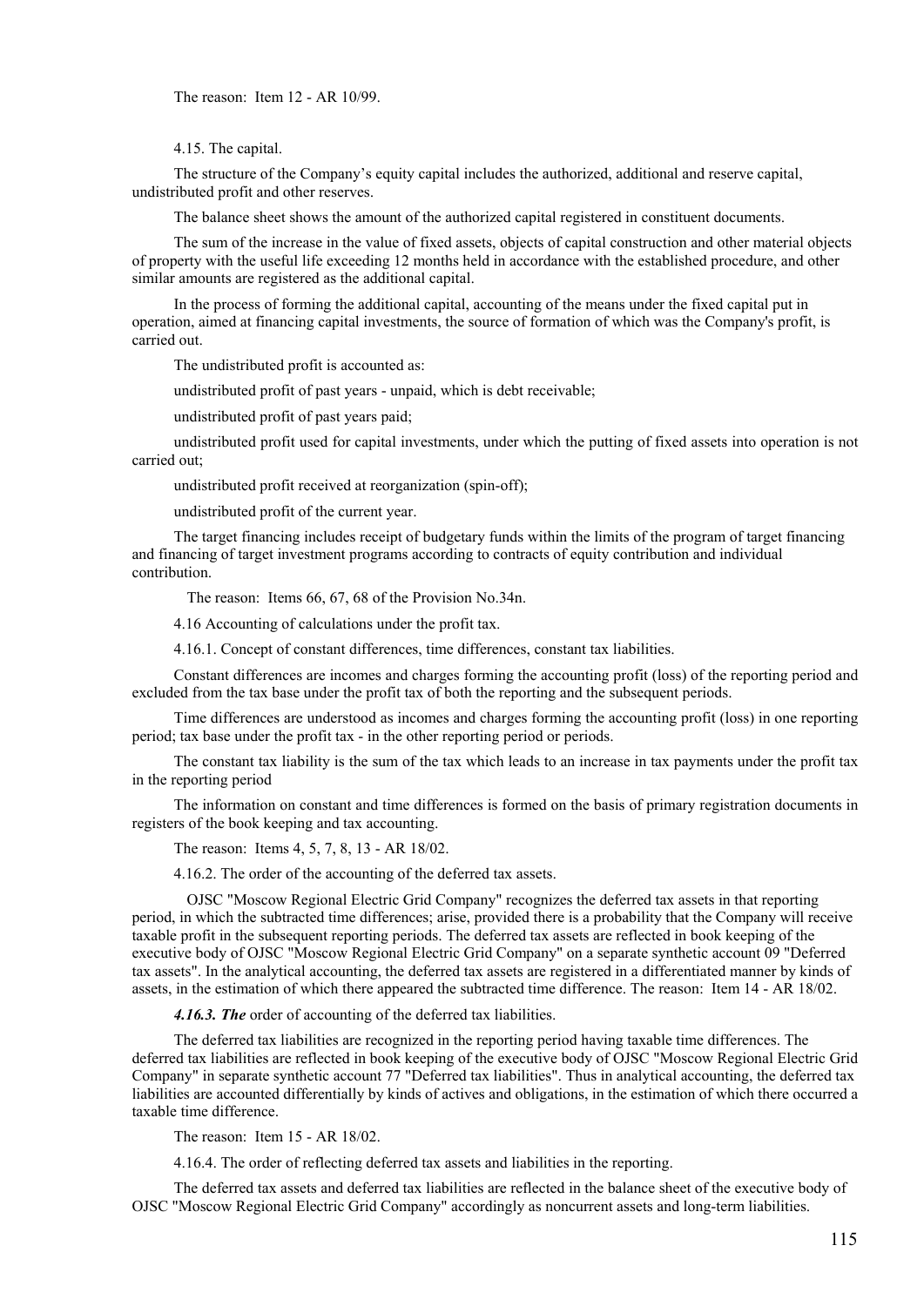The reason: Item 12 - AR 10/99.

4.15. The capital.

The structure of the Company's equity capital includes the authorized, additional and reserve capital, undistributed profit and other reserves.

The balance sheet shows the amount of the authorized capital registered in constituent documents.

The sum of the increase in the value of fixed assets, objects of capital construction and other material objects of property with the useful life exceeding 12 months held in accordance with the established procedure, and other similar amounts are registered as the additional capital.

In the process of forming the additional capital, accounting of the means under the fixed capital put in operation, aimed at financing capital investments, the source of formation of which was the Company's profit, is carried out.

The undistributed profit is accounted as:

undistributed profit of past years - unpaid, which is debt receivable;

undistributed profit of past years paid;

undistributed profit used for capital investments, under which the putting of fixed assets into operation is not carried out;

undistributed profit received at reorganization (spin-off);

undistributed profit of the current year.

The target financing includes receipt of budgetary funds within the limits of the program of target financing and financing of target investment programs according to contracts of equity contribution and individual contribution.

The reason: Items 66, 67, 68 of the Provision No.34n.

4.16 Accounting of calculations under the profit tax.

4.16.1. Concept of constant differences, time differences, constant tax liabilities.

Constant differences are incomes and charges forming the accounting profit (loss) of the reporting period and excluded from the tax base under the profit tax of both the reporting and the subsequent periods.

Time differences are understood as incomes and charges forming the accounting profit (loss) in one reporting period; tax base under the profit tax - in the other reporting period or periods.

The constant tax liability is the sum of the tax which leads to an increase in tax payments under the profit tax in the reporting period

The information on constant and time differences is formed on the basis of primary registration documents in registers of the book keeping and tax accounting.

The reason: Items 4, 5, 7, 8, 13 - AR 18/02.

4.16.2. The order of the accounting of the deferred tax assets.

OJSC "Moscow Regional Electric Grid Company" recognizes the deferred tax assets in that reporting period, in which the subtracted time differences; arise, provided there is a probability that the Company will receive taxable profit in the subsequent reporting periods. The deferred tax assets are reflected in book keeping of the executive body of OJSC "Moscow Regional Electric Grid Company" on a separate synthetic account 09 "Deferred tax assets". In the analytical accounting, the deferred tax assets are registered in a differentiated manner by kinds of assets, in the estimation of which there appeared the subtracted time difference. The reason: Item 14 - AR 18/02.

***4.16.3. The*** order of accounting of the deferred tax liabilities.

The deferred tax liabilities are recognized in the reporting period having taxable time differences. The deferred tax liabilities are reflected in book keeping of the executive body of OJSC "Moscow Regional Electric Grid Company" in separate synthetic account 77 "Deferred tax liabilities". Thus in analytical accounting, the deferred tax liabilities are accounted differentially by kinds of actives and obligations, in the estimation of which there occurred a taxable time difference.

The reason: Item 15 - AR 18/02.

4.16.4. The order of reflecting deferred tax assets and liabilities in the reporting.

The deferred tax assets and deferred tax liabilities are reflected in the balance sheet of the executive body of OJSC "Moscow Regional Electric Grid Company" accordingly as noncurrent assets and long-term liabilities.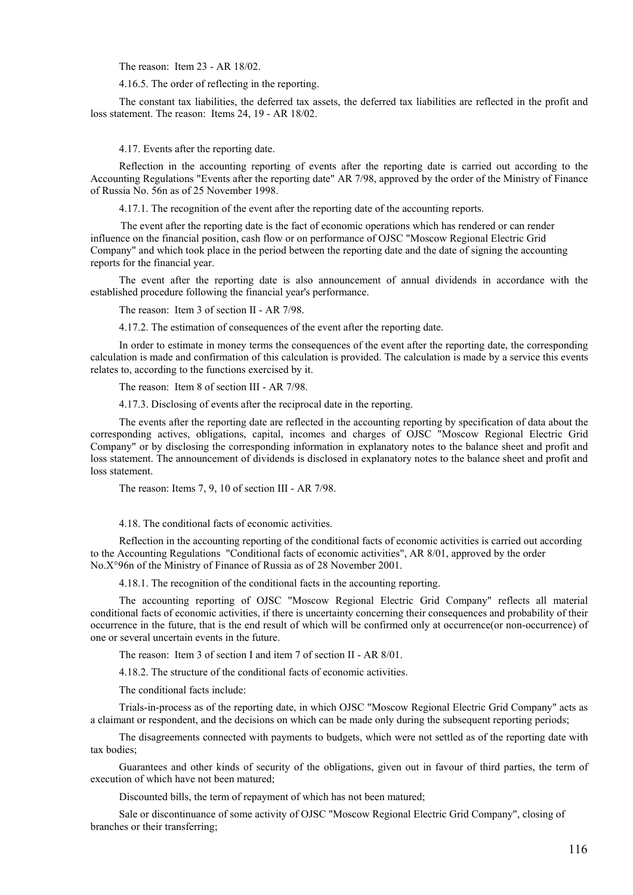The reason: Item 23 - AR 18/02.

4.16.5. The order of reflecting in the reporting.

The constant tax liabilities, the deferred tax assets, the deferred tax liabilities are reflected in the profit and loss statement. The reason: Items 24, 19 - AR 18/02.

4.17. Events after the reporting date.

Reflection in the accounting reporting of events after the reporting date is carried out according to the Accounting Regulations "Events after the reporting date" AR 7/98, approved by the order of the Ministry of Finance of Russia No. 56n as of 25 November 1998.

4.17.1. The recognition of the event after the reporting date of the accounting reports.

The event after the reporting date is the fact of economic operations which has rendered or can render influence on the financial position, cash flow or on performance of OJSC "Moscow Regional Electric Grid Company" and which took place in the period between the reporting date and the date of signing the accounting reports for the financial year.

The event after the reporting date is also announcement of annual dividends in accordance with the established procedure following the financial year's performance.

The reason: Item 3 of section II - AR 7/98.

4.17.2. The estimation of consequences of the event after the reporting date.

In order to estimate in money terms the consequences of the event after the reporting date, the corresponding calculation is made and confirmation of this calculation is provided. The calculation is made by a service this events relates to, according to the functions exercised by it.

The reason: Item 8 of section III - AR 7/98.

4.17.3. Disclosing of events after the reciprocal date in the reporting.

The events after the reporting date are reflected in the accounting reporting by specification of data about the corresponding actives, obligations, capital, incomes and charges of OJSC "Moscow Regional Electric Grid Company" or by disclosing the corresponding information in explanatory notes to the balance sheet and profit and loss statement. The announcement of dividends is disclosed in explanatory notes to the balance sheet and profit and loss statement.

The reason: Items 7, 9, 10 of section III - AR 7/98.

4.18. The conditional facts of economic activities.

Reflection in the accounting reporting of the conditional facts of economic activities is carried out according to the Accounting Regulations "Conditional facts of economic activities", AR 8/01, approved by the order No.X°96n of the Ministry of Finance of Russia as of 28 November 2001.

4.18.1. The recognition of the conditional facts in the accounting reporting.

The accounting reporting of OJSC "Moscow Regional Electric Grid Company" reflects all material conditional facts of economic activities, if there is uncertainty concerning their consequences and probability of their occurrence in the future, that is the end result of which will be confirmed only at occurrence(or non-occurrence) of one or several uncertain events in the future.

The reason: Item 3 of section I and item 7 of section II - AR 8/01.

4.18.2. The structure of the conditional facts of economic activities.

The conditional facts include:

Trials-in-process as of the reporting date, in which OJSC "Moscow Regional Electric Grid Company" acts as a claimant or respondent, and the decisions on which can be made only during the subsequent reporting periods;

The disagreements connected with payments to budgets, which were not settled as of the reporting date with tax bodies;

Guarantees and other kinds of security of the obligations, given out in favour of third parties, the term of execution of which have not been matured;

Discounted bills, the term of repayment of which has not been matured;

Sale or discontinuance of some activity of OJSC "Moscow Regional Electric Grid Company", closing of branches or their transferring;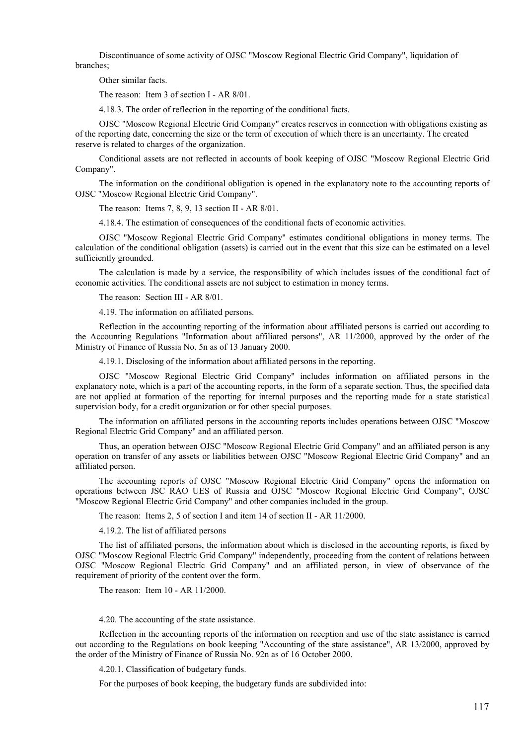Discontinuance of some activity of OJSC "Moscow Regional Electric Grid Company", liquidation of branches;

Other similar facts.

The reason: Item 3 of section I - AR 8/01.

4.18.3. The order of reflection in the reporting of the conditional facts.

OJSC "Moscow Regional Electric Grid Company" creates reserves in connection with obligations existing as of the reporting date, concerning the size or the term of execution of which there is an uncertainty. The created reserve is related to charges of the organization.

Conditional assets are not reflected in accounts of book keeping of OJSC "Moscow Regional Electric Grid Company".

The information on the conditional obligation is opened in the explanatory note to the accounting reports of OJSC "Moscow Regional Electric Grid Company".

The reason: Items 7, 8, 9, 13 section II - AR 8/01.

4.18.4. The estimation of consequences of the conditional facts of economic activities.

OJSC "Moscow Regional Electric Grid Company" estimates conditional obligations in money terms. The calculation of the conditional obligation (assets) is carried out in the event that this size can be estimated on a level sufficiently grounded.

The calculation is made by a service, the responsibility of which includes issues of the conditional fact of economic activities. The conditional assets are not subject to estimation in money terms.

The reason: Section III - AR 8/01.

4.19. The information on affiliated persons.

Reflection in the accounting reporting of the information about affiliated persons is carried out according to the Accounting Regulations "Information about affiliated persons", AR 11/2000, approved by the order of the Ministry of Finance of Russia No. 5n as of 13 January 2000.

4.19.1. Disclosing of the information about affiliated persons in the reporting.

OJSC "Moscow Regional Electric Grid Company" includes information on affiliated persons in the explanatory note, which is a part of the accounting reports, in the form of a separate section. Thus, the specified data are not applied at formation of the reporting for internal purposes and the reporting made for a state statistical supervision body, for a credit organization or for other special purposes.

The information on affiliated persons in the accounting reports includes operations between OJSC "Moscow Regional Electric Grid Company" and an affiliated person.

Thus, an operation between OJSC "Moscow Regional Electric Grid Company" and an affiliated person is any operation on transfer of any assets or liabilities between OJSC "Moscow Regional Electric Grid Company" and an affiliated person.

The accounting reports of OJSC "Moscow Regional Electric Grid Company" opens the information on operations between JSC RAO UES of Russia and OJSC "Moscow Regional Electric Grid Company", OJSC "Moscow Regional Electric Grid Company" and other companies included in the group.

The reason: Items 2, 5 of section I and item 14 of section II - AR 11/2000.

4.19.2. The list of affiliated persons

The list of affiliated persons, the information about which is disclosed in the accounting reports, is fixed by OJSC "Moscow Regional Electric Grid Company" independently, proceeding from the content of relations between OJSC "Moscow Regional Electric Grid Company" and an affiliated person, in view of observance of the requirement of priority of the content over the form.

The reason: Item 10 - AR 11/2000.

4.20. The accounting of the state assistance.

Reflection in the accounting reports of the information on reception and use of the state assistance is carried out according to the Regulations on book keeping "Accounting of the state assistance", AR 13/2000, approved by the order of the Ministry of Finance of Russia No. 92n as of 16 October 2000.

4.20.1. Classification of budgetary funds.

For the purposes of book keeping, the budgetary funds are subdivided into: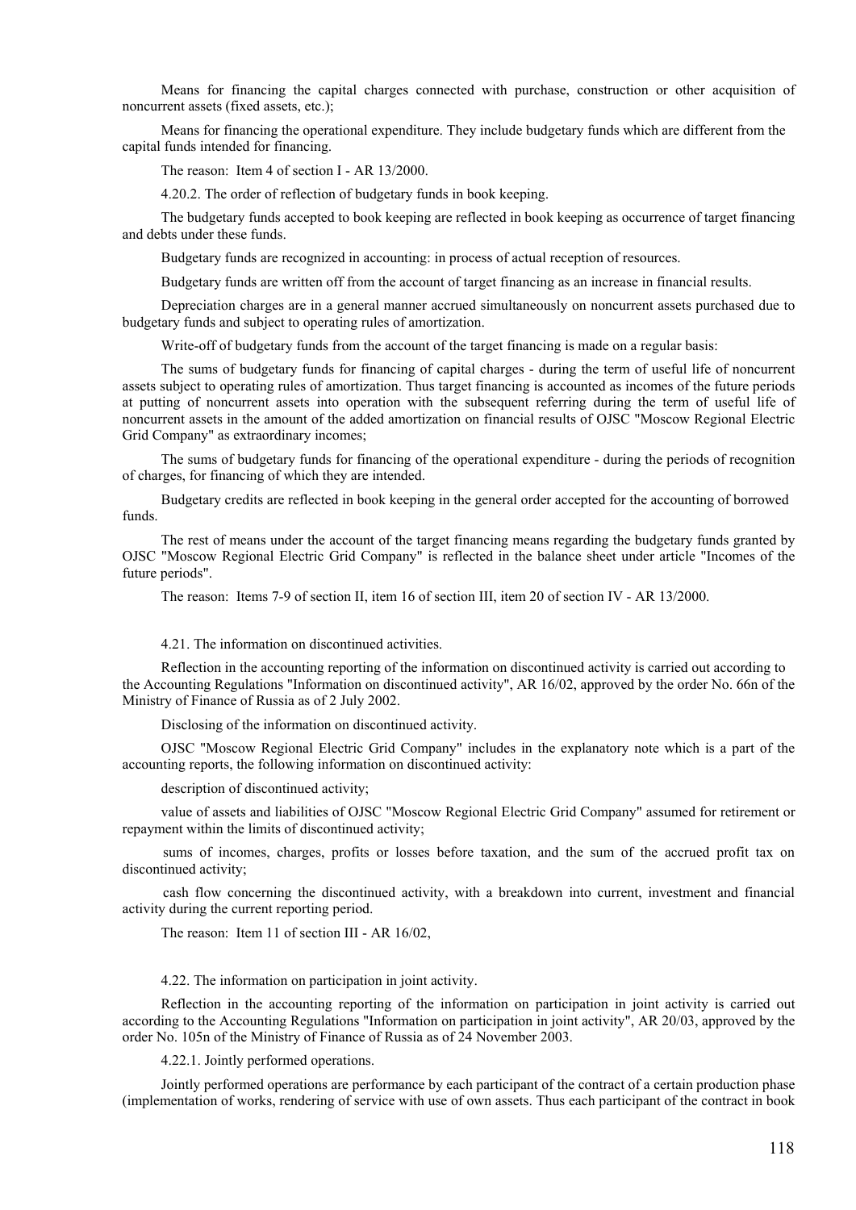Means for financing the capital charges connected with purchase, construction or other acquisition of noncurrent assets (fixed assets, etc.);

Means for financing the operational expenditure. They include budgetary funds which are different from the capital funds intended for financing.

The reason: Item 4 of section I - AR 13/2000.

4.20.2. The order of reflection of budgetary funds in book keeping.

The budgetary funds accepted to book keeping are reflected in book keeping as occurrence of target financing and debts under these funds.

Budgetary funds are recognized in accounting: in process of actual reception of resources.

Budgetary funds are written off from the account of target financing as an increase in financial results.

Depreciation charges are in a general manner accrued simultaneously on noncurrent assets purchased due to budgetary funds and subject to operating rules of amortization.

Write-off of budgetary funds from the account of the target financing is made on a regular basis:

The sums of budgetary funds for financing of capital charges - during the term of useful life of noncurrent assets subject to operating rules of amortization. Thus target financing is accounted as incomes of the future periods at putting of noncurrent assets into operation with the subsequent referring during the term of useful life of noncurrent assets in the amount of the added amortization on financial results of OJSC "Moscow Regional Electric Grid Company" as extraordinary incomes;

The sums of budgetary funds for financing of the operational expenditure - during the periods of recognition of charges, for financing of which they are intended.

Budgetary credits are reflected in book keeping in the general order accepted for the accounting of borrowed funds.

The rest of means under the account of the target financing means regarding the budgetary funds granted by OJSC "Moscow Regional Electric Grid Company" is reflected in the balance sheet under article "Incomes of the future periods".

The reason: Items 7-9 of section II, item 16 of section III, item 20 of section IV - AR 13/2000.

4.21. The information on discontinued activities.

Reflection in the accounting reporting of the information on discontinued activity is carried out according to the Accounting Regulations "Information on discontinued activity", AR 16/02, approved by the order No. 66n of the Ministry of Finance of Russia as of 2 July 2002.

Disclosing of the information on discontinued activity.

OJSC "Moscow Regional Electric Grid Company" includes in the explanatory note which is a part of the accounting reports, the following information on discontinued activity:

description of discontinued activity;

value of assets and liabilities of OJSC "Moscow Regional Electric Grid Company" assumed for retirement or repayment within the limits of discontinued activity;

sums of incomes, charges, profits or losses before taxation, and the sum of the accrued profit tax on discontinued activity;

cash flow concerning the discontinued activity, with a breakdown into current, investment and financial activity during the current reporting period.

The reason: Item 11 of section III - AR 16/02,

4.22. The information on participation in joint activity.

Reflection in the accounting reporting of the information on participation in joint activity is carried out according to the Accounting Regulations "Information on participation in joint activity", AR 20/03, approved by the order No. 105n of the Ministry of Finance of Russia as of 24 November 2003.

4.22.1. Jointly performed operations.

Jointly performed operations are performance by each participant of the contract of a certain production phase (implementation of works, rendering of service with use of own assets. Thus each participant of the contract in book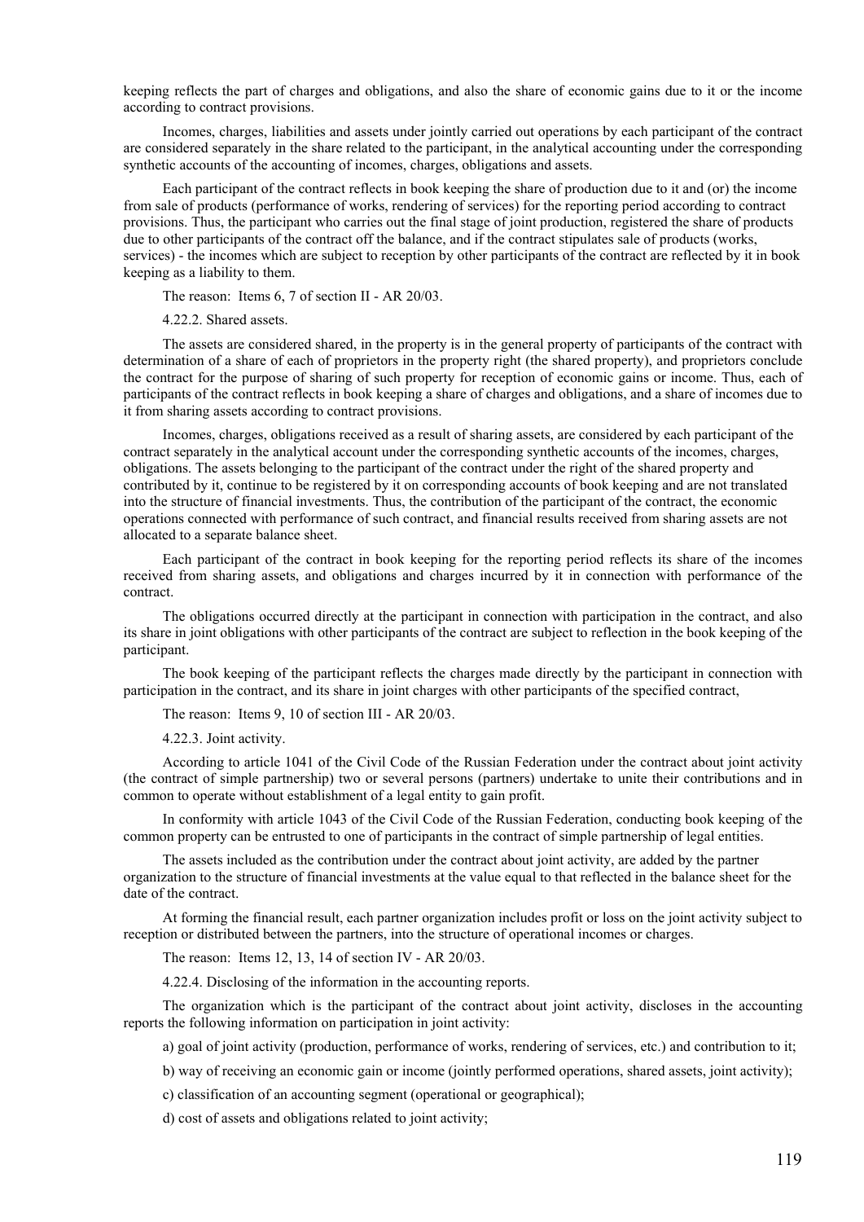keeping reflects the part of charges and obligations, and also the share of economic gains due to it or the income according to contract provisions.

Incomes, charges, liabilities and assets under jointly carried out operations by each participant of the contract are considered separately in the share related to the participant, in the analytical accounting under the corresponding synthetic accounts of the accounting of incomes, charges, obligations and assets.

Each participant of the contract reflects in book keeping the share of production due to it and (or) the income from sale of products (performance of works, rendering of services) for the reporting period according to contract provisions. Thus, the participant who carries out the final stage of joint production, registered the share of products due to other participants of the contract off the balance, and if the contract stipulates sale of products (works, services) - the incomes which are subject to reception by other participants of the contract are reflected by it in book keeping as a liability to them.

The reason: Items 6, 7 of section II - AR 20/03.

4.22.2. Shared assets.

The assets are considered shared, in the property is in the general property of participants of the contract with determination of a share of each of proprietors in the property right (the shared property), and proprietors conclude the contract for the purpose of sharing of such property for reception of economic gains or income. Thus, each of participants of the contract reflects in book keeping a share of charges and obligations, and a share of incomes due to it from sharing assets according to contract provisions.

Incomes, charges, obligations received as a result of sharing assets, are considered by each participant of the contract separately in the analytical account under the corresponding synthetic accounts of the incomes, charges, obligations. The assets belonging to the participant of the contract under the right of the shared property and contributed by it, continue to be registered by it on corresponding accounts of book keeping and are not translated into the structure of financial investments. Thus, the contribution of the participant of the contract, the economic operations connected with performance of such contract, and financial results received from sharing assets are not allocated to a separate balance sheet.

Each participant of the contract in book keeping for the reporting period reflects its share of the incomes received from sharing assets, and obligations and charges incurred by it in connection with performance of the contract.

The obligations occurred directly at the participant in connection with participation in the contract, and also its share in joint obligations with other participants of the contract are subject to reflection in the book keeping of the participant.

The book keeping of the participant reflects the charges made directly by the participant in connection with participation in the contract, and its share in joint charges with other participants of the specified contract,

The reason: Items 9, 10 of section III - AR 20/03.

4.22.3. Joint activity.

According to article 1041 of the Civil Code of the Russian Federation under the contract about joint activity (the contract of simple partnership) two or several persons (partners) undertake to unite their contributions and in common to operate without establishment of a legal entity to gain profit.

In conformity with article 1043 of the Civil Code of the Russian Federation, conducting book keeping of the common property can be entrusted to one of participants in the contract of simple partnership of legal entities.

The assets included as the contribution under the contract about joint activity, are added by the partner organization to the structure of financial investments at the value equal to that reflected in the balance sheet for the date of the contract.

At forming the financial result, each partner organization includes profit or loss on the joint activity subject to reception or distributed between the partners, into the structure of operational incomes or charges.

The reason: Items 12, 13, 14 of section IV - AR 20/03.

4.22.4. Disclosing of the information in the accounting reports.

The organization which is the participant of the contract about joint activity, discloses in the accounting reports the following information on participation in joint activity:

a) goal of joint activity (production, performance of works, rendering of services, etc.) and contribution to it;

b) way of receiving an economic gain or income (jointly performed operations, shared assets, joint activity);

c) classification of an accounting segment (operational or geographical);

d) cost of assets and obligations related to joint activity;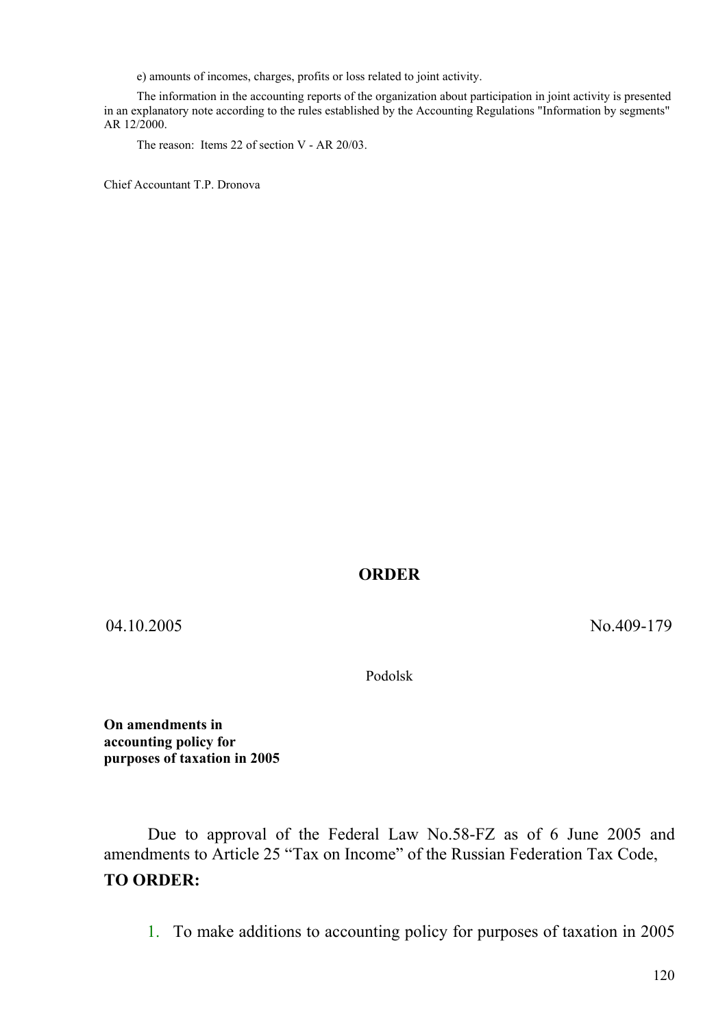e) amounts of incomes, charges, profits or loss related to joint activity.

The information in the accounting reports of the organization about participation in joint activity is presented in an explanatory note according to the rules established by the Accounting Regulations "Information by segments" AR 12/2000.

The reason: Items 22 of section V - AR 20/03.

Chief Accountant T.P. Dronova

# ORDER

04.10.2005 No.409-179

Podolsk

**On amendments in accounting policy for purposes of taxation in 2005**

Due to approval of the Federal Law No.58-FZ as of 6 June 2005 and amendments to Article 25 "Tax on Income" of the Russian Federation Tax Code,

**TO ORDER:**

1. To make additions to accounting policy for purposes of taxation in 2005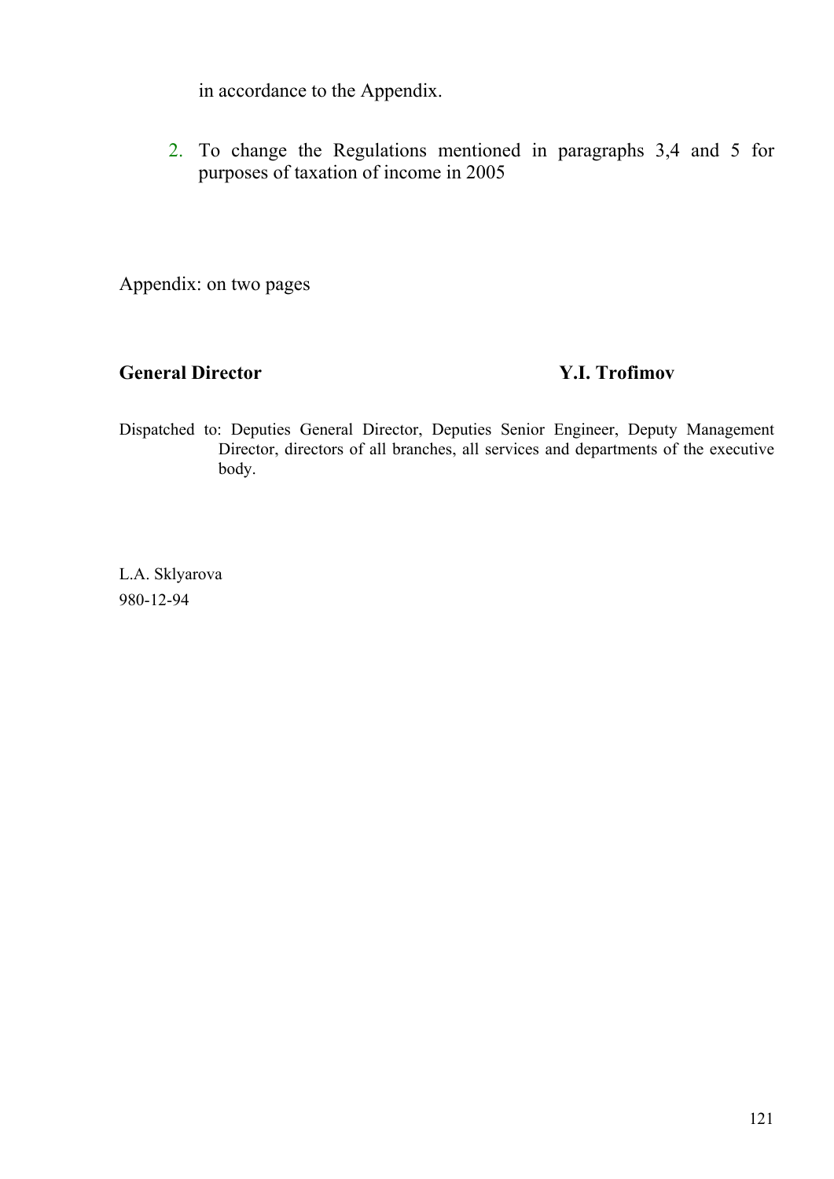in accordance to the Appendix.

2. To change the Regulations mentioned in paragraphs 3,4 and 5 for purposes of taxation of income in 2005

Appendix: on two pages

**General Director** **Y.I. Trofimov**

Dispatched to: Deputies General Director, Deputies Senior Engineer, Deputy Management Director, directors of all branches, all services and departments of the executive body.

L.A. Sklyarova
980-12-94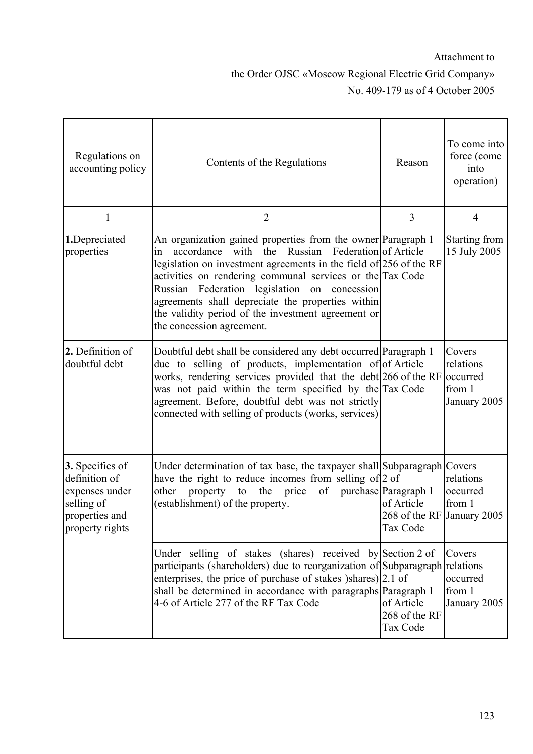Attachment to

the Order OJSC «Moscow Regional Electric Grid Company»

No. 409-179 as of 4 October 2005

| Regulations on accounting policy | Contents of the Regulations | Reason | To come into force (come into operation) |
|---|---|---|---|
| 1 | 2 | 3 | 4 |
| **1.** Depreciated properties | An organization gained properties from the owner in accordance with the Russian Federation legislation on investment agreements in the field of activities on rendering communal services or the Russian Federation legislation on concession agreements shall depreciate the properties within the validity period of the investment agreement or the concession agreement. | Paragraph 1 of Article 256 of the RF Tax Code | Starting from 15 July 2005 |
| **2.** Definition of doubtful debt | Doubtful debt shall be considered any debt occurred due to selling of products, implementation of works, rendering services provided that the debt was not paid within the term specified by the agreement. Before, doubtful debt was not strictly connected with selling of products (works, services) | Paragraph 1 of Article 266 of the RF Tax Code | Covers relations occurred from 1 January 2005 |
| **3.** Specifics of definition of expenses under selling of properties and property rights | Under determination of tax base, the taxpayer shall have the right to reduce incomes from selling of other property to the price of purchase (establishment) of the property. | Subparagraph 2 of Paragraph 1 of Article 268 of the RF Tax Code | Covers relations occurred from 1 January 2005 |
| | Under selling of stakes (shares) received by participants (shareholders) due to reorganization of enterprises, the price of purchase of stakes )shares) shall be determined in accordance with paragraphs 4-6 of Article 277 of the RF Tax Code | Section 2 of Subparagraph 2.1 of Paragraph 1 of Article 268 of the RF Tax Code | Covers relations occurred from 1 January 2005 |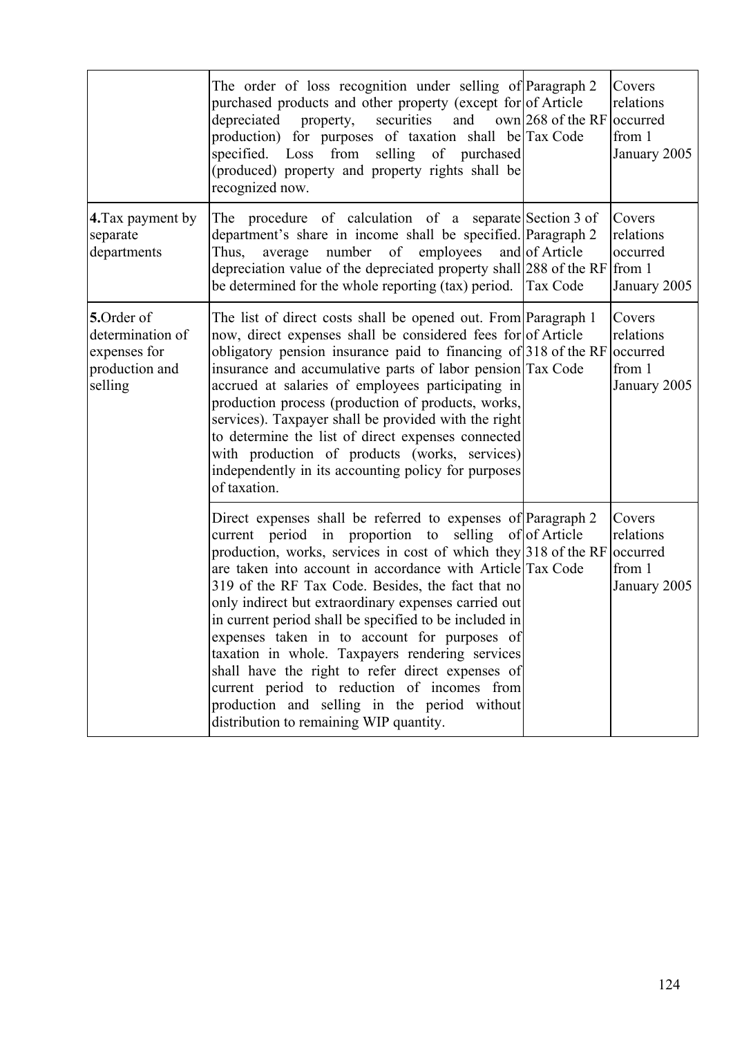| | | | |
|---|---|---|---|
| | The order of loss recognition under selling of purchased products and other property (except for depreciated property, securities and own production) for purposes of taxation shall be specified. Loss from selling of purchased (produced) property and property rights shall be recognized now. | Paragraph 2 of Article 268 of the RF Tax Code | Covers relations occurred from 1 January 2005 |
| **4.**Tax payment by separate departments | The procedure of calculation of a separate department's share in income shall be specified. Thus, average number of employees and depreciation value of the depreciated property shall be determined for the whole reporting (tax) period. | Section 3 of Paragraph 2 of Article 288 of the RF Tax Code | Covers relations occurred from 1 January 2005 |
| **5.**Order of determination of expenses for production and selling | The list of direct costs shall be opened out. From now, direct expenses shall be considered fees for obligatory pension insurance paid to financing of insurance and accumulative parts of labor pension accrued at salaries of employees participating in production process (production of products, works, services). Taxpayer shall be provided with the right to determine the list of direct expenses connected with production of products (works, services) independently in its accounting policy for purposes of taxation. | Paragraph 1 of Article 318 of the RF Tax Code | Covers relations occurred from 1 January 2005 |
| | Direct expenses shall be referred to expenses of current period in proportion to selling of production, works, services in cost of which they are taken into account in accordance with Article 319 of the RF Tax Code. Besides, the fact that no only indirect but extraordinary expenses carried out in current period shall be specified to be included in expenses taken in to account for purposes of taxation in whole. Taxpayers rendering services shall have the right to refer direct expenses of current period to reduction of incomes from production and selling in the period without distribution to remaining WIP quantity. | Paragraph 2 of Article 318 of the RF Tax Code | Covers relations occurred from 1 January 2005 |